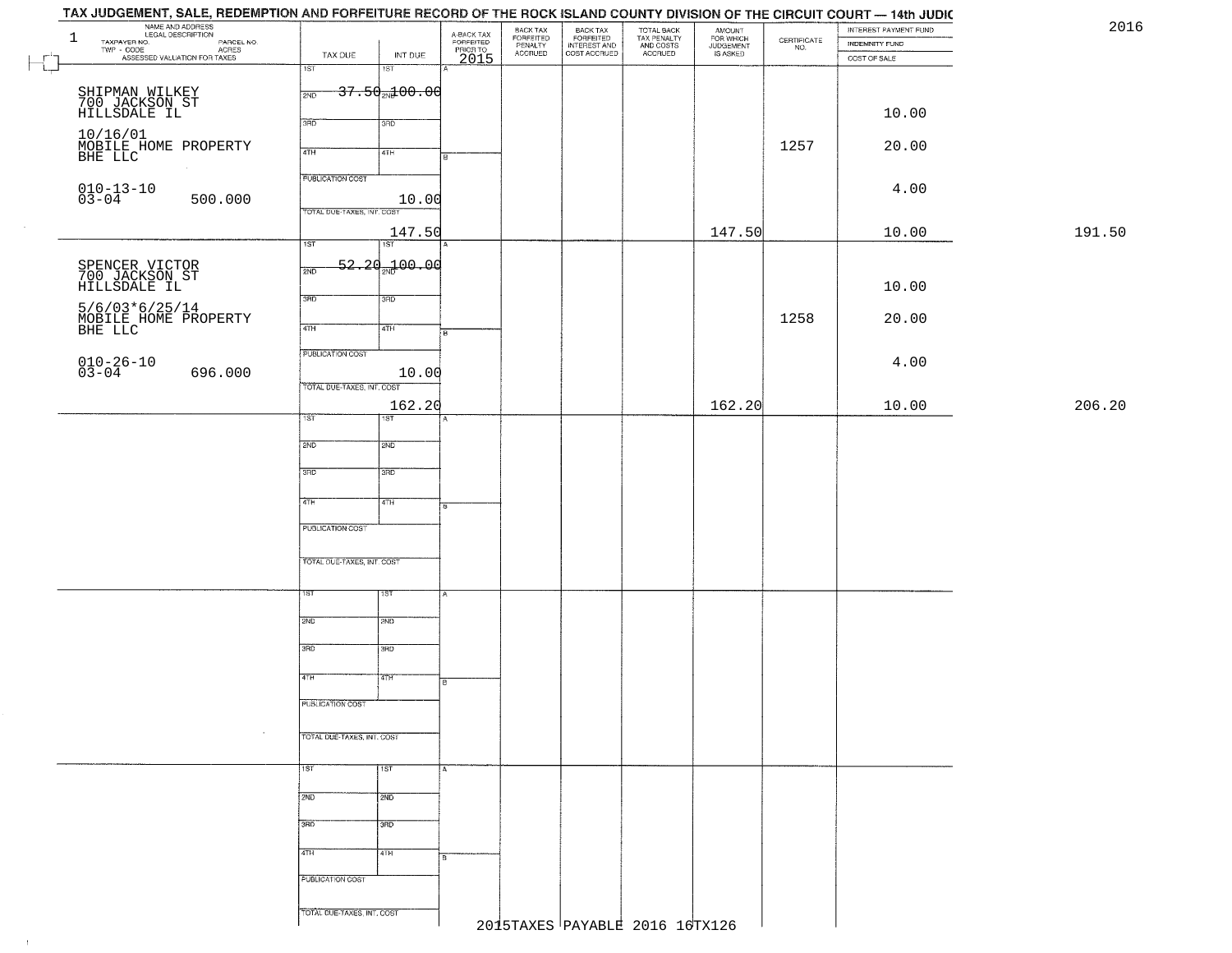# TAX JUDGEMENT, SALE, REDEMPTION AND FORFEITURE RECORD OF THE ROCK ISLAND COUNTY DIVISION OF THE CIRCUIT COURT — 14th JUDIC

2016

| NAME AND ADDRESS / LEGAL DESCRIPTION / TAXPAYER NO. / PARCEL NO. / TWP - CODE / ACRES / ASSESSED VALUATION FOR TAXES | TAX DUE | INT DUE | A-BACK TAX FORFEITED PRIOR TO 2015 | BACK TAX FORFEITED PENALTY ACCRUED | BACK TAX FORFEITED INTEREST AND COST ACCRUED | TOTAL BACK TAX PENALTY AND COSTS ACCRUED | AMOUNT FOR WHICH JUDGEMENT IS ASKED | CERTIFICATE NO. | INTEREST PAYMENT FUND / INDEMNITY FUND / COST OF SALE | |
|---|---|---|---|---|---|---|---|---|---|---|
| 1 SHIPMAN WILKEY 700 JACKSON ST HILLSDALE IL 10/16/01 MOBILE HOME PROPERTY BHE LLC 010-13-10 03-04 500.000 | 1ST 37.50 | 2ND 100.00 | | | | | | 1257 | 10.00 20.00 4.00 | |
| | PUBLICATION COST | 10.00 | | | | | | | | |
| | TOTAL DUE-TAXES, INT. COST | 147.50 | | | | | 147.50 | | 10.00 | 191.50 |
| SPENCER VICTOR 700 JACKSON ST HILLSDALE IL 5/6/03*6/25/14 MOBILE HOME PROPERTY BHE LLC 010-26-10 03-04 696.000 | 1ST 52.20 | 2ND 100.00 | | | | | | 1258 | 10.00 20.00 4.00 | |
| | PUBLICATION COST | 10.00 | | | | | | | | |
| | TOTAL DUE-TAXES, INT. COST | 162.20 | | | | | 162.20 | | 10.00 | 206.20 |

2015TAXES PAYABLE 2016 16TX126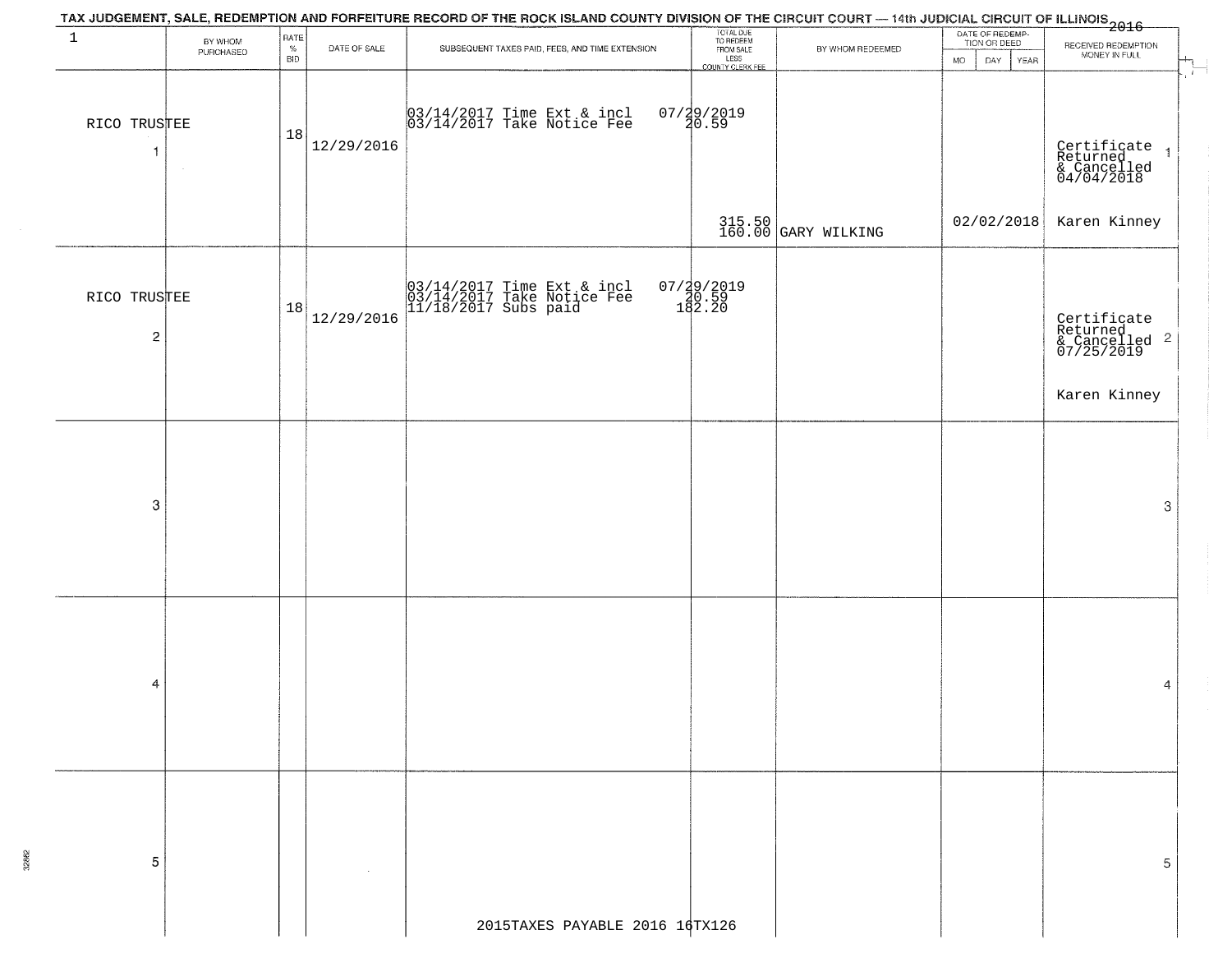TAX JUDGEMENT, SALE, REDEMPTION AND FORFEITURE RECORD OF THE ROCK ISLAND COUNTY DIVISION OF THE CIRCUIT COURT — 14th JUDICIAL CIRCUIT OF ILLINOIS 2016

| 1 | BY WHOM PURCHASED | RATE % BID | DATE OF SALE | SUBSEQUENT TAXES PAID, FEES, AND TIME EXTENSION | TOTAL DUE TO REDEEM FROM SALE LESS COUNTY CLERK FEE | BY WHOM REDEEMED | DATE OF REDEMPTION OR DEED MO DAY YEAR | RECEIVED REDEMPTION MONEY IN FULL | |
|---|---|---|---|---|---|---|---|---|---|
| RICO TRUSTEE 1 | | 18 | 12/29/2016 | 03/14/2017 Time Ext & incl<br>03/14/2017 Take Notice Fee | 07/29/2019<br>20.59<br>315.50<br>160.00 | GARY WILKING | 02/02/2018 | Certificate Returned & Cancelled 04/04/2018<br>Karen Kinney | 1 |
| RICO TRUSTEE 2 | | 18 | 12/29/2016 | 03/14/2017 Time Ext & incl<br>03/14/2017 Take Notice Fee<br>11/18/2017 Subs paid | 07/29/2019<br>20.59<br>182.20 | | | Certificate Returned & Cancelled 07/25/2019<br>Karen Kinney | 2 |
| 3 | | | | | | | | | 3 |
| 4 | | | | | | | | | 4 |
| 5 | | | | | | | | | 5 |

2015TAXES PAYABLE 2016 16TX126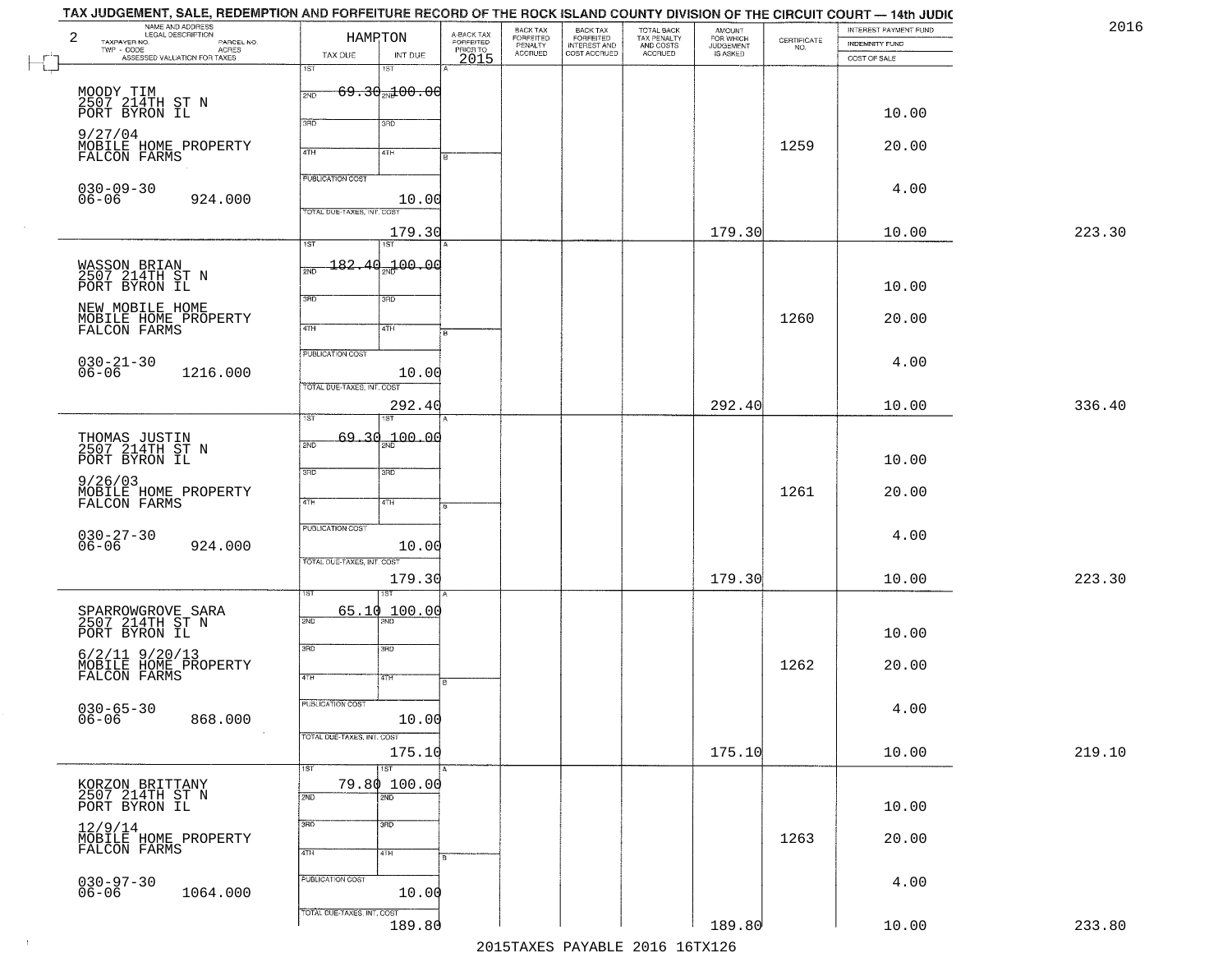# TAX JUDGEMENT, SALE, REDEMPTION AND FORFEITURE RECORD OF THE ROCK ISLAND COUNTY DIVISION OF THE CIRCUIT COURT — 14th JUDIC

2016

| NAME AND ADDRESS / LEGAL DESCRIPTION / TAXPAYER NO. / PARCEL NO. / TWP - CODE / ACRES / ASSESSED VALUATION FOR TAXES | HAMPTON TAX DUE | INT DUE | A-BACK TAX FORFEITED PRIOR TO 2015 | BACK TAX FORFEITED PENALTY ACCRUED | BACK TAX FORFEITED INTEREST AND COST ACCRUED | TOTAL BACK TAX PENALTY AND COSTS ACCRUED | AMOUNT FOR WHICH JUDGEMENT IS ASKED | CERTIFICATE NO. | INTEREST PAYMENT FUND / INDEMNITY FUND / COST OF SALE | |
|---|---|---|---|---|---|---|---|---|---|---|
| 2 MOODY TIM, 2507 214TH ST N, PORT BYRON IL, 9/27/04, MOBILE HOME PROPERTY, FALCON FARMS, 030-09-30, 06-06, 924.000 | 1ST 69.30; PUBLICATION COST; TOTAL DUE-TAXES, INT. COST 179.30 | 100.00; 10.00 | | | | | 179.30 | 1259 | 10.00; 20.00; 4.00; 10.00 | 223.30 |
| WASSON BRIAN, 2507 214TH ST N, PORT BYRON IL, NEW MOBILE HOME, MOBILE HOME PROPERTY, FALCON FARMS, 030-21-30, 06-06, 1216.000 | 1ST 182.40; PUBLICATION COST; TOTAL DUE-TAXES, INT. COST 292.40 | 100.00; 10.00 | | | | | 292.40 | 1260 | 10.00; 20.00; 4.00; 10.00 | 336.40 |
| THOMAS JUSTIN, 2507 214TH ST N, PORT BYRON IL, 9/26/03, MOBILE HOME PROPERTY, FALCON FARMS, 030-27-30, 06-06, 924.000 | 1ST 69.30; PUBLICATION COST; TOTAL DUE-TAXES, INT. COST 179.30 | 100.00; 10.00 | | | | | 179.30 | 1261 | 10.00; 20.00; 4.00; 10.00 | 223.30 |
| SPARROWGROVE SARA, 2507 214TH ST N, PORT BYRON IL, 6/2/11 9/20/13, MOBILE HOME PROPERTY, FALCON FARMS, 030-65-30, 06-06, 868.000 | 1ST 65.10; PUBLICATION COST; TOTAL DUE-TAXES, INT. COST 175.10 | 100.00; 10.00 | | | | | 175.10 | 1262 | 10.00; 20.00; 4.00; 10.00 | 219.10 |
| KORZON BRITTANY, 2507 214TH ST N, PORT BYRON IL, 12/9/14, MOBILE HOME PROPERTY, FALCON FARMS, 030-97-30, 06-06, 1064.000 | 1ST 79.80; PUBLICATION COST; TOTAL DUE-TAXES, INT. COST 189.80 | 100.00; 10.00 | | | | | 189.80 | 1263 | 10.00; 20.00; 4.00; 10.00 | 233.80 |

2015TAXES PAYABLE 2016 16TX126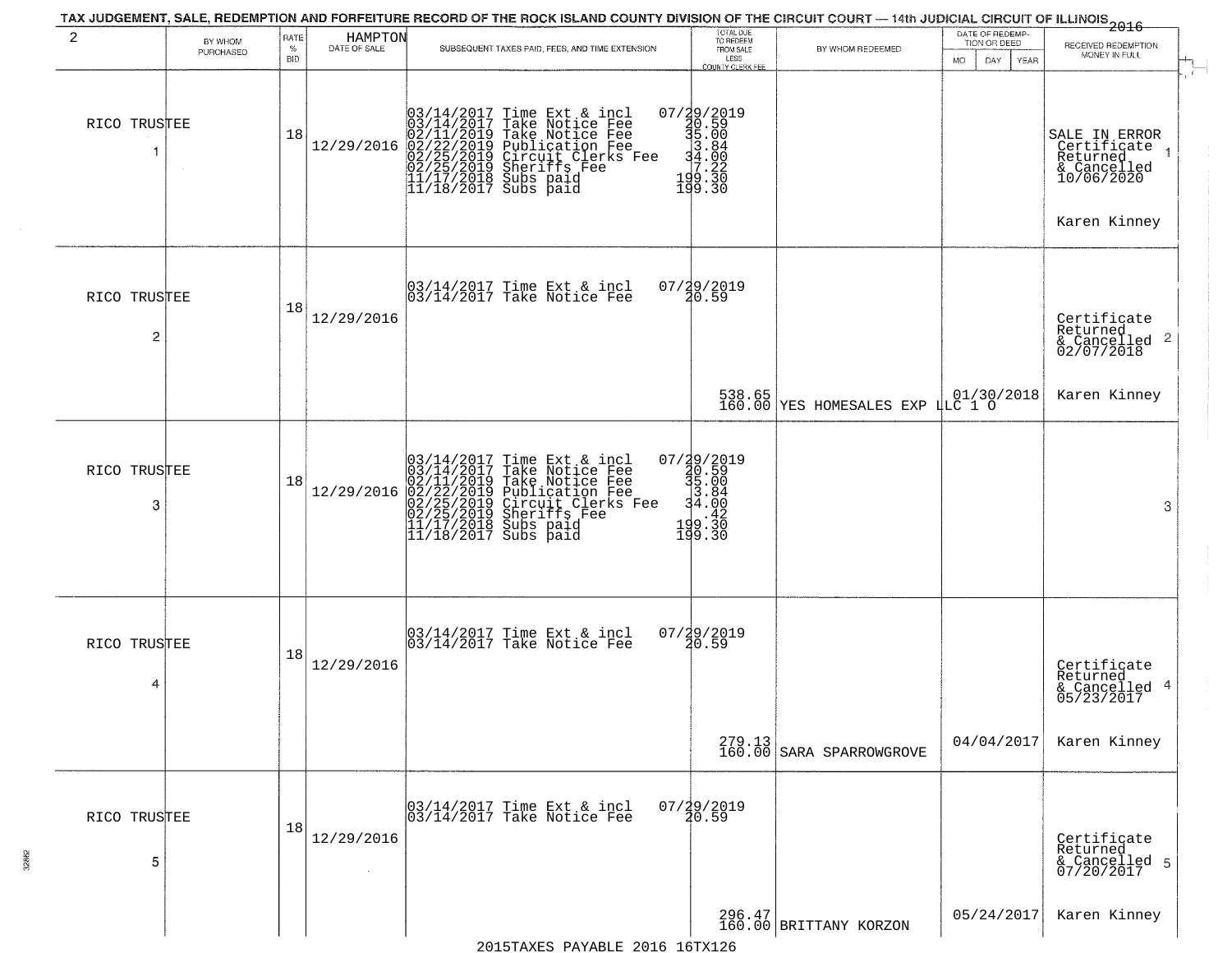TAX JUDGEMENT, SALE, REDEMPTION AND FORFEITURE RECORD OF THE ROCK ISLAND COUNTY DIVISION OF THE CIRCUIT COURT — 14th JUDICIAL CIRCUIT OF ILLINOIS 2016

| 2 BY WHOM PURCHASED | RATE % BID | HAMPTON DATE OF SALE | SUBSEQUENT TAXES PAID, FEES, AND TIME EXTENSION | TOTAL DUE TO REDEEM FROM SALE LESS COUNTY CLERK FEE | BY WHOM REDEEMED | DATE OF REDEMPTION OR DEED MO DAY YEAR | RECEIVED REDEMPTION MONEY IN FULL |
|---|---|---|---|---|---|---|---|
| RICO TRUSTEE 1 | 18 | 12/29/2016 | 03/14/2017 Time Ext & incl 07/29/2019<br>03/14/2017 Take Notice Fee 20.59<br>02/11/2019 Take Notice Fee 35.00<br>02/22/2019 Publication Fee 3.84<br>02/25/2019 Circuit Clerks Fee 34.00<br>02/25/2019 Sheriffs Fee 7.22<br>11/17/2018 Subs paid 199.30<br>11/18/2017 Subs paid 199.30 | | | | SALE IN ERROR Certificate Returned & Cancelled 10/06/2020 1<br>Karen Kinney |
| RICO TRUSTEE 2 | 18 | 12/29/2016 | 03/14/2017 Time Ext & incl 07/29/2019<br>03/14/2017 Take Notice Fee 20.59 | 538.65<br>160.00 | YES HOMESALES EXP LLC 1 O | 01/30/2018 | Certificate Returned & Cancelled 02/07/2018 2<br>Karen Kinney |
| RICO TRUSTEE 3 | 18 | 12/29/2016 | 03/14/2017 Time Ext & incl 07/29/2019<br>03/14/2017 Take Notice Fee 20.59<br>02/11/2019 Take Notice Fee 35.00<br>02/22/2019 Publication Fee 3.84<br>02/25/2019 Circuit Clerks Fee 34.00<br>02/25/2019 Sheriffs Fee .42<br>11/17/2018 Subs paid 199.30<br>11/18/2017 Subs paid 199.30 | | | | 3 |
| RICO TRUSTEE 4 | 18 | 12/29/2016 | 03/14/2017 Time Ext & incl 07/29/2019<br>03/14/2017 Take Notice Fee 20.59 | 279.13<br>160.00 | SARA SPARROWGROVE | 04/04/2017 | Certificate Returned & Cancelled 05/23/2017 4<br>Karen Kinney |
| RICO TRUSTEE 5 | 18 | 12/29/2016 | 03/14/2017 Time Ext & incl 07/29/2019<br>03/14/2017 Take Notice Fee 20.59 | 296.47<br>160.00 | BRITTANY KORZON | 05/24/2017 | Certificate Returned & Cancelled 07/20/2017 5<br>Karen Kinney |

2015TAXES PAYABLE 2016 16TX126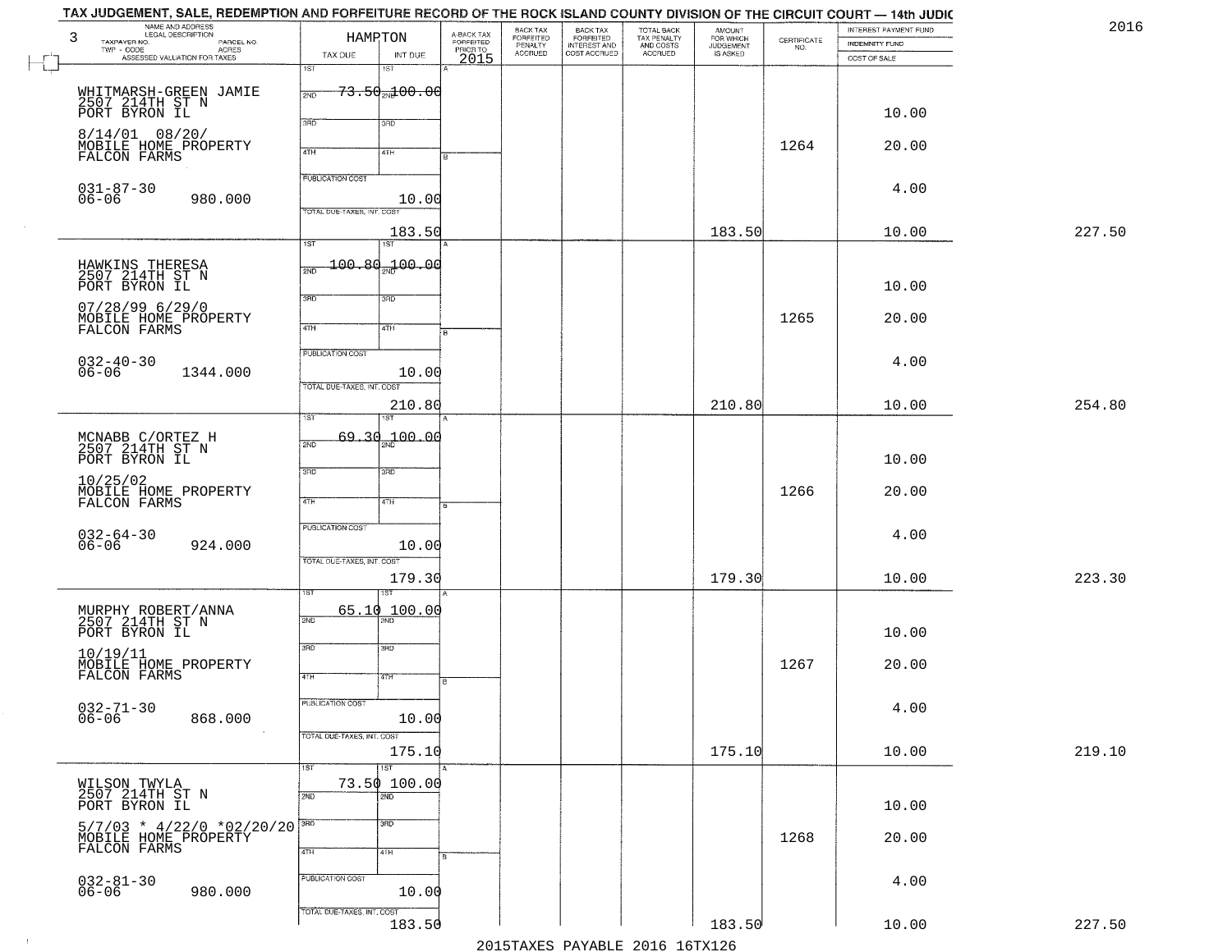TAX JUDGEMENT, SALE, REDEMPTION AND FORFEITURE RECORD OF THE ROCK ISLAND COUNTY DIVISION OF THE CIRCUIT COURT — 14th JUDIC

2016

| 3 NAME AND ADDRESS / LEGAL DESCRIPTION / TAXPAYER NO. / PARCEL NO. / TWP - CODE / ACRES / ASSESSED VALUATION FOR TAXES | HAMPTON TAX DUE | INT DUE | A-BACK TAX FORFEITED PRIOR TO 2015 | BACK TAX FORFEITED PENALTY ACCRUED | BACK TAX FORFEITED INTEREST AND COST ACCRUED | TOTAL BACK TAX PENALTY AND COSTS ACCRUED | AMOUNT FOR WHICH JUDGEMENT IS ASKED | CERTIFICATE NO. | INTEREST PAYMENT FUND / INDEMNITY FUND / COST OF SALE | |
|---|---|---|---|---|---|---|---|---|---|---|
| WHITMARSH-GREEN JAMIE<br>2507 214TH ST N<br>PORT BYRON IL<br>8/14/01 08/20/<br>MOBILE HOME PROPERTY<br>FALCON FARMS<br>031-87-30<br>06-06 980.000 | 1ST 73.50 | 1ST 100.00<br>PUBLICATION COST 10.00<br>TOTAL DUE-TAXES, INT. COST 183.50 | | | | | 183.50 | 1264 | 10.00<br>20.00<br>4.00<br>10.00 | 227.50 |
| HAWKINS THERESA<br>2507 214TH ST N<br>PORT BYRON IL<br>07/28/99 6/29/0<br>MOBILE HOME PROPERTY<br>FALCON FARMS<br>032-40-30<br>06-06 1344.000 | 1ST 100.80 | 1ST 100.00<br>PUBLICATION COST 10.00<br>TOTAL DUE-TAXES, INT. COST 210.80 | | | | | 210.80 | 1265 | 10.00<br>20.00<br>4.00<br>10.00 | 254.80 |
| MCNABB C/ORTEZ H<br>2507 214TH ST N<br>PORT BYRON IL<br>10/25/02<br>MOBILE HOME PROPERTY<br>FALCON FARMS<br>032-64-30<br>06-06 924.000 | 1ST 69.30 | 1ST 100.00<br>PUBLICATION COST 10.00<br>TOTAL DUE-TAXES, INT. COST 179.30 | | | | | 179.30 | 1266 | 10.00<br>20.00<br>4.00<br>10.00 | 223.30 |
| MURPHY ROBERT/ANNA<br>2507 214TH ST N<br>PORT BYRON IL<br>10/19/11<br>MOBILE HOME PROPERTY<br>FALCON FARMS<br>032-71-30<br>06-06 868.000 | 1ST 65.10 | 1ST 100.00<br>PUBLICATION COST 10.00<br>TOTAL DUE-TAXES, INT. COST 175.10 | | | | | 175.10 | 1267 | 10.00<br>20.00<br>4.00<br>10.00 | 219.10 |
| WILSON TWYLA<br>2507 214TH ST N<br>PORT BYRON IL<br>5/7/03 * 4/22/0 *02/20/20<br>MOBILE HOME PROPERTY<br>FALCON FARMS<br>032-81-30<br>06-06 980.000 | 1ST 73.50 | 1ST 100.00<br>PUBLICATION COST 10.00<br>TOTAL DUE-TAXES, INT. COST 183.50 | | | | | 183.50 | 1268 | 10.00<br>20.00<br>4.00<br>10.00 | 227.50 |

2015TAXES PAYABLE 2016 16TX126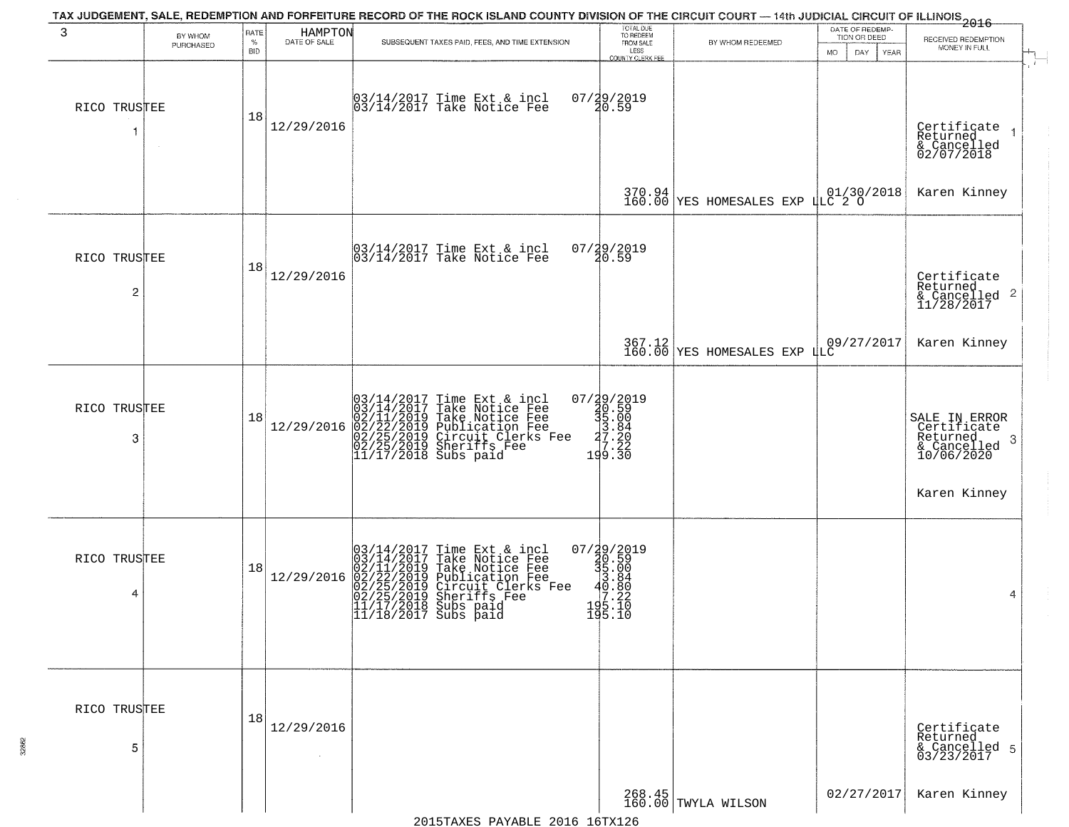TAX JUDGEMENT, SALE, REDEMPTION AND FORFEITURE RECORD OF THE ROCK ISLAND COUNTY DIVISION OF THE CIRCUIT COURT — 14th JUDICIAL CIRCUIT OF ILLINOIS 2016

| 3 | BY WHOM PURCHASED | RATE % BID | HAMPTON DATE OF SALE | SUBSEQUENT TAXES PAID, FEES, AND TIME EXTENSION | TOTAL DUE TO REDEEM FROM SALE LESS COUNTY CLERK FEE | BY WHOM REDEEMED | DATE OF REDEMPTION OR DEED MO DAY YEAR | RECEIVED REDEMPTION MONEY IN FULL |
|---|---|---|---|---|---|---|---|---|
| 1 | RICO TRUSTEE | 18 | 12/29/2016 | 03/14/2017 Time Ext & incl<br>03/14/2017 Take Notice Fee | 07/29/2019<br>20.59<br><br>370.94<br>160.00 | YES HOMESALES EXP LLC 2 O | 01/30/2018 | Certificate Returned & Cancelled 02/07/2018<br>Karen Kinney |
| 2 | RICO TRUSTEE | 18 | 12/29/2016 | 03/14/2017 Time Ext & incl<br>03/14/2017 Take Notice Fee | 07/29/2019<br>20.59<br><br>367.12<br>160.00 | YES HOMESALES EXP LLC | 09/27/2017 | Certificate Returned & Cancelled 11/28/2017<br>Karen Kinney |
| 3 | RICO TRUSTEE | 18 | 12/29/2016 | 03/14/2017 Time Ext & incl<br>03/14/2017 Take Notice Fee<br>02/11/2019 Take Notice Fee<br>02/22/2019 Publication Fee<br>02/25/2019 Circuit Clerks Fee<br>02/25/2019 Sheriffs Fee<br>11/17/2018 Subs paid | 07/29/2019<br>20.59<br>35.00<br>3.84<br>27.20<br>7.22<br>199.30 | | | SALE IN ERROR Certificate Returned & Cancelled 10/06/2020<br>Karen Kinney |
| 4 | RICO TRUSTEE | 18 | 12/29/2016 | 03/14/2017 Time Ext & incl<br>03/14/2017 Take Notice Fee<br>02/11/2019 Take Notice Fee<br>02/22/2019 Publication Fee<br>02/25/2019 Circuit Clerks Fee<br>02/25/2019 Sheriffs Fee<br>11/17/2018 Subs paid<br>11/18/2017 Subs paid | 07/29/2019<br>20.59<br>35.00<br>3.84<br>40.80<br>7.22<br>195.10<br>195.10 | | | |
| 5 | RICO TRUSTEE | 18 | 12/29/2016 | | 268.45<br>160.00 | TWYLA WILSON | 02/27/2017 | Certificate Returned & Cancelled 03/23/2017<br>Karen Kinney |

2015TAXES PAYABLE 2016 16TX126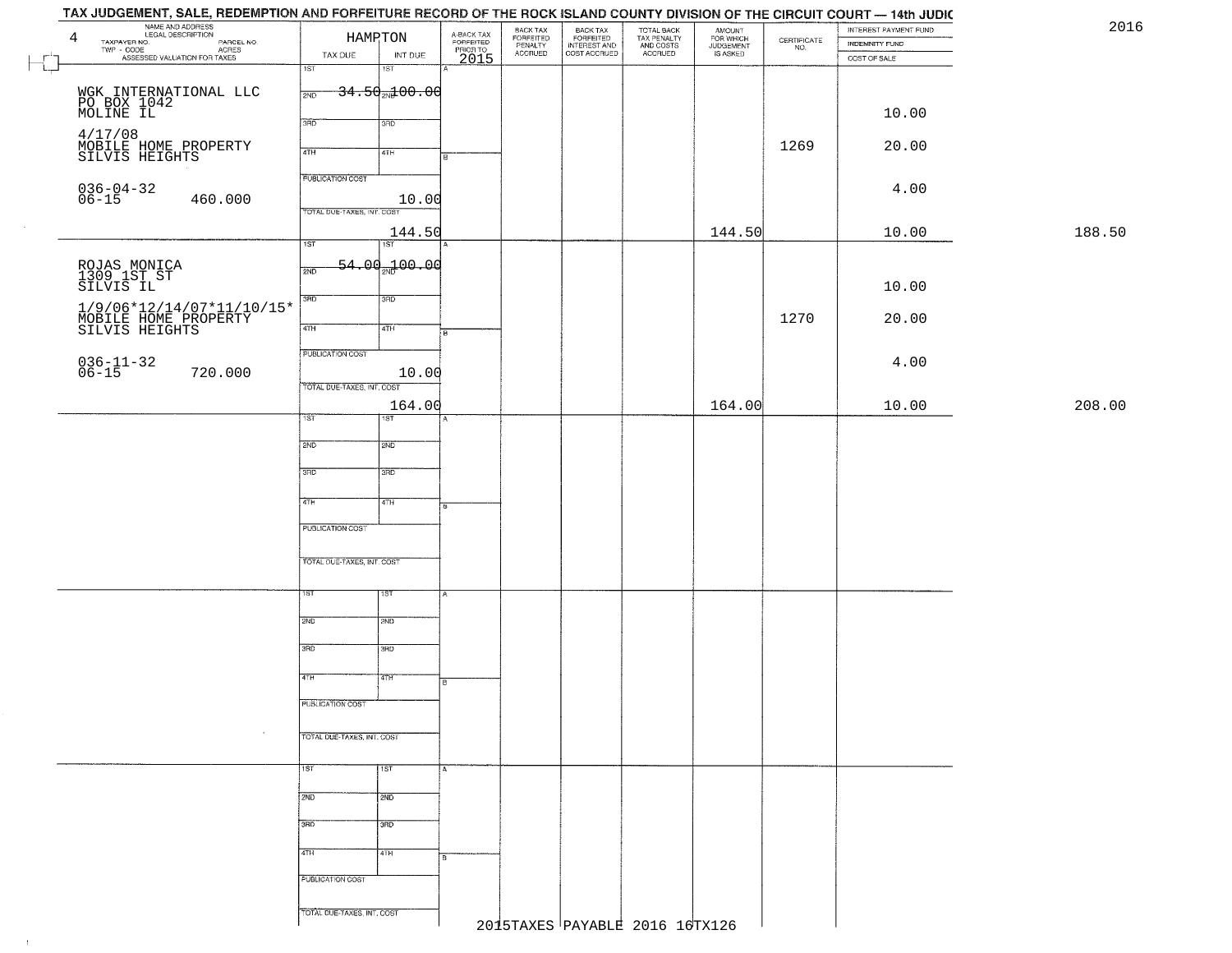# TAX JUDGEMENT, SALE, REDEMPTION AND FORFEITURE RECORD OF THE ROCK ISLAND COUNTY DIVISION OF THE CIRCUIT COURT — 14th JUDIC

2016

| 4 NAME AND ADDRESS / LEGAL DESCRIPTION / TAXPAYER NO. / PARCEL NO. / TWP - CODE / ACRES / ASSESSED VALUATION FOR TAXES | HAMPTON TAX DUE | INT DUE | A-BACK TAX FORFEITED PRIOR TO 2015 | BACK TAX FORFEITED PENALTY ACCRUED | BACK TAX FORFEITED INTEREST AND COST ACCRUED | TOTAL BACK TAX PENALTY AND COSTS ACCRUED | AMOUNT FOR WHICH JUDGEMENT IS ASKED | CERTIFICATE NO. | INTEREST PAYMENT FUND / INDEMNITY FUND / COST OF SALE | |
|---|---|---|---|---|---|---|---|---|---|---|
| WGK INTERNATIONAL LLC<br>PO BOX 1042<br>MOLINE IL<br>4/17/08<br>MOBILE HOME PROPERTY<br>SILVIS HEIGHTS<br>036-04-32<br>06-15 460.000 | 2ND 34.50 | 2ND 100.00<br>PUBLICATION COST 10.00<br>TOTAL DUE-TAXES, INT. COST 144.50 | | | | | 144.50 | 1269 | 10.00<br>20.00<br>4.00<br>10.00 | 188.50 |
| ROJAS MONICA<br>1309 1ST ST<br>SILVIS IL<br>1/9/06*12/14/07*11/10/15*<br>MOBILE HOME PROPERTY<br>SILVIS HEIGHTS<br>036-11-32<br>06-15 720.000 | 2ND 54.00 | 2ND 100.00<br>PUBLICATION COST 10.00<br>TOTAL DUE-TAXES, INT. COST 164.00 | | | | | 164.00 | 1270 | 10.00<br>20.00<br>4.00<br>10.00 | 208.00 |

2015TAXES PAYABLE 2016 16TX126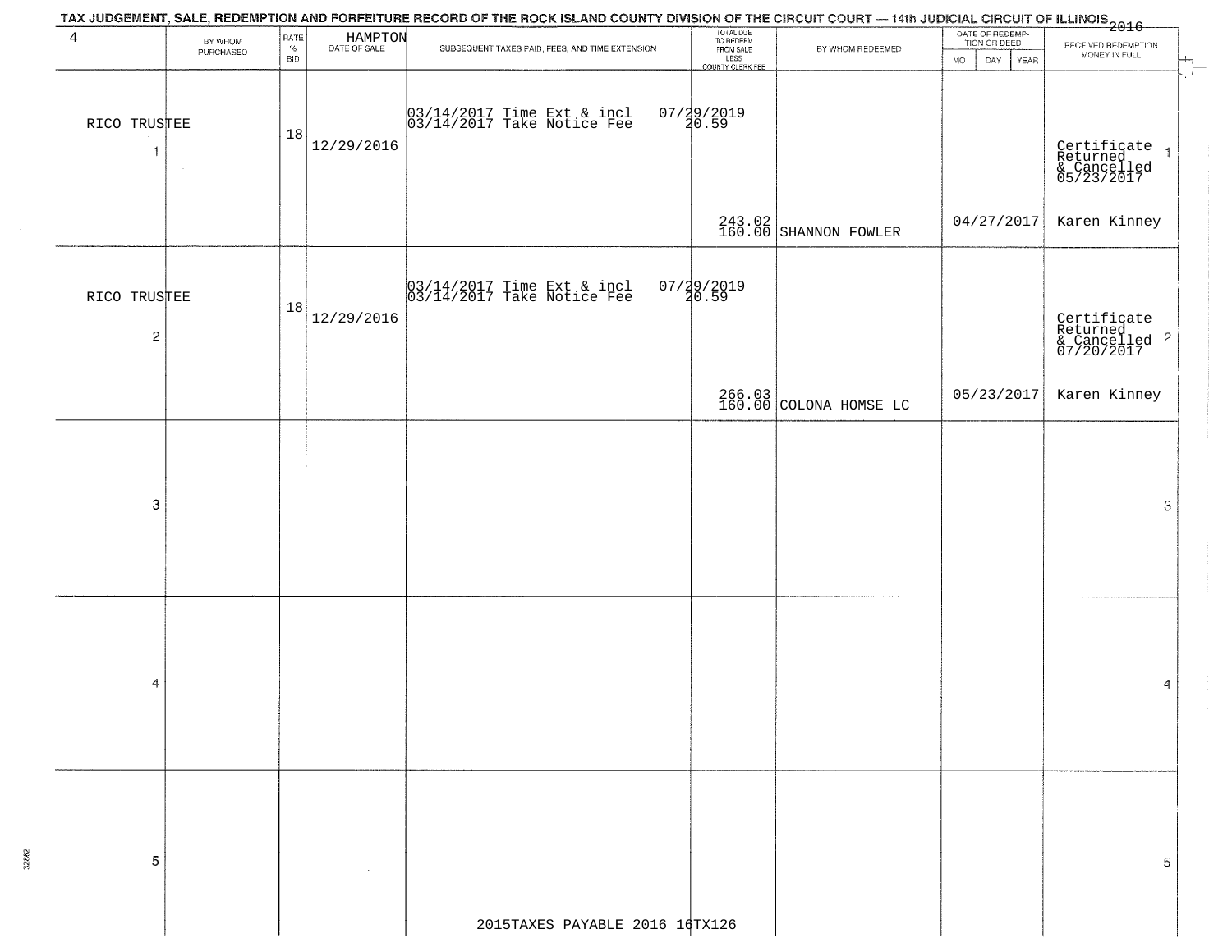TAX JUDGEMENT, SALE, REDEMPTION AND FORFEITURE RECORD OF THE ROCK ISLAND COUNTY DIVISION OF THE CIRCUIT COURT — 14th JUDICIAL CIRCUIT OF ILLINOIS 2016

| 4 | BY WHOM PURCHASED | RATE % BID | HAMPTON DATE OF SALE | SUBSEQUENT TAXES PAID, FEES, AND TIME EXTENSION | TOTAL DUE TO REDEEM FROM SALE LESS COUNTY CLERK FEE | BY WHOM REDEEMED | DATE OF REDEMPTION OR DEED MO DAY YEAR | RECEIVED REDEMPTION MONEY IN FULL | |
|---|---|---|---|---|---|---|---|---|---|
| 1 | RICO TRUSTEE | 18 | 12/29/2016 | 03/14/2017 Time Ext & incl 07/29/2019<br>03/14/2017 Take Notice Fee 20.59 | 243.02<br>160.00 | SHANNON FOWLER | 04/27/2017 | Certificate Returned & Cancelled 05/23/2017<br>Karen Kinney | 1 |
| 2 | RICO TRUSTEE | 18 | 12/29/2016 | 03/14/2017 Time Ext & incl 07/29/2019<br>03/14/2017 Take Notice Fee 20.59 | 266.03<br>160.00 | COLONA HOMSE LC | 05/23/2017 | Certificate Returned & Cancelled 07/20/2017<br>Karen Kinney | 2 |
| 3 | | | | | | | | | 3 |
| 4 | | | | | | | | | 4 |
| 5 | | | | | | | | | 5 |

2015TAXES PAYABLE 2016 16TX126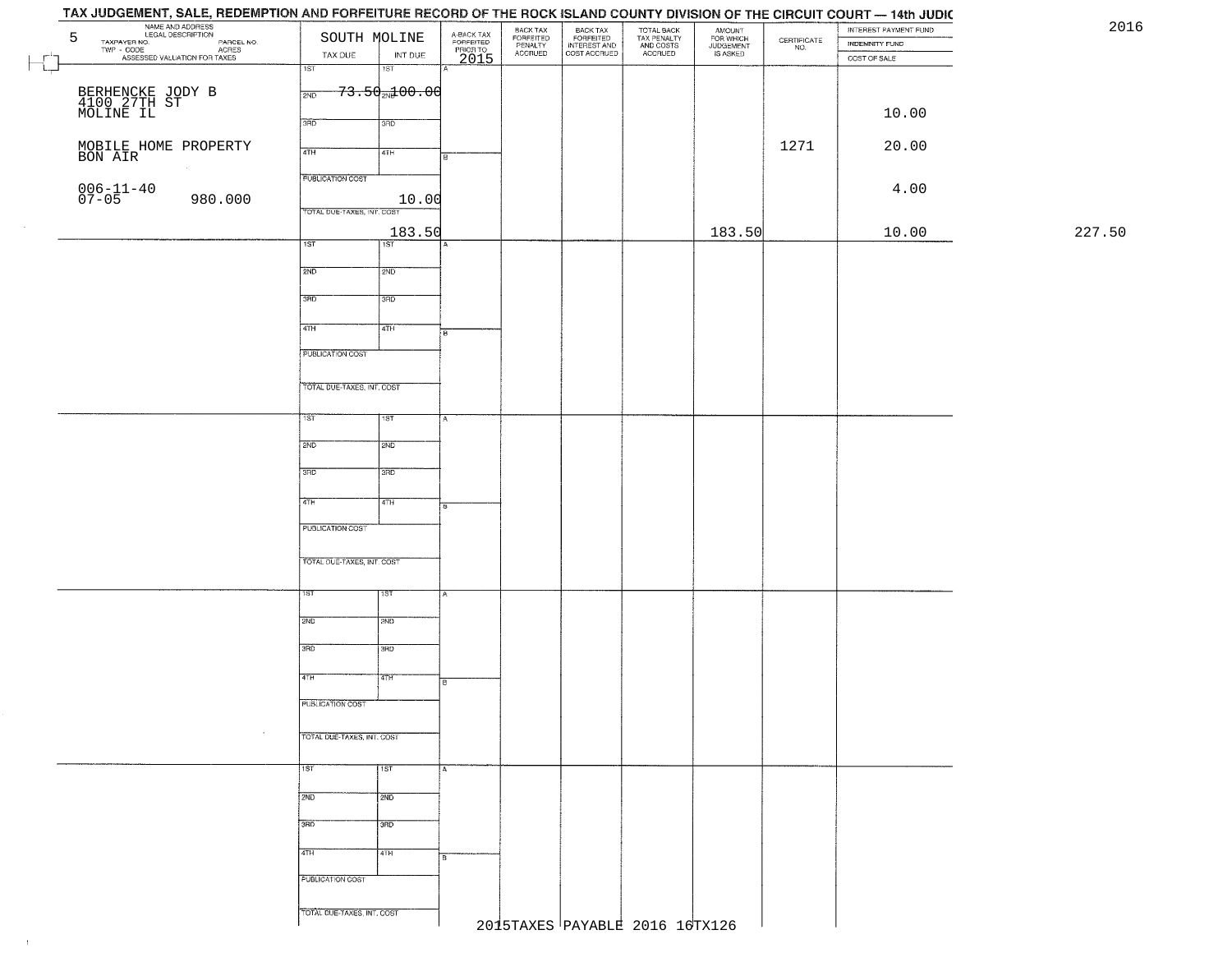# TAX JUDGEMENT, SALE, REDEMPTION AND FORFEITURE RECORD OF THE ROCK ISLAND COUNTY DIVISION OF THE CIRCUIT COURT — 14th JUDIC

2016

| 5 NAME AND ADDRESS / LEGAL DESCRIPTION / TAXPAYER NO. / PARCEL NO. / TWP - CODE / ACRES / ASSESSED VALUATION FOR TAXES | SOUTH MOLINE TAX DUE | INT DUE | A-BACK TAX FORFEITED PRIOR TO 2015 | BACK TAX FORFEITED PENALTY ACCRUED | BACK TAX FORFEITED INTEREST AND COST ACCRUED | TOTAL BACK TAX PENALTY AND COSTS ACCRUED | AMOUNT FOR WHICH JUDGEMENT IS ASKED | CERTIFICATE NO. | INTEREST PAYMENT FUND / INDEMNITY FUND / COST OF SALE | |
|---|---|---|---|---|---|---|---|---|---|---|
| BERHENCKE JODY B<br>4100 27TH ST<br>MOLINE IL<br><br>MOBILE HOME PROPERTY<br>BON AIR<br><br>006-11-40<br>07-05 980.000 | 1ST<br>2ND 73.50<br>3RD<br>4TH<br>PUBLICATION COST 10.00<br>TOTAL DUE-TAXES, INT. COST 183.50 | 1ST<br>2ND 100.00<br>3RD<br>4TH | | | | | 183.50 | 1271 | 10.00<br>20.00<br>4.00<br>10.00 | 227.50 |
| | 1ST<br>2ND<br>3RD<br>4TH<br>PUBLICATION COST<br>TOTAL DUE-TAXES, INT. COST | 1ST<br>2ND<br>3RD<br>4TH | | | | | | | | |
| | 1ST<br>2ND<br>3RD<br>4TH<br>PUBLICATION COST<br>TOTAL DUE-TAXES, INT. COST | 1ST<br>2ND<br>3RD<br>4TH | | | | | | | | |
| | 1ST<br>2ND<br>3RD<br>4TH<br>PUBLICATION COST<br>TOTAL DUE-TAXES, INT. COST | 1ST<br>2ND<br>3RD<br>4TH | | | | | | | | |
| | 1ST<br>2ND<br>3RD<br>4TH<br>PUBLICATION COST<br>TOTAL DUE-TAXES, INT. COST | 1ST<br>2ND<br>3RD<br>4TH | | | | | | | | |

2015TAXES PAYABLE 2016 16TX126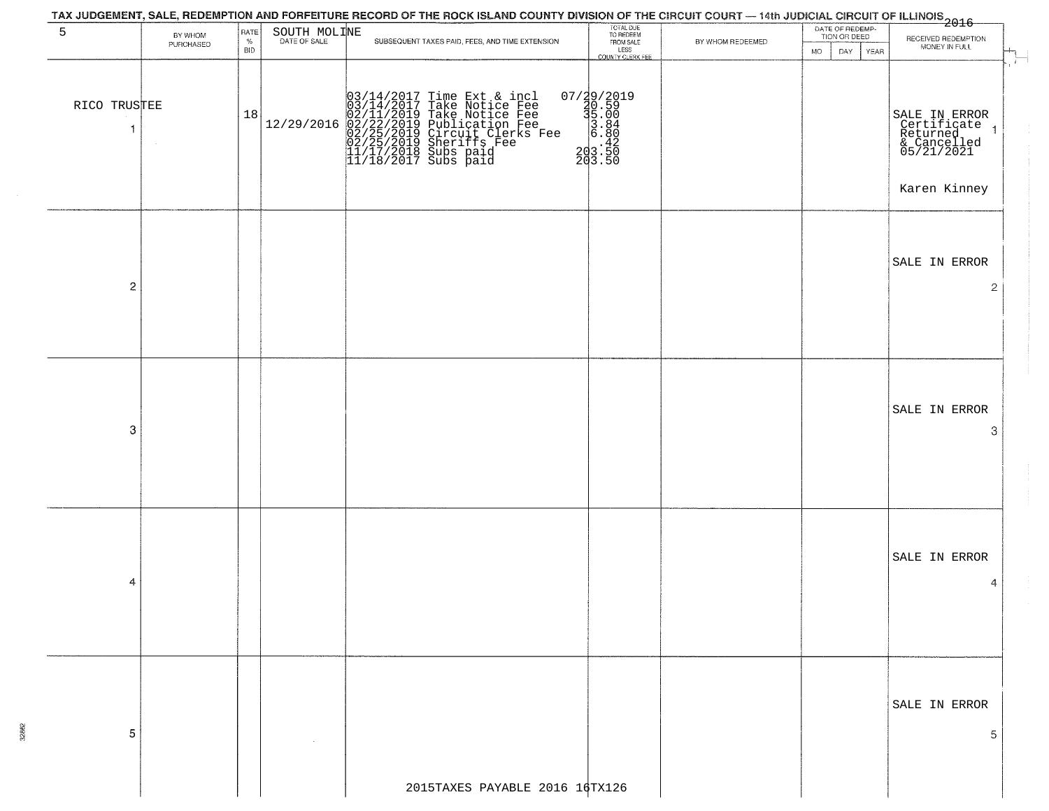# TAX JUDGEMENT, SALE, REDEMPTION AND FORFEITURE RECORD OF THE ROCK ISLAND COUNTY DIVISION OF THE CIRCUIT COURT — 14th JUDICIAL CIRCUIT OF ILLINOIS 2016

| 5 | BY WHOM PURCHASED | RATE % BID | SOUTH MOLINE DATE OF SALE | SUBSEQUENT TAXES PAID, FEES, AND TIME EXTENSION | TOTAL DUE TO REDEEM FROM SALE LESS COUNTY CLERK FEE | BY WHOM REDEEMED | DATE OF REDEMPTION OR DEED MO DAY YEAR | RECEIVED REDEMPTION MONEY IN FULL |
|---|---|---|---|---|---|---|---|---|
| 1 | RICO TRUSTEE | 18 | 12/29/2016 | 03/14/2017 Time Ext & incl<br>03/14/2017 Take Notice Fee<br>02/11/2019 Take Notice Fee<br>02/22/2019 Publication Fee<br>02/25/2019 Circuit Clerks Fee<br>02/25/2019 Sheriffs Fee<br>11/17/2018 Subs paid<br>11/18/2017 Subs paid | 07/29/2019<br>20.59<br>35.00<br>3.84<br>6.80<br>.42<br>203.50<br>203.50 | | | SALE IN ERROR Certificate Returned & Cancelled 05/21/2021<br>Karen Kinney |
| 2 | | | | | | | | SALE IN ERROR |
| 3 | | | | | | | | SALE IN ERROR |
| 4 | | | | | | | | SALE IN ERROR |
| 5 | | | | | | | | SALE IN ERROR |

2015TAXES PAYABLE 2016 16TX126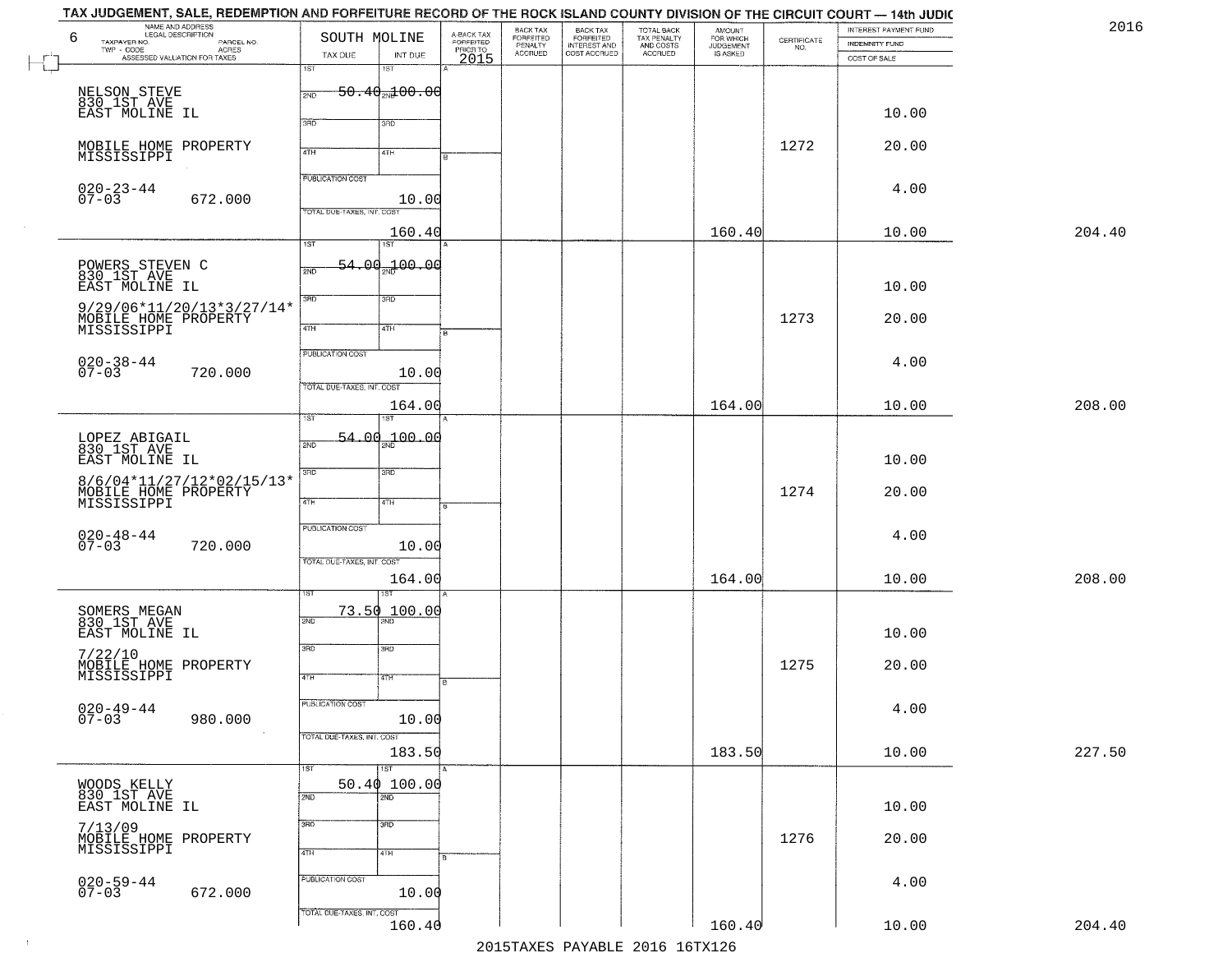# TAX JUDGEMENT, SALE, REDEMPTION AND FORFEITURE RECORD OF THE ROCK ISLAND COUNTY DIVISION OF THE CIRCUIT COURT — 14th JUDIC

2016

| 6 NAME AND ADDRESS / LEGAL DESCRIPTION / TAXPAYER NO. / PARCEL NO. / TWP - CODE / ACRES / ASSESSED VALUATION FOR TAXES | SOUTH MOLINE TAX DUE | INT DUE | A-BACK TAX FORFEITED PRIOR TO 2015 | BACK TAX FORFEITED PENALTY ACCRUED | BACK TAX FORFEITED INTEREST AND COST ACCRUED | TOTAL BACK TAX PENALTY AND COSTS ACCRUED | AMOUNT FOR WHICH JUDGEMENT IS ASKED | CERTIFICATE NO. | INTEREST PAYMENT FUND / INDEMNITY FUND / COST OF SALE | |
|---|---|---|---|---|---|---|---|---|---|---|
| NELSON STEVE 830 1ST AVE EAST MOLINE IL MOBILE HOME PROPERTY MISSISSIPPI 020-23-44 07-03 672.000 | 1ST 2ND 50.40 PUBLICATION COST TOTAL DUE-TAXES, INT. COST 160.40 | 2ND 100.00 10.00 | | | | | 160.40 | 1272 | 10.00 20.00 4.00 10.00 | 204.40 |
| POWERS STEVEN C 830 1ST AVE EAST MOLINE IL 9/29/06*11/20/13*3/27/14* MOBILE HOME PROPERTY MISSISSIPPI 020-38-44 07-03 720.000 | 2ND 54.00 PUBLICATION COST TOTAL DUE-TAXES, INT. COST 164.00 | 2ND 100.00 10.00 | | | | | 164.00 | 1273 | 10.00 20.00 4.00 10.00 | 208.00 |
| LOPEZ ABIGAIL 830 1ST AVE EAST MOLINE IL 8/6/04*11/27/12*02/15/13* MOBILE HOME PROPERTY MISSISSIPPI 020-48-44 07-03 720.000 | 2ND 54.00 PUBLICATION COST TOTAL DUE-TAXES, INT. COST 164.00 | 2ND 100.00 10.00 | | | | | 164.00 | 1274 | 10.00 20.00 4.00 10.00 | 208.00 |
| SOMERS MEGAN 830 1ST AVE EAST MOLINE IL 7/22/10 MOBILE HOME PROPERTY MISSISSIPPI 020-49-44 07-03 980.000 | 2ND 73.50 PUBLICATION COST TOTAL DUE-TAXES, INT. COST 183.50 | 2ND 100.00 10.00 | | | | | 183.50 | 1275 | 10.00 20.00 4.00 10.00 | 227.50 |
| WOODS KELLY 830 1ST AVE EAST MOLINE IL 7/13/09 MOBILE HOME PROPERTY MISSISSIPPI 020-59-44 07-03 672.000 | 2ND 50.40 PUBLICATION COST TOTAL DUE-TAXES, INT. COST 160.40 | 2ND 100.00 10.00 | | | | | 160.40 | 1276 | 10.00 20.00 4.00 10.00 | 204.40 |

2015TAXES PAYABLE 2016 16TX126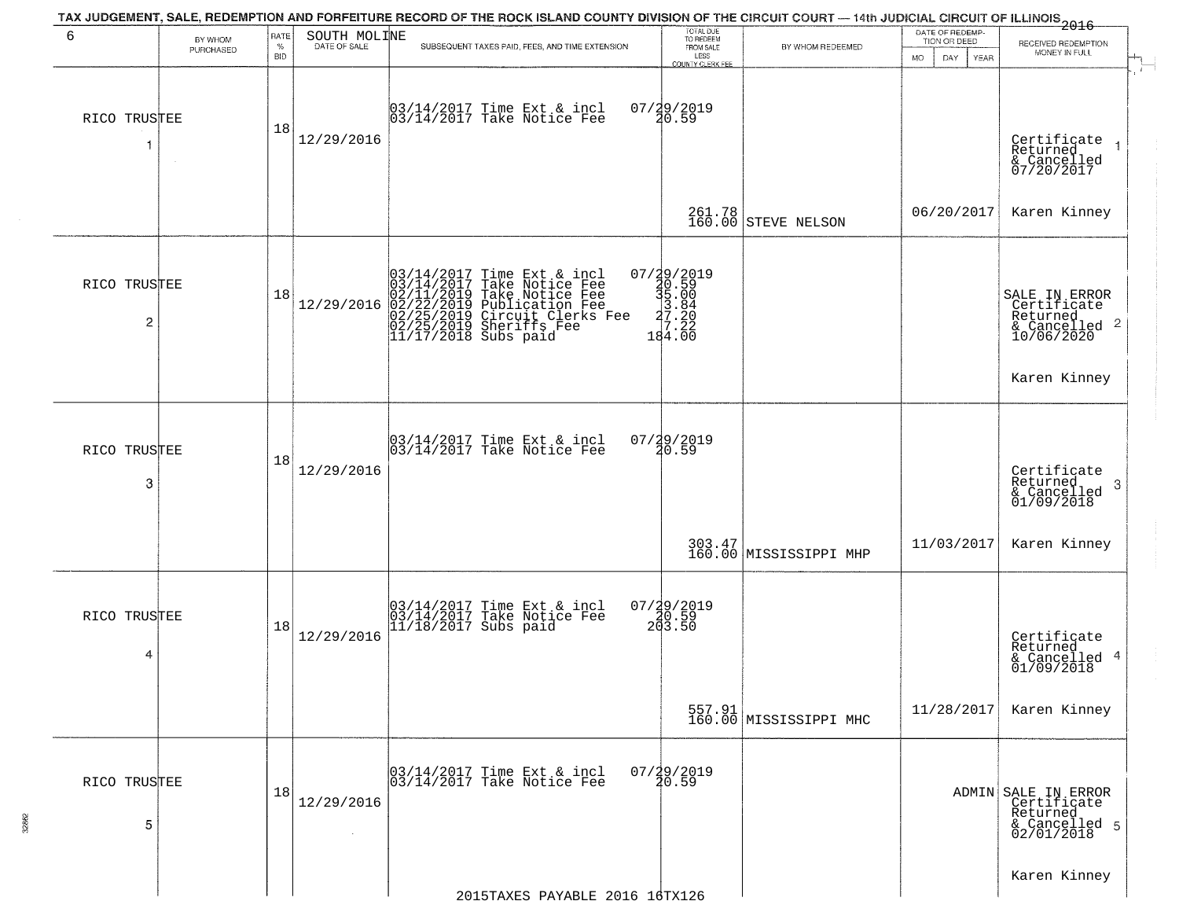TAX JUDGEMENT, SALE, REDEMPTION AND FORFEITURE RECORD OF THE ROCK ISLAND COUNTY DIVISION OF THE CIRCUIT COURT — 14th JUDICIAL CIRCUIT OF ILLINOIS 2016

| 6 BY WHOM PURCHASED | RATE % BID | SOUTH MOLINE DATE OF SALE | SUBSEQUENT TAXES PAID, FEES, AND TIME EXTENSION | TOTAL DUE TO REDEEM FROM SALE LESS COUNTY CLERK FEE | BY WHOM REDEEMED | DATE OF REDEMPTION OR DEED MO DAY YEAR | RECEIVED REDEMPTION MONEY IN FULL |
|---|---|---|---|---|---|---|---|
| RICO TRUSTEE 1 | 18 | 12/29/2016 | 03/14/2017 Time Ext & incl 07/29/2019<br>03/14/2017 Take Notice Fee 20.59 | 261.78<br>160.00 | STEVE NELSON | 06/20/2017 | Certificate Returned & Cancelled 07/20/2017 1<br>Karen Kinney |
| RICO TRUSTEE 2 | 18 | 12/29/2016 | 03/14/2017 Time Ext & incl 07/29/2019<br>03/14/2017 Take Notice Fee 20.59<br>02/11/2019 Take Notice Fee 35.00<br>02/22/2019 Publication Fee 3.84<br>02/25/2019 Circuit Clerks Fee 27.20<br>02/25/2019 Sheriffs Fee 7.22<br>11/17/2018 Subs paid 184.00 | | | | SALE IN ERROR Certificate Returned & Cancelled 10/06/2020 2<br>Karen Kinney |
| RICO TRUSTEE 3 | 18 | 12/29/2016 | 03/14/2017 Time Ext & incl 07/29/2019<br>03/14/2017 Take Notice Fee 20.59 | 303.47<br>160.00 | MISSISSIPPI MHP | 11/03/2017 | Certificate Returned & Cancelled 01/09/2018 3<br>Karen Kinney |
| RICO TRUSTEE 4 | 18 | 12/29/2016 | 03/14/2017 Time Ext & incl 07/29/2019<br>03/14/2017 Take Notice Fee 20.59<br>11/18/2017 Subs paid 203.50 | 557.91<br>160.00 | MISSISSIPPI MHC | 11/28/2017 | Certificate Returned & Cancelled 01/09/2018 4<br>Karen Kinney |
| RICO TRUSTEE 5 | 18 | 12/29/2016 | 03/14/2017 Time Ext & incl 07/29/2019<br>03/14/2017 Take Notice Fee 20.59 | | | ADMIN | SALE IN ERROR Certificate Returned & Cancelled 02/01/2018 5<br>Karen Kinney |

2015TAXES PAYABLE 2016 16TX126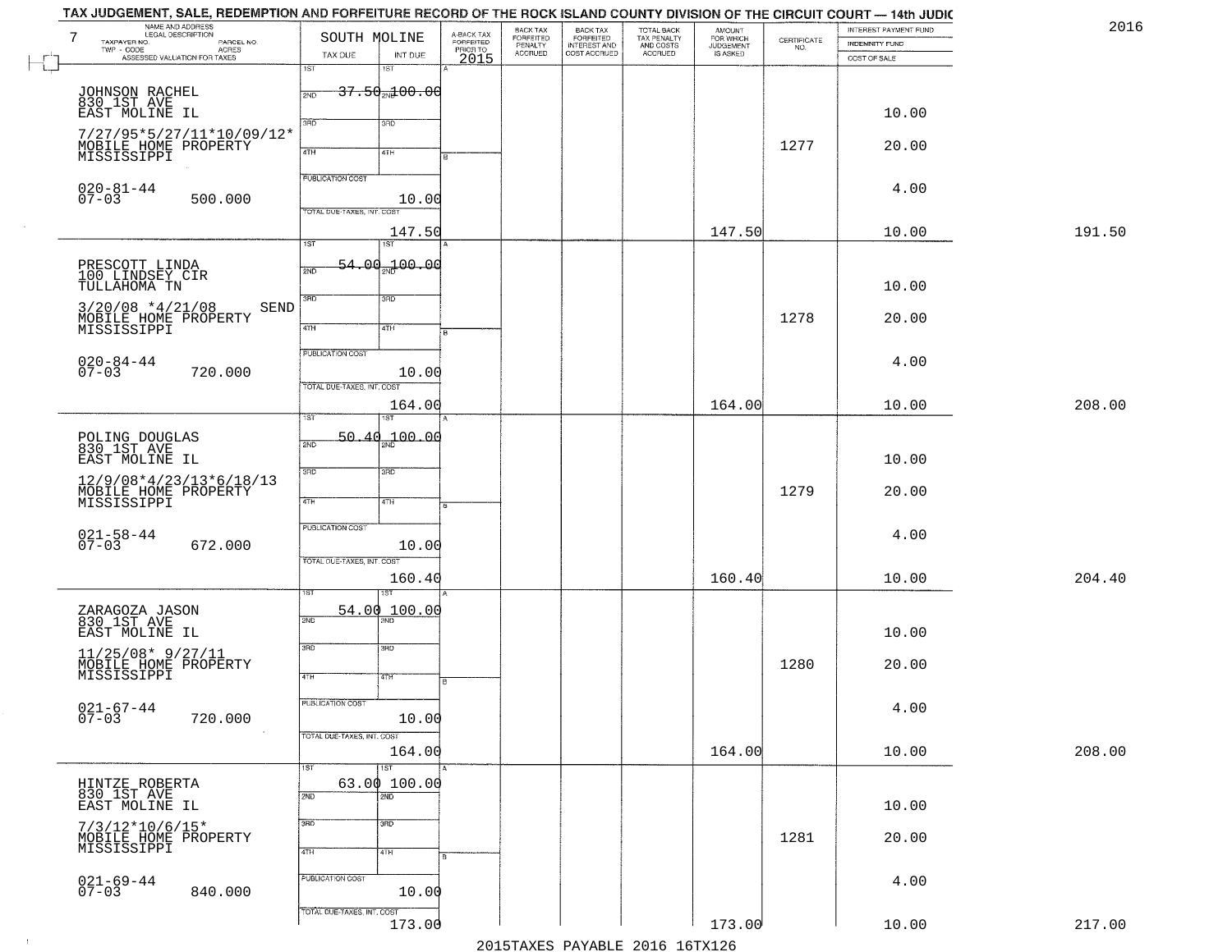TAX JUDGEMENT, SALE, REDEMPTION AND FORFEITURE RECORD OF THE ROCK ISLAND COUNTY DIVISION OF THE CIRCUIT COURT — 14th JUDIC

2016

| NAME AND ADDRESS / LEGAL DESCRIPTION / TAXPAYER NO. / PARCEL NO. / TWP - CODE / ACRES / ASSESSED VALUATION FOR TAXES (7) | SOUTH MOLINE TAX DUE | INT DUE | A-BACK TAX FORFEITED PRIOR TO 2015 | BACK TAX FORFEITED PENALTY ACCRUED | BACK TAX FORFEITED INTEREST AND COST ACCRUED | TOTAL BACK TAX PENALTY AND COSTS ACCRUED | AMOUNT FOR WHICH JUDGEMENT IS ASKED | CERTIFICATE NO. | INTEREST PAYMENT FUND / INDEMNITY FUND / COST OF SALE | |
|---|---|---|---|---|---|---|---|---|---|---|
| JOHNSON RACHEL 830 1ST AVE EAST MOLINE IL 7/27/95*5/27/11*10/09/12* MOBILE HOME PROPERTY MISSISSIPPI 020-81-44 07-03 500.000 | 1ST 37.50 | 100.00 | | | | | | | | |
| | PUBLICATION COST | 10.00 | | | | | | 1277 | 10.00 / 20.00 / 4.00 | |
| | TOTAL DUE-TAXES, INT. COST | 147.50 | | | | | 147.50 | | 10.00 | 191.50 |
| PRESCOTT LINDA 100 LINDSEY CIR TULLAHOMA TN 3/20/08 *4/21/08 SEND MOBILE HOME PROPERTY MISSISSIPPI 020-84-44 07-03 720.000 | 1ST 54.00 | 100.00 | | | | | | | | |
| | PUBLICATION COST | 10.00 | | | | | | 1278 | 10.00 / 20.00 / 4.00 | |
| | TOTAL DUE-TAXES, INT. COST | 164.00 | | | | | 164.00 | | 10.00 | 208.00 |
| POLING DOUGLAS 830 1ST AVE EAST MOLINE IL 12/9/08*4/23/13*6/18/13 MOBILE HOME PROPERTY MISSISSIPPI 021-58-44 07-03 672.000 | 1ST 50.40 | 100.00 | | | | | | | | |
| | PUBLICATION COST | 10.00 | | | | | | 1279 | 10.00 / 20.00 / 4.00 | |
| | TOTAL DUE-TAXES, INT. COST | 160.40 | | | | | 160.40 | | 10.00 | 204.40 |
| ZARAGOZA JASON 830 1ST AVE EAST MOLINE IL 11/25/08* 9/27/11 MOBILE HOME PROPERTY MISSISSIPPI 021-67-44 07-03 720.000 | 1ST 54.00 | 100.00 | | | | | | | | |
| | PUBLICATION COST | 10.00 | | | | | | 1280 | 10.00 / 20.00 / 4.00 | |
| | TOTAL DUE-TAXES, INT. COST | 164.00 | | | | | 164.00 | | 10.00 | 208.00 |
| HINTZE ROBERTA 830 1ST AVE EAST MOLINE IL 7/3/12*10/6/15* MOBILE HOME PROPERTY MISSISSIPPI 021-69-44 07-03 840.000 | 1ST 63.00 | 100.00 | | | | | | | | |
| | PUBLICATION COST | 10.00 | | | | | | 1281 | 10.00 / 20.00 / 4.00 | |
| | TOTAL DUE-TAXES, INT. COST | 173.00 | | | | | 173.00 | | 10.00 | 217.00 |

2015TAXES PAYABLE 2016 16TX126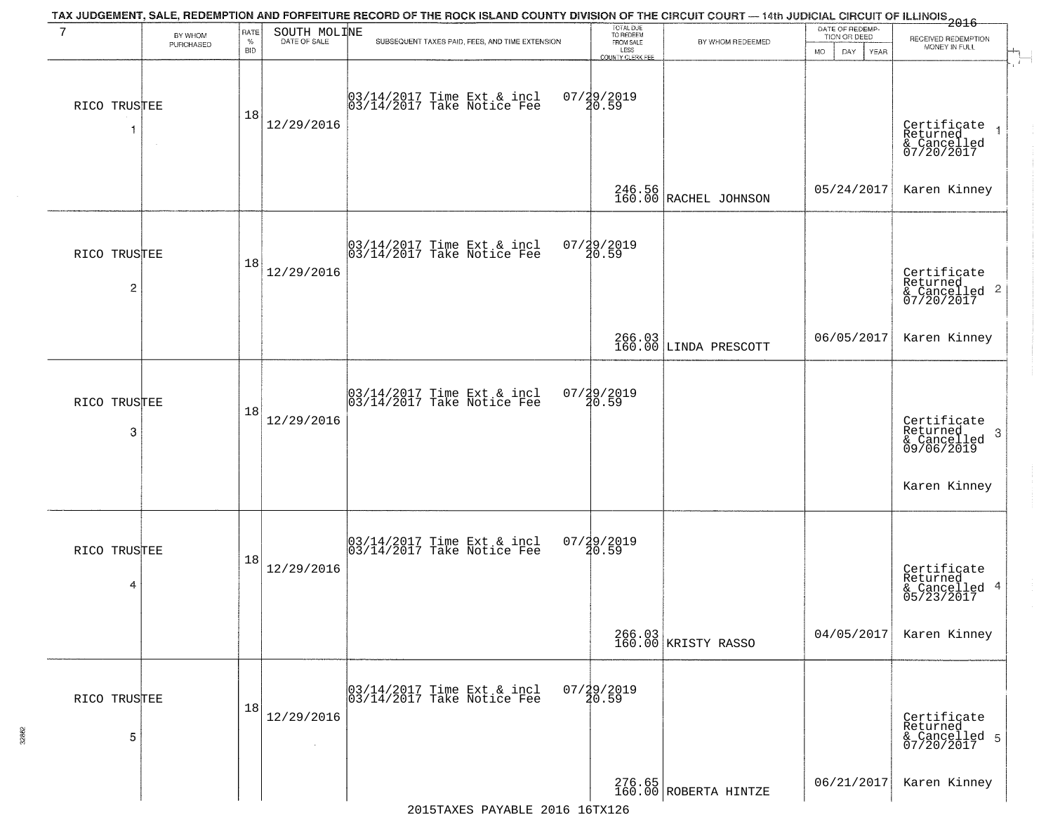TAX JUDGEMENT, SALE, REDEMPTION AND FORFEITURE RECORD OF THE ROCK ISLAND COUNTY DIVISION OF THE CIRCUIT COURT — 14th JUDICIAL CIRCUIT OF ILLINOIS 2016

| 7 | BY WHOM PURCHASED | RATE % BID | SOUTH MOLINE DATE OF SALE | SUBSEQUENT TAXES PAID, FEES, AND TIME EXTENSION | TOTAL DUE TO REDEEM FROM SALE LESS COUNTY CLERK FEE | BY WHOM REDEEMED | DATE OF REDEMPTION OR DEED MO DAY YEAR | RECEIVED REDEMPTION MONEY IN FULL |
|---|---|---|---|---|---|---|---|---|
| 1 | RICO TRUSTEE | 18 | 12/29/2016 | 03/14/2017 Time Ext & incl 07/29/2019<br>03/14/2017 Take Notice Fee 20.59 | 246.56<br>160.00 | RACHEL JOHNSON | 05/24/2017 | Certificate Returned & Cancelled 07/20/2017<br>Karen Kinney |
| 2 | RICO TRUSTEE | 18 | 12/29/2016 | 03/14/2017 Time Ext & incl 07/29/2019<br>03/14/2017 Take Notice Fee 20.59 | 266.03<br>160.00 | LINDA PRESCOTT | 06/05/2017 | Certificate Returned & Cancelled 07/20/2017<br>Karen Kinney |
| 3 | RICO TRUSTEE | 18 | 12/29/2016 | 03/14/2017 Time Ext & incl 07/29/2019<br>03/14/2017 Take Notice Fee 20.59 | | | | Certificate Returned & Cancelled 09/06/2019<br>Karen Kinney |
| 4 | RICO TRUSTEE | 18 | 12/29/2016 | 03/14/2017 Time Ext & incl 07/29/2019<br>03/14/2017 Take Notice Fee 20.59 | 266.03<br>160.00 | KRISTY RASSO | 04/05/2017 | Certificate Returned & Cancelled 05/23/2017<br>Karen Kinney |
| 5 | RICO TRUSTEE | 18 | 12/29/2016 | 03/14/2017 Time Ext & incl 07/29/2019<br>03/14/2017 Take Notice Fee 20.59 | 276.65<br>160.00 | ROBERTA HINTZE | 06/21/2017 | Certificate Returned & Cancelled 07/20/2017<br>Karen Kinney |

2015TAXES PAYABLE 2016 16TX126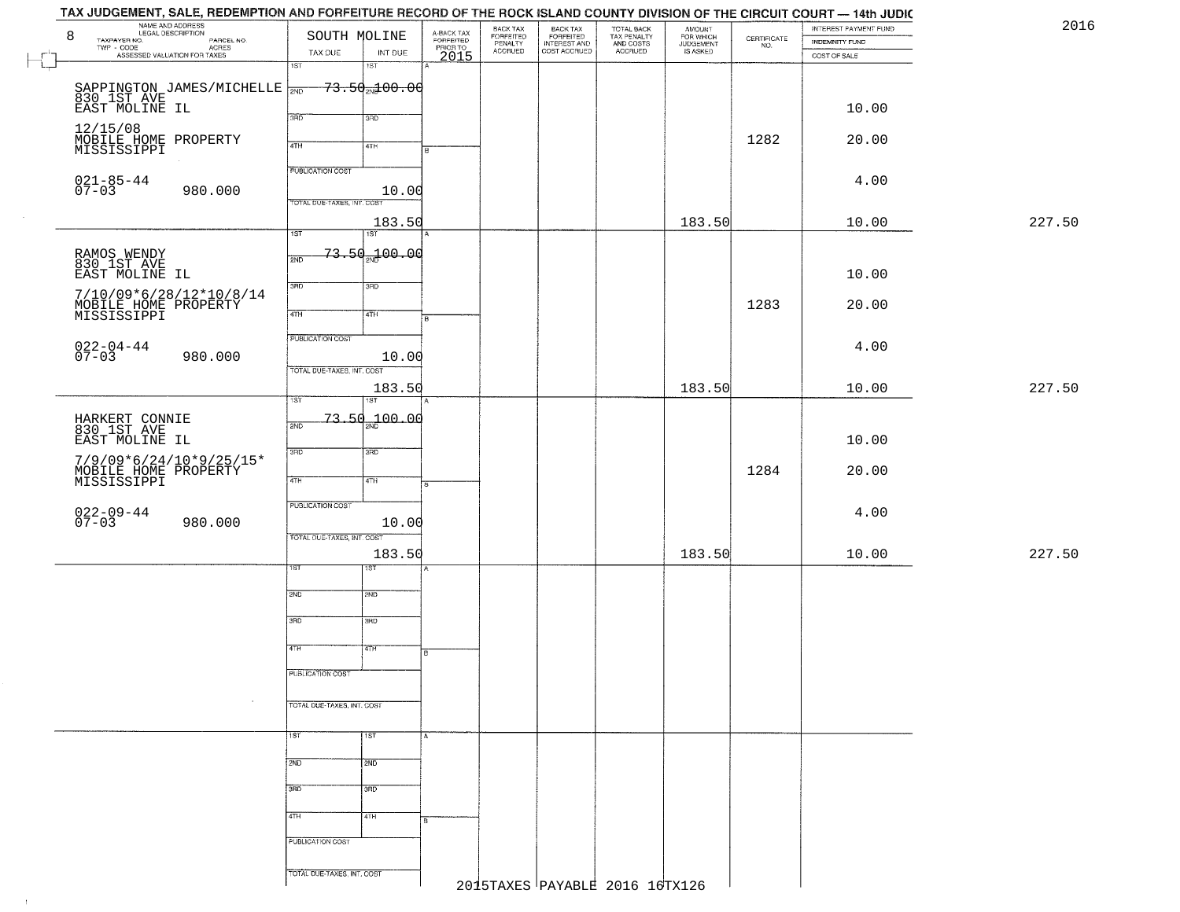# TAX JUDGEMENT, SALE, REDEMPTION AND FORFEITURE RECORD OF THE ROCK ISLAND COUNTY DIVISION OF THE CIRCUIT COURT — 14th JUDIC

2016

| 8 NAME AND ADDRESS / LEGAL DESCRIPTION / TAXPAYER NO. / PARCEL NO. / TWP - CODE / ACRES / ASSESSED VALUATION FOR TAXES | SOUTH MOLINE TAX DUE | INT DUE | A-BACK TAX FORFEITED PRIOR TO 2015 | BACK TAX FORFEITED PENALTY ACCRUED | BACK TAX FORFEITED INTEREST AND COST ACCRUED | TOTAL BACK TAX PENALTY AND COSTS ACCRUED | AMOUNT FOR WHICH JUDGEMENT IS ASKED | CERTIFICATE NO. | INTEREST PAYMENT FUND / INDEMNITY FUND / COST OF SALE | |
|---|---|---|---|---|---|---|---|---|---|---|
| SAPPINGTON JAMES/MICHELLE<br>830 1ST AVE<br>EAST MOLINE IL<br>12/15/08<br>MOBILE HOME PROPERTY<br>MISSISSIPPI<br>021-85-44<br>07-03 980.000 | 1ST<br>2ND 73.50<br>3RD<br>4TH<br>PUBLICATION COST<br>TOTAL DUE-TAXES, INT. COST | 1ST<br>2ND 100.00<br>3RD<br>4TH<br>10.00<br>183.50 | | | | | 183.50 | 1282 | 10.00<br>20.00<br>4.00<br>10.00 | 227.50 |
| RAMOS WENDY<br>830 1ST AVE<br>EAST MOLINE IL<br>7/10/09*6/28/12*10/8/14<br>MOBILE HOME PROPERTY<br>MISSISSIPPI<br>022-04-44<br>07-03 980.000 | 1ST<br>2ND 73.50<br>3RD<br>4TH<br>PUBLICATION COST<br>TOTAL DUE-TAXES, INT. COST | 1ST<br>2ND 100.00<br>3RD<br>4TH<br>10.00<br>183.50 | | | | | 183.50 | 1283 | 10.00<br>20.00<br>4.00<br>10.00 | 227.50 |
| HARKERT CONNIE<br>830 1ST AVE<br>EAST MOLINE IL<br>7/9/09*6/24/10*9/25/15*<br>MOBILE HOME PROPERTY<br>MISSISSIPPI<br>022-09-44<br>07-03 980.000 | 1ST<br>2ND 73.50<br>3RD<br>4TH<br>PUBLICATION COST<br>TOTAL DUE-TAXES, INT. COST | 1ST<br>2ND 100.00<br>3RD<br>4TH<br>10.00<br>183.50 | | | | | 183.50 | 1284 | 10.00<br>20.00<br>4.00<br>10.00 | 227.50 |
| | 1ST<br>2ND<br>3RD<br>4TH<br>PUBLICATION COST<br>TOTAL DUE-TAXES, INT. COST | 1ST<br>2ND<br>3RD<br>4TH | | | | | | | | |
| | 1ST<br>2ND<br>3RD<br>4TH<br>PUBLICATION COST<br>TOTAL DUE-TAXES, INT. COST | 1ST<br>2ND<br>3RD<br>4TH | | | | | | | | |

2015TAXES PAYABLE 2016 16TX126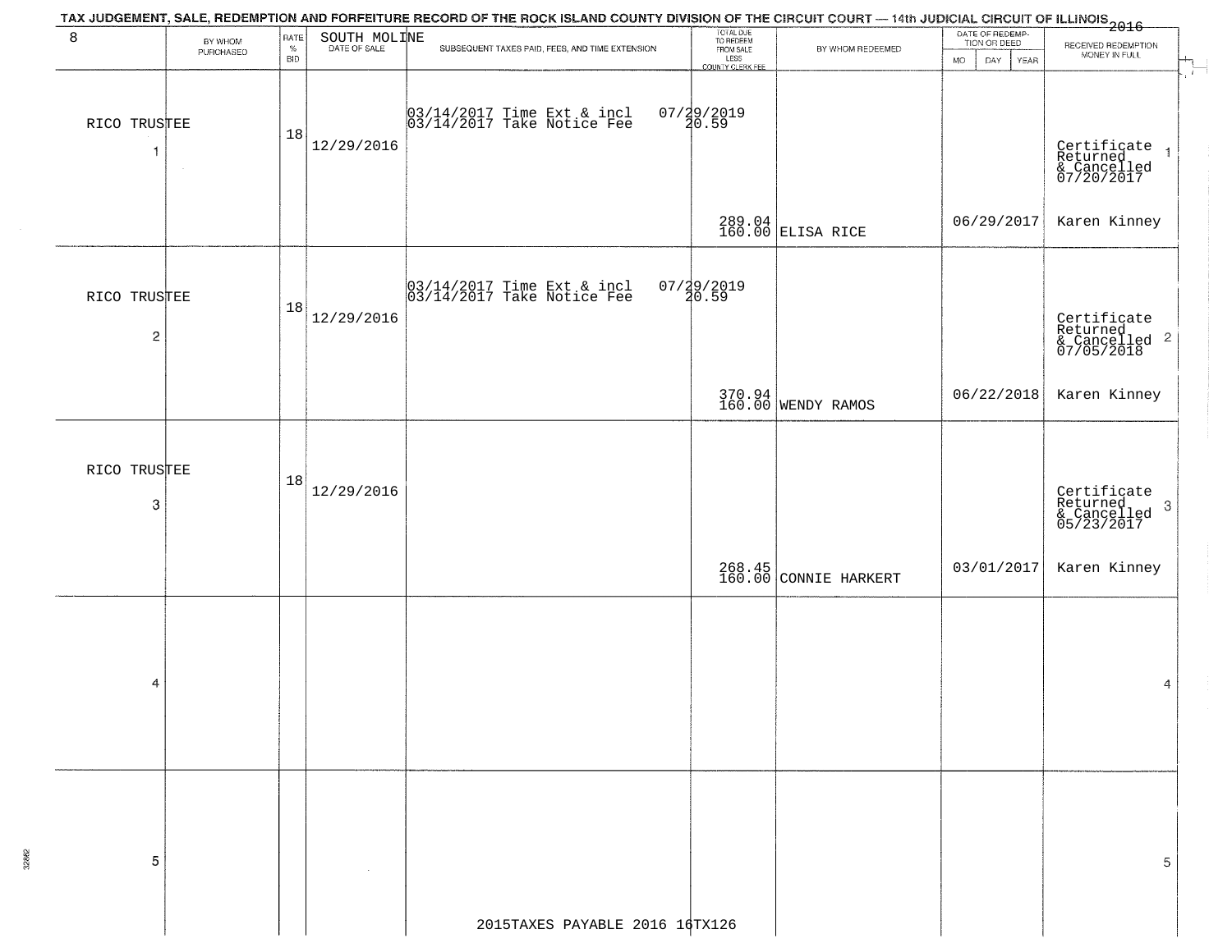# TAX JUDGEMENT, SALE, REDEMPTION AND FORFEITURE RECORD OF THE ROCK ISLAND COUNTY DIVISION OF THE CIRCUIT COURT — 14th JUDICIAL CIRCUIT OF ILLINOIS 2016

| 8 | BY WHOM PURCHASED | RATE % BID | SOUTH MOLINE DATE OF SALE | SUBSEQUENT TAXES PAID, FEES, AND TIME EXTENSION | TOTAL DUE TO REDEEM FROM SALE LESS COUNTY CLERK FEE | BY WHOM REDEEMED | DATE OF REDEMPTION OR DEED MO DAY YEAR | RECEIVED REDEMPTION MONEY IN FULL | |
|---|---|---|---|---|---|---|---|---|---|
| 1 | RICO TRUSTEE | 18 | 12/29/2016 | 03/14/2017 Time Ext & incl 07/29/2019<br>03/14/2017 Take Notice Fee 20.59 | 289.04<br>160.00 | ELISA RICE | 06/29/2017 | Certificate Returned & Cancelled 07/20/2017<br>Karen Kinney | 1 |
| 2 | RICO TRUSTEE | 18 | 12/29/2016 | 03/14/2017 Time Ext & incl 07/29/2019<br>03/14/2017 Take Notice Fee 20.59 | 370.94<br>160.00 | WENDY RAMOS | 06/22/2018 | Certificate Returned & Cancelled 07/05/2018<br>Karen Kinney | 2 |
| 3 | RICO TRUSTEE | 18 | 12/29/2016 | | 268.45<br>160.00 | CONNIE HARKERT | 03/01/2017 | Certificate Returned & Cancelled 05/23/2017<br>Karen Kinney | 3 |
| 4 | | | | | | | | | 4 |
| 5 | | | | | | | | | 5 |

2015TAXES PAYABLE 2016 16TX126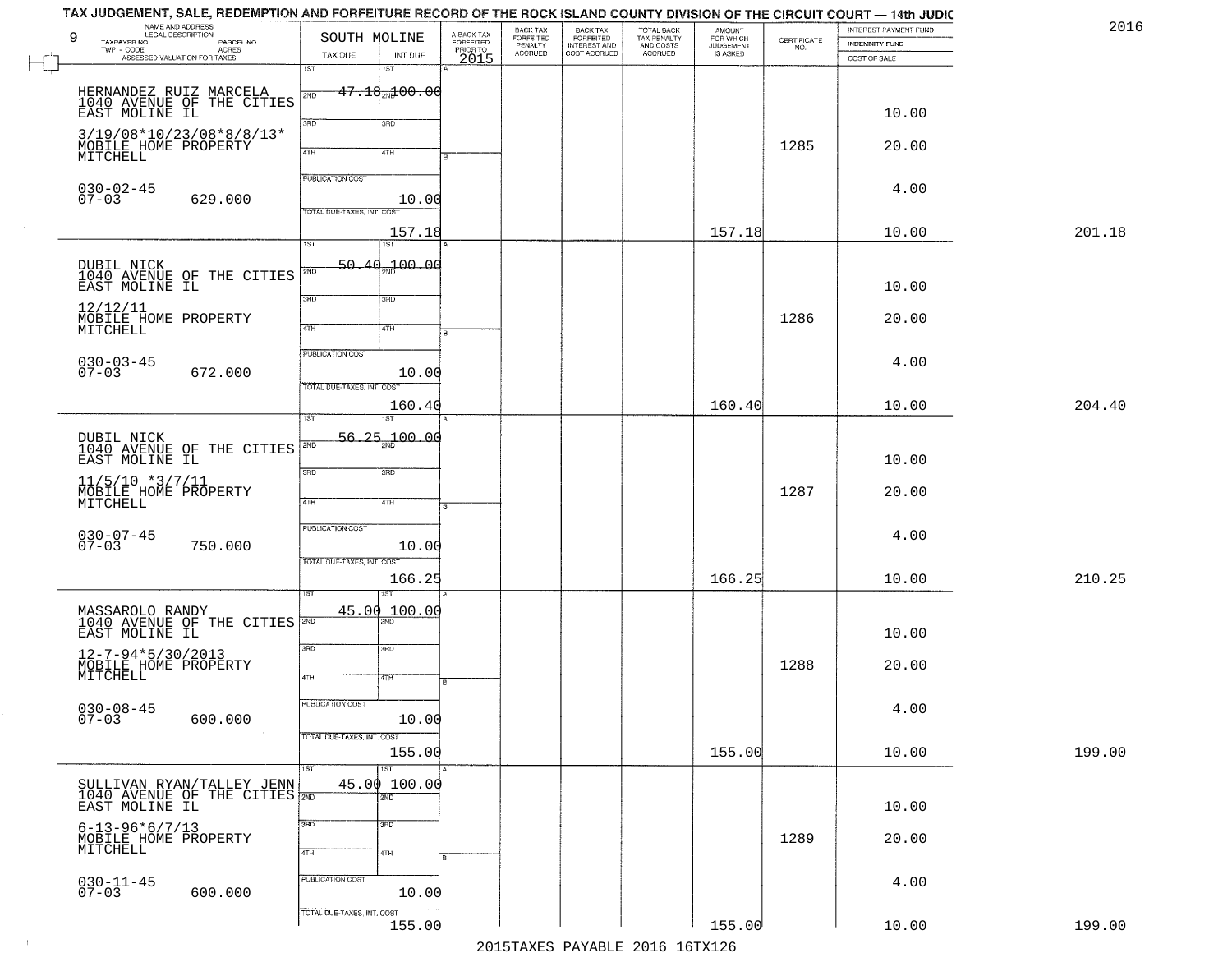TAX JUDGEMENT, SALE, REDEMPTION AND FORFEITURE RECORD OF THE ROCK ISLAND COUNTY DIVISION OF THE CIRCUIT COURT — 14th JUDIC

2016

| 9 NAME AND ADDRESS / LEGAL DESCRIPTION / TAXPAYER NO. / PARCEL NO. / TWP - CODE / ACRES / ASSESSED VALUATION FOR TAXES | SOUTH MOLINE TAX DUE | INT DUE | A-BACK TAX FORFEITED PRIOR TO 2015 | BACK TAX FORFEITED PENALTY ACCRUED | BACK TAX FORFEITED INTEREST AND COST ACCRUED | TOTAL BACK TAX PENALTY AND COSTS ACCRUED | AMOUNT FOR WHICH JUDGEMENT IS ASKED | CERTIFICATE NO. | INTEREST PAYMENT FUND / INDEMNITY FUND / COST OF SALE | |
|---|---|---|---|---|---|---|---|---|---|---|
| HERNANDEZ RUIZ MARCELA<br>1040 AVENUE OF THE CITIES<br>EAST MOLINE IL<br>3/19/08*10/23/08*8/8/13*<br>MOBILE HOME PROPERTY<br>MITCHELL<br>030-02-45<br>07-03 629.000 | 1ST 47.18<br>PUBLICATION COST<br>TOTAL DUE-TAXES, INT. COST | 1ST 100.00<br>10.00<br>157.18 | | | | | 157.18 | 1285 | 10.00<br>20.00<br>4.00<br>10.00 | 201.18 |
| DUBIL NICK<br>1040 AVENUE OF THE CITIES<br>EAST MOLINE IL<br>12/12/11<br>MOBILE HOME PROPERTY<br>MITCHELL<br>030-03-45<br>07-03 672.000 | 1ST 50.40<br>PUBLICATION COST<br>TOTAL DUE-TAXES, INT. COST | 1ST 100.00<br>10.00<br>160.40 | | | | | 160.40 | 1286 | 10.00<br>20.00<br>4.00<br>10.00 | 204.40 |
| DUBIL NICK<br>1040 AVENUE OF THE CITIES<br>EAST MOLINE IL<br>11/5/10 *3/7/11<br>MOBILE HOME PROPERTY<br>MITCHELL<br>030-07-45<br>07-03 750.000 | 1ST 56.25<br>PUBLICATION COST<br>TOTAL DUE-TAXES, INT. COST | 1ST 100.00<br>10.00<br>166.25 | | | | | 166.25 | 1287 | 10.00<br>20.00<br>4.00<br>10.00 | 210.25 |
| MASSAROLO RANDY<br>1040 AVENUE OF THE CITIES<br>EAST MOLINE IL<br>12-7-94*5/30/2013<br>MOBILE HOME PROPERTY<br>MITCHELL<br>030-08-45<br>07-03 600.000 | 1ST 45.00<br>PUBLICATION COST<br>TOTAL DUE-TAXES, INT. COST | 1ST 100.00<br>10.00<br>155.00 | | | | | 155.00 | 1288 | 10.00<br>20.00<br>4.00<br>10.00 | 199.00 |
| SULLIVAN RYAN/TALLEY JENN<br>1040 AVENUE OF THE CITIES<br>EAST MOLINE IL<br>6-13-96*6/7/13<br>MOBILE HOME PROPERTY<br>MITCHELL<br>030-11-45<br>07-03 600.000 | 1ST 45.00<br>PUBLICATION COST<br>TOTAL DUE-TAXES, INT. COST | 1ST 100.00<br>10.00<br>155.00 | | | | | 155.00 | 1289 | 10.00<br>20.00<br>4.00<br>10.00 | 199.00 |

2015TAXES PAYABLE 2016 16TX126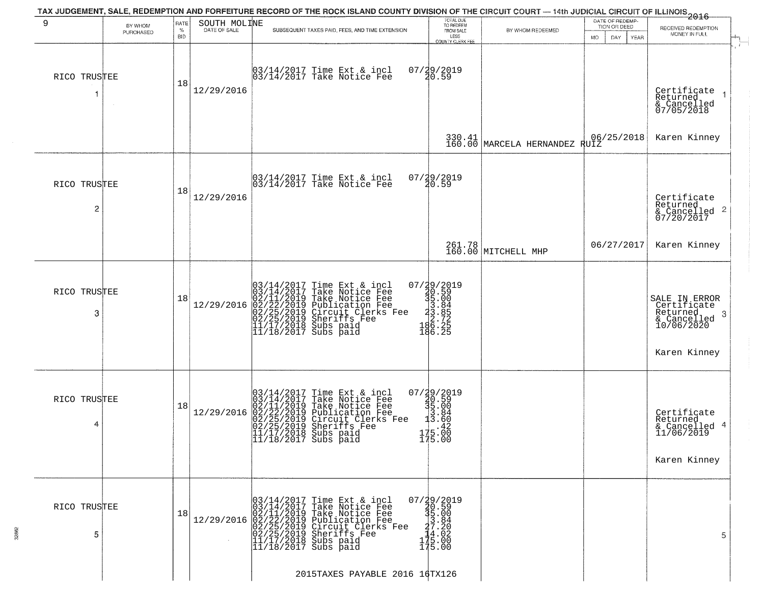TAX JUDGEMENT, SALE, REDEMPTION AND FORFEITURE RECORD OF THE ROCK ISLAND COUNTY DIVISION OF THE CIRCUIT COURT — 14th JUDICIAL CIRCUIT OF ILLINOIS 2016

| 9 | BY WHOM PURCHASED | RATE % BID | SOUTH MOLINE DATE OF SALE | SUBSEQUENT TAXES PAID, FEES, AND TIME EXTENSION | TOTAL DUE TO REDEEM FROM SALE LESS COUNTY CLERK FEE | BY WHOM REDEEMED | DATE OF REDEMPTION OR DEED MO DAY YEAR | RECEIVED REDEMPTION MONEY IN FULL |
|---|---|---|---|---|---|---|---|---|
| RICO TRUSTEE 1 | | 18 | 12/29/2016 | 03/14/2017 Time Ext & incl 07/29/2019<br>03/14/2017 Take Notice Fee 20.59 | 330.41<br>160.00 | MARCELA HERNANDEZ RUIZ | 06/25/2018 | Certificate Returned & Cancelled 07/05/2018<br>Karen Kinney |
| RICO TRUSTEE 2 | | 18 | 12/29/2016 | 03/14/2017 Time Ext & incl 07/29/2019<br>03/14/2017 Take Notice Fee 20.59 | 261.78<br>160.00 | MITCHELL MHP | 06/27/2017 | Certificate Returned & Cancelled 07/20/2017<br>Karen Kinney |
| RICO TRUSTEE 3 | | 18 | 12/29/2016 | 03/14/2017 Time Ext & incl 07/29/2019<br>03/14/2017 Take Notice Fee 20.59<br>02/11/2019 Take Notice Fee 35.00<br>02/22/2019 Publication Fee 3.84<br>02/25/2019 Circuit Clerks Fee 23.85<br>02/25/2019 Sheriffs Fee 2.72<br>11/17/2018 Subs paid 186.25<br>11/18/2017 Subs paid 186.25 | | | | SALE IN ERROR Certificate Returned & Cancelled 10/06/2020<br>Karen Kinney |
| RICO TRUSTEE 4 | | 18 | 12/29/2016 | 03/14/2017 Time Ext & incl 07/29/2019<br>03/14/2017 Take Notice Fee 20.59<br>02/11/2019 Take Notice Fee 35.00<br>02/22/2019 Publication Fee 3.84<br>02/25/2019 Circuit Clerks Fee 13.60<br>02/25/2019 Sheriffs Fee .42<br>11/17/2018 Subs paid 175.00<br>11/18/2017 Subs paid 175.00 | | | | Certificate Returned & Cancelled 11/06/2019<br>Karen Kinney |
| RICO TRUSTEE 5 | | 18 | 12/29/2016 | 03/14/2017 Time Ext & incl 07/29/2019<br>03/14/2017 Take Notice Fee 20.59<br>02/11/2019 Take Notice Fee 35.00<br>02/22/2019 Publication Fee 3.84<br>02/25/2019 Circuit Clerks Fee 27.20<br>02/25/2019 Sheriffs Fee 14.02<br>11/17/2018 Subs paid 175.00<br>11/18/2017 Subs paid 175.00 | | | | |

2015TAXES PAYABLE 2016 16TX126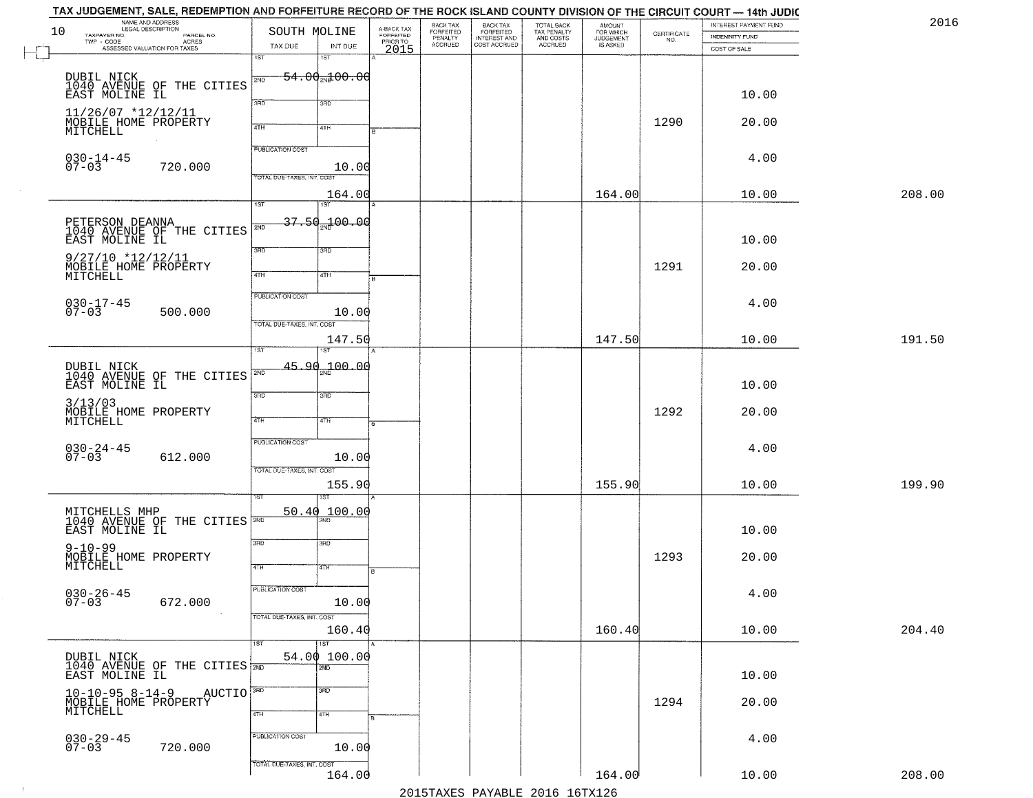TAX JUDGEMENT, SALE, REDEMPTION AND FORFEITURE RECORD OF THE ROCK ISLAND COUNTY DIVISION OF THE CIRCUIT COURT — 14th JUDIC

2016

| NAME AND ADDRESS / LEGAL DESCRIPTION / TAXPAYER NO. / PARCEL NO. / TWP - CODE / ACRES / ASSESSED VALUATION FOR TAXES | SOUTH MOLINE TAX DUE | INT DUE | A-BACK TAX FORFEITED PRIOR TO 2015 | BACK TAX FORFEITED PENALTY ACCRUED | BACK TAX FORFEITED INTEREST AND COST ACCRUED | TOTAL BACK TAX PENALTY AND COSTS ACCRUED | AMOUNT FOR WHICH JUDGEMENT IS ASKED | CERTIFICATE NO. | INTEREST PAYMENT FUND / INDEMNITY FUND / COST OF SALE | |
|---|---|---|---|---|---|---|---|---|---|---|
| 10 | | | | | | | | | | |
| DUBIL NICK<br>1040 AVENUE OF THE CITIES<br>EAST MOLINE IL<br>11/26/07 *12/12/11<br>MOBILE HOME PROPERTY<br>MITCHELL<br>030-14-45<br>07-03 720.000 | 1ST 54.00<br>PUBLICATION COST<br>TOTAL DUE-TAXES, INT. COST 164.00 | 2ND 100.00<br>10.00 | | | | | 164.00 | 1290 | 10.00<br>20.00<br>4.00<br>10.00 | 208.00 |
| PETERSON DEANNA<br>1040 AVENUE OF THE CITIES<br>EAST MOLINE IL<br>9/27/10 *12/12/11<br>MOBILE HOME PROPERTY<br>MITCHELL<br>030-17-45<br>07-03 500.000 | 1ST 37.50<br>PUBLICATION COST<br>TOTAL DUE-TAXES, INT. COST 147.50 | 2ND 100.00<br>10.00 | | | | | 147.50 | 1291 | 10.00<br>20.00<br>4.00<br>10.00 | 191.50 |
| DUBIL NICK<br>1040 AVENUE OF THE CITIES<br>EAST MOLINE IL<br>3/13/03<br>MOBILE HOME PROPERTY<br>MITCHELL<br>030-24-45<br>07-03 612.000 | 1ST 45.90<br>PUBLICATION COST<br>TOTAL DUE-TAXES, INT. COST 155.90 | 100.00<br>10.00 | | | | | 155.90 | 1292 | 10.00<br>20.00<br>4.00<br>10.00 | 199.90 |
| MITCHELLS MHP<br>1040 AVENUE OF THE CITIES<br>EAST MOLINE IL<br>9-10-99<br>MOBILE HOME PROPERTY<br>MITCHELL<br>030-26-45<br>07-03 672.000 | 1ST 50.40<br>PUBLICATION COST<br>TOTAL DUE-TAXES, INT. COST 160.40 | 100.00<br>10.00 | | | | | 160.40 | 1293 | 10.00<br>20.00<br>4.00<br>10.00 | 204.40 |
| DUBIL NICK<br>1040 AVENUE OF THE CITIES<br>EAST MOLINE IL<br>10-10-95 8-14-9 AUCTIO<br>MOBILE HOME PROPERTY<br>MITCHELL<br>030-29-45<br>07-03 720.000 | 1ST 54.00<br>PUBLICATION COST<br>TOTAL DUE-TAXES, INT. COST 164.00 | 100.00<br>10.00 | | | | | 164.00 | 1294 | 10.00<br>20.00<br>4.00<br>10.00 | 208.00 |

2015TAXES PAYABLE 2016 16TX126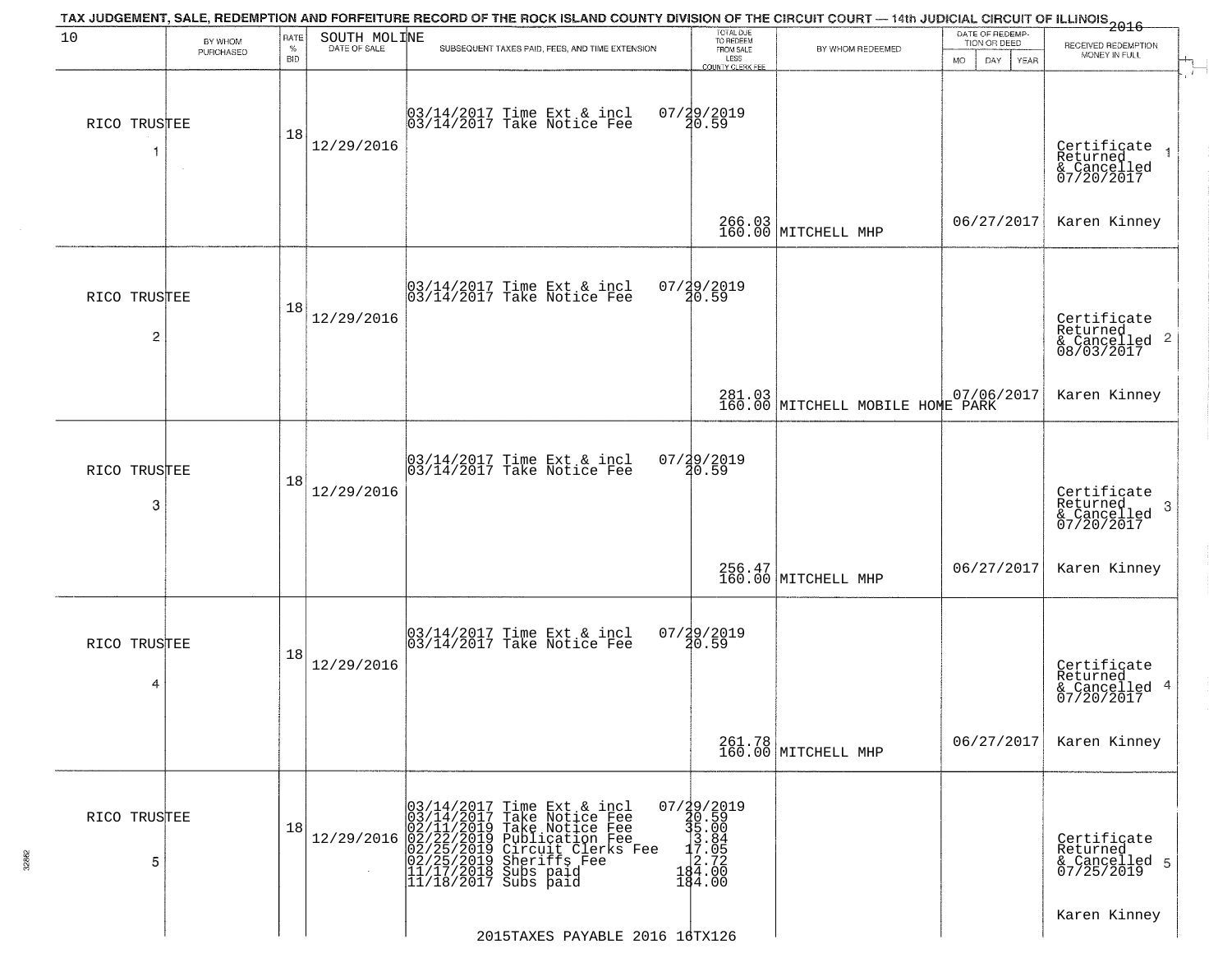TAX JUDGEMENT, SALE, REDEMPTION AND FORFEITURE RECORD OF THE ROCK ISLAND COUNTY DIVISION OF THE CIRCUIT COURT — 14th JUDICIAL CIRCUIT OF ILLINOIS 2016

| 10 | BY WHOM PURCHASED | RATE % BID | SOUTH MOLINE DATE OF SALE | SUBSEQUENT TAXES PAID, FEES, AND TIME EXTENSION | TOTAL DUE TO REDEEM FROM SALE LESS COUNTY CLERK FEE | BY WHOM REDEEMED | DATE OF REDEMPTION OR DEED MO DAY YEAR | RECEIVED REDEMPTION MONEY IN FULL |
|---|---|---|---|---|---|---|---|---|
| RICO TRUSTEE 1 | | 18 | 12/29/2016 | 03/14/2017 Time Ext & incl<br>03/14/2017 Take Notice Fee | 07/29/2019<br>20.59<br>266.03<br>160.00 | MITCHELL MHP | 06/27/2017 | Certificate Returned & Cancelled 07/20/2017 1<br>Karen Kinney |
| RICO TRUSTEE 2 | | 18 | 12/29/2016 | 03/14/2017 Time Ext & incl<br>03/14/2017 Take Notice Fee | 07/29/2019<br>20.59<br>281.03<br>160.00 | MITCHELL MOBILE HOME PARK | 07/06/2017 | Certificate Returned & Cancelled 08/03/2017 2<br>Karen Kinney |
| RICO TRUSTEE 3 | | 18 | 12/29/2016 | 03/14/2017 Time Ext & incl<br>03/14/2017 Take Notice Fee | 07/29/2019<br>20.59<br>256.47<br>160.00 | MITCHELL MHP | 06/27/2017 | Certificate Returned & Cancelled 07/20/2017 3<br>Karen Kinney |
| RICO TRUSTEE 4 | | 18 | 12/29/2016 | 03/14/2017 Time Ext & incl<br>03/14/2017 Take Notice Fee | 07/29/2019<br>20.59<br>261.78<br>160.00 | MITCHELL MHP | 06/27/2017 | Certificate Returned & Cancelled 07/20/2017 4<br>Karen Kinney |
| RICO TRUSTEE 5 | | 18 | 12/29/2016 | 03/14/2017 Time Ext & incl<br>03/14/2017 Take Notice Fee<br>02/11/2019 Take Notice Fee<br>02/22/2019 Publication Fee<br>02/25/2019 Circuit Clerks Fee<br>02/25/2019 Sheriffs Fee<br>11/17/2018 Subs paid<br>11/18/2017 Subs paid | 07/29/2019<br>20.59<br>35.00<br>3.84<br>17.05<br>2.72<br>184.00<br>184.00 | | | Certificate Returned & Cancelled 07/25/2019 5<br>Karen Kinney |

2015TAXES PAYABLE 2016 16TX126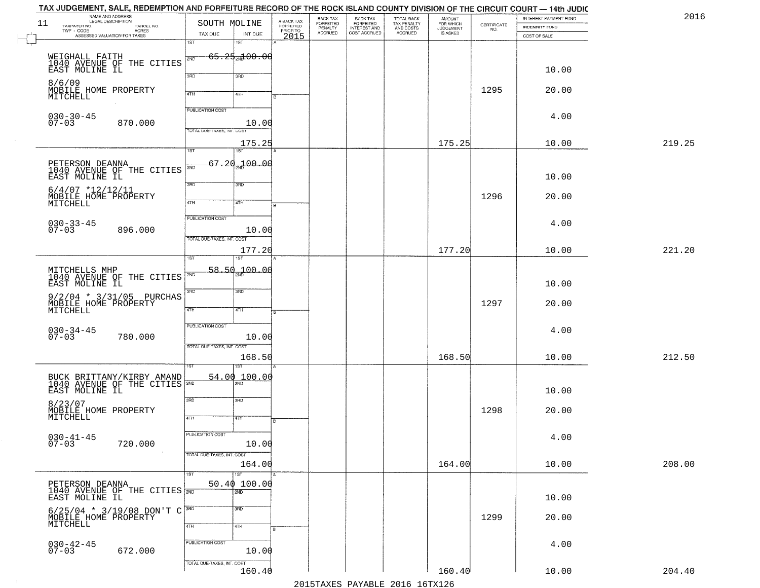# TAX JUDGEMENT, SALE, REDEMPTION AND FORFEITURE RECORD OF THE ROCK ISLAND COUNTY DIVISION OF THE CIRCUIT COURT — 14th JUDIC

2016

| 11 NAME AND ADDRESS / LEGAL DESCRIPTION / TAXPAYER NO. / PARCEL NO. / TWP - CODE / ACRES / ASSESSED VALUATION FOR TAXES | SOUTH MOLINE TAX DUE | INT DUE | A-BACK TAX FORFEITED PRIOR TO 2015 | BACK TAX FORFEITED PENALTY ACCRUED | BACK TAX FORFEITED INTEREST AND COST ACCRUED | TOTAL BACK TAX PENALTY AND COSTS ACCRUED | AMOUNT FOR WHICH JUDGEMENT IS ASKED | CERTIFICATE NO. | INTEREST PAYMENT FUND / INDEMNITY FUND / COST OF SALE | |
|---|---|---|---|---|---|---|---|---|---|---|
| WEIGHALL FAITH<br>1040 AVENUE OF THE CITIES<br>EAST MOLINE IL<br>8/6/09<br>MOBILE HOME PROPERTY<br>MITCHELL<br>030-30-45<br>07-03 870.000 | 1ST 65.25<br>PUBLICATION COST<br>TOTAL DUE-TAXES, INT. COST 175.25 | 2ND 100.00<br>10.00 | | | | | 175.25 | 1295 | 10.00<br>20.00<br>4.00<br>10.00 | 219.25 |
| PETERSON DEANNA<br>1040 AVENUE OF THE CITIES<br>EAST MOLINE IL<br>6/4/07 *12/12/11<br>MOBILE HOME PROPERTY<br>MITCHELL<br>030-33-45<br>07-03 896.000 | 1ST 67.20<br>PUBLICATION COST<br>TOTAL DUE-TAXES, INT. COST 177.20 | 2ND 100.00<br>10.00 | | | | | 177.20 | 1296 | 10.00<br>20.00<br>4.00<br>10.00 | 221.20 |
| MITCHELLS MHP<br>1040 AVENUE OF THE CITIES<br>EAST MOLINE IL<br>9/2/04 * 3/31/05 PURCHAS<br>MOBILE HOME PROPERTY<br>MITCHELL<br>030-34-45<br>07-03 780.000 | 1ST 58.50<br>PUBLICATION COST<br>TOTAL DUE-TAXES, INT. COST 168.50 | 100.00<br>10.00 | | | | | 168.50 | 1297 | 10.00<br>20.00<br>4.00<br>10.00 | 212.50 |
| BUCK BRITTANY/KIRBY AMAND<br>1040 AVENUE OF THE CITIES<br>EAST MOLINE IL<br>8/23/07<br>MOBILE HOME PROPERTY<br>MITCHELL<br>030-41-45<br>07-03 720.000 | 1ST 54.00<br>PUBLICATION COST<br>TOTAL DUE-TAXES, INT. COST 164.00 | 100.00<br>10.00 | | | | | 164.00 | 1298 | 10.00<br>20.00<br>4.00<br>10.00 | 208.00 |
| PETERSON DEANNA<br>1040 AVENUE OF THE CITIES<br>EAST MOLINE IL<br>6/25/04 * 3/19/08 DON'T C<br>MOBILE HOME PROPERTY<br>MITCHELL<br>030-42-45<br>07-03 672.000 | 1ST 50.40<br>PUBLICATION COST<br>TOTAL DUE-TAXES, INT. COST 160.40 | 100.00<br>10.00 | | | | | 160.40 | 1299 | 10.00<br>20.00<br>4.00<br>10.00 | 204.40 |

2015TAXES PAYABLE 2016 16TX126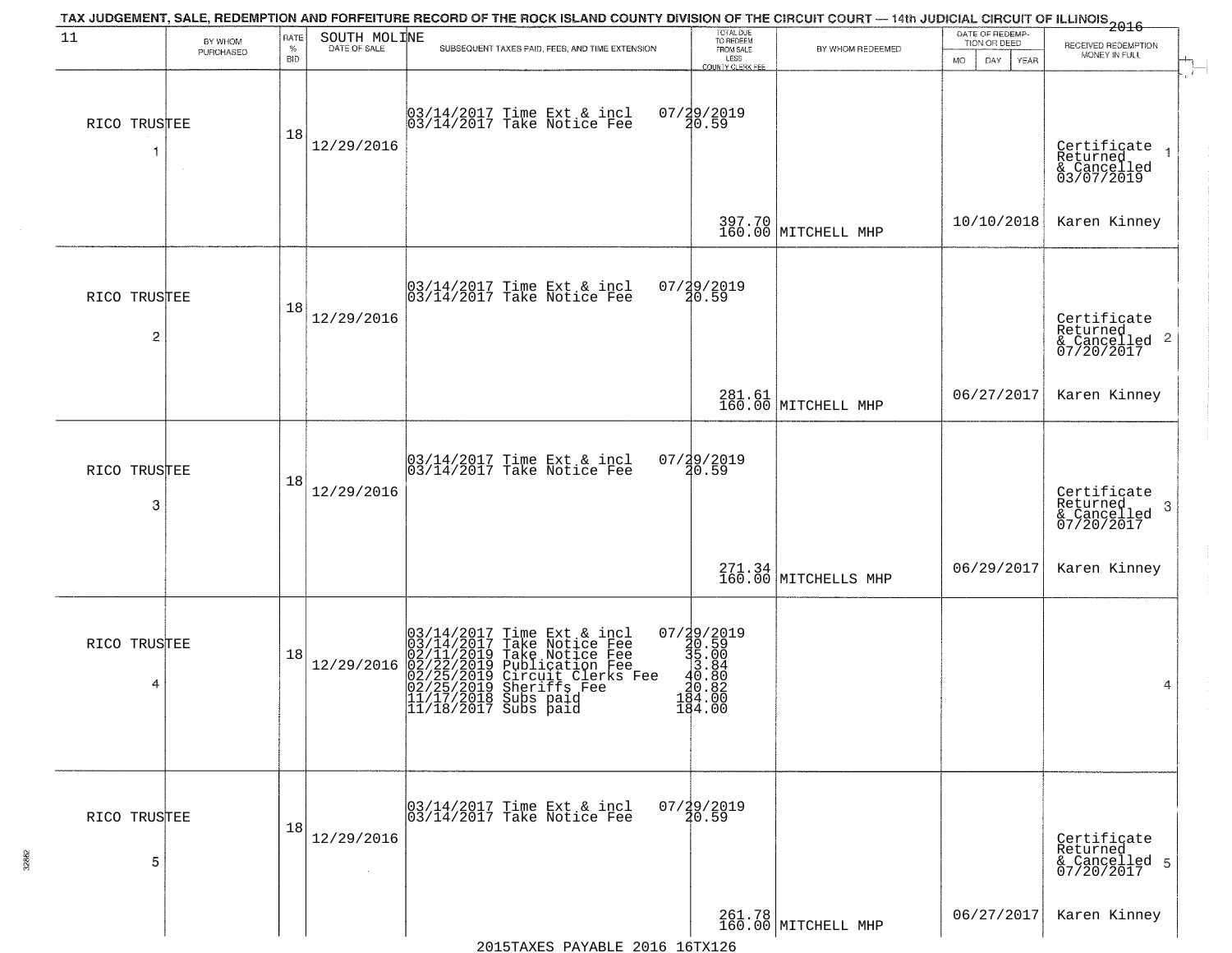# TAX JUDGEMENT, SALE, REDEMPTION AND FORFEITURE RECORD OF THE ROCK ISLAND COUNTY DIVISION OF THE CIRCUIT COURT — 14th JUDICIAL CIRCUIT OF ILLINOIS 2016

| 11 | BY WHOM PURCHASED | RATE % BID | SOUTH MOLINE DATE OF SALE | SUBSEQUENT TAXES PAID, FEES, AND TIME EXTENSION | TOTAL DUE TO REDEEM FROM SALE LESS COUNTY CLERK FEE | BY WHOM REDEEMED | DATE OF REDEMPTION OR DEED MO DAY YEAR | RECEIVED REDEMPTION MONEY IN FULL |
|---|---|---|---|---|---|---|---|---|
| 1 | RICO TRUSTEE | 18 | 12/29/2016 | 03/14/2017 Time Ext & incl 07/29/2019<br>03/14/2017 Take Notice Fee 20.59 | 397.70<br>160.00 | MITCHELL MHP | 10/10/2018 | Certificate Returned & Cancelled 03/07/2019<br>Karen Kinney |
| 2 | RICO TRUSTEE | 18 | 12/29/2016 | 03/14/2017 Time Ext & incl 07/29/2019<br>03/14/2017 Take Notice Fee 20.59 | 281.61<br>160.00 | MITCHELL MHP | 06/27/2017 | Certificate Returned & Cancelled 07/20/2017<br>Karen Kinney |
| 3 | RICO TRUSTEE | 18 | 12/29/2016 | 03/14/2017 Time Ext & incl 07/29/2019<br>03/14/2017 Take Notice Fee 20.59 | 271.34<br>160.00 | MITCHELLS MHP | 06/29/2017 | Certificate Returned & Cancelled 07/20/2017<br>Karen Kinney |
| 4 | RICO TRUSTEE | 18 | 12/29/2016 | 03/14/2017 Time Ext & incl 07/29/2019<br>03/14/2017 Take Notice Fee 20.59<br>02/11/2019 Take Notice Fee 35.00<br>02/22/2019 Publication Fee 3.84<br>02/25/2019 Circuit Clerks Fee 40.80<br>02/25/2019 Sheriffs Fee 20.82<br>11/17/2018 Subs paid 184.00<br>11/18/2017 Subs paid 184.00 | | | | |
| 5 | RICO TRUSTEE | 18 | 12/29/2016 | 03/14/2017 Time Ext & incl 07/29/2019<br>03/14/2017 Take Notice Fee 20.59 | 261.78<br>160.00 | MITCHELL MHP | 06/27/2017 | Certificate Returned & Cancelled 07/20/2017<br>Karen Kinney |

2015TAXES PAYABLE 2016 16TX126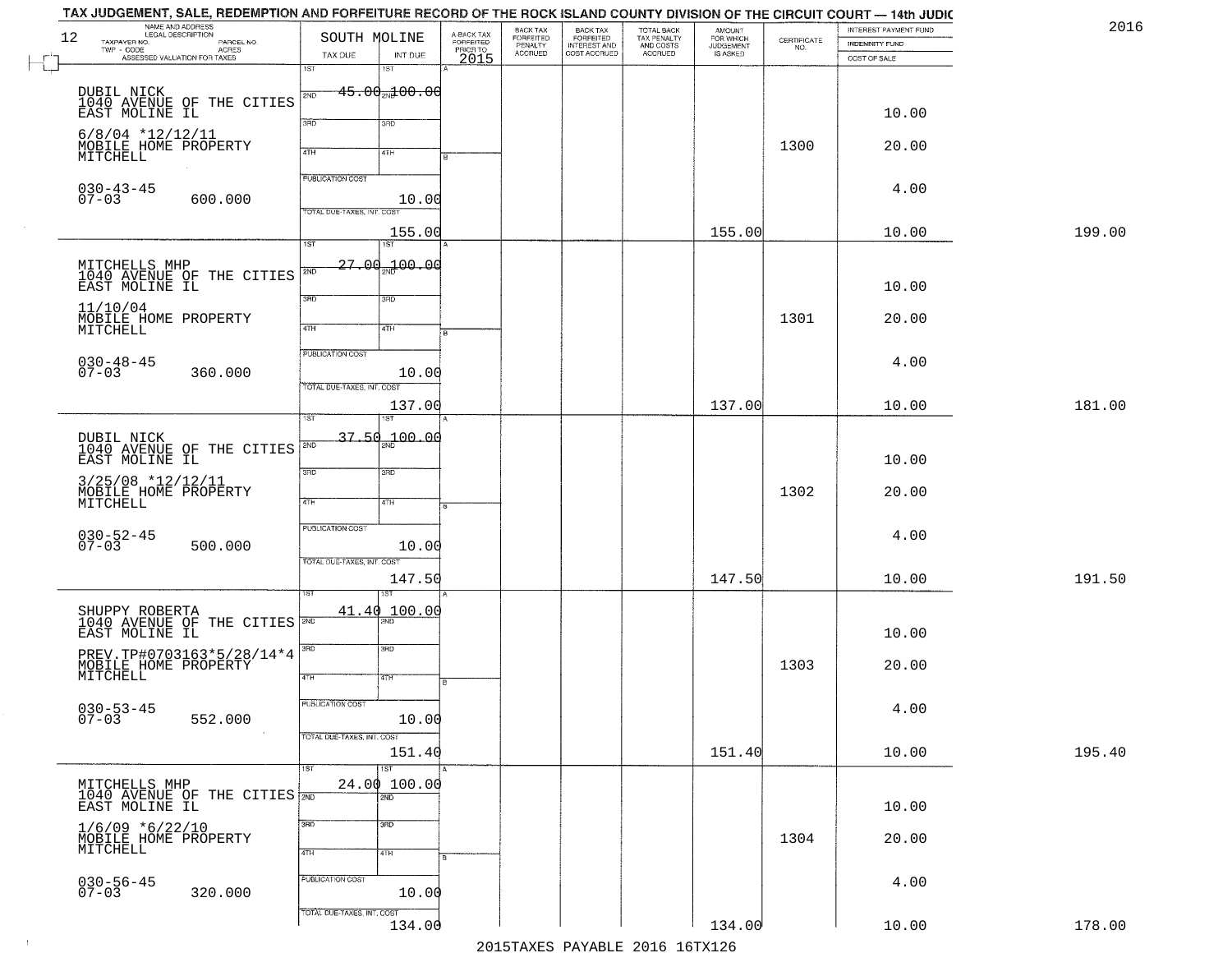TAX JUDGEMENT, SALE, REDEMPTION AND FORFEITURE RECORD OF THE ROCK ISLAND COUNTY DIVISION OF THE CIRCUIT COURT — 14th JUDIC

2016

| 12 NAME AND ADDRESS / LEGAL DESCRIPTION / TAXPAYER NO. / PARCEL NO. / TWP - CODE / ACRES / ASSESSED VALUATION FOR TAXES | SOUTH MOLINE TAX DUE | INT DUE | A-BACK TAX FORFEITED PRIOR TO 2015 | BACK TAX FORFEITED PENALTY ACCRUED | BACK TAX FORFEITED INTEREST AND COST ACCRUED | TOTAL BACK TAX PENALTY AND COSTS ACCRUED | AMOUNT FOR WHICH JUDGEMENT IS ASKED | CERTIFICATE NO. | INTEREST PAYMENT FUND / INDEMNITY FUND / COST OF SALE | |
|---|---|---|---|---|---|---|---|---|---|---|
| DUBIL NICK<br>1040 AVENUE OF THE CITIES<br>EAST MOLINE IL<br>6/8/04 *12/12/11<br>MOBILE HOME PROPERTY<br>MITCHELL<br>030-43-45<br>07-03 600.000 | 1ST 45.00<br>PUBLICATION COST<br>TOTAL DUE-TAXES, INT. COST 155.00 | 100.00<br>10.00 | | | | | 155.00 | 1300 | 10.00<br>20.00<br>4.00<br>10.00 | 199.00 |
| MITCHELLS MHP<br>1040 AVENUE OF THE CITIES<br>EAST MOLINE IL<br>11/10/04<br>MOBILE HOME PROPERTY<br>MITCHELL<br>030-48-45<br>07-03 360.000 | 1ST 27.00<br>PUBLICATION COST<br>TOTAL DUE-TAXES, INT. COST 137.00 | 100.00<br>10.00 | | | | | 137.00 | 1301 | 10.00<br>20.00<br>4.00<br>10.00 | 181.00 |
| DUBIL NICK<br>1040 AVENUE OF THE CITIES<br>EAST MOLINE IL<br>3/25/08 *12/12/11<br>MOBILE HOME PROPERTY<br>MITCHELL<br>030-52-45<br>07-03 500.000 | 1ST 37.50<br>PUBLICATION COST<br>TOTAL DUE-TAXES, INT. COST 147.50 | 100.00<br>10.00 | | | | | 147.50 | 1302 | 10.00<br>20.00<br>4.00<br>10.00 | 191.50 |
| SHUPPY ROBERTA<br>1040 AVENUE OF THE CITIES<br>EAST MOLINE IL<br>PREV.TP#0703163*5/28/14*4<br>MOBILE HOME PROPERTY<br>MITCHELL<br>030-53-45<br>07-03 552.000 | 1ST 41.40<br>PUBLICATION COST<br>TOTAL DUE-TAXES, INT. COST 151.40 | 100.00<br>10.00 | | | | | 151.40 | 1303 | 10.00<br>20.00<br>4.00<br>10.00 | 195.40 |
| MITCHELLS MHP<br>1040 AVENUE OF THE CITIES<br>EAST MOLINE IL<br>1/6/09 *6/22/10<br>MOBILE HOME PROPERTY<br>MITCHELL<br>030-56-45<br>07-03 320.000 | 1ST 24.00<br>PUBLICATION COST<br>TOTAL DUE-TAXES, INT. COST 134.00 | 100.00<br>10.00 | | | | | 134.00 | 1304 | 10.00<br>20.00<br>4.00<br>10.00 | 178.00 |

2015TAXES PAYABLE 2016 16TX126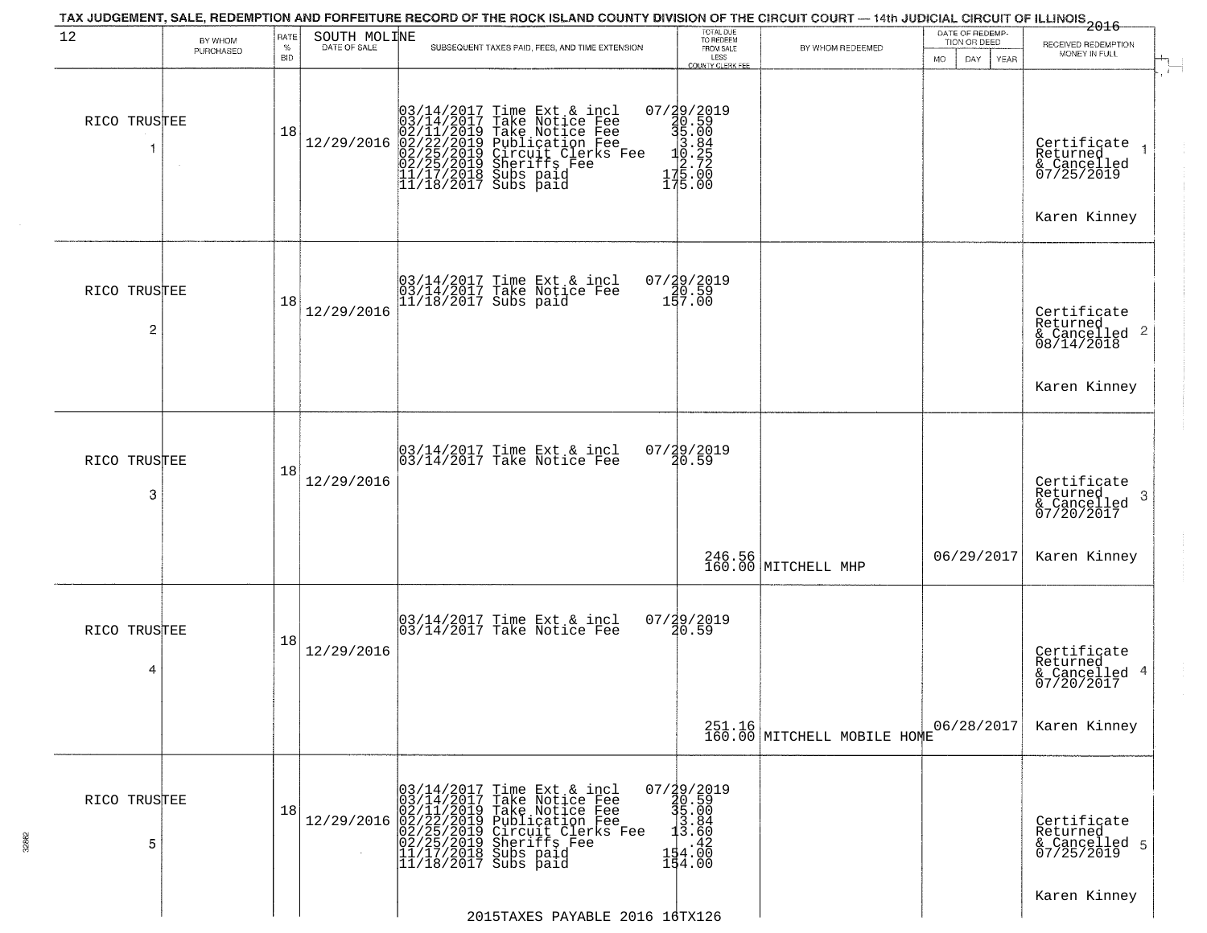TAX JUDGEMENT, SALE, REDEMPTION AND FORFEITURE RECORD OF THE ROCK ISLAND COUNTY DIVISION OF THE CIRCUIT COURT — 14th JUDICIAL CIRCUIT OF ILLINOIS 2016

| 12 BY WHOM PURCHASED | RATE % BID | SOUTH MOLINE DATE OF SALE | SUBSEQUENT TAXES PAID, FEES, AND TIME EXTENSION | TOTAL DUE TO REDEEM FROM SALE LESS COUNTY CLERK FEE | BY WHOM REDEEMED | DATE OF REDEMPTION OR DEED MO DAY YEAR | RECEIVED REDEMPTION MONEY IN FULL |
|---|---|---|---|---|---|---|---|
| RICO TRUSTEE 1 | 18 | 12/29/2016 | 03/14/2017 Time Ext & incl 07/29/2019<br>03/14/2017 Take Notice Fee 20.59<br>02/11/2019 Take Notice Fee 35.00<br>02/22/2019 Publication Fee 3.84<br>02/25/2019 Circuit Clerks Fee 10.25<br>02/25/2019 Sheriffs Fee 2.72<br>11/17/2018 Subs paid 175.00<br>11/18/2017 Subs paid 175.00 | | | | Certificate Returned & Cancelled 07/25/2019<br>Karen Kinney |
| RICO TRUSTEE 2 | 18 | 12/29/2016 | 03/14/2017 Time Ext & incl 07/29/2019<br>03/14/2017 Take Notice Fee 20.59<br>11/18/2017 Subs paid 157.00 | | | | Certificate Returned & Cancelled 08/14/2018<br>Karen Kinney |
| RICO TRUSTEE 3 | 18 | 12/29/2016 | 03/14/2017 Time Ext & incl 07/29/2019<br>03/14/2017 Take Notice Fee 20.59 | 246.56<br>160.00 | MITCHELL MHP | 06/29/2017 | Certificate Returned & Cancelled 07/20/2017<br>Karen Kinney |
| RICO TRUSTEE 4 | 18 | 12/29/2016 | 03/14/2017 Time Ext & incl 07/29/2019<br>03/14/2017 Take Notice Fee 20.59 | 251.16<br>160.00 | MITCHELL MOBILE HOME | 06/28/2017 | Certificate Returned & Cancelled 07/20/2017<br>Karen Kinney |
| RICO TRUSTEE 5 | 18 | 12/29/2016 | 03/14/2017 Time Ext & incl 07/29/2019<br>03/14/2017 Take Notice Fee 20.59<br>02/11/2019 Take Notice Fee 35.00<br>02/22/2019 Publication Fee 3.84<br>02/25/2019 Circuit Clerks Fee 13.60<br>02/25/2019 Sheriffs Fee .42<br>11/17/2018 Subs paid 154.00<br>11/18/2017 Subs paid 154.00 | | | | Certificate Returned & Cancelled 07/25/2019<br>Karen Kinney |

2015TAXES PAYABLE 2016 16TX126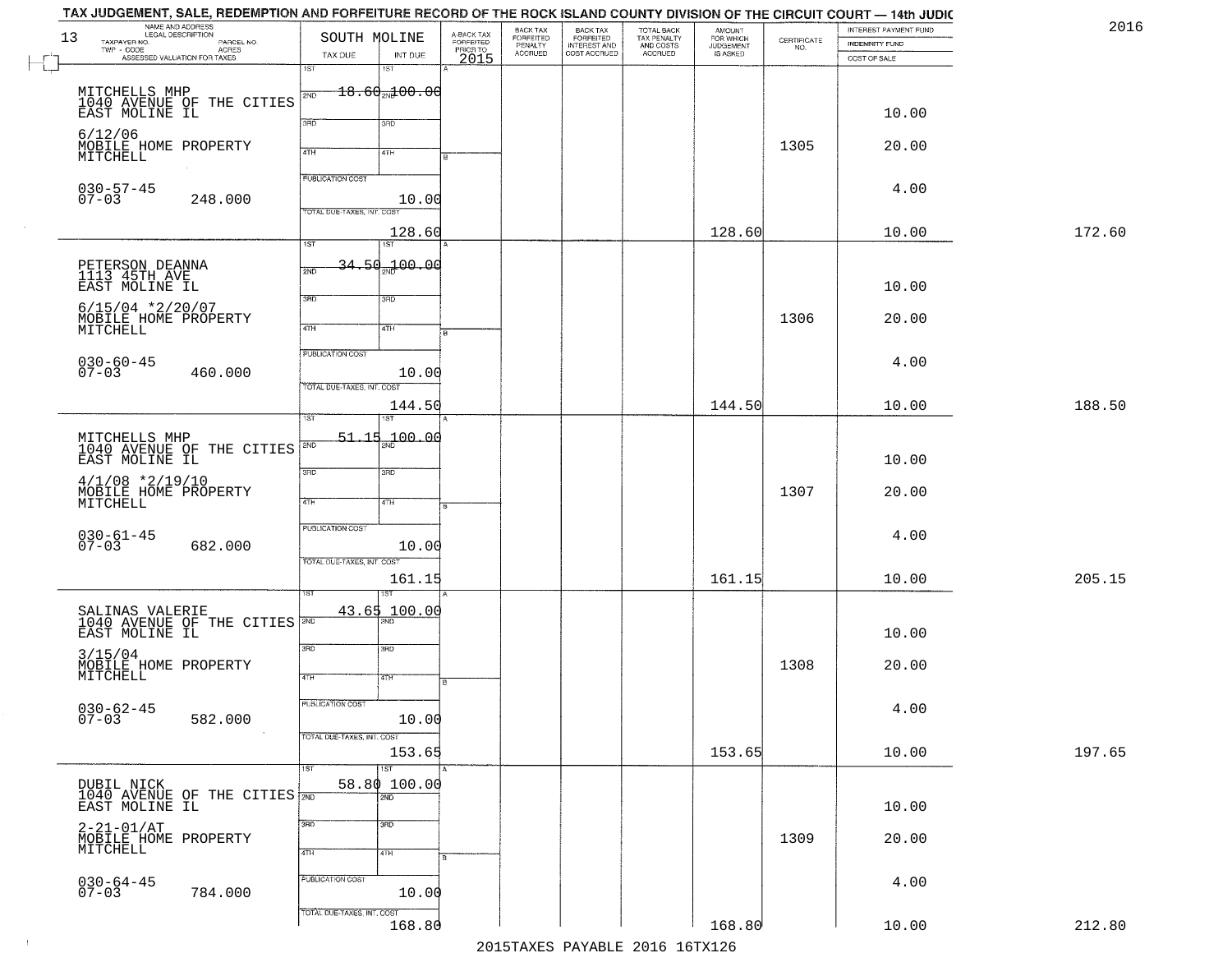TAX JUDGEMENT, SALE, REDEMPTION AND FORFEITURE RECORD OF THE ROCK ISLAND COUNTY DIVISION OF THE CIRCUIT COURT — 14th JUDIC

2016

| NAME AND ADDRESS / LEGAL DESCRIPTION / TAXPAYER NO. / PARCEL NO. / TWP - CODE / ACRES / ASSESSED VALUATION FOR TAXES (13) | SOUTH MOLINE TAX DUE | INT DUE | A-BACK TAX FORFEITED PRIOR TO 2015 | BACK TAX FORFEITED PENALTY ACCRUED | BACK TAX FORFEITED INTEREST AND COST ACCRUED | TOTAL BACK TAX PENALTY AND COSTS ACCRUED | AMOUNT FOR WHICH JUDGEMENT IS ASKED | CERTIFICATE NO. | INTEREST PAYMENT FUND / INDEMNITY FUND / COST OF SALE | |
|---|---|---|---|---|---|---|---|---|---|---|
| MITCHELLS MHP<br>1040 AVENUE OF THE CITIES<br>EAST MOLINE IL<br>6/12/06<br>MOBILE HOME PROPERTY<br>MITCHELL<br>030-57-45<br>07-03 248.000 | 1ST 18.60<br>PUBLICATION COST<br>TOTAL DUE-TAXES, INT. COST | 100.00<br>10.00<br>128.60 | | | | | 128.60 | 1305 | 10.00<br>20.00<br>4.00<br>10.00 | 172.60 |
| PETERSON DEANNA<br>1113 45TH AVE<br>EAST MOLINE IL<br>6/15/04 *2/20/07<br>MOBILE HOME PROPERTY<br>MITCHELL<br>030-60-45<br>07-03 460.000 | 1ST 34.50<br>PUBLICATION COST<br>TOTAL DUE-TAXES, INT. COST | 100.00<br>10.00<br>144.50 | | | | | 144.50 | 1306 | 10.00<br>20.00<br>4.00<br>10.00 | 188.50 |
| MITCHELLS MHP<br>1040 AVENUE OF THE CITIES<br>EAST MOLINE IL<br>4/1/08 *2/19/10<br>MOBILE HOME PROPERTY<br>MITCHELL<br>030-61-45<br>07-03 682.000 | 1ST 51.15<br>PUBLICATION COST<br>TOTAL DUE-TAXES, INT. COST | 100.00<br>10.00<br>161.15 | | | | | 161.15 | 1307 | 10.00<br>20.00<br>4.00<br>10.00 | 205.15 |
| SALINAS VALERIE<br>1040 AVENUE OF THE CITIES<br>EAST MOLINE IL<br>3/15/04<br>MOBILE HOME PROPERTY<br>MITCHELL<br>030-62-45<br>07-03 582.000 | 1ST 43.65<br>PUBLICATION COST<br>TOTAL DUE-TAXES, INT. COST | 100.00<br>10.00<br>153.65 | | | | | 153.65 | 1308 | 10.00<br>20.00<br>4.00<br>10.00 | 197.65 |
| DUBIL NICK<br>1040 AVENUE OF THE CITIES<br>EAST MOLINE IL<br>2-21-01/AT<br>MOBILE HOME PROPERTY<br>MITCHELL<br>030-64-45<br>07-03 784.000 | 1ST 58.80<br>PUBLICATION COST<br>TOTAL DUE-TAXES, INT. COST | 100.00<br>10.00<br>168.80 | | | | | 168.80 | 1309 | 10.00<br>20.00<br>4.00<br>10.00 | 212.80 |

2015TAXES PAYABLE 2016 16TX126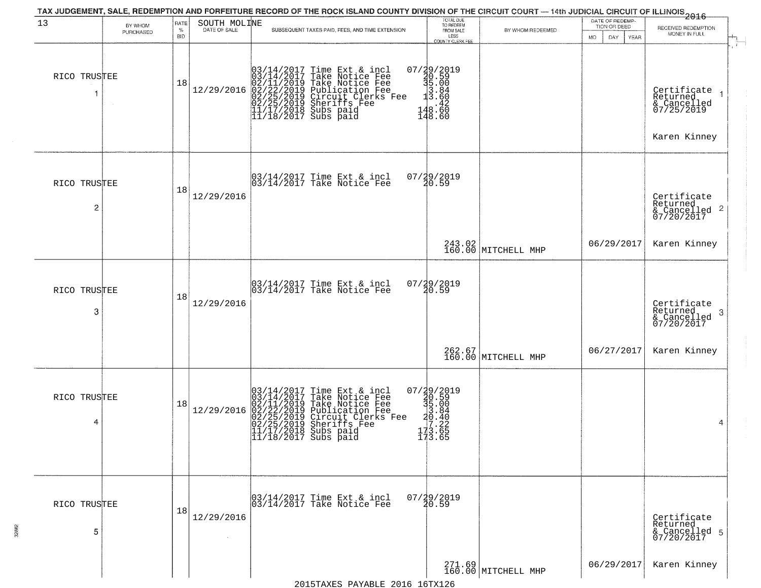TAX JUDGEMENT, SALE, REDEMPTION AND FORFEITURE RECORD OF THE ROCK ISLAND COUNTY DIVISION OF THE CIRCUIT COURT — 14th JUDICIAL CIRCUIT OF ILLINOIS 2016

| 13 | BY WHOM PURCHASED | RATE % BID | SOUTH MOLINE DATE OF SALE | SUBSEQUENT TAXES PAID, FEES, AND TIME EXTENSION | TOTAL DUE TO REDEEM FROM SALE LESS COUNTY CLERK FEE | BY WHOM REDEEMED | DATE OF REDEMPTION OR DEED MO DAY YEAR | RECEIVED REDEMPTION MONEY IN FULL |
|---|---|---|---|---|---|---|---|---|
| RICO TRUSTEE 1 | | 18 | 12/29/2016 | 03/14/2017 Time Ext & incl 07/29/2019<br>03/14/2017 Take Notice Fee 20.59<br>02/11/2019 Take Notice Fee 35.00<br>02/22/2019 Publication Fee 3.84<br>02/25/2019 Circuit Clerks Fee 13.60<br>02/25/2019 Sheriffs Fee .42<br>11/17/2018 Subs paid 148.60<br>11/18/2017 Subs paid 148.60 | | | | Certificate Returned & Cancelled 07/25/2019<br>Karen Kinney |
| RICO TRUSTEE 2 | | 18 | 12/29/2016 | 03/14/2017 Time Ext & incl 07/29/2019<br>03/14/2017 Take Notice Fee 20.59 | 243.02<br>160.00 | MITCHELL MHP | 06/29/2017 | Certificate Returned & Cancelled 07/20/2017<br>Karen Kinney |
| RICO TRUSTEE 3 | | 18 | 12/29/2016 | 03/14/2017 Time Ext & incl 07/29/2019<br>03/14/2017 Take Notice Fee 20.59 | 262.67<br>160.00 | MITCHELL MHP | 06/27/2017 | Certificate Returned & Cancelled 07/20/2017<br>Karen Kinney |
| RICO TRUSTEE 4 | | 18 | 12/29/2016 | 03/14/2017 Time Ext & incl 07/29/2019<br>03/14/2017 Take Notice Fee 20.59<br>02/11/2019 Take Notice Fee 35.00<br>02/22/2019 Publication Fee 3.84<br>02/25/2019 Circuit Clerks Fee 20.40<br>02/25/2019 Sheriffs Fee 7.22<br>11/17/2018 Subs paid 173.65<br>11/18/2017 Subs paid 173.65 | | | | 4 |
| RICO TRUSTEE 5 | | 18 | 12/29/2016 | 03/14/2017 Time Ext & incl 07/29/2019<br>03/14/2017 Take Notice Fee 20.59 | 271.69<br>160.00 | MITCHELL MHP | 06/29/2017 | Certificate Returned & Cancelled 07/20/2017<br>Karen Kinney |

2015TAXES PAYABLE 2016 16TX126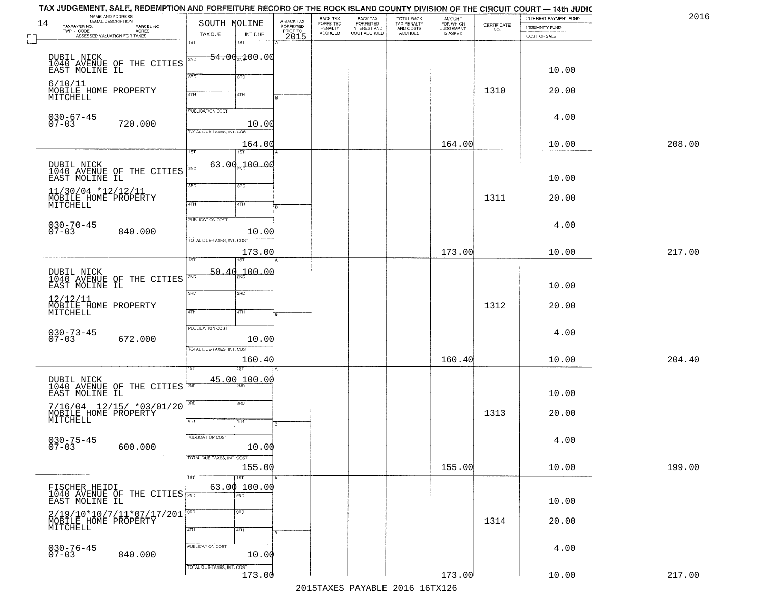# TAX JUDGEMENT, SALE, REDEMPTION AND FORFEITURE RECORD OF THE ROCK ISLAND COUNTY DIVISION OF THE CIRCUIT COURT — 14th JUDIC

2016

| NAME AND ADDRESS / LEGAL DESCRIPTION / TAXPAYER NO. / PARCEL NO. / TWP - CODE / ACRES / ASSESSED VALUATION FOR TAXES | SOUTH MOLINE TAX DUE | INT DUE | A-BACK TAX FORFEITED PRIOR TO 2015 | BACK TAX FORFEITED PENALTY ACCRUED | BACK TAX FORFEITED INTEREST AND COST ACCRUED | TOTAL BACK TAX PENALTY AND COSTS ACCRUED | AMOUNT FOR WHICH JUDGEMENT IS ASKED | CERTIFICATE NO. | INTEREST PAYMENT FUND / INDEMNITY FUND / COST OF SALE | |
|---|---|---|---|---|---|---|---|---|---|---|
| DUBIL NICK<br>1040 AVENUE OF THE CITIES<br>EAST MOLINE IL<br>6/10/11<br>MOBILE HOME PROPERTY<br>MITCHELL<br>030-67-45<br>07-03 720.000 | 1ST<br>54.00<br>PUBLICATION COST<br>TOTAL DUE-TAXES, INT. COST | 100.00<br>10.00<br>164.00 | | | | | 164.00 | 1310 | 10.00<br>20.00<br>4.00<br>10.00 | 208.00 |
| DUBIL NICK<br>1040 AVENUE OF THE CITIES<br>EAST MOLINE IL<br>11/30/04 *12/12/11<br>MOBILE HOME PROPERTY<br>MITCHELL<br>030-70-45<br>07-03 840.000 | 1ST<br>63.00<br>PUBLICATION COST<br>TOTAL DUE-TAXES, INT. COST | 100.00<br>10.00<br>173.00 | | | | | 173.00 | 1311 | 10.00<br>20.00<br>4.00<br>10.00 | 217.00 |
| DUBIL NICK<br>1040 AVENUE OF THE CITIES<br>EAST MOLINE IL<br>12/12/11<br>MOBILE HOME PROPERTY<br>MITCHELL<br>030-73-45<br>07-03 672.000 | 1ST<br>50.40<br>PUBLICATION COST<br>TOTAL DUE-TAXES, INT. COST | 100.00<br>10.00<br>160.40 | | | | | 160.40 | 1312 | 10.00<br>20.00<br>4.00<br>10.00 | 204.40 |
| DUBIL NICK<br>1040 AVENUE OF THE CITIES<br>EAST MOLINE IL<br>7/16/04 12/15/ *03/01/20<br>MOBILE HOME PROPERTY<br>MITCHELL<br>030-75-45<br>07-03 600.000 | 1ST<br>45.00<br>PUBLICATION COST<br>TOTAL DUE-TAXES, INT. COST | 100.00<br>10.00<br>155.00 | | | | | 155.00 | 1313 | 10.00<br>20.00<br>4.00<br>10.00 | 199.00 |
| FISCHER HEIDI<br>1040 AVENUE OF THE CITIES<br>EAST MOLINE IL<br>2/19/10*10/7/11*07/17/201<br>MOBILE HOME PROPERTY<br>MITCHELL<br>030-76-45<br>07-03 840.000 | 1ST<br>63.00<br>PUBLICATION COST<br>TOTAL DUE-TAXES, INT. COST | 100.00<br>10.00<br>173.00 | | | | | 173.00 | 1314 | 10.00<br>20.00<br>4.00<br>10.00 | 217.00 |

2015TAXES PAYABLE 2016 16TX126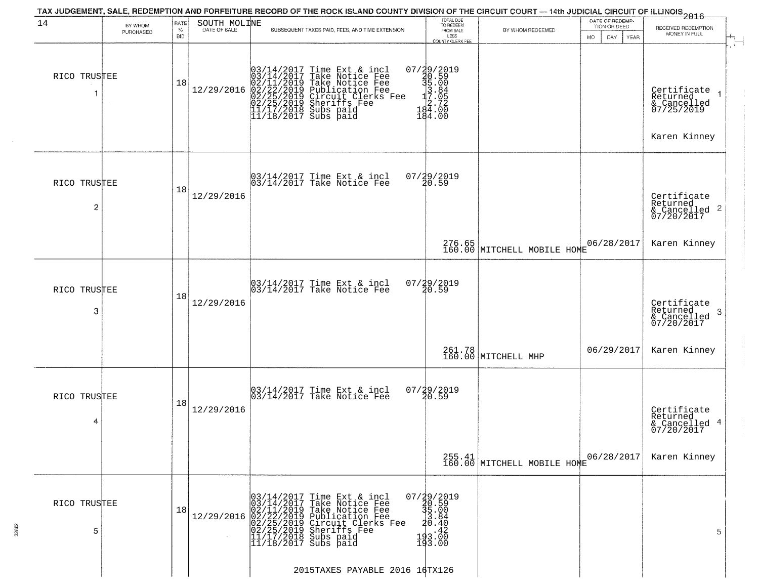TAX JUDGEMENT, SALE, REDEMPTION AND FORFEITURE RECORD OF THE ROCK ISLAND COUNTY DIVISION OF THE CIRCUIT COURT — 14th JUDICIAL CIRCUIT OF ILLINOIS 2016

| 14 BY WHOM PURCHASED | RATE % BID | SOUTH MOLINE DATE OF SALE | SUBSEQUENT TAXES PAID, FEES, AND TIME EXTENSION | TOTAL DUE TO REDEEM FROM SALE LESS COUNTY CLERK FEE | BY WHOM REDEEMED | DATE OF REDEMPTION OR DEED (MO DAY YEAR) | RECEIVED REDEMPTION MONEY IN FULL |
|---|---|---|---|---|---|---|---|
| RICO TRUSTEE 1 | 18 | 12/29/2016 | 03/14/2017 Time Ext & incl 07/29/2019<br>03/14/2017 Take Notice Fee 20.59<br>02/11/2019 Take Notice Fee 35.00<br>02/22/2019 Publication Fee 3.84<br>02/25/2019 Circuit Clerks Fee 17.05<br>02/25/2019 Sheriffs Fee 2.72<br>11/17/2018 Subs paid 184.00<br>11/18/2017 Subs paid 184.00 | | | | Certificate Returned & Cancelled 07/25/2019<br>Karen Kinney 1 |
| RICO TRUSTEE 2 | 18 | 12/29/2016 | 03/14/2017 Time Ext & incl 07/29/2019<br>03/14/2017 Take Notice Fee 20.59 | 276.65<br>160.00 | MITCHELL MOBILE HOME | 06/28/2017 | Certificate Returned & Cancelled 07/20/2017<br>Karen Kinney 2 |
| RICO TRUSTEE 3 | 18 | 12/29/2016 | 03/14/2017 Time Ext & incl 07/29/2019<br>03/14/2017 Take Notice Fee 20.59 | 261.78<br>160.00 | MITCHELL MHP | 06/29/2017 | Certificate Returned & Cancelled 07/20/2017<br>Karen Kinney 3 |
| RICO TRUSTEE 4 | 18 | 12/29/2016 | 03/14/2017 Time Ext & incl 07/29/2019<br>03/14/2017 Take Notice Fee 20.59 | 255.41<br>160.00 | MITCHELL MOBILE HOME | 06/28/2017 | Certificate Returned & Cancelled 07/20/2017<br>Karen Kinney 4 |
| RICO TRUSTEE 5 | 18 | 12/29/2016 | 03/14/2017 Time Ext & incl 07/29/2019<br>03/14/2017 Take Notice Fee 20.59<br>02/11/2019 Take Notice Fee 35.00<br>02/22/2019 Publication Fee 3.84<br>02/25/2019 Circuit Clerks Fee 20.40<br>02/25/2019 Sheriffs Fee .42<br>11/17/2018 Subs paid 193.00<br>11/18/2017 Subs paid 193.00 | | | | 5 |

2015TAXES PAYABLE 2016 16TX126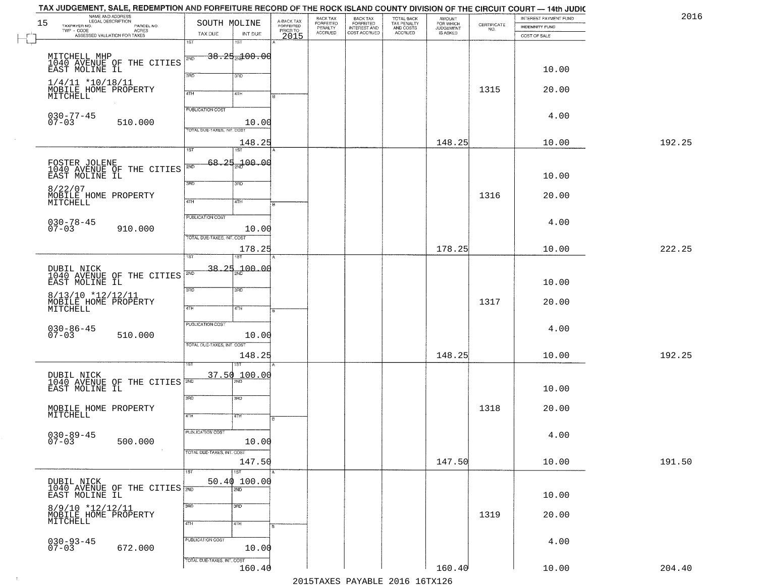# TAX JUDGEMENT, SALE, REDEMPTION AND FORFEITURE RECORD OF THE ROCK ISLAND COUNTY DIVISION OF THE CIRCUIT COURT — 14th JUDIC

2016

| 15 NAME AND ADDRESS / LEGAL DESCRIPTION / TAXPAYER NO. / PARCEL NO. / TWP - CODE / ACRES / ASSESSED VALUATION FOR TAXES | SOUTH MOLINE TAX DUE | INT DUE | A-BACK TAX FORFEITED PRIOR TO 2015 | BACK TAX FORFEITED PENALTY ACCRUED | BACK TAX FORFEITED INTEREST AND COST ACCRUED | TOTAL BACK TAX PENALTY AND COSTS ACCRUED | AMOUNT FOR WHICH JUDGEMENT IS ASKED | CERTIFICATE NO. | INTEREST PAYMENT FUND / INDEMNITY FUND / COST OF SALE | |
|---|---|---|---|---|---|---|---|---|---|---|
| MITCHELL MHP<br>1040 AVENUE OF THE CITIES<br>EAST MOLINE IL<br>1/4/11 *10/18/11<br>MOBILE HOME PROPERTY<br>MITCHELL<br>030-77-45<br>07-03 510.000 | 1ST 38.25<br>PUBLICATION COST<br>TOTAL DUE-TAXES, INT. COST | 2ND 100.00<br>10.00<br>148.25 | | | | | 148.25 | 1315 | 10.00<br>20.00<br>4.00<br>10.00 | 192.25 |
| FOSTER JOLENE<br>1040 AVENUE OF THE CITIES<br>EAST MOLINE IL<br>8/22/07<br>MOBILE HOME PROPERTY<br>MITCHELL<br>030-78-45<br>07-03 910.000 | 1ST 68.25<br>PUBLICATION COST<br>TOTAL DUE-TAXES, INT. COST | 100.00<br>10.00<br>178.25 | | | | | 178.25 | 1316 | 10.00<br>20.00<br>4.00<br>10.00 | 222.25 |
| DUBIL NICK<br>1040 AVENUE OF THE CITIES<br>EAST MOLINE IL<br>8/13/10 *12/12/11<br>MOBILE HOME PROPERTY<br>MITCHELL<br>030-86-45<br>07-03 510.000 | 1ST 38.25<br>PUBLICATION COST<br>TOTAL DUE-TAXES, INT. COST | 100.00<br>10.00<br>148.25 | | | | | 148.25 | 1317 | 10.00<br>20.00<br>4.00<br>10.00 | 192.25 |
| DUBIL NICK<br>1040 AVENUE OF THE CITIES<br>EAST MOLINE IL<br>MOBILE HOME PROPERTY<br>MITCHELL<br>030-89-45<br>07-03 500.000 | 1ST 37.50<br>PUBLICATION COST<br>TOTAL DUE-TAXES, INT. COST | 100.00<br>10.00<br>147.50 | | | | | 147.50 | 1318 | 10.00<br>20.00<br>4.00<br>10.00 | 191.50 |
| DUBIL NICK<br>1040 AVENUE OF THE CITIES<br>EAST MOLINE IL<br>8/9/10 *12/12/11<br>MOBILE HOME PROPERTY<br>MITCHELL<br>030-93-45<br>07-03 672.000 | 1ST 50.40<br>PUBLICATION COST<br>TOTAL DUE-TAXES, INT. COST | 100.00<br>10.00<br>160.40 | | | | | 160.40 | 1319 | 10.00<br>20.00<br>4.00<br>10.00 | 204.40 |

2015TAXES PAYABLE 2016 16TX126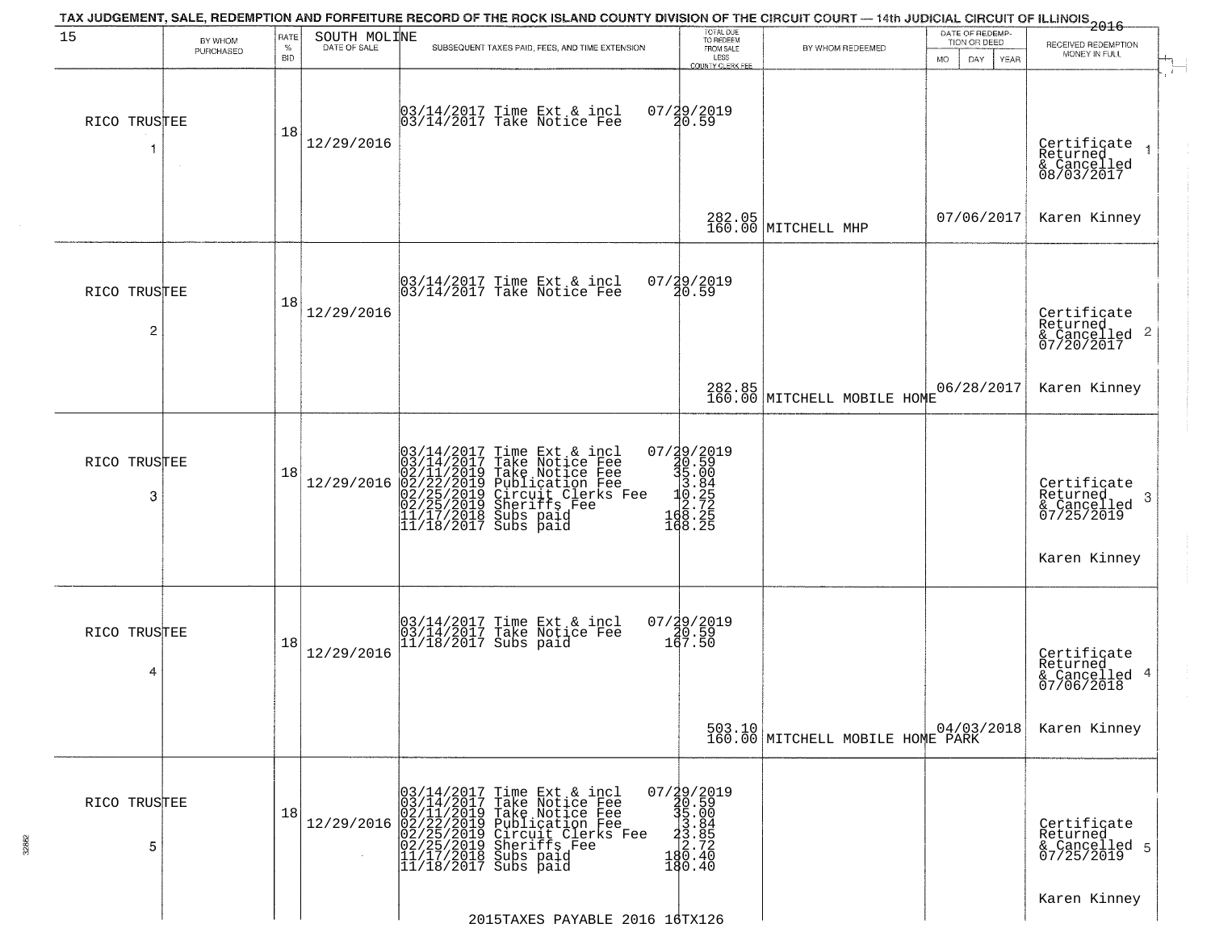TAX JUDGEMENT, SALE, REDEMPTION AND FORFEITURE RECORD OF THE ROCK ISLAND COUNTY DIVISION OF THE CIRCUIT COURT — 14th JUDICIAL CIRCUIT OF ILLINOIS 2016

| 15 | BY WHOM PURCHASED | RATE % BID | SOUTH MOLINE DATE OF SALE | SUBSEQUENT TAXES PAID, FEES, AND TIME EXTENSION | TOTAL DUE TO REDEEM FROM SALE LESS COUNTY CLERK FEE | BY WHOM REDEEMED | DATE OF REDEMPTION OR DEED MO DAY YEAR | RECEIVED REDEMPTION MONEY IN FULL |
|---|---|---|---|---|---|---|---|---|
| 1 | RICO TRUSTEE | 18 | 12/29/2016 | 03/14/2017 Time Ext & incl 07/29/2019<br>03/14/2017 Take Notice Fee 20.59 | 282.05<br>160.00 | MITCHELL MHP | 07/06/2017 | Certificate Returned & Cancelled 08/03/2017<br>Karen Kinney |
| 2 | RICO TRUSTEE | 18 | 12/29/2016 | 03/14/2017 Time Ext & incl 07/29/2019<br>03/14/2017 Take Notice Fee 20.59 | 282.85<br>160.00 | MITCHELL MOBILE HOME | 06/28/2017 | Certificate Returned & Cancelled 07/20/2017<br>Karen Kinney |
| 3 | RICO TRUSTEE | 18 | 12/29/2016 | 03/14/2017 Time Ext & incl 07/29/2019<br>03/14/2017 Take Notice Fee 20.59<br>02/11/2019 Take Notice Fee 35.00<br>02/22/2019 Publication Fee 3.84<br>02/25/2019 Circuit Clerks Fee 10.25<br>02/25/2019 Sheriffs Fee 2.72<br>11/17/2018 Subs paid 168.25<br>11/18/2017 Subs paid 168.25 | | | | Certificate Returned & Cancelled 07/25/2019<br>Karen Kinney |
| 4 | RICO TRUSTEE | 18 | 12/29/2016 | 03/14/2017 Time Ext & incl 07/29/2019<br>03/14/2017 Take Notice Fee 20.59<br>11/18/2017 Subs paid 167.50 | 503.10<br>160.00 | MITCHELL MOBILE HOME PARK | 04/03/2018 | Certificate Returned & Cancelled 07/06/2018<br>Karen Kinney |
| 5 | RICO TRUSTEE | 18 | 12/29/2016 | 03/14/2017 Time Ext & incl 07/29/2019<br>03/14/2017 Take Notice Fee 20.59<br>02/11/2019 Take Notice Fee 35.00<br>02/22/2019 Publication Fee 3.84<br>02/25/2019 Circuit Clerks Fee 23.85<br>02/25/2019 Sheriffs Fee 2.72<br>11/17/2018 Subs paid 180.40<br>11/18/2017 Subs paid 180.40 | | | | Certificate Returned & Cancelled 07/25/2019<br>Karen Kinney |

2015TAXES PAYABLE 2016 16TX126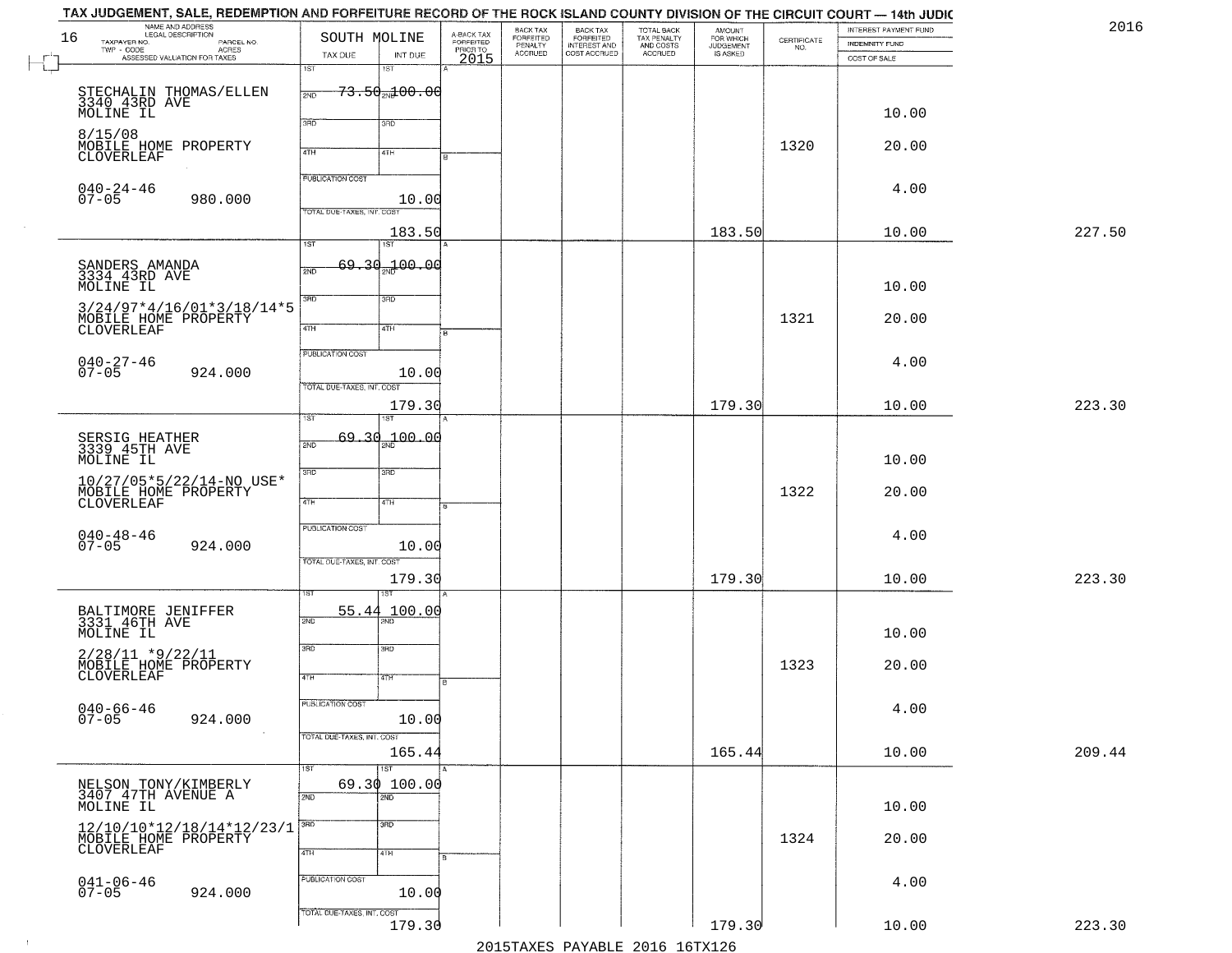TAX JUDGEMENT, SALE, REDEMPTION AND FORFEITURE RECORD OF THE ROCK ISLAND COUNTY DIVISION OF THE CIRCUIT COURT — 14th JUDIC

2016

| 16 NAME AND ADDRESS / LEGAL DESCRIPTION / TAXPAYER NO. / PARCEL NO. / TWP - CODE / ACRES / ASSESSED VALUATION FOR TAXES | SOUTH MOLINE TAX DUE | INT DUE | A-BACK TAX FORFEITED PRIOR TO 2015 | BACK TAX FORFEITED PENALTY ACCRUED | BACK TAX FORFEITED INTEREST AND COST ACCRUED | TOTAL BACK TAX PENALTY AND COSTS ACCRUED | AMOUNT FOR WHICH JUDGEMENT IS ASKED | CERTIFICATE NO. | INTEREST PAYMENT FUND / INDEMNITY FUND / COST OF SALE | |
|---|---|---|---|---|---|---|---|---|---|---|
| STECHALIN THOMAS/ELLEN 3340 43RD AVE MOLINE IL 8/15/08 MOBILE HOME PROPERTY CLOVERLEAF 040-24-46 07-05 980.000 | 1ST 2ND 73.50 3RD 4TH PUBLICATION COST TOTAL DUE-TAXES, INT. COST 183.50 | 1ST 2ND 100.00 3RD 4TH 10.00 | | | | | 183.50 | 1320 | 10.00 20.00 4.00 10.00 | 227.50 |
| SANDERS AMANDA 3334 43RD AVE MOLINE IL 3/24/97*4/16/01*3/18/14*5 MOBILE HOME PROPERTY CLOVERLEAF 040-27-46 07-05 924.000 | 1ST 2ND 69.30 3RD 4TH PUBLICATION COST TOTAL DUE-TAXES, INT. COST 179.30 | 1ST 2ND 100.00 3RD 4TH 10.00 | | | | | 179.30 | 1321 | 10.00 20.00 4.00 10.00 | 223.30 |
| SERSIG HEATHER 3339 45TH AVE MOLINE IL 10/27/05*5/22/14-NO USE* MOBILE HOME PROPERTY CLOVERLEAF 040-48-46 07-05 924.000 | 1ST 2ND 69.30 3RD 4TH PUBLICATION COST TOTAL DUE-TAXES, INT. COST 179.30 | 1ST 2ND 100.00 3RD 4TH 10.00 | | | | | 179.30 | 1322 | 10.00 20.00 4.00 10.00 | 223.30 |
| BALTIMORE JENIFFER 3331 46TH AVE MOLINE IL 2/28/11 *9/22/11 MOBILE HOME PROPERTY CLOVERLEAF 040-66-46 07-05 924.000 | 1ST 2ND 55.44 3RD 4TH PUBLICATION COST TOTAL DUE-TAXES, INT. COST 165.44 | 1ST 2ND 100.00 3RD 4TH 10.00 | | | | | 165.44 | 1323 | 10.00 20.00 4.00 10.00 | 209.44 |
| NELSON TONY/KIMBERLY 3407 47TH AVENUE A MOLINE IL 12/10/10*12/18/14*12/23/1 MOBILE HOME PROPERTY CLOVERLEAF 041-06-46 07-05 924.000 | 1ST 2ND 69.30 3RD 4TH PUBLICATION COST TOTAL DUE-TAXES, INT. COST 179.30 | 1ST 2ND 100.00 3RD 4TH 10.00 | | | | | 179.30 | 1324 | 10.00 20.00 4.00 10.00 | 223.30 |

2015TAXES PAYABLE 2016 16TX126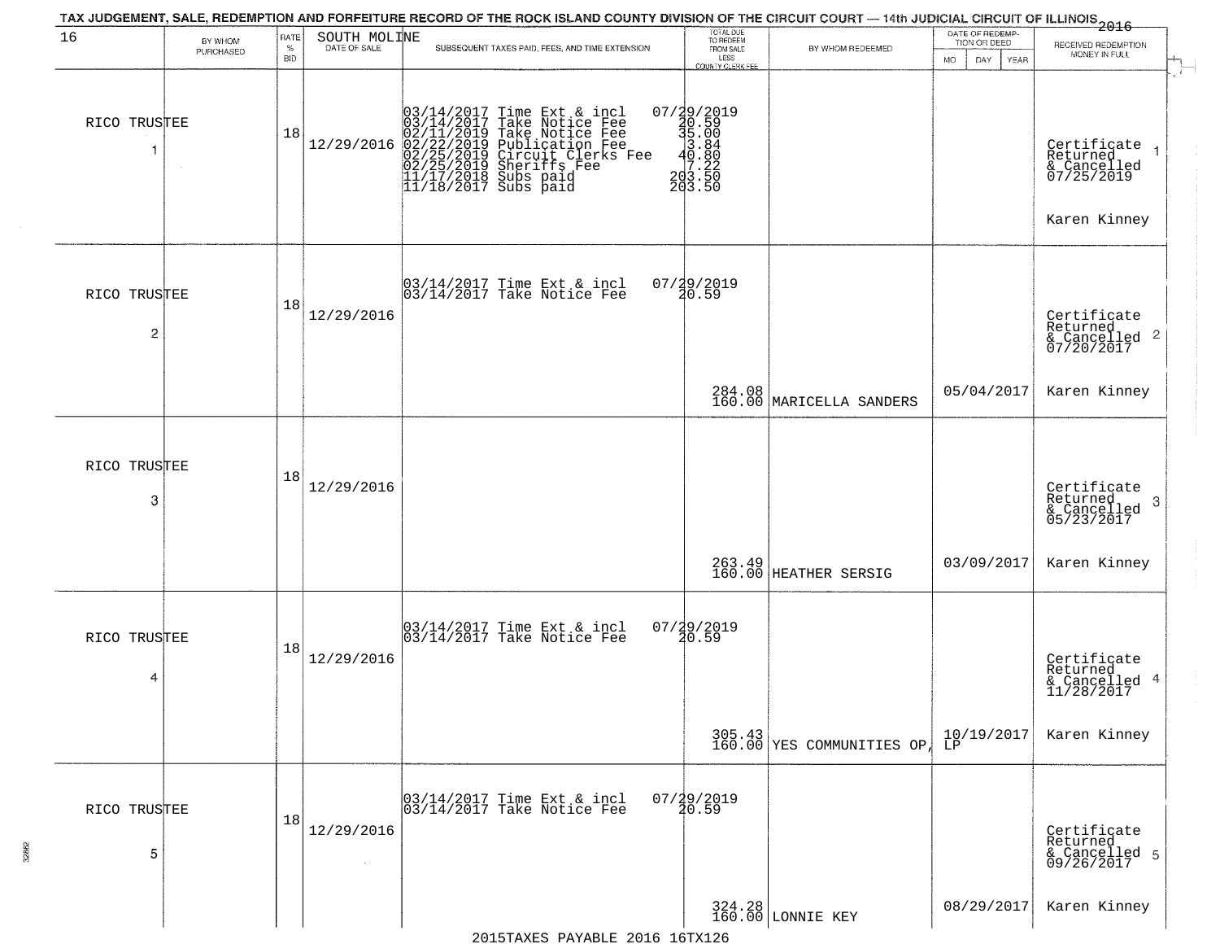# TAX JUDGEMENT, SALE, REDEMPTION AND FORFEITURE RECORD OF THE ROCK ISLAND COUNTY DIVISION OF THE CIRCUIT COURT — 14th JUDICIAL CIRCUIT OF ILLINOIS 2016

| 16 | BY WHOM PURCHASED | RATE % BID | SOUTH MOLINE DATE OF SALE | SUBSEQUENT TAXES PAID, FEES, AND TIME EXTENSION | TOTAL DUE TO REDEEM FROM SALE LESS COUNTY CLERK FEE | BY WHOM REDEEMED | DATE OF REDEMPTION OR DEED MO DAY YEAR | RECEIVED REDEMPTION MONEY IN FULL |
|---|---|---|---|---|---|---|---|---|
| RICO TRUSTEE 1 | | 18 | 12/29/2016 | 03/14/2017 Time Ext & incl 07/29/2019<br>03/14/2017 Take Notice Fee 20.59<br>02/11/2019 Take Notice Fee 35.00<br>02/22/2019 Publication Fee 3.84<br>02/25/2019 Circuit Clerks Fee 40.80<br>02/25/2019 Sheriffs Fee 7.22<br>11/17/2018 Subs paid 203.50<br>11/18/2017 Subs paid 203.50 | | | | Certificate Returned & Cancelled 07/25/2019 1<br>Karen Kinney |
| RICO TRUSTEE 2 | | 18 | 12/29/2016 | 03/14/2017 Time Ext & incl 07/29/2019<br>03/14/2017 Take Notice Fee 20.59 | 284.08<br>160.00 | MARICELLA SANDERS | 05/04/2017 | Certificate Returned & Cancelled 07/20/2017 2<br>Karen Kinney |
| RICO TRUSTEE 3 | | 18 | 12/29/2016 | | 263.49<br>160.00 | HEATHER SERSIG | 03/09/2017 | Certificate Returned & Cancelled 05/23/2017 3<br>Karen Kinney |
| RICO TRUSTEE 4 | | 18 | 12/29/2016 | 03/14/2017 Time Ext & incl 07/29/2019<br>03/14/2017 Take Notice Fee 20.59 | 305.43<br>160.00 | YES COMMUNITIES OP, LP | 10/19/2017 | Certificate Returned & Cancelled 11/28/2017 4<br>Karen Kinney |
| RICO TRUSTEE 5 | | 18 | 12/29/2016 | 03/14/2017 Time Ext & incl 07/29/2019<br>03/14/2017 Take Notice Fee 20.59 | 324.28<br>160.00 | LONNIE KEY | 08/29/2017 | Certificate Returned & Cancelled 09/26/2017 5<br>Karen Kinney |

2015TAXES PAYABLE 2016 16TX126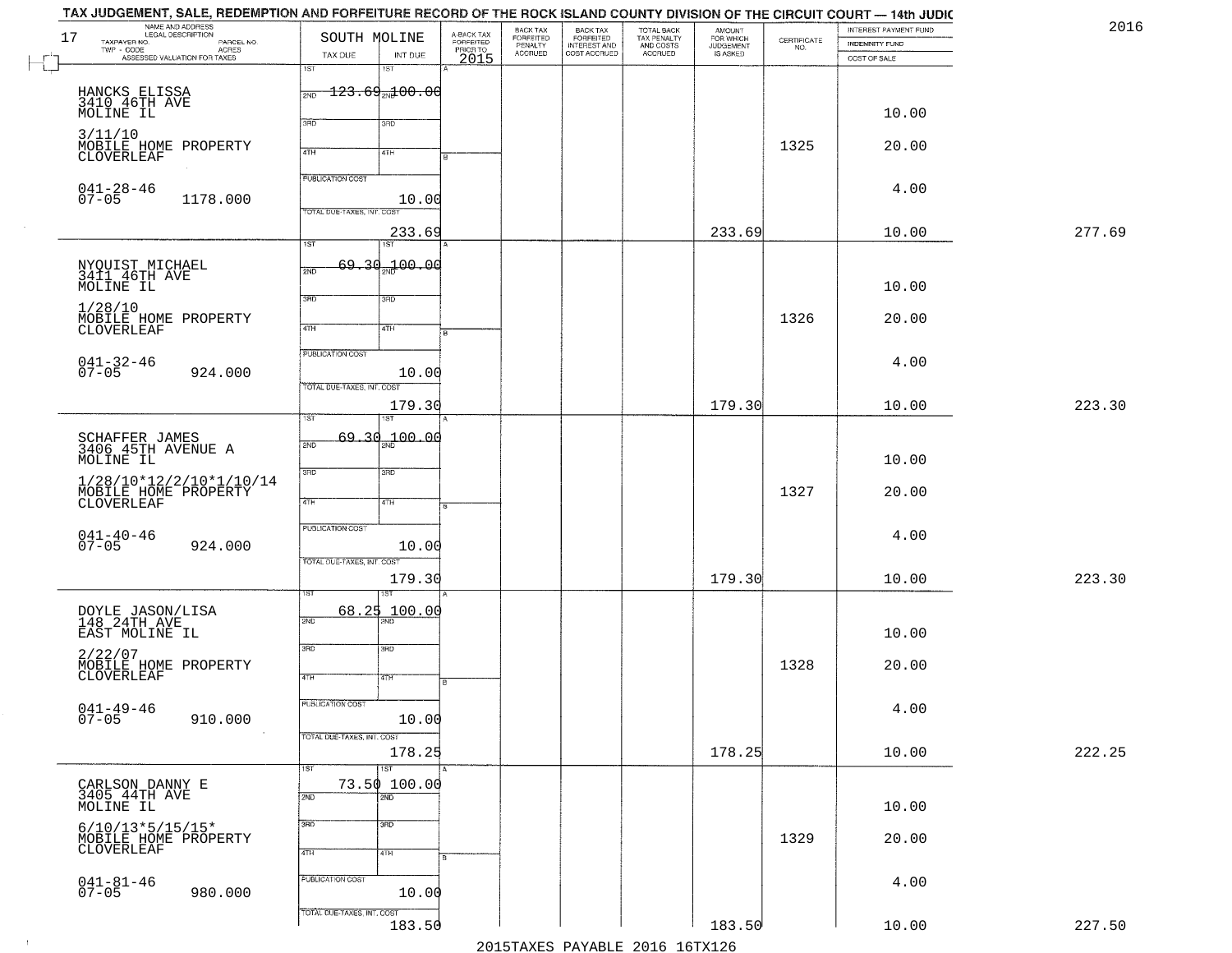TAX JUDGEMENT, SALE, REDEMPTION AND FORFEITURE RECORD OF THE ROCK ISLAND COUNTY DIVISION OF THE CIRCUIT COURT — 14th JUDIC

2016

17 — SOUTH MOLINE

| NAME AND ADDRESS / LEGAL DESCRIPTION / TAXPAYER NO. / PARCEL NO. / TWP - CODE / ACRES / ASSESSED VALUATION FOR TAXES | TAX DUE | INT DUE | A-BACK TAX FORFEITED PRIOR TO 2015 | BACK TAX FORFEITED PENALTY ACCRUED | BACK TAX FORFEITED INTEREST AND COST ACCRUED | TOTAL BACK TAX PENALTY AND COSTS ACCRUED | AMOUNT FOR WHICH JUDGEMENT IS ASKED | CERTIFICATE NO. | INTEREST PAYMENT FUND / INDEMNITY FUND / COST OF SALE | |
|---|---|---|---|---|---|---|---|---|---|---|
| HANCKS ELISSA<br>3410 46TH AVE<br>MOLINE IL<br>3/11/10<br>MOBILE HOME PROPERTY<br>CLOVERLEAF<br>041-28-46<br>07-05 1178.000 | 1ST 123.69<br>PUBLICATION COST<br>TOTAL DUE-TAXES, INT. COST 233.69 | 2ND 100.00<br>10.00 | | | | | 233.69 | 1325 | 10.00<br>20.00<br>4.00<br>10.00 | 277.69 |
| NYQUIST MICHAEL<br>3411 46TH AVE<br>MOLINE IL<br>1/28/10<br>MOBILE HOME PROPERTY<br>CLOVERLEAF<br>041-32-46<br>07-05 924.000 | 69.30<br>PUBLICATION COST<br>TOTAL DUE-TAXES, INT. COST 179.30 | 100.00<br>10.00 | | | | | 179.30 | 1326 | 10.00<br>20.00<br>4.00<br>10.00 | 223.30 |
| SCHAFFER JAMES<br>3406 45TH AVENUE A<br>MOLINE IL<br>1/28/10*12/2/10*1/10/14<br>MOBILE HOME PROPERTY<br>CLOVERLEAF<br>041-40-46<br>07-05 924.000 | 69.30<br>PUBLICATION COST<br>TOTAL DUE-TAXES, INT. COST 179.30 | 100.00<br>10.00 | | | | | 179.30 | 1327 | 10.00<br>20.00<br>4.00<br>10.00 | 223.30 |
| DOYLE JASON/LISA<br>148 24TH AVE<br>EAST MOLINE IL<br>2/22/07<br>MOBILE HOME PROPERTY<br>CLOVERLEAF<br>041-49-46<br>07-05 910.000 | 68.25<br>PUBLICATION COST<br>TOTAL DUE-TAXES, INT. COST 178.25 | 100.00<br>10.00 | | | | | 178.25 | 1328 | 10.00<br>20.00<br>4.00<br>10.00 | 222.25 |
| CARLSON DANNY E<br>3405 44TH AVE<br>MOLINE IL<br>6/10/13*5/15/15*<br>MOBILE HOME PROPERTY<br>CLOVERLEAF<br>041-81-46<br>07-05 980.000 | 73.50<br>PUBLICATION COST<br>TOTAL DUE-TAXES, INT. COST 183.50 | 100.00<br>10.00 | | | | | 183.50 | 1329 | 10.00<br>20.00<br>4.00<br>10.00 | 227.50 |

2015TAXES PAYABLE 2016 16TX126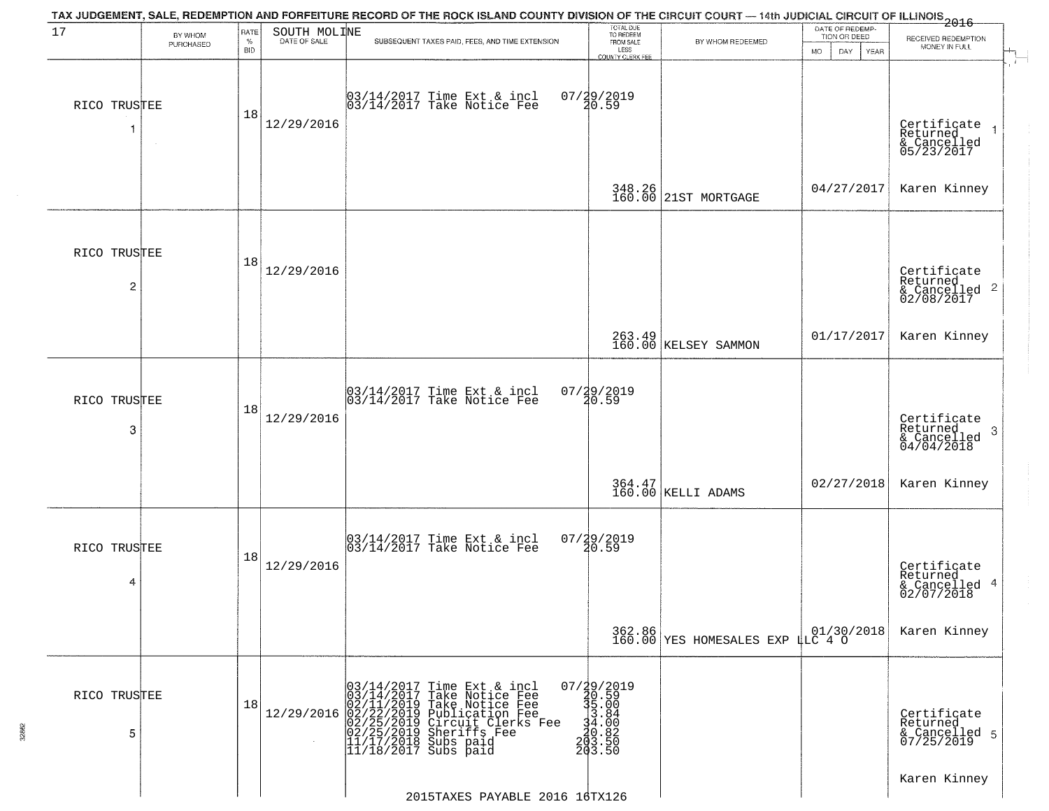TAX JUDGEMENT, SALE, REDEMPTION AND FORFEITURE RECORD OF THE ROCK ISLAND COUNTY DIVISION OF THE CIRCUIT COURT — 14th JUDICIAL CIRCUIT OF ILLINOIS 2016

| 17 BY WHOM PURCHASED | RATE % BID | SOUTH MOLINE DATE OF SALE | SUBSEQUENT TAXES PAID, FEES, AND TIME EXTENSION | TOTAL DUE TO REDEEM FROM SALE LESS COUNTY CLERK FEE | BY WHOM REDEEMED | DATE OF REDEMPTION OR DEED MO DAY YEAR | RECEIVED REDEMPTION MONEY IN FULL |
|---|---|---|---|---|---|---|---|
| RICO TRUSTEE 1 | 18 | 12/29/2016 | 03/14/2017 Time Ext & incl 07/29/2019<br>03/14/2017 Take Notice Fee 20.59 | 348.26<br>160.00 | 21ST MORTGAGE | 04/27/2017 | Certificate Returned & Cancelled 05/23/2017 1<br>Karen Kinney |
| RICO TRUSTEE 2 | 18 | 12/29/2016 | | 263.49<br>160.00 | KELSEY SAMMON | 01/17/2017 | Certificate Returned & Cancelled 02/08/2017 2<br>Karen Kinney |
| RICO TRUSTEE 3 | 18 | 12/29/2016 | 03/14/2017 Time Ext & incl 07/29/2019<br>03/14/2017 Take Notice Fee 20.59 | 364.47<br>160.00 | KELLI ADAMS | 02/27/2018 | Certificate Returned & Cancelled 04/04/2018 3<br>Karen Kinney |
| RICO TRUSTEE 4 | 18 | 12/29/2016 | 03/14/2017 Time Ext & incl 07/29/2019<br>03/14/2017 Take Notice Fee 20.59 | 362.86<br>160.00 | YES HOMESALES EXP LLC 4 O | 01/30/2018 | Certificate Returned & Cancelled 02/07/2018 4<br>Karen Kinney |
| RICO TRUSTEE 5 | 18 | 12/29/2016 | 03/14/2017 Time Ext & incl 07/29/2019<br>03/14/2017 Take Notice Fee 20.59<br>02/11/2019 Take Notice Fee 35.00<br>02/22/2019 Publication Fee 3.84<br>02/25/2019 Circuit Clerks Fee 34.00<br>02/25/2019 Sheriffs Fee 20.82<br>11/17/2018 Subs paid 203.50<br>11/18/2017 Subs paid 203.50 | | | | Certificate Returned & Cancelled 07/25/2019 5<br>Karen Kinney |

2015TAXES PAYABLE 2016 16TX126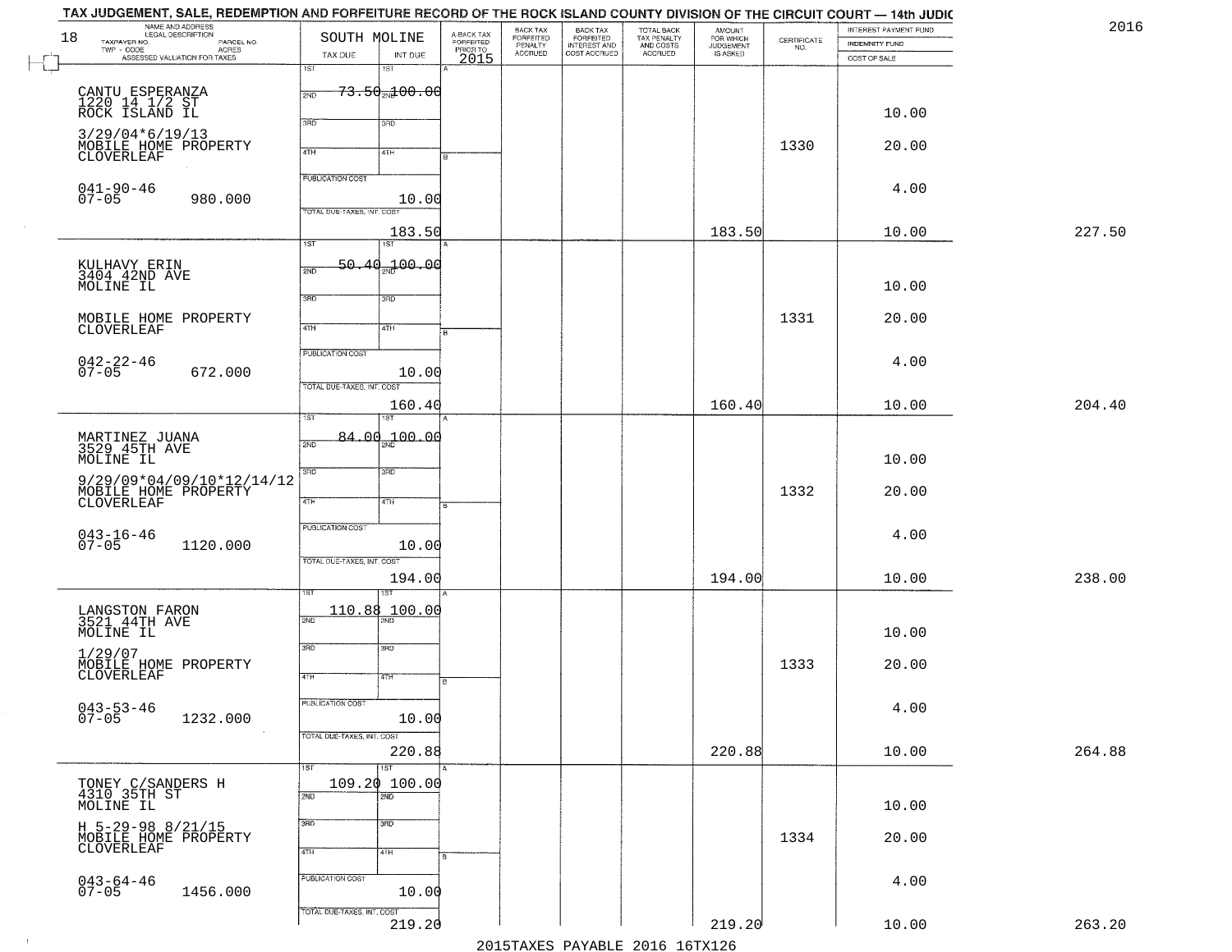# TAX JUDGEMENT, SALE, REDEMPTION AND FORFEITURE RECORD OF THE ROCK ISLAND COUNTY DIVISION OF THE CIRCUIT COURT — 14th JUDIC

2016

18 — SOUTH MOLINE

| NAME AND ADDRESS / LEGAL DESCRIPTION / TAXPAYER NO. / PARCEL NO. / TWP - CODE / ACRES / ASSESSED VALUATION FOR TAXES | TAX DUE | INT DUE | A-BACK TAX FORFEITED PRIOR TO 2015 | BACK TAX FORFEITED PENALTY ACCRUED | BACK TAX FORFEITED INTEREST AND COST ACCRUED | TOTAL BACK TAX PENALTY AND COSTS ACCRUED | AMOUNT FOR WHICH JUDGEMENT IS ASKED | CERTIFICATE NO. | INTEREST PAYMENT FUND / INDEMNITY FUND / COST OF SALE | |
|---|---|---|---|---|---|---|---|---|---|---|
| CANTU ESPERANZA<br>1220 14 1/2 ST<br>ROCK ISLAND IL<br>3/29/04*6/19/13<br>MOBILE HOME PROPERTY<br>CLOVERLEAF<br>041-90-46<br>07-05 980.000 | 1ST 73.50<br>PUBLICATION COST<br>TOTAL DUE-TAXES, INT. COST | 2ND 100.00<br>10.00<br>183.50 | | | | | 183.50 | 1330 | 10.00<br>20.00<br>4.00<br>10.00 | 227.50 |
| KULHAVY ERIN<br>3404 42ND AVE<br>MOLINE IL<br>MOBILE HOME PROPERTY<br>CLOVERLEAF<br>042-22-46<br>07-05 672.000 | 1ST 50.40<br>PUBLICATION COST<br>TOTAL DUE-TAXES, INT. COST | 2ND 100.00<br>10.00<br>160.40 | | | | | 160.40 | 1331 | 10.00<br>20.00<br>4.00<br>10.00 | 204.40 |
| MARTINEZ JUANA<br>3529 45TH AVE<br>MOLINE IL<br>9/29/09*04/09/10*12/14/12<br>MOBILE HOME PROPERTY<br>CLOVERLEAF<br>043-16-46<br>07-05 1120.000 | 1ST 84.00<br>PUBLICATION COST<br>TOTAL DUE-TAXES, INT. COST | 2ND 100.00<br>10.00<br>194.00 | | | | | 194.00 | 1332 | 10.00<br>20.00<br>4.00<br>10.00 | 238.00 |
| LANGSTON FARON<br>3521 44TH AVE<br>MOLINE IL<br>1/29/07<br>MOBILE HOME PROPERTY<br>CLOVERLEAF<br>043-53-46<br>07-05 1232.000 | 1ST 110.88<br>PUBLICATION COST<br>TOTAL DUE-TAXES, INT. COST | 2ND 100.00<br>10.00<br>220.88 | | | | | 220.88 | 1333 | 10.00<br>20.00<br>4.00<br>10.00 | 264.88 |
| TONEY C/SANDERS H<br>4310 35TH ST<br>MOLINE IL<br>H 5-29-98 8/21/15<br>MOBILE HOME PROPERTY<br>CLOVERLEAF<br>043-64-46<br>07-05 1456.000 | 1ST 109.20<br>PUBLICATION COST<br>TOTAL DUE-TAXES, INT. COST | 2ND 100.00<br>10.00<br>219.20 | | | | | 219.20 | 1334 | 10.00<br>20.00<br>4.00<br>10.00 | 263.20 |

2015TAXES PAYABLE 2016 16TX126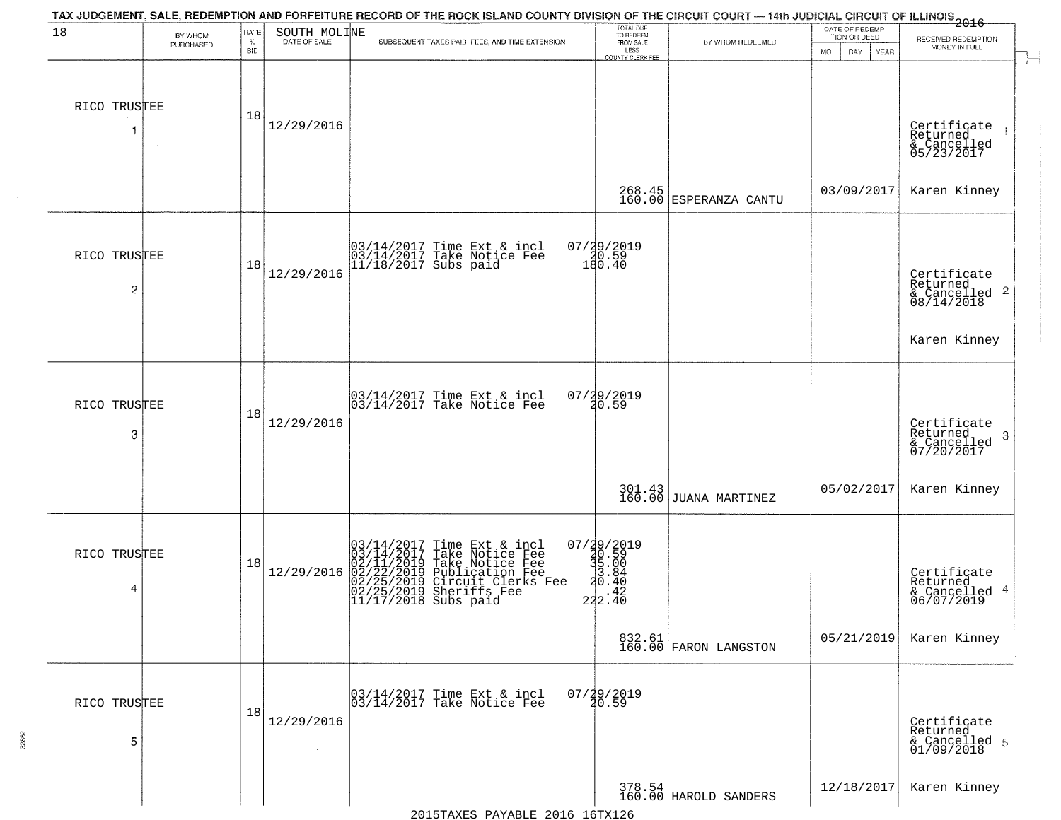TAX JUDGEMENT, SALE, REDEMPTION AND FORFEITURE RECORD OF THE ROCK ISLAND COUNTY DIVISION OF THE CIRCUIT COURT — 14th JUDICIAL CIRCUIT OF ILLINOIS 2016

| 18 | BY WHOM PURCHASED | RATE % BID | SOUTH MOLINE DATE OF SALE | SUBSEQUENT TAXES PAID, FEES, AND TIME EXTENSION | TOTAL DUE TO REDEEM FROM SALE LESS COUNTY CLERK FEE | BY WHOM REDEEMED | DATE OF REDEMPTION OR DEED MO DAY YEAR | RECEIVED REDEMPTION MONEY IN FULL |
|---|---|---|---|---|---|---|---|---|
| 1 | RICO TRUSTEE | 18 | 12/29/2016 | | 268.45<br>160.00 | ESPERANZA CANTU | 03/09/2017 | Certificate Returned & Cancelled 05/23/2017<br>Karen Kinney |
| 2 | RICO TRUSTEE | 18 | 12/29/2016 | 03/14/2017 Time Ext & incl 07/29/2019<br>03/14/2017 Take Notice Fee 20.59<br>11/18/2017 Subs paid 180.40 | | | | Certificate Returned & Cancelled 08/14/2018<br>Karen Kinney |
| 3 | RICO TRUSTEE | 18 | 12/29/2016 | 03/14/2017 Time Ext & incl 07/29/2019<br>03/14/2017 Take Notice Fee 20.59 | 301.43<br>160.00 | JUANA MARTINEZ | 05/02/2017 | Certificate Returned & Cancelled 07/20/2017<br>Karen Kinney |
| 4 | RICO TRUSTEE | 18 | 12/29/2016 | 03/14/2017 Time Ext & incl 07/29/2019<br>03/14/2017 Take Notice Fee 20.59<br>02/11/2019 Take Notice Fee 35.00<br>02/22/2019 Publication Fee 3.84<br>02/25/2019 Circuit Clerks Fee 20.40<br>02/25/2019 Sheriffs Fee .42<br>11/17/2018 Subs paid 222.40 | 832.61<br>160.00 | FARON LANGSTON | 05/21/2019 | Certificate Returned & Cancelled 06/07/2019<br>Karen Kinney |
| 5 | RICO TRUSTEE | 18 | 12/29/2016 | 03/14/2017 Time Ext & incl 07/29/2019<br>03/14/2017 Take Notice Fee 20.59 | 378.54<br>160.00 | HAROLD SANDERS | 12/18/2017 | Certificate Returned & Cancelled 01/09/2018<br>Karen Kinney |

2015TAXES PAYABLE 2016 16TX126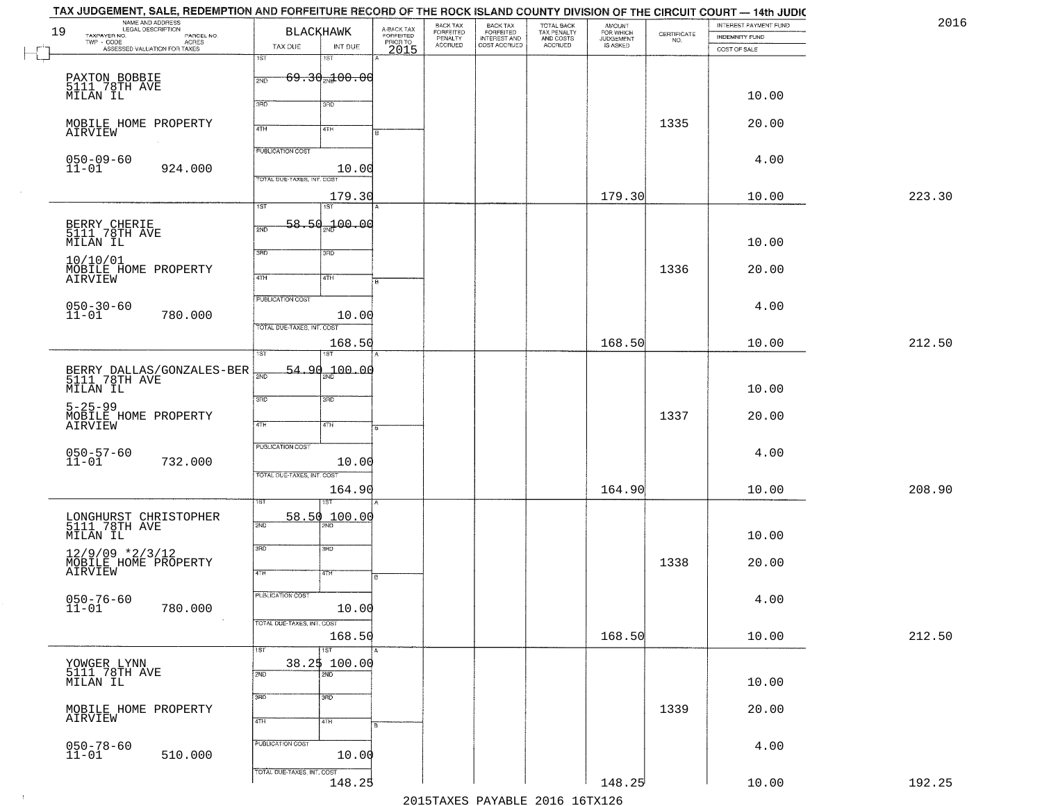TAX JUDGEMENT, SALE, REDEMPTION AND FORFEITURE RECORD OF THE ROCK ISLAND COUNTY DIVISION OF THE CIRCUIT COURT — 14th JUDIC

2016

| 19 NAME AND ADDRESS / LEGAL DESCRIPTION / TAXPAYER NO. / PARCEL NO. / TWP - CODE / ACRES / ASSESSED VALUATION FOR TAXES | BLACKHAWK TAX DUE | INT DUE | A-BACK TAX FORFEITED PRIOR TO 2015 | BACK TAX FORFEITED PENALTY ACCRUED | BACK TAX FORFEITED INTEREST AND COST ACCRUED | TOTAL BACK TAX PENALTY AND COSTS ACCRUED | AMOUNT FOR WHICH JUDGEMENT IS ASKED | CERTIFICATE NO. | INTEREST PAYMENT FUND / INDEMNITY FUND / COST OF SALE | |
|---|---|---|---|---|---|---|---|---|---|---|
| PAXTON BOBBIE 5111 78TH AVE MILAN IL | 1ST 69.30 | 1ST 100.00 | | | | | | | 10.00 | |
| MOBILE HOME PROPERTY AIRVIEW | | | | | | | | 1335 | 20.00 | |
| 050-09-60 11-01 924.000 | PUBLICATION COST | 10.00 | | | | | | | 4.00 | |
| | TOTAL DUE-TAXES, INT. COST | 179.30 | | | | | 179.30 | | 10.00 | 223.30 |
| BERRY CHERIE 5111 78TH AVE MILAN IL | 1ST 58.50 | 1ST 100.00 | | | | | | | 10.00 | |
| 10/10/01 MOBILE HOME PROPERTY AIRVIEW | | | | | | | | 1336 | 20.00 | |
| 050-30-60 11-01 780.000 | PUBLICATION COST | 10.00 | | | | | | | 4.00 | |
| | TOTAL DUE-TAXES, INT. COST | 168.50 | | | | | 168.50 | | 10.00 | 212.50 |
| BERRY DALLAS/GONZALES-BER 5111 78TH AVE MILAN IL | 1ST 54.90 | 1ST 100.00 | | | | | | | 10.00 | |
| 5-25-99 MOBILE HOME PROPERTY AIRVIEW | | | | | | | | 1337 | 20.00 | |
| 050-57-60 11-01 732.000 | PUBLICATION COST | 10.00 | | | | | | | 4.00 | |
| | TOTAL DUE-TAXES, INT. COST | 164.90 | | | | | 164.90 | | 10.00 | 208.90 |
| LONGHURST CHRISTOPHER 5111 78TH AVE MILAN IL | 1ST 58.50 | 1ST 100.00 | | | | | | | 10.00 | |
| 12/9/09 *2/3/12 MOBILE HOME PROPERTY AIRVIEW | | | | | | | | 1338 | 20.00 | |
| 050-76-60 11-01 780.000 | PUBLICATION COST | 10.00 | | | | | | | 4.00 | |
| | TOTAL DUE-TAXES, INT. COST | 168.50 | | | | | 168.50 | | 10.00 | 212.50 |
| YOWGER LYNN 5111 78TH AVE MILAN IL | 1ST 38.25 | 1ST 100.00 | | | | | | | 10.00 | |
| MOBILE HOME PROPERTY AIRVIEW | | | | | | | | 1339 | 20.00 | |
| 050-78-60 11-01 510.000 | PUBLICATION COST | 10.00 | | | | | | | 4.00 | |
| | TOTAL DUE-TAXES, INT. COST | 148.25 | | | | | 148.25 | | 10.00 | 192.25 |

2015TAXES PAYABLE 2016 16TX126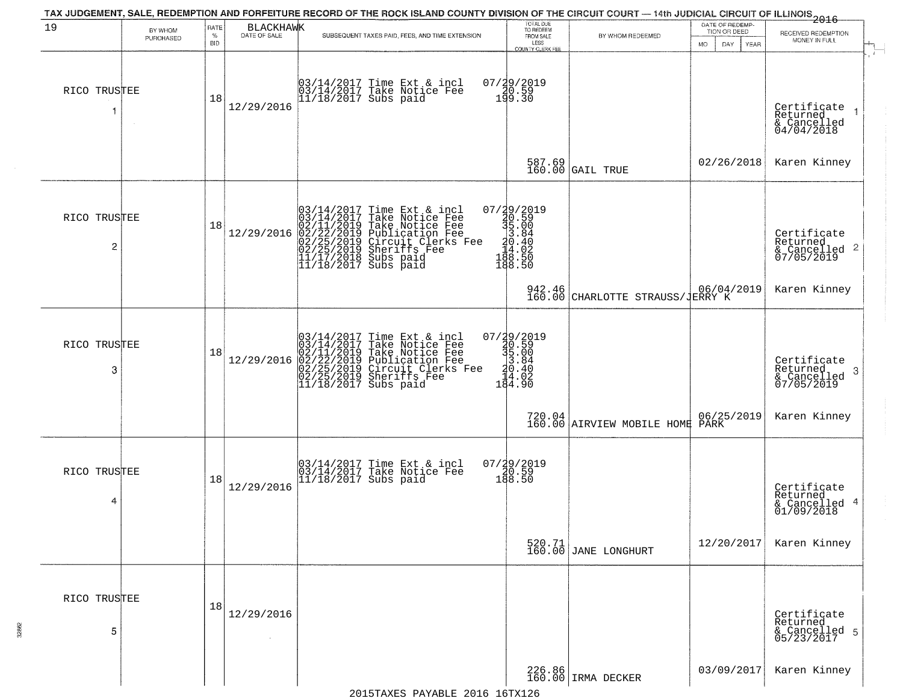TAX JUDGEMENT, SALE, REDEMPTION AND FORFEITURE RECORD OF THE ROCK ISLAND COUNTY DIVISION OF THE CIRCUIT COURT — 14th JUDICIAL CIRCUIT OF ILLINOIS 2016

| 19 | BY WHOM PURCHASED | RATE % BID | BLACKHAWK DATE OF SALE | SUBSEQUENT TAXES PAID, FEES, AND TIME EXTENSION | TOTAL DUE TO REDEEM FROM SALE LESS COUNTY CLERK FEE | BY WHOM REDEEMED | DATE OF REDEMPTION OR DEED MO DAY YEAR | RECEIVED REDEMPTION MONEY IN FULL |
|---|---|---|---|---|---|---|---|---|
| RICO TRUSTEE 1 | | 18 | 12/29/2016 | 03/14/2017 Time Ext & incl 07/29/2019<br>03/14/2017 Take Notice Fee 20.59<br>11/18/2017 Subs paid 199.30 | 587.69<br>160.00 | GAIL TRUE | 02/26/2018 | Certificate Returned & Cancelled 04/04/2018<br>Karen Kinney |
| RICO TRUSTEE 2 | | 18 | 12/29/2016 | 03/14/2017 Time Ext & incl 07/29/2019<br>03/14/2017 Take Notice Fee 20.59<br>02/11/2019 Take Notice Fee 35.00<br>02/22/2019 Publication Fee 3.84<br>02/25/2019 Circuit Clerks Fee 20.40<br>02/25/2019 Sheriffs Fee 14.02<br>11/17/2018 Subs paid 188.50<br>11/18/2017 Subs paid 188.50 | 942.46<br>160.00 | CHARLOTTE STRAUSS/JERRY K | 06/04/2019 | Certificate Returned & Cancelled 07/05/2019<br>Karen Kinney |
| RICO TRUSTEE 3 | | 18 | 12/29/2016 | 03/14/2017 Time Ext & incl 07/29/2019<br>03/14/2017 Take Notice Fee 20.59<br>02/11/2019 Take Notice Fee 35.00<br>02/22/2019 Publication Fee 3.84<br>02/25/2019 Circuit Clerks Fee 20.40<br>02/25/2019 Sheriffs Fee 14.02<br>11/18/2017 Subs paid 184.90 | 720.04<br>160.00 | AIRVIEW MOBILE HOME PARK | 06/25/2019 | Certificate Returned & Cancelled 07/05/2019<br>Karen Kinney |
| RICO TRUSTEE 4 | | 18 | 12/29/2016 | 03/14/2017 Time Ext & incl 07/29/2019<br>03/14/2017 Take Notice Fee 20.59<br>11/18/2017 Subs paid 188.50 | 520.71<br>160.00 | JANE LONGHURT | 12/20/2017 | Certificate Returned & Cancelled 01/09/2018<br>Karen Kinney |
| RICO TRUSTEE 5 | | 18 | 12/29/2016 | | 226.86<br>160.00 | IRMA DECKER | 03/09/2017 | Certificate Returned & Cancelled 05/23/2017<br>Karen Kinney |

2015TAXES PAYABLE 2016 16TX126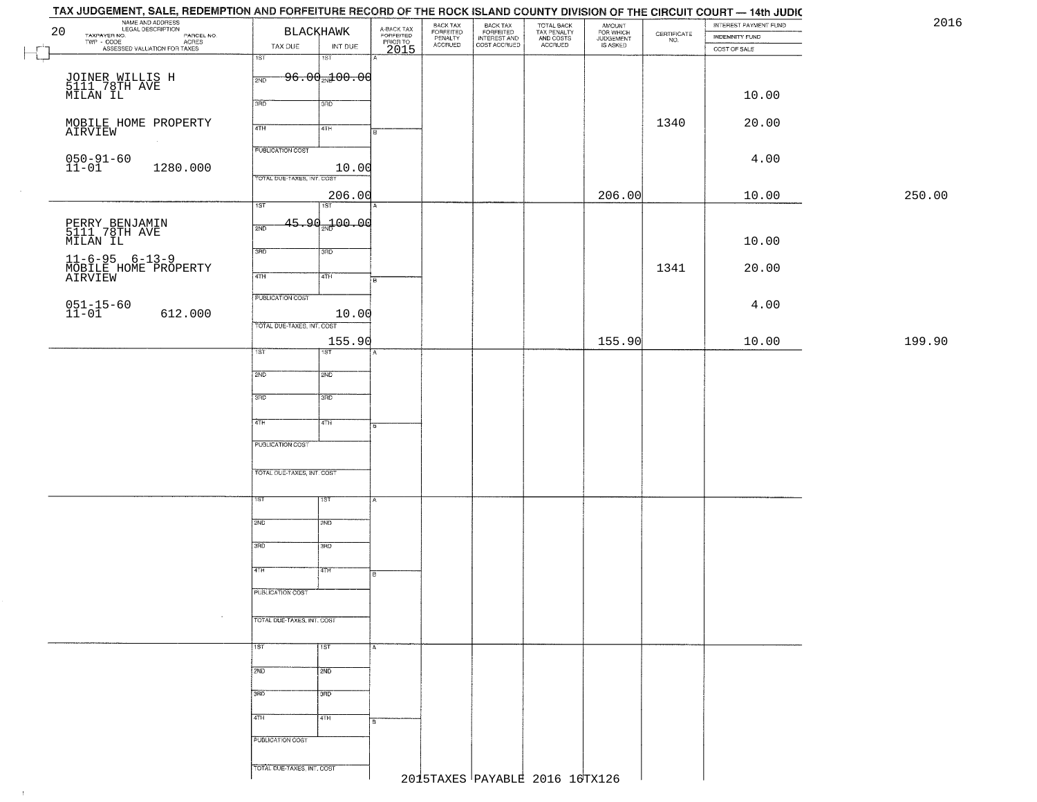## TAX JUDGEMENT, SALE, REDEMPTION AND FORFEITURE RECORD OF THE ROCK ISLAND COUNTY DIVISION OF THE CIRCUIT COURT — 14th JUDIC

2016

| NAME AND ADDRESS / LEGAL DESCRIPTION / TAXPAYER NO. / PARCEL NO. / TWP - CODE / ACRES / ASSESSED VALUATION FOR TAXES | BLACKHAWK TAX DUE | INT DUE | A-BACK TAX FORFEITED PRIOR TO 2015 | BACK TAX FORFEITED PENALTY ACCRUED | BACK TAX FORFEITED INTEREST AND COST ACCRUED | TOTAL BACK TAX PENALTY AND COSTS ACCRUED | AMOUNT FOR WHICH JUDGEMENT IS ASKED | CERTIFICATE NO. | INTEREST PAYMENT FUND / INDEMNITY FUND / COST OF SALE | |
|---|---|---|---|---|---|---|---|---|---|---|
| JOINER WILLIS H<br>5111 78TH AVE<br>MILAN IL<br>MOBILE HOME PROPERTY<br>AIRVIEW<br>050-91-60<br>11-01 1280.000 | 1ST<br>2ND 96.00<br>3RD<br>4TH<br>PUBLICATION COST 10.00<br>TOTAL DUE-TAXES, INT. COST 206.00 | 1ST<br>2ND 100.00<br>3RD<br>4TH | | | | | 206.00 | 1340 | 10.00<br>20.00<br>4.00<br>10.00 | 250.00 |
| PERRY BENJAMIN<br>5111 78TH AVE<br>MILAN IL<br>11-6-95 6-13-9<br>MOBILE HOME PROPERTY<br>AIRVIEW<br>051-15-60<br>11-01 612.000 | 1ST<br>2ND 45.90<br>3RD<br>4TH<br>PUBLICATION COST 10.00<br>TOTAL DUE-TAXES, INT. COST 155.90 | 1ST<br>2ND 100.00<br>3RD<br>4TH | | | | | 155.90 | 1341 | 10.00<br>20.00<br>4.00<br>10.00 | 199.90 |

2015TAXES PAYABLE 2016 16TX126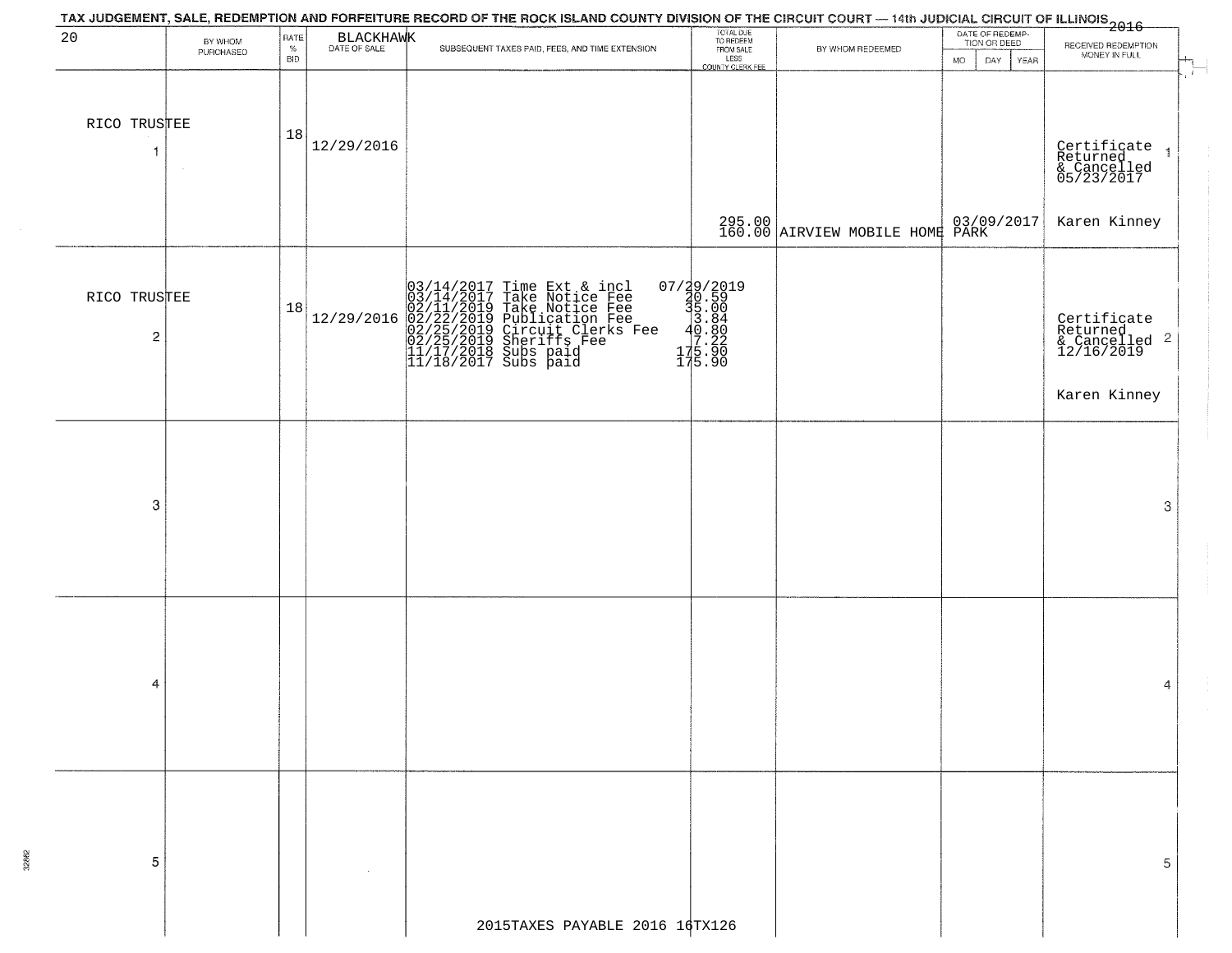TAX JUDGEMENT, SALE, REDEMPTION AND FORFEITURE RECORD OF THE ROCK ISLAND COUNTY DIVISION OF THE CIRCUIT COURT — 14th JUDICIAL CIRCUIT OF ILLINOIS 2016

| 20 | BY WHOM PURCHASED | RATE % BID | BLACKHAWK DATE OF SALE | SUBSEQUENT TAXES PAID, FEES, AND TIME EXTENSION | TOTAL DUE TO REDEEM FROM SALE LESS COUNTY CLERK FEE | BY WHOM REDEEMED | DATE OF REDEMPTION OR DEED MO DAY YEAR | RECEIVED REDEMPTION MONEY IN FULL | |
|---|---|---|---|---|---|---|---|---|---|
| 1 | RICO TRUSTEE | 18 | 12/29/2016 | | 295.00<br>160.00 | AIRVIEW MOBILE HOME PARK | 03/09/2017 | Certificate Returned & Cancelled 05/23/2017<br>Karen Kinney | 1 |
| 2 | RICO TRUSTEE | 18 | 12/29/2016 | 03/14/2017 Time Ext & incl 07/29/2019<br>03/14/2017 Take Notice Fee 20.59<br>02/11/2019 Take Notice Fee 35.00<br>02/22/2019 Publication Fee 3.84<br>02/25/2019 Circuit Clerks Fee 40.80<br>02/25/2019 Sheriffs Fee 7.22<br>11/17/2018 Subs paid 175.90<br>11/18/2017 Subs paid 175.90 | | | | Certificate Returned & Cancelled 12/16/2019<br>Karen Kinney | 2 |
| 3 | | | | | | | | | 3 |
| 4 | | | | | | | | | 4 |
| 5 | | | | | | | | | 5 |

2015TAXES PAYABLE 2016 16TX126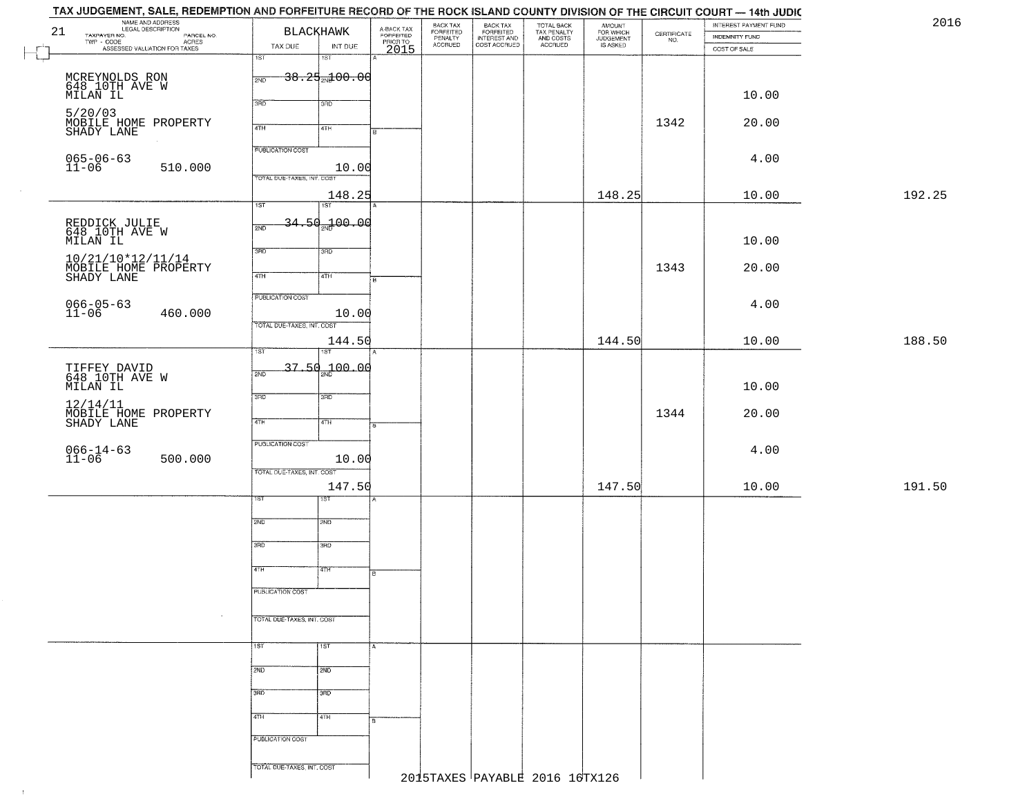# TAX JUDGEMENT, SALE, REDEMPTION AND FORFEITURE RECORD OF THE ROCK ISLAND COUNTY DIVISION OF THE CIRCUIT COURT — 14th JUDIC

2016

| 21 NAME AND ADDRESS / LEGAL DESCRIPTION / TAXPAYER NO. / PARCEL NO. / TWP - CODE / ACRES / ASSESSED VALUATION FOR TAXES | BLACKHAWK TAX DUE | INT DUE | A-BACK TAX FORFEITED PRIOR TO 2015 | BACK TAX FORFEITED PENALTY ACCRUED | BACK TAX FORFEITED INTEREST AND COST ACCRUED | TOTAL BACK TAX PENALTY AND COSTS ACCRUED | AMOUNT FOR WHICH JUDGEMENT IS ASKED | CERTIFICATE NO. | INTEREST PAYMENT FUND / INDEMNITY FUND / COST OF SALE | |
|---|---|---|---|---|---|---|---|---|---|---|
| MCREYNOLDS RON 648 10TH AVE W MILAN IL 5/20/03 MOBILE HOME PROPERTY SHADY LANE 065-06-63 11-06 510.000 | 1ST 38.25 | 100.00 | | | | | | | 10.00 | |
| | PUBLICATION COST | 10.00 | | | | | | 1342 | 20.00 | |
| | | | | | | | | | 4.00 | |
| | TOTAL DUE-TAXES, INT. COST | 148.25 | | | | | 148.25 | | 10.00 | 192.25 |
| REDDICK JULIE 648 10TH AVE W MILAN IL 10/21/10*12/11/14 MOBILE HOME PROPERTY SHADY LANE 066-05-63 11-06 460.000 | 1ST 34.50 | 100.00 | | | | | | | 10.00 | |
| | PUBLICATION COST | 10.00 | | | | | | 1343 | 20.00 | |
| | | | | | | | | | 4.00 | |
| | TOTAL DUE-TAXES, INT. COST | 144.50 | | | | | 144.50 | | 10.00 | 188.50 |
| TIFFEY DAVID 648 10TH AVE W MILAN IL 12/14/11 MOBILE HOME PROPERTY SHADY LANE 066-14-63 11-06 500.000 | 1ST 37.50 | 100.00 | | | | | | | 10.00 | |
| | PUBLICATION COST | 10.00 | | | | | | 1344 | 20.00 | |
| | | | | | | | | | 4.00 | |
| | TOTAL DUE-TAXES, INT. COST | 147.50 | | | | | 147.50 | | 10.00 | 191.50 |

2015TAXES PAYABLE 2016 16TX126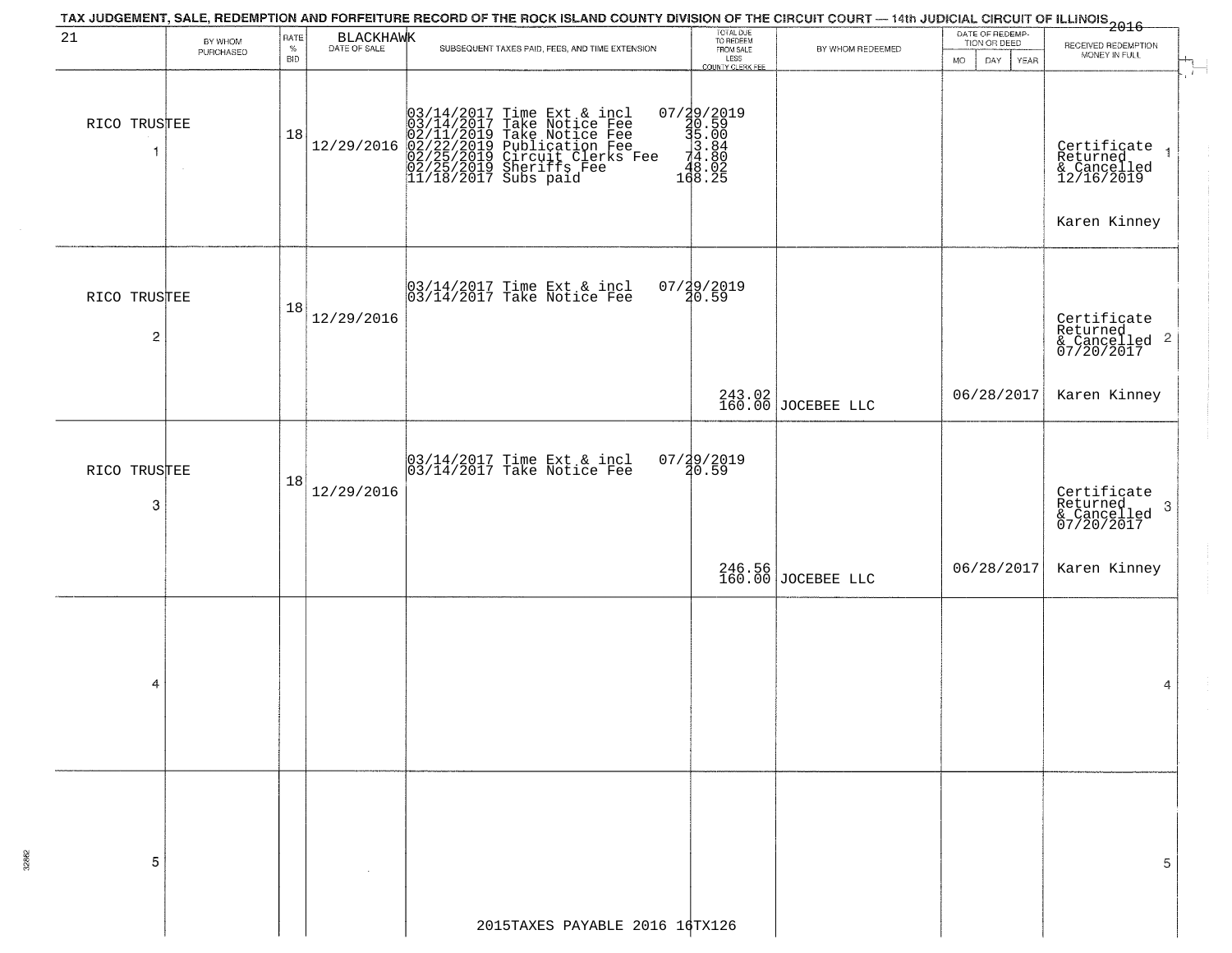# TAX JUDGEMENT, SALE, REDEMPTION AND FORFEITURE RECORD OF THE ROCK ISLAND COUNTY DIVISION OF THE CIRCUIT COURT — 14th JUDICIAL CIRCUIT OF ILLINOIS 2016

21 BLACKHAWK

| | BY WHOM PURCHASED | RATE % BID | DATE OF SALE | SUBSEQUENT TAXES PAID, FEES, AND TIME EXTENSION | TOTAL DUE TO REDEEM FROM SALE LESS COUNTY CLERK FEE | BY WHOM REDEEMED | DATE OF REDEMPTION OR DEED MO DAY YEAR | RECEIVED REDEMPTION MONEY IN FULL | |
|---|---|---|---|---|---|---|---|---|---|
| 1 | RICO TRUSTEE | 18 | 12/29/2016 | 03/14/2017 Time Ext & incl<br>03/14/2017 Take Notice Fee<br>02/11/2019 Take Notice Fee<br>02/22/2019 Publication Fee<br>02/25/2019 Circuit Clerks Fee<br>02/25/2019 Sheriffs Fee<br>11/18/2017 Subs paid | 07/29/2019<br>20.59<br>35.00<br>3.84<br>74.80<br>48.02<br>168.25 | | | Certificate Returned & Cancelled 12/16/2019<br>Karen Kinney | 1 |
| 2 | RICO TRUSTEE | 18 | 12/29/2016 | 03/14/2017 Time Ext & incl<br>03/14/2017 Take Notice Fee | 07/29/2019<br>20.59<br>243.02<br>160.00 | JOCEBEE LLC | 06/28/2017 | Certificate Returned & Cancelled 07/20/2017<br>Karen Kinney | 2 |
| 3 | RICO TRUSTEE | 18 | 12/29/2016 | 03/14/2017 Time Ext & incl<br>03/14/2017 Take Notice Fee | 07/29/2019<br>20.59<br>246.56<br>160.00 | JOCEBEE LLC | 06/28/2017 | Certificate Returned & Cancelled 07/20/2017<br>Karen Kinney | 3 |
| 4 | | | | | | | | | 4 |
| 5 | | | | | | | | | 5 |

2015TAXES PAYABLE 2016 16TX126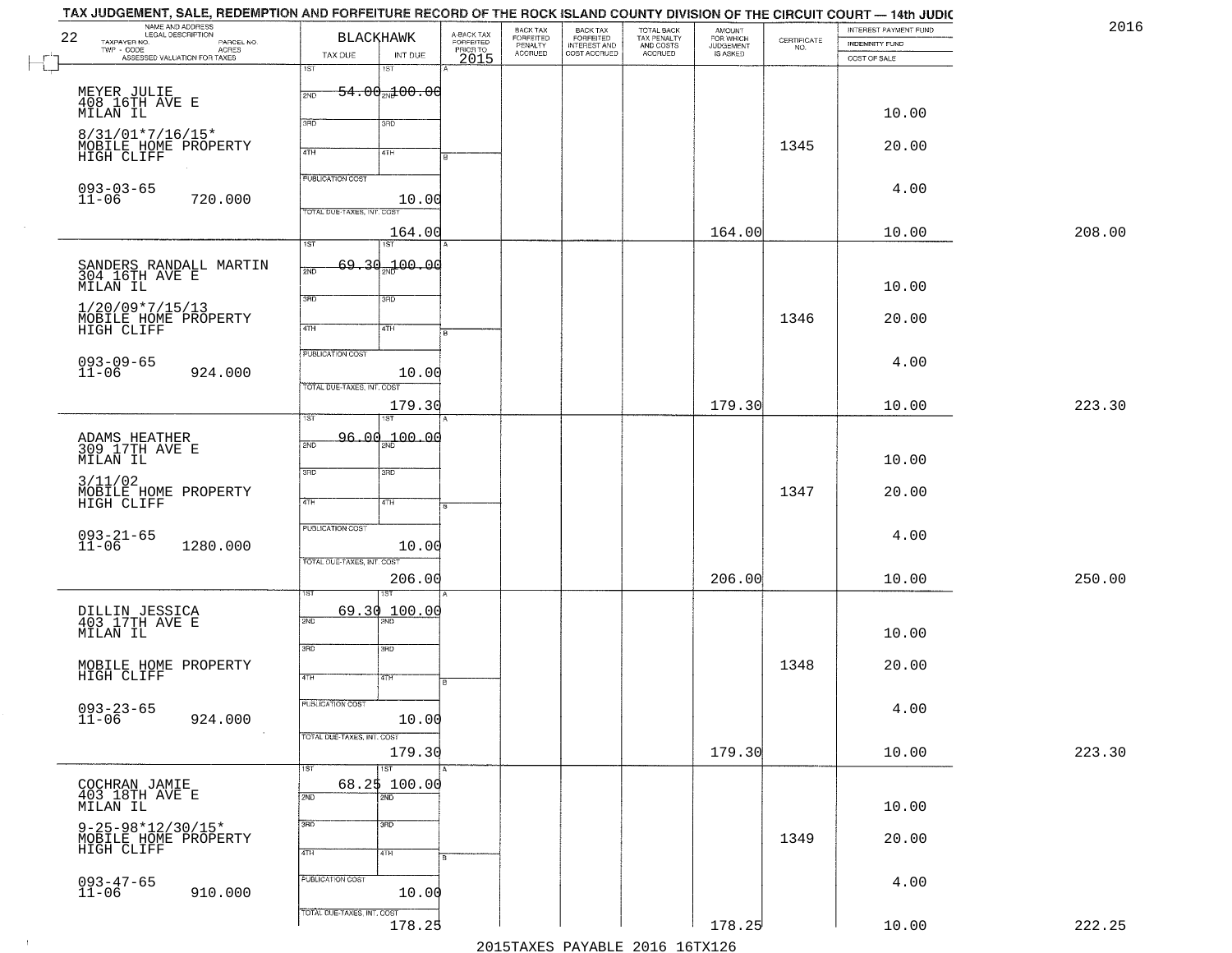TAX JUDGEMENT, SALE, REDEMPTION AND FORFEITURE RECORD OF THE ROCK ISLAND COUNTY DIVISION OF THE CIRCUIT COURT — 14th JUDIC

2016

| NAME AND ADDRESS / LEGAL DESCRIPTION / TAXPAYER NO. / PARCEL NO. / TWP - CODE / ACRES / ASSESSED VALUATION FOR TAXES | BLACKHAWK TAX DUE | INT DUE | A-BACK TAX FORFEITED PRIOR TO 2015 | BACK TAX FORFEITED PENALTY ACCRUED | BACK TAX FORFEITED INTEREST AND COST ACCRUED | TOTAL BACK TAX PENALTY AND COSTS ACCRUED | AMOUNT FOR WHICH JUDGEMENT IS ASKED | CERTIFICATE NO. | INTEREST PAYMENT FUND / INDEMNITY FUND / COST OF SALE | |
|---|---|---|---|---|---|---|---|---|---|---|
| MEYER JULIE<br>408 16TH AVE E<br>MILAN IL<br>8/31/01*7/16/15*<br>MOBILE HOME PROPERTY<br>HIGH CLIFF<br>093-03-65<br>11-06 720.000 | 1ST 54.00<br>PUBLICATION COST 10.00<br>TOTAL DUE-TAXES, INT. COST 164.00 | 100.00 | | | | | 164.00 | 1345 | 10.00<br>20.00<br>4.00<br>10.00 | 208.00 |
| SANDERS RANDALL MARTIN<br>304 16TH AVE E<br>MILAN IL<br>1/20/09*7/15/13<br>MOBILE HOME PROPERTY<br>HIGH CLIFF<br>093-09-65<br>11-06 924.000 | 1ST 69.30<br>PUBLICATION COST 10.00<br>TOTAL DUE-TAXES, INT. COST 179.30 | 100.00 | | | | | 179.30 | 1346 | 10.00<br>20.00<br>4.00<br>10.00 | 223.30 |
| ADAMS HEATHER<br>309 17TH AVE E<br>MILAN IL<br>3/11/02<br>MOBILE HOME PROPERTY<br>HIGH CLIFF<br>093-21-65<br>11-06 1280.000 | 1ST 96.00<br>PUBLICATION COST 10.00<br>TOTAL DUE-TAXES, INT. COST 206.00 | 100.00 | | | | | 206.00 | 1347 | 10.00<br>20.00<br>4.00<br>10.00 | 250.00 |
| DILLIN JESSICA<br>403 17TH AVE E<br>MILAN IL<br>MOBILE HOME PROPERTY<br>HIGH CLIFF<br>093-23-65<br>11-06 924.000 | 1ST 69.30<br>PUBLICATION COST 10.00<br>TOTAL DUE-TAXES, INT. COST 179.30 | 100.00 | | | | | 179.30 | 1348 | 10.00<br>20.00<br>4.00<br>10.00 | 223.30 |
| COCHRAN JAMIE<br>403 18TH AVE E<br>MILAN IL<br>9-25-98*12/30/15*<br>MOBILE HOME PROPERTY<br>HIGH CLIFF<br>093-47-65<br>11-06 910.000 | 1ST 68.25<br>PUBLICATION COST 10.00<br>TOTAL DUE-TAXES, INT. COST 178.25 | 100.00 | | | | | 178.25 | 1349 | 10.00<br>20.00<br>4.00<br>10.00 | 222.25 |

2015TAXES PAYABLE 2016 16TX126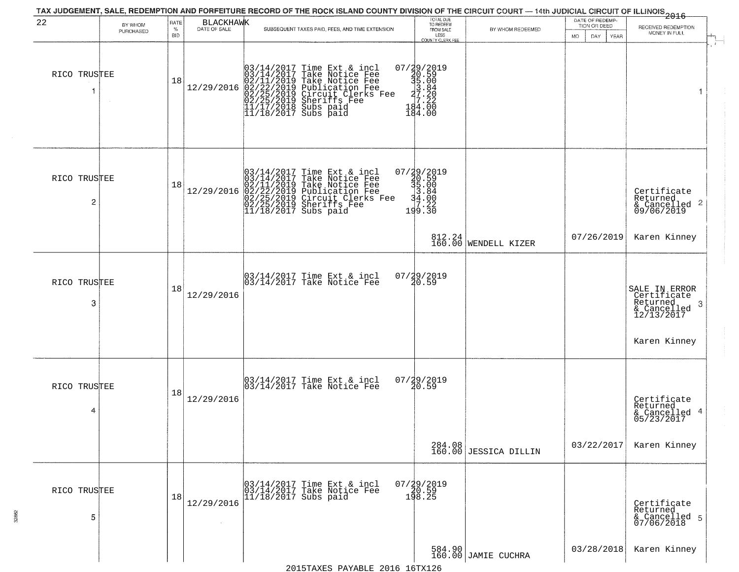TAX JUDGEMENT, SALE, REDEMPTION AND FORFEITURE RECORD OF THE ROCK ISLAND COUNTY DIVISION OF THE CIRCUIT COURT — 14th JUDICIAL CIRCUIT OF ILLINOIS 2016

22 BLACKHAWK

| BY WHOM PURCHASED | RATE % BID | DATE OF SALE | SUBSEQUENT TAXES PAID, FEES, AND TIME EXTENSION | TOTAL DUE TO REDEEM FROM SALE LESS COUNTY CLERK FEE | BY WHOM REDEEMED | DATE OF REDEMPTION OR DEED MO DAY YEAR | RECEIVED REDEMPTION MONEY IN FULL |
|---|---|---|---|---|---|---|---|
| RICO TRUSTEE 1 | 18 | 12/29/2016 | 03/14/2017 Time Ext & incl 07/29/2019<br>03/14/2017 Take Notice Fee 20.59<br>02/11/2019 Take Notice Fee 35.00<br>02/22/2019 Publication Fee 3.84<br>02/25/2019 Circuit Clerks Fee 27.20<br>02/25/2019 Sheriffs Fee 7.22<br>11/17/2018 Subs paid 184.00<br>11/18/2017 Subs paid 184.00 | | | | 1 |
| RICO TRUSTEE 2 | 18 | 12/29/2016 | 03/14/2017 Time Ext & incl 07/29/2019<br>03/14/2017 Take Notice Fee 20.59<br>02/11/2019 Take Notice Fee 35.00<br>02/22/2019 Publication Fee 3.84<br>02/25/2019 Circuit Clerks Fee 34.00<br>02/25/2019 Sheriffs Fee 7.22<br>11/18/2017 Subs paid 199.30 | 812.24<br>160.00 | WENDELL KIZER | 07/26/2019 | Certificate Returned & Cancelled 09/06/2019 2<br>Karen Kinney |
| RICO TRUSTEE 3 | 18 | 12/29/2016 | 03/14/2017 Time Ext & incl 07/29/2019<br>03/14/2017 Take Notice Fee 20.59 | | | | SALE IN ERROR Certificate Returned & Cancelled 12/13/2017 3<br>Karen Kinney |
| RICO TRUSTEE 4 | 18 | 12/29/2016 | 03/14/2017 Time Ext & incl 07/29/2019<br>03/14/2017 Take Notice Fee 20.59 | 284.08<br>160.00 | JESSICA DILLIN | 03/22/2017 | Certificate Returned & Cancelled 05/23/2017 4<br>Karen Kinney |
| RICO TRUSTEE 5 | 18 | 12/29/2016 | 03/14/2017 Time Ext & incl 07/29/2019<br>03/14/2017 Take Notice Fee 20.59<br>11/18/2017 Subs paid 198.25 | 584.90<br>160.00 | JAMIE CUCHRA | 03/28/2018 | Certificate Returned & Cancelled 07/06/2018 5<br>Karen Kinney |

2015TAXES PAYABLE 2016 16TX126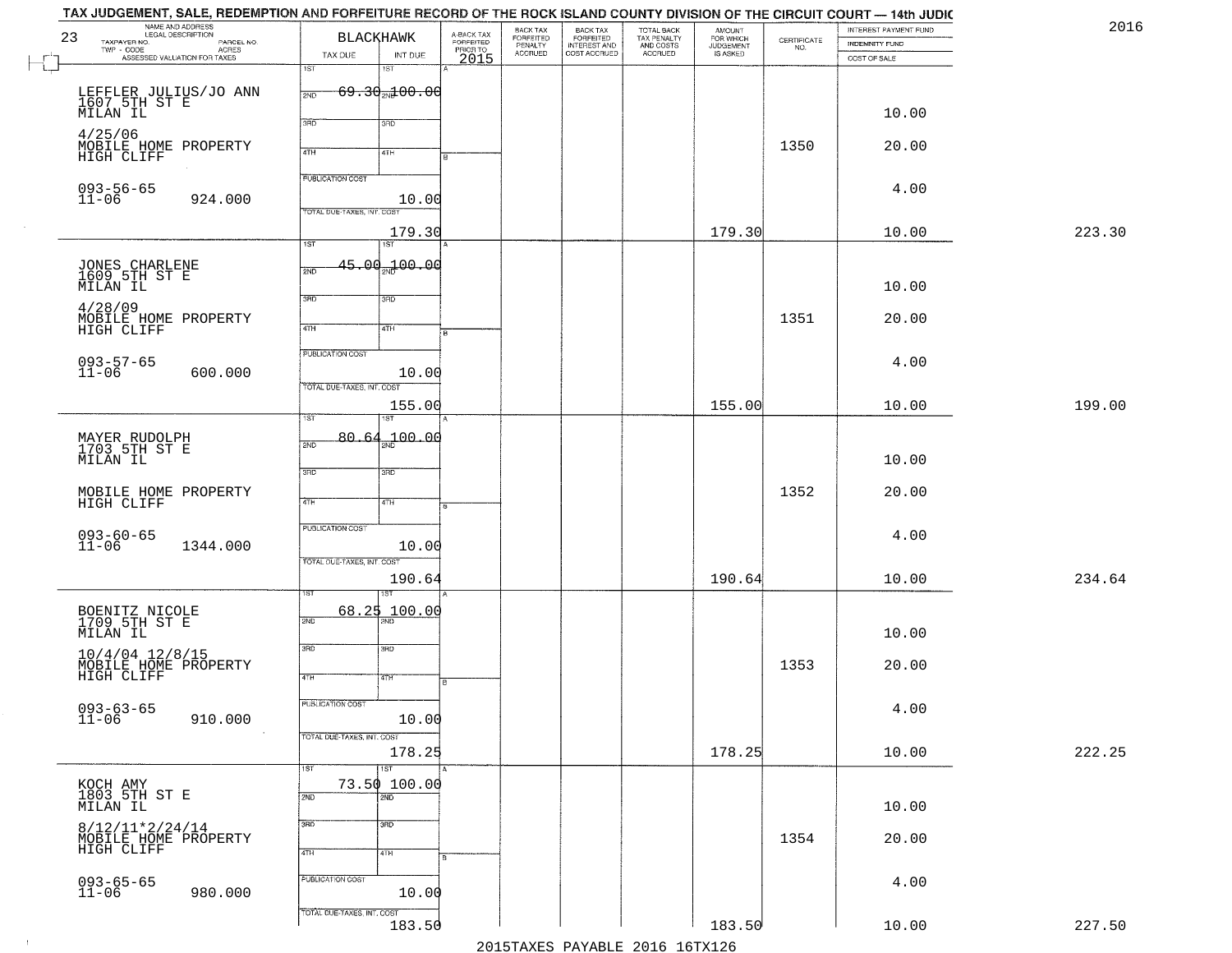TAX JUDGEMENT, SALE, REDEMPTION AND FORFEITURE RECORD OF THE ROCK ISLAND COUNTY DIVISION OF THE CIRCUIT COURT — 14th JUDIC

2016

| 23 NAME AND ADDRESS / LEGAL DESCRIPTION / TAXPAYER NO. / PARCEL NO. / TWP - CODE / ACRES / ASSESSED VALUATION FOR TAXES | BLACKHAWK TAX DUE | INT DUE | A-BACK TAX FORFEITED PRIOR TO 2015 | BACK TAX FORFEITED PENALTY ACCRUED | BACK TAX FORFEITED INTEREST AND COST ACCRUED | TOTAL BACK TAX PENALTY AND COSTS ACCRUED | AMOUNT FOR WHICH JUDGEMENT IS ASKED | CERTIFICATE NO. | INTEREST PAYMENT FUND / INDEMNITY FUND / COST OF SALE | |
|---|---|---|---|---|---|---|---|---|---|---|
| LEFFLER JULIUS/JO ANN<br>1607 5TH ST E<br>MILAN IL<br>4/25/06<br>MOBILE HOME PROPERTY<br>HIGH CLIFF<br>093-56-65<br>11-06 924.000 | 1ST 69.30<br>PUBLICATION COST<br>TOTAL DUE-TAXES, INT. COST | 100.00<br>10.00<br>179.30 | | | | | 179.30 | 1350 | 10.00<br>20.00<br>4.00<br>10.00 | 223.30 |
| JONES CHARLENE<br>1609 5TH ST E<br>MILAN IL<br>4/28/09<br>MOBILE HOME PROPERTY<br>HIGH CLIFF<br>093-57-65<br>11-06 600.000 | 1ST 45.00<br>PUBLICATION COST<br>TOTAL DUE-TAXES, INT. COST | 100.00<br>10.00<br>155.00 | | | | | 155.00 | 1351 | 10.00<br>20.00<br>4.00<br>10.00 | 199.00 |
| MAYER RUDOLPH<br>1703 5TH ST E<br>MILAN IL<br>MOBILE HOME PROPERTY<br>HIGH CLIFF<br>093-60-65<br>11-06 1344.000 | 1ST 80.64<br>PUBLICATION COST<br>TOTAL DUE-TAXES, INT. COST | 100.00<br>10.00<br>190.64 | | | | | 190.64 | 1352 | 10.00<br>20.00<br>4.00<br>10.00 | 234.64 |
| BOENITZ NICOLE<br>1709 5TH ST E<br>MILAN IL<br>10/4/04 12/8/15<br>MOBILE HOME PROPERTY<br>HIGH CLIFF<br>093-63-65<br>11-06 910.000 | 1ST 68.25<br>PUBLICATION COST<br>TOTAL DUE-TAXES, INT. COST | 100.00<br>10.00<br>178.25 | | | | | 178.25 | 1353 | 10.00<br>20.00<br>4.00<br>10.00 | 222.25 |
| KOCH AMY<br>1803 5TH ST E<br>MILAN IL<br>8/12/11*2/24/14<br>MOBILE HOME PROPERTY<br>HIGH CLIFF<br>093-65-65<br>11-06 980.000 | 1ST 73.50<br>PUBLICATION COST<br>TOTAL DUE-TAXES, INT. COST | 100.00<br>10.00<br>183.50 | | | | | 183.50 | 1354 | 10.00<br>20.00<br>4.00<br>10.00 | 227.50 |

2015TAXES PAYABLE 2016 16TX126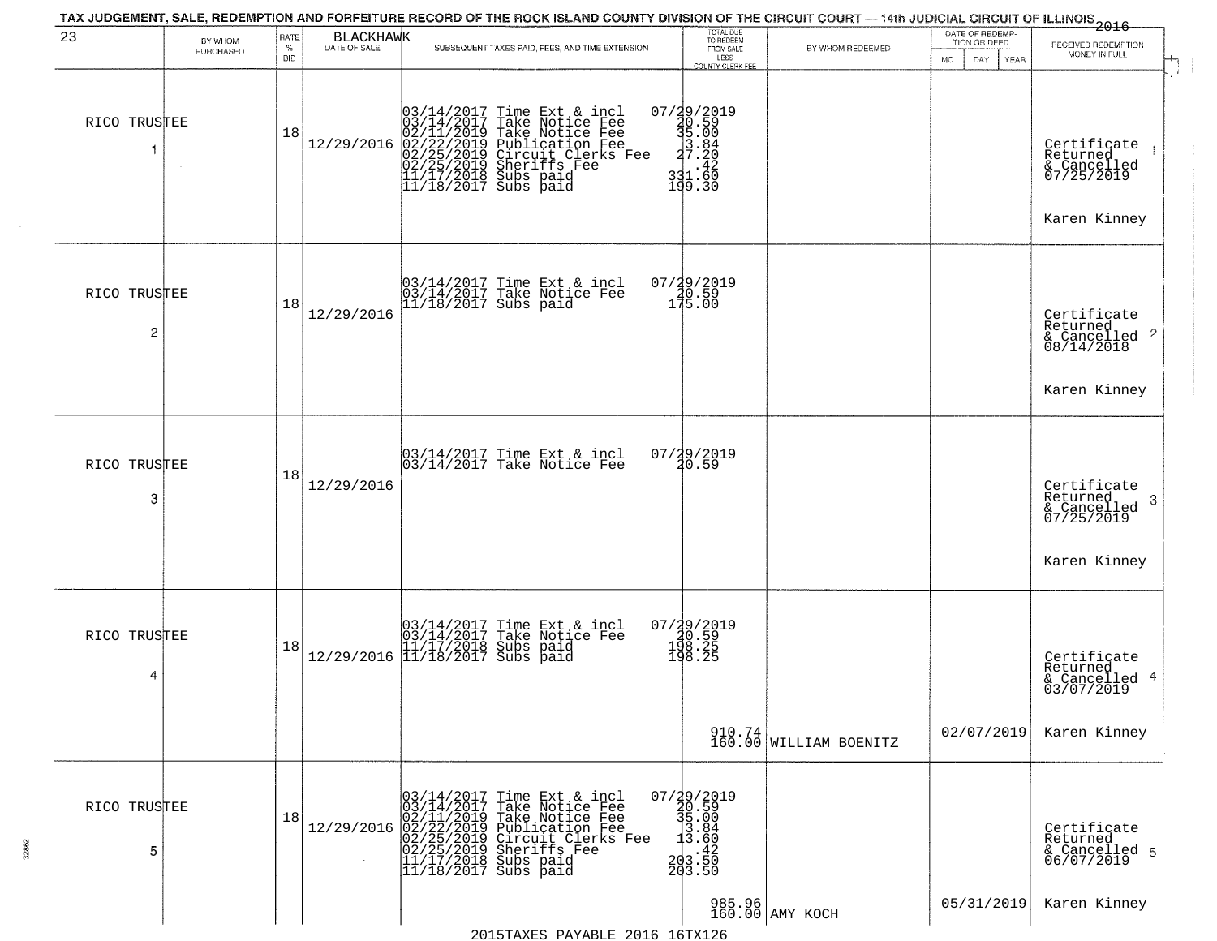TAX JUDGEMENT, SALE, REDEMPTION AND FORFEITURE RECORD OF THE ROCK ISLAND COUNTY DIVISION OF THE CIRCUIT COURT — 14th JUDICIAL CIRCUIT OF ILLINOIS 2016

| 23 | BY WHOM PURCHASED | RATE % BID | BLACKHAWK DATE OF SALE | SUBSEQUENT TAXES PAID, FEES, AND TIME EXTENSION | TOTAL DUE TO REDEEM FROM SALE LESS COUNTY CLERK FEE | BY WHOM REDEEMED | DATE OF REDEMPTION OR DEED MO DAY YEAR | RECEIVED REDEMPTION MONEY IN FULL |
|---|---|---|---|---|---|---|---|---|
| 1 | RICO TRUSTEE | 18 | 12/29/2016 | 03/14/2017 Time Ext & incl 07/29/2019<br>03/14/2017 Take Notice Fee 20.59<br>02/11/2019 Take Notice Fee 35.00<br>02/22/2019 Publication Fee 3.84<br>02/25/2019 Circuit Clerks Fee 27.20<br>02/25/2019 Sheriffs Fee .42<br>11/17/2018 Subs paid 331.60<br>11/18/2017 Subs paid 199.30 | | | | Certificate Returned & Cancelled 07/25/2019<br>Karen Kinney |
| 2 | RICO TRUSTEE | 18 | 12/29/2016 | 03/14/2017 Time Ext & incl 07/29/2019<br>03/14/2017 Take Notice Fee 20.59<br>11/18/2017 Subs paid 175.00 | | | | Certificate Returned & Cancelled 08/14/2018<br>Karen Kinney |
| 3 | RICO TRUSTEE | 18 | 12/29/2016 | 03/14/2017 Time Ext & incl 07/29/2019<br>03/14/2017 Take Notice Fee 20.59 | | | | Certificate Returned & Cancelled 07/25/2019<br>Karen Kinney |
| 4 | RICO TRUSTEE | 18 | 12/29/2016 | 03/14/2017 Time Ext & incl 07/29/2019<br>03/14/2017 Take Notice Fee 20.59<br>11/17/2018 Subs paid 198.25<br>11/18/2017 Subs paid 198.25 | 910.74<br>160.00 | WILLIAM BOENITZ | 02/07/2019 | Certificate Returned & Cancelled 03/07/2019<br>Karen Kinney |
| 5 | RICO TRUSTEE | 18 | 12/29/2016 | 03/14/2017 Time Ext & incl 07/29/2019<br>03/14/2017 Take Notice Fee 20.59<br>02/11/2019 Take Notice Fee 35.00<br>02/22/2019 Publication Fee 3.84<br>02/25/2019 Circuit Clerks Fee 13.60<br>02/25/2019 Sheriffs Fee .42<br>11/17/2018 Subs paid 203.50<br>11/18/2017 Subs paid 203.50 | 985.96<br>160.00 | AMY KOCH | 05/31/2019 | Certificate Returned & Cancelled 06/07/2019<br>Karen Kinney |

2015TAXES PAYABLE 2016 16TX126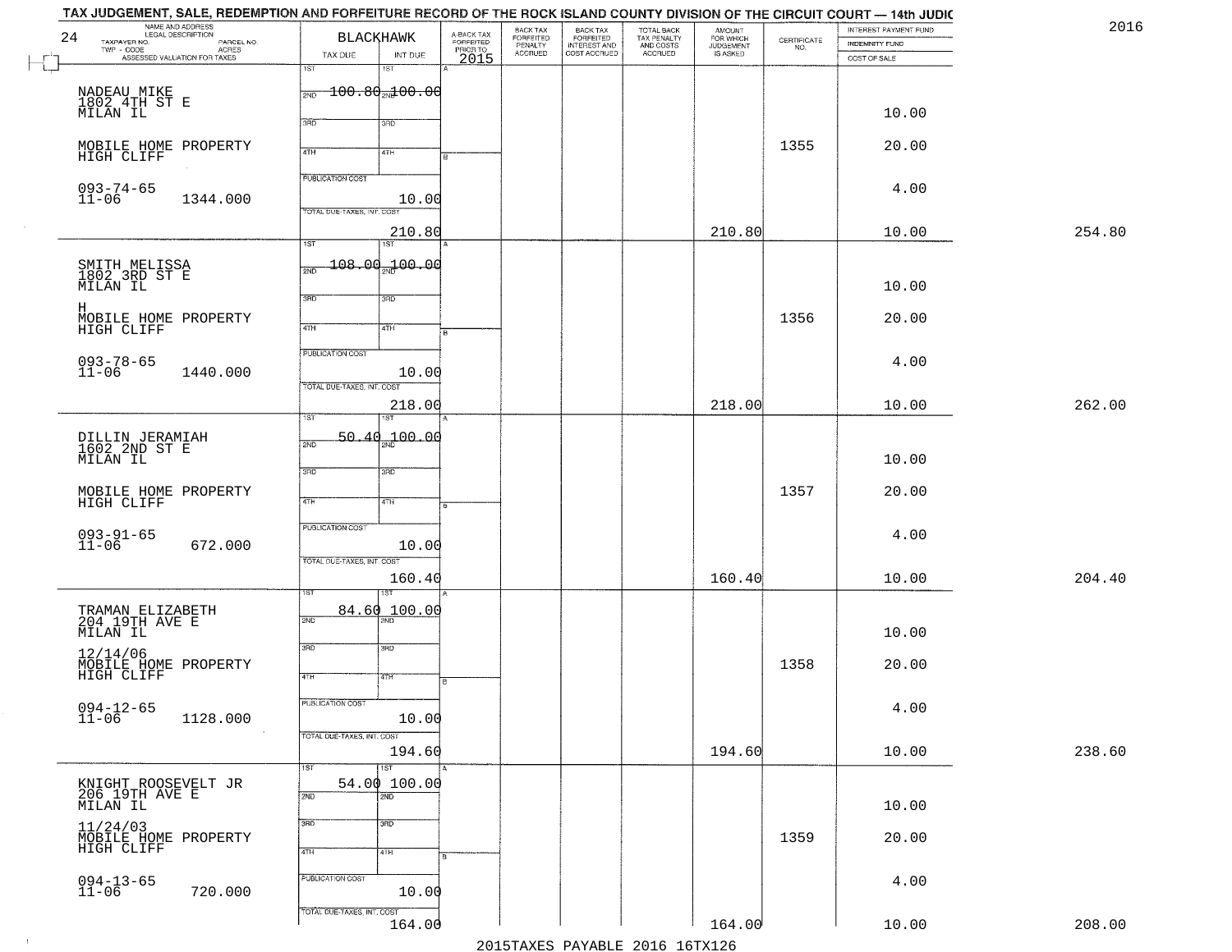TAX JUDGEMENT, SALE, REDEMPTION AND FORFEITURE RECORD OF THE ROCK ISLAND COUNTY DIVISION OF THE CIRCUIT COURT — 14th JUDIC

2016

| NAME AND ADDRESS / LEGAL DESCRIPTION / TAXPAYER NO. / PARCEL NO. / TWP - CODE / ACRES / ASSESSED VALUATION FOR TAXES | BLACKHAWK TAX DUE | INT DUE | A-BACK TAX FORFEITED PRIOR TO 2015 | BACK TAX FORFEITED PENALTY ACCRUED | BACK TAX FORFEITED INTEREST AND COST ACCRUED | TOTAL BACK TAX PENALTY AND COSTS ACCRUED | AMOUNT FOR WHICH JUDGEMENT IS ASKED | CERTIFICATE NO. | INTEREST PAYMENT FUND / INDEMNITY FUND / COST OF SALE | |
|---|---|---|---|---|---|---|---|---|---|---|
| NADEAU MIKE 1802 4TH ST E MILAN IL MOBILE HOME PROPERTY HIGH CLIFF 093-74-65 11-06 1344.000 | 1ST 2ND 100.80 3RD 4TH PUBLICATION COST TOTAL DUE-TAXES, INT. COST 210.80 | 2ND 100.00 10.00 | | | | | 210.80 | 1355 | 10.00 20.00 4.00 10.00 | 254.80 |
| SMITH MELISSA 1802 3RD ST E MILAN IL H MOBILE HOME PROPERTY HIGH CLIFF 093-78-65 11-06 1440.000 | 2ND 108.00 TOTAL DUE-TAXES, INT. COST 218.00 | 2ND 100.00 10.00 | | | | | 218.00 | 1356 | 10.00 20.00 4.00 10.00 | 262.00 |
| DILLIN JERAMIAH 1602 2ND ST E MILAN IL MOBILE HOME PROPERTY HIGH CLIFF 093-91-65 11-06 672.000 | 2ND 50.40 TOTAL DUE-TAXES, INT. COST 160.40 | 2ND 100.00 10.00 | | | | | 160.40 | 1357 | 10.00 20.00 4.00 10.00 | 204.40 |
| TRAMAN ELIZABETH 204 19TH AVE E MILAN IL 12/14/06 MOBILE HOME PROPERTY HIGH CLIFF 094-12-65 11-06 1128.000 | 2ND 84.60 TOTAL DUE-TAXES, INT. COST 194.60 | 2ND 100.00 10.00 | | | | | 194.60 | 1358 | 10.00 20.00 4.00 10.00 | 238.60 |
| KNIGHT ROOSEVELT JR 206 19TH AVE E MILAN IL 11/24/03 MOBILE HOME PROPERTY HIGH CLIFF 094-13-65 11-06 720.000 | 2ND 54.00 TOTAL DUE-TAXES, INT. COST 164.00 | 2ND 100.00 10.00 | | | | | 164.00 | 1359 | 10.00 20.00 4.00 10.00 | 208.00 |

2015TAXES PAYABLE 2016 16TX126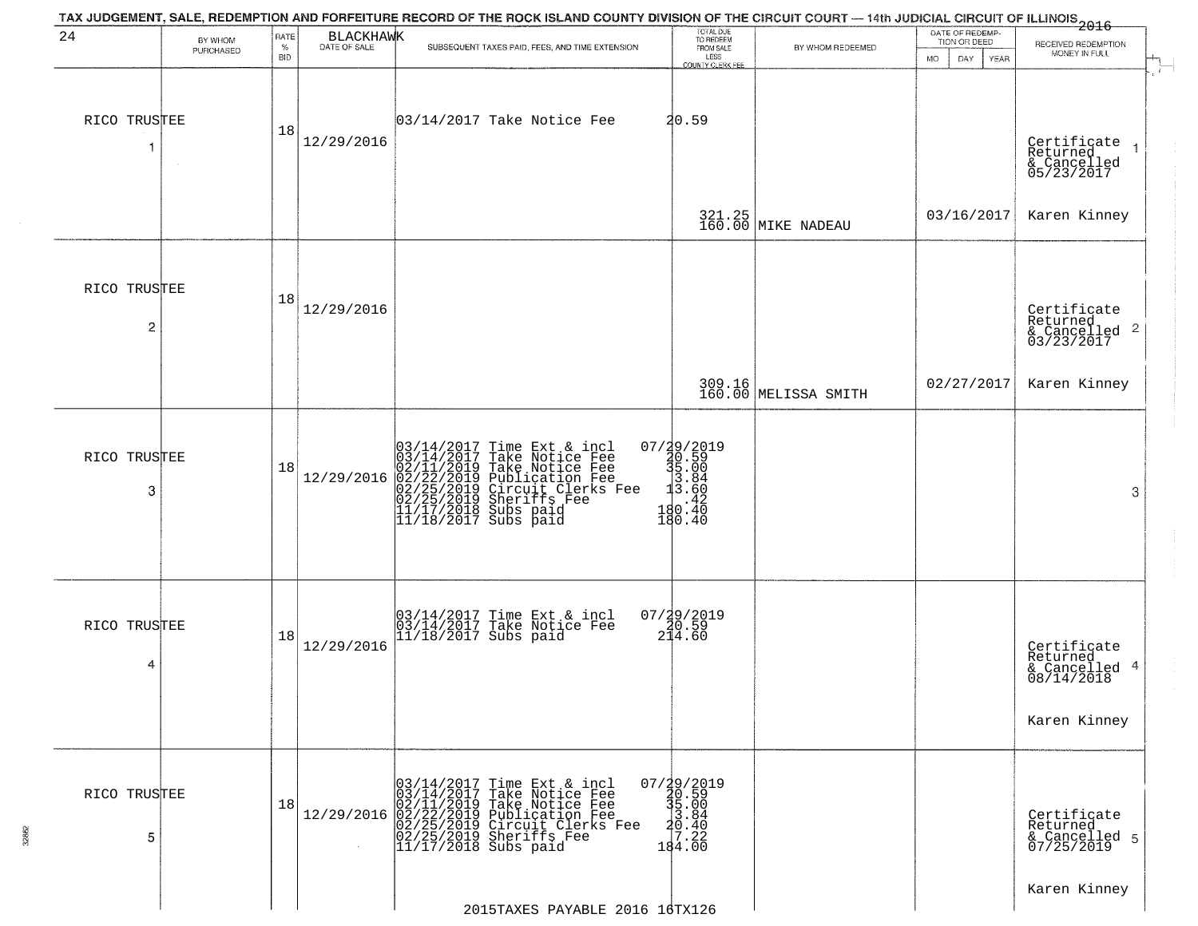TAX JUDGEMENT, SALE, REDEMPTION AND FORFEITURE RECORD OF THE ROCK ISLAND COUNTY DIVISION OF THE CIRCUIT COURT — 14th JUDICIAL CIRCUIT OF ILLINOIS 2016

24 BLACKHAWK

| | BY WHOM PURCHASED | RATE % BID | DATE OF SALE | SUBSEQUENT TAXES PAID, FEES, AND TIME EXTENSION | TOTAL DUE TO REDEEM FROM SALE LESS COUNTY CLERK FEE | BY WHOM REDEEMED | DATE OF REDEMPTION OR DEED MO DAY YEAR | RECEIVED REDEMPTION MONEY IN FULL | |
|---|---|---|---|---|---|---|---|---|---|
| 1 | RICO TRUSTEE | 18 | 12/29/2016 | 03/14/2017 Take Notice Fee 20.59 | 321.25<br>160.00 | MIKE NADEAU | 03/16/2017 | Certificate Returned & Cancelled 05/23/2017<br>Karen Kinney | 1 |
| 2 | RICO TRUSTEE | 18 | 12/29/2016 | | 309.16<br>160.00 | MELISSA SMITH | 02/27/2017 | Certificate Returned & Cancelled 03/23/2017<br>Karen Kinney | 2 |
| 3 | RICO TRUSTEE | 18 | 12/29/2016 | 03/14/2017 Time Ext & incl 07/29/2019<br>03/14/2017 Take Notice Fee 20.59<br>02/11/2019 Take Notice Fee 35.00<br>02/22/2019 Publication Fee 3.84<br>02/25/2019 Circuit Clerks Fee 13.60<br>02/25/2019 Sheriffs Fee .42<br>11/17/2018 Subs paid 180.40<br>11/18/2017 Subs paid 180.40 | | | | | 3 |
| 4 | RICO TRUSTEE | 18 | 12/29/2016 | 03/14/2017 Time Ext & incl 07/29/2019<br>03/14/2017 Take Notice Fee 20.59<br>11/18/2017 Subs paid 214.60 | | | | Certificate Returned & Cancelled 08/14/2018<br>Karen Kinney | 4 |
| 5 | RICO TRUSTEE | 18 | 12/29/2016 | 03/14/2017 Time Ext & incl 07/29/2019<br>03/14/2017 Take Notice Fee 20.59<br>02/11/2019 Take Notice Fee 35.00<br>02/22/2019 Publication Fee 3.84<br>02/25/2019 Circuit Clerks Fee 20.40<br>02/25/2019 Sheriffs Fee 7.22<br>11/17/2018 Subs paid 184.00 | | | | Certificate Returned & Cancelled 07/25/2019<br>Karen Kinney | 5 |

2015TAXES PAYABLE 2016 16TX126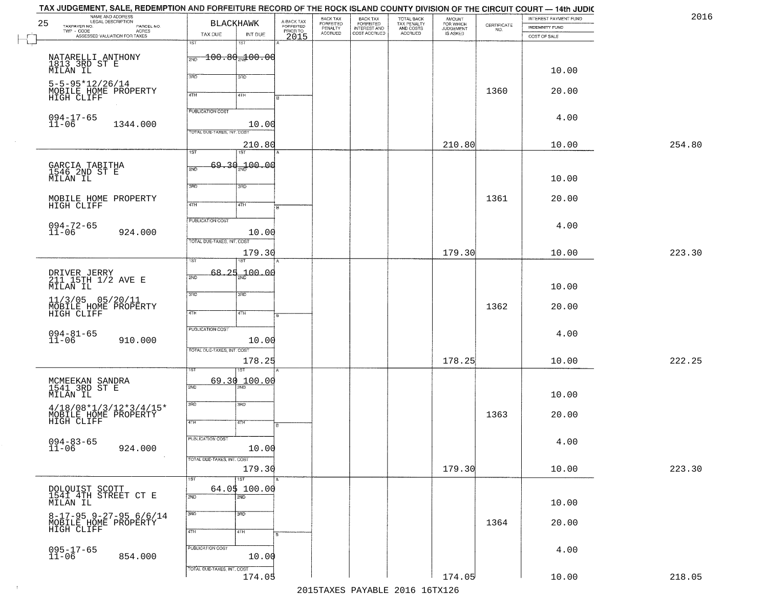TAX JUDGEMENT, SALE, REDEMPTION AND FORFEITURE RECORD OF THE ROCK ISLAND COUNTY DIVISION OF THE CIRCUIT COURT — 14th JUDIC

2016

| 25 NAME AND ADDRESS / LEGAL DESCRIPTION / TAXPAYER NO. / PARCEL NO. / TWP - CODE / ACRES / ASSESSED VALUATION FOR TAXES | BLACKHAWK TAX DUE | INT DUE | A-BACK TAX FORFEITED PRIOR TO 2015 | BACK TAX FORFEITED PENALTY ACCRUED | BACK TAX FORFEITED INTEREST AND COST ACCRUED | TOTAL BACK TAX PENALTY AND COSTS ACCRUED | AMOUNT FOR WHICH JUDGEMENT IS ASKED | CERTIFICATE NO. | INTEREST PAYMENT FUND / INDEMNITY FUND / COST OF SALE | |
|---|---|---|---|---|---|---|---|---|---|---|
| NATARELLI ANTHONY<br>1813 3RD ST E<br>MILAN IL<br>5-5-95*12/26/14<br>MOBILE HOME PROPERTY<br>HIGH CLIFF<br>094-17-65<br>11-06 1344.000 | 1ST<br>2ND 100.80<br>3RD<br>4TH<br>PUBLICATION COST<br>TOTAL DUE-TAXES, INT. COST 210.80 | 1ST<br>2ND 100.00<br>3RD<br>4TH<br>10.00 | | | | | 210.80 | 1360 | 10.00<br>20.00<br>4.00<br>10.00 | 254.80 |
| GARCIA TABITHA<br>1546 2ND ST E<br>MILAN IL<br>MOBILE HOME PROPERTY<br>HIGH CLIFF<br>094-72-65<br>11-06 924.000 | 1ST<br>2ND 69.30<br>3RD<br>4TH<br>PUBLICATION COST<br>TOTAL DUE-TAXES, INT. COST 179.30 | 1ST<br>2ND 100.00<br>3RD<br>4TH<br>10.00 | | | | | 179.30 | 1361 | 10.00<br>20.00<br>4.00<br>10.00 | 223.30 |
| DRIVER JERRY<br>211 15TH 1/2 AVE E<br>MILAN IL<br>11/3/05 05/20/11<br>MOBILE HOME PROPERTY<br>HIGH CLIFF<br>094-81-65<br>11-06 910.000 | 1ST<br>2ND 68.25<br>3RD<br>4TH<br>PUBLICATION COST<br>TOTAL DUE-TAXES, INT. COST 178.25 | 1ST<br>2ND 100.00<br>3RD<br>4TH<br>10.00 | | | | | 178.25 | 1362 | 10.00<br>20.00<br>4.00<br>10.00 | 222.25 |
| MCMEEKAN SANDRA<br>1541 3RD ST E<br>MILAN IL<br>4/18/08*1/3/12*3/4/15*<br>MOBILE HOME PROPERTY<br>HIGH CLIFF<br>094-83-65<br>11-06 924.000 | 1ST<br>2ND 69.30<br>3RD<br>4TH<br>PUBLICATION COST<br>TOTAL DUE-TAXES, INT. COST 179.30 | 1ST<br>2ND 100.00<br>3RD<br>4TH<br>10.00 | | | | | 179.30 | 1363 | 10.00<br>20.00<br>4.00<br>10.00 | 223.30 |
| DOLQUIST SCOTT<br>1541 4TH STREET CT E<br>MILAN IL<br>8-17-95 9-27-95 6/6/14<br>MOBILE HOME PROPERTY<br>HIGH CLIFF<br>095-17-65<br>11-06 854.000 | 1ST 64.05<br>2ND<br>3RD<br>4TH<br>PUBLICATION COST<br>TOTAL DUE-TAXES, INT. COST 174.05 | 1ST 100.00<br>2ND<br>3RD<br>4TH<br>10.00 | | | | | 174.05 | 1364 | 10.00<br>20.00<br>4.00<br>10.00 | 218.05 |

2015TAXES PAYABLE 2016 16TX126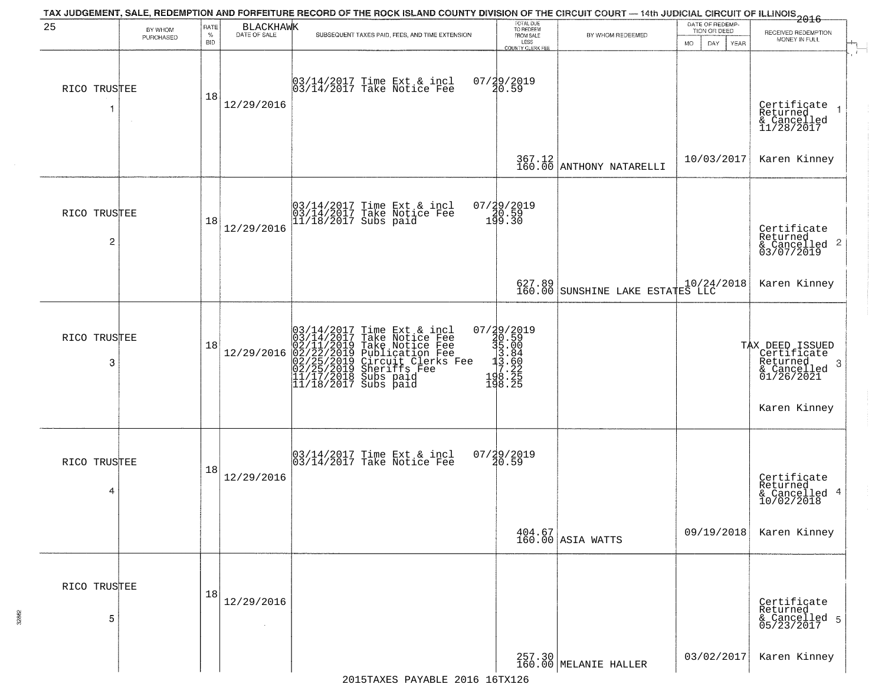TAX JUDGEMENT, SALE, REDEMPTION AND FORFEITURE RECORD OF THE ROCK ISLAND COUNTY DIVISION OF THE CIRCUIT COURT — 14th JUDICIAL CIRCUIT OF ILLINOIS 2016

| 25 | BY WHOM PURCHASED | RATE % BID | BLACKHAWK DATE OF SALE | SUBSEQUENT TAXES PAID, FEES, AND TIME EXTENSION | TOTAL DUE TO REDEEM FROM SALE LESS COUNTY CLERK FEE | BY WHOM REDEEMED | DATE OF REDEMPTION OR DEED MO DAY YEAR | RECEIVED REDEMPTION MONEY IN FULL |
|---|---|---|---|---|---|---|---|---|
| RICO TRUSTEE 1 | | 18 | 12/29/2016 | 03/14/2017 Time Ext & incl 07/29/2019<br>03/14/2017 Take Notice Fee 20.59 | 367.12<br>160.00 | ANTHONY NATARELLI | 10/03/2017 | Certificate Returned & Cancelled 11/28/2017<br>Karen Kinney |
| RICO TRUSTEE 2 | | 18 | 12/29/2016 | 03/14/2017 Time Ext & incl 07/29/2019<br>03/14/2017 Take Notice Fee 20.59<br>11/18/2017 Subs paid 199.30 | 627.89<br>160.00 | SUNSHINE LAKE ESTATES LLC | 10/24/2018 | Certificate Returned & Cancelled 03/07/2019<br>Karen Kinney |
| RICO TRUSTEE 3 | | 18 | 12/29/2016 | 03/14/2017 Time Ext & incl 07/29/2019<br>03/14/2017 Take Notice Fee 20.59<br>02/11/2019 Take Notice Fee 35.00<br>02/22/2019 Publication Fee 3.84<br>02/25/2019 Circuit Clerks Fee 13.60<br>02/25/2019 Sheriffs Fee 7.22<br>11/17/2018 Subs paid 198.25<br>11/18/2017 Subs paid 198.25 | | | | TAX DEED ISSUED Certificate Returned & Cancelled 01/26/2021<br>Karen Kinney |
| RICO TRUSTEE 4 | | 18 | 12/29/2016 | 03/14/2017 Time Ext & incl 07/29/2019<br>03/14/2017 Take Notice Fee 20.59 | 404.67<br>160.00 | ASIA WATTS | 09/19/2018 | Certificate Returned & Cancelled 10/02/2018<br>Karen Kinney |
| RICO TRUSTEE 5 | | 18 | 12/29/2016 | | 257.30<br>160.00 | MELANIE HALLER | 03/02/2017 | Certificate Returned & Cancelled 05/23/2017<br>Karen Kinney |

2015TAXES PAYABLE 2016 16TX126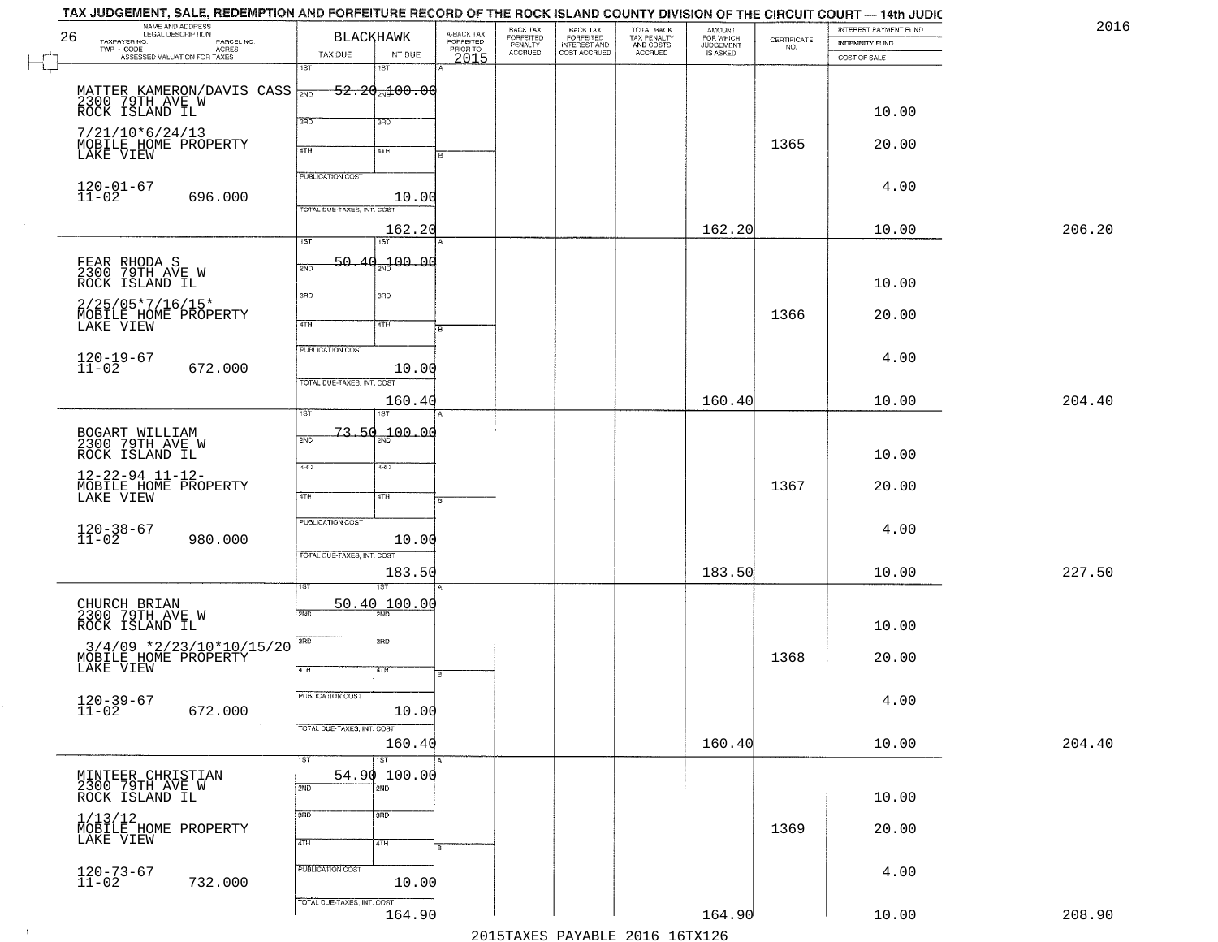TAX JUDGEMENT, SALE, REDEMPTION AND FORFEITURE RECORD OF THE ROCK ISLAND COUNTY DIVISION OF THE CIRCUIT COURT — 14th JUDIC

2016

26

| NAME AND ADDRESS / LEGAL DESCRIPTION / TAXPAYER NO. / PARCEL NO. / TWP - CODE / ACRES / ASSESSED VALUATION FOR TAXES | BLACKHAWK TAX DUE | INT DUE | A-BACK TAX FORFEITED PRIOR TO 2015 | BACK TAX FORFEITED PENALTY ACCRUED | BACK TAX FORFEITED INTEREST AND COST ACCRUED | TOTAL BACK TAX PENALTY AND COSTS ACCRUED | AMOUNT FOR WHICH JUDGEMENT IS ASKED | CERTIFICATE NO. | INTEREST PAYMENT FUND / INDEMNITY FUND / COST OF SALE | |
|---|---|---|---|---|---|---|---|---|---|---|
| MATTER KAMERON/DAVIS CASS 2300 79TH AVE W ROCK ISLAND IL 7/21/10*6/24/13 MOBILE HOME PROPERTY LAKE VIEW 120-01-67 11-02 696.000 | 1ST 52.20 | 100.00 | | | | | | 1365 | 10.00 20.00 4.00 | |
| | PUBLICATION COST | 10.00 | | | | | | | | |
| | TOTAL DUE-TAXES, INT. COST | 162.20 | | | | | 162.20 | | 10.00 | 206.20 |
| FEAR RHODA S 2300 79TH AVE W ROCK ISLAND IL 2/25/05*7/16/15* MOBILE HOME PROPERTY LAKE VIEW 120-19-67 11-02 672.000 | 1ST 50.40 | 100.00 | | | | | | 1366 | 10.00 20.00 4.00 | |
| | PUBLICATION COST | 10.00 | | | | | | | | |
| | TOTAL DUE-TAXES, INT. COST | 160.40 | | | | | 160.40 | | 10.00 | 204.40 |
| BOGART WILLIAM 2300 79TH AVE W ROCK ISLAND IL 12-22-94 11-12- MOBILE HOME PROPERTY LAKE VIEW 120-38-67 11-02 980.000 | 1ST 73.50 | 100.00 | | | | | | 1367 | 10.00 20.00 4.00 | |
| | PUBLICATION COST | 10.00 | | | | | | | | |
| | TOTAL DUE-TAXES, INT. COST | 183.50 | | | | | 183.50 | | 10.00 | 227.50 |
| CHURCH BRIAN 2300 79TH AVE W ROCK ISLAND IL 3/4/09 *2/23/10*10/15/20 MOBILE HOME PROPERTY LAKE VIEW 120-39-67 11-02 672.000 | 1ST 50.40 | 100.00 | | | | | | 1368 | 10.00 20.00 4.00 | |
| | PUBLICATION COST | 10.00 | | | | | | | | |
| | TOTAL DUE-TAXES, INT. COST | 160.40 | | | | | 160.40 | | 10.00 | 204.40 |
| MINTEER CHRISTIAN 2300 79TH AVE W ROCK ISLAND IL 1/13/12 MOBILE HOME PROPERTY LAKE VIEW 120-73-67 11-02 732.000 | 1ST 54.90 | 100.00 | | | | | | 1369 | 10.00 20.00 4.00 | |
| | PUBLICATION COST | 10.00 | | | | | | | | |
| | TOTAL DUE-TAXES, INT. COST | 164.90 | | | | | 164.90 | | 10.00 | 208.90 |

2015TAXES PAYABLE 2016 16TX126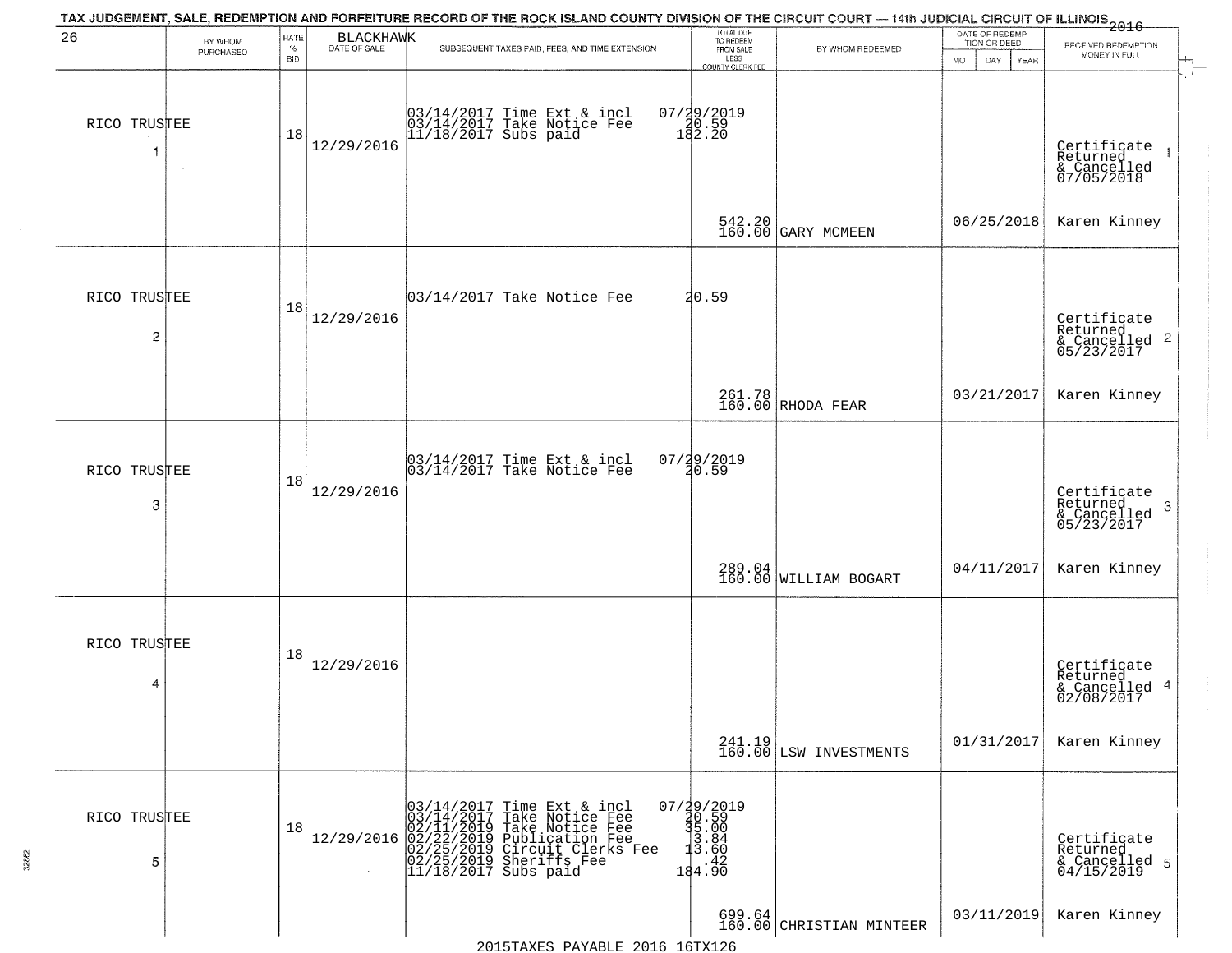TAX JUDGEMENT, SALE, REDEMPTION AND FORFEITURE RECORD OF THE ROCK ISLAND COUNTY DIVISION OF THE CIRCUIT COURT — 14th JUDICIAL CIRCUIT OF ILLINOIS 2016

BLACKHAWK

| 26 | BY WHOM PURCHASED | RATE % BID | DATE OF SALE | SUBSEQUENT TAXES PAID, FEES, AND TIME EXTENSION | TOTAL DUE TO REDEEM FROM SALE LESS COUNTY CLERK FEE | BY WHOM REDEEMED | DATE OF REDEMPTION OR DEED MO DAY YEAR | RECEIVED REDEMPTION MONEY IN FULL |
|---|---|---|---|---|---|---|---|---|
| 1 | RICO TRUSTEE | 18 | 12/29/2016 | 03/14/2017 Time Ext & incl<br>03/14/2017 Take Notice Fee<br>11/18/2017 Subs paid | 07/29/2019<br>20.59<br>182.20<br><br>542.20<br>160.00 | GARY MCMEEN | 06/25/2018 | Certificate Returned & Cancelled 07/05/2018<br>Karen Kinney |
| 2 | RICO TRUSTEE | 18 | 12/29/2016 | 03/14/2017 Take Notice Fee | 20.59<br><br>261.78<br>160.00 | RHODA FEAR | 03/21/2017 | Certificate Returned & Cancelled 05/23/2017<br>Karen Kinney |
| 3 | RICO TRUSTEE | 18 | 12/29/2016 | 03/14/2017 Time Ext & incl<br>03/14/2017 Take Notice Fee | 07/29/2019<br>20.59<br><br>289.04<br>160.00 | WILLIAM BOGART | 04/11/2017 | Certificate Returned & Cancelled 05/23/2017<br>Karen Kinney |
| 4 | RICO TRUSTEE | 18 | 12/29/2016 | | 241.19<br>160.00 | LSW INVESTMENTS | 01/31/2017 | Certificate Returned & Cancelled 02/08/2017<br>Karen Kinney |
| 5 | RICO TRUSTEE | 18 | 12/29/2016 | 03/14/2017 Time Ext & incl<br>03/14/2017 Take Notice Fee<br>02/11/2019 Take Notice Fee<br>02/22/2019 Publication Fee<br>02/25/2019 Circuit Clerks Fee<br>02/25/2019 Sheriffs Fee<br>11/18/2017 Subs paid | 07/29/2019<br>20.59<br>35.00<br>3.84<br>13.60<br>.42<br>184.90<br><br>699.64<br>160.00 | CHRISTIAN MINTEER | 03/11/2019 | Certificate Returned & Cancelled 04/15/2019<br>Karen Kinney |

2015TAXES PAYABLE 2016 16TX126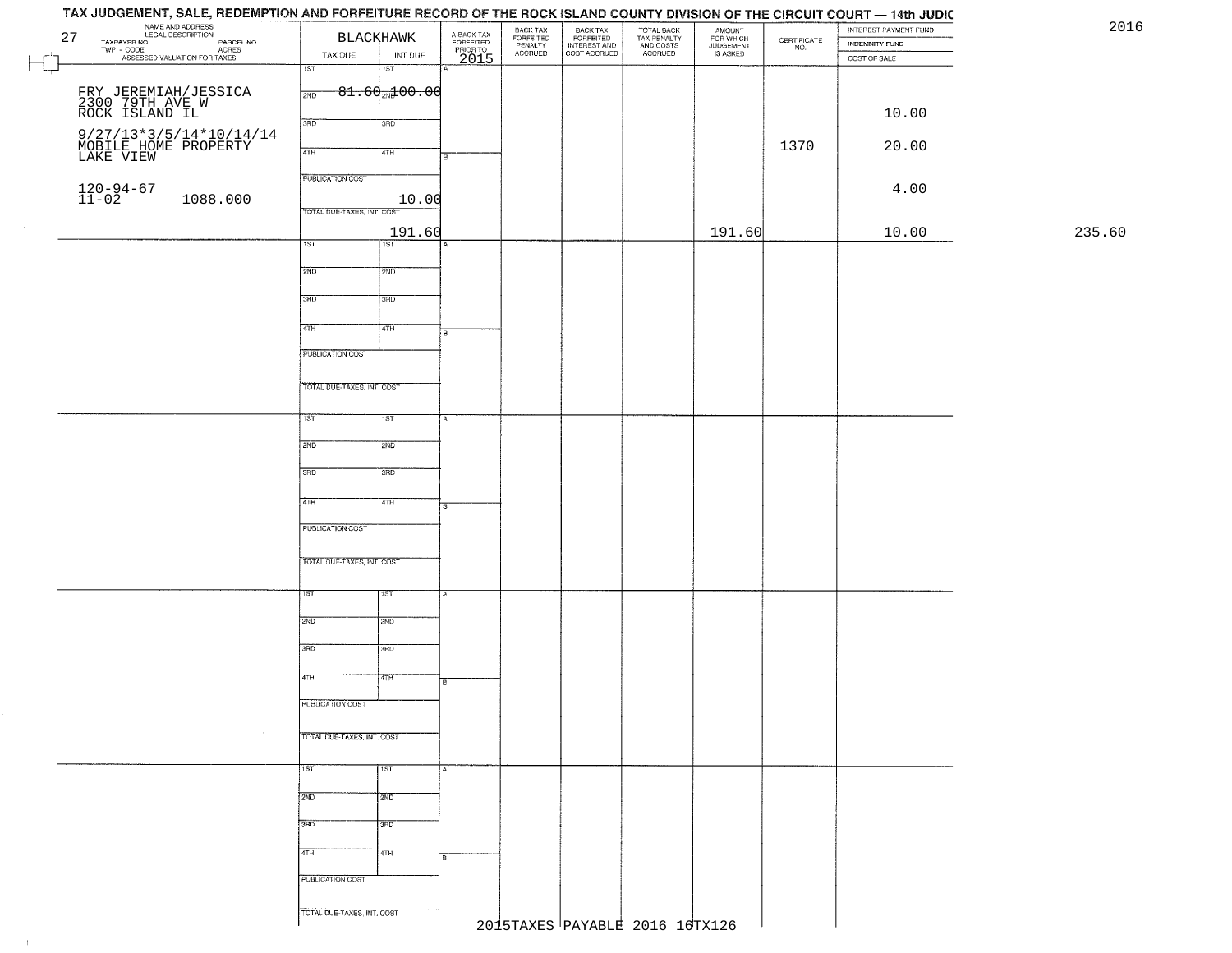# TAX JUDGEMENT, SALE, REDEMPTION AND FORFEITURE RECORD OF THE ROCK ISLAND COUNTY DIVISION OF THE CIRCUIT COURT — 14th JUDIC

2016

| 27 NAME AND ADDRESS / LEGAL DESCRIPTION / TAXPAYER NO. / PARCEL NO. / TWP - CODE / ACRES / ASSESSED VALUATION FOR TAXES | BLACKHAWK TAX DUE | INT DUE | A-BACK TAX FORFEITED PRIOR TO 2015 | BACK TAX FORFEITED PENALTY ACCRUED | BACK TAX FORFEITED INTEREST AND COST ACCRUED | TOTAL BACK TAX PENALTY AND COSTS ACCRUED | AMOUNT FOR WHICH JUDGEMENT IS ASKED | CERTIFICATE NO. | INTEREST PAYMENT FUND / INDEMNITY FUND / COST OF SALE | |
|---|---|---|---|---|---|---|---|---|---|---|
| FRY JEREMIAH/JESSICA 2300 79TH AVE W ROCK ISLAND IL | 2ND 81.60 | 2ND 100.00 | | | | | | | 10.00 | |
| 9/27/13*3/5/14*10/14/14 MOBILE HOME PROPERTY LAKE VIEW | 3RD | 3RD | | | | | | 1370 | 20.00 | |
| 120-94-67 11-02 1088.000 | PUBLICATION COST 10.00 | | | | | | | | 4.00 | |
| | TOTAL DUE-TAXES, INT. COST 191.60 | | | | | | 191.60 | | 10.00 | 235.60 |

2015TAXES PAYABLE 2016 16TX126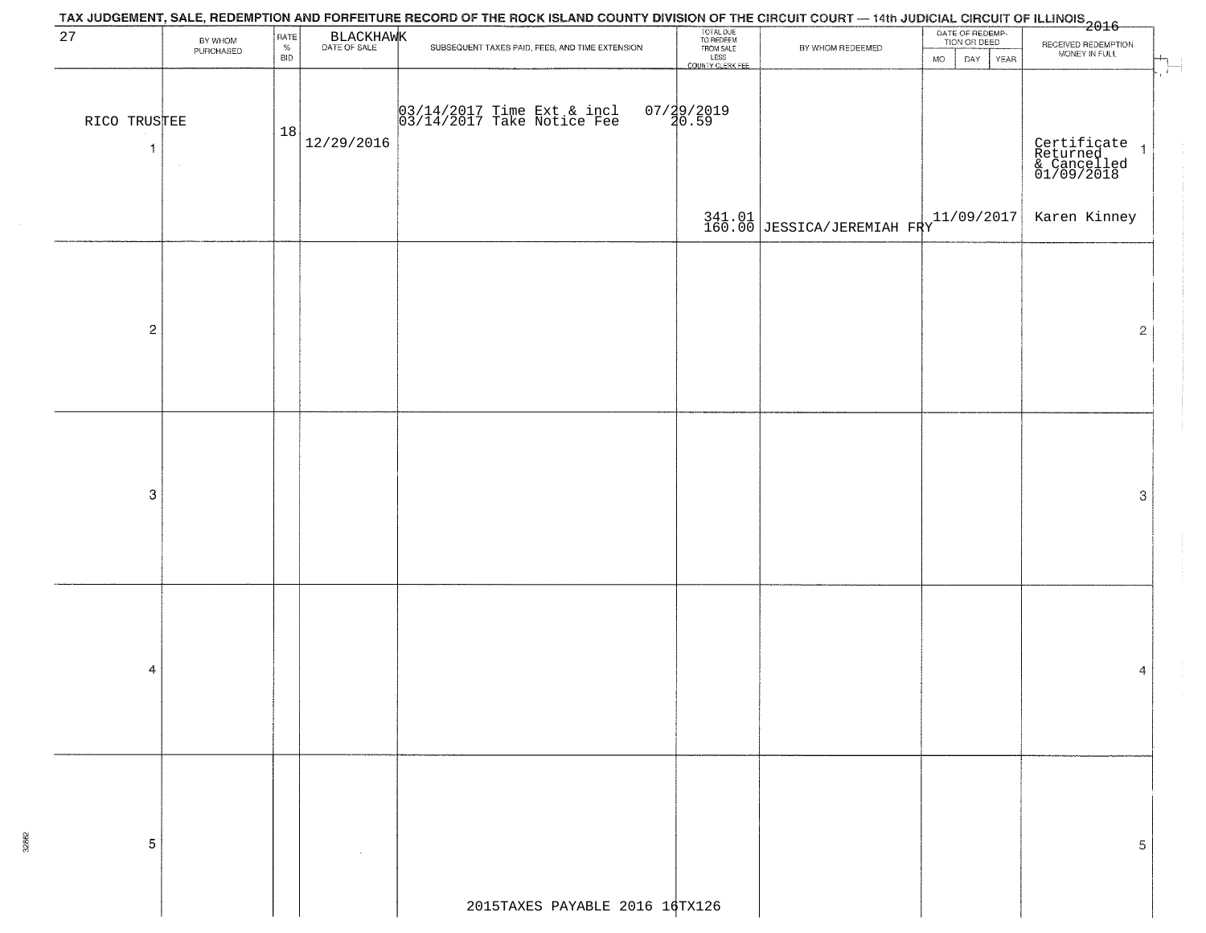# TAX JUDGEMENT, SALE, REDEMPTION AND FORFEITURE RECORD OF THE ROCK ISLAND COUNTY DIVISION OF THE CIRCUIT COURT — 14th JUDICIAL CIRCUIT OF ILLINOIS 2016

27 BLACKHAWK

| | BY WHOM PURCHASED | RATE % BID | DATE OF SALE | SUBSEQUENT TAXES PAID, FEES, AND TIME EXTENSION | TOTAL DUE TO REDEEM FROM SALE LESS COUNTY CLERK FEE | BY WHOM REDEEMED | DATE OF REDEMPTION OR DEED (MO DAY YEAR) | RECEIVED REDEMPTION MONEY IN FULL | |
|---|---|---|---|---|---|---|---|---|---|
| RICO TRUSTEE 1 | | 18 | 12/29/2016 | 03/14/2017 Time Ext & incl 07/29/2019<br>03/14/2017 Take Notice Fee 20.59 | 341.01<br>160.00 | JESSICA/JEREMIAH FRY | 11/09/2017 | Certificate Returned & Cancelled 01/09/2018<br>Karen Kinney | 1 |
| 2 | | | | | | | | | 2 |
| 3 | | | | | | | | | 3 |
| 4 | | | | | | | | | 4 |
| 5 | | | | | | | | | 5 |

2015TAXES PAYABLE 2016 16TX126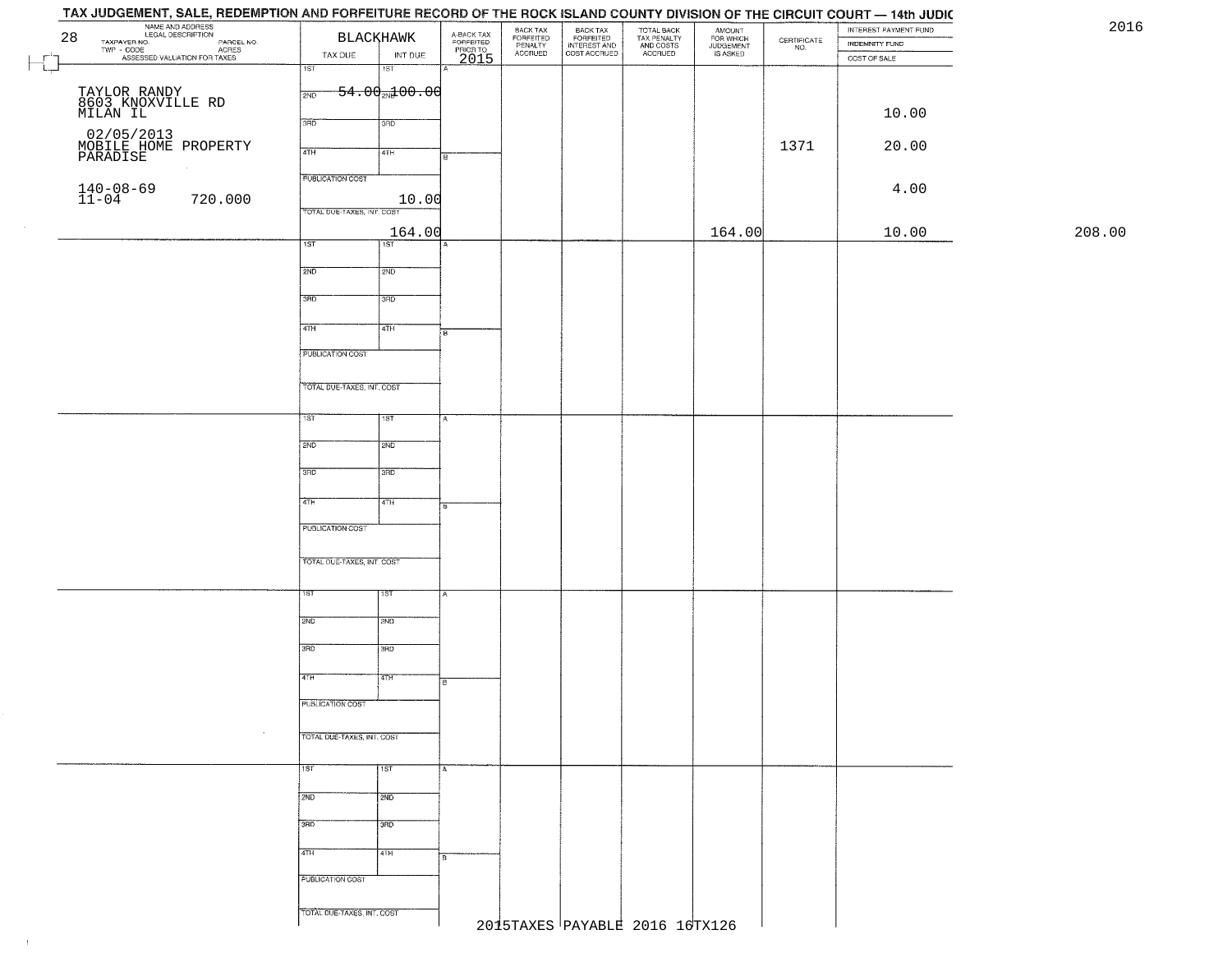# TAX JUDGEMENT, SALE, REDEMPTION AND FORFEITURE RECORD OF THE ROCK ISLAND COUNTY DIVISION OF THE CIRCUIT COURT — 14th JUDIC

2016

| 28 NAME AND ADDRESS / LEGAL DESCRIPTION / TAXPAYER NO. / PARCEL NO. / TWP - CODE / ACRES / ASSESSED VALUATION FOR TAXES | BLACKHAWK TAX DUE | INT DUE | A-BACK TAX FORFEITED PRIOR TO 2015 | BACK TAX FORFEITED PENALTY ACCRUED | BACK TAX FORFEITED INTEREST AND COST ACCRUED | TOTAL BACK TAX PENALTY AND COSTS ACCRUED | AMOUNT FOR WHICH JUDGEMENT IS ASKED | CERTIFICATE NO. | INTEREST PAYMENT FUND / INDEMNITY FUND / COST OF SALE |
|---|---|---|---|---|---|---|---|---|---|
| TAYLOR RANDY<br>8603 KNOXVILLE RD<br>MILAN IL<br>02/05/2013<br>MOBILE HOME PROPERTY<br>PARADISE<br>140-08-69<br>11-04 720.000 | 1ST<br>2ND 54.00<br>3RD<br>4TH<br>PUBLICATION COST 10.00<br>TOTAL DUE-TAXES, INT. COST 164.00 | 1ST<br>2ND 100.00<br>3RD<br>4TH | | | | | 164.00 | 1371 | 10.00<br>20.00<br>4.00<br>10.00 |
| | 1ST<br>2ND<br>3RD<br>4TH<br>PUBLICATION COST<br>TOTAL DUE-TAXES, INT. COST | 1ST<br>2ND<br>3RD<br>4TH | | | | | | | |
| | 1ST<br>2ND<br>3RD<br>4TH<br>PUBLICATION COST<br>TOTAL DUE-TAXES, INT. COST | 1ST<br>2ND<br>3RD<br>4TH | | | | | | | |
| | 1ST<br>2ND<br>3RD<br>4TH<br>PUBLICATION COST<br>TOTAL DUE-TAXES, INT. COST | 1ST<br>2ND<br>3RD<br>4TH | | | | | | | |
| | 1ST<br>2ND<br>3RD<br>4TH<br>PUBLICATION COST<br>TOTAL DUE-TAXES, INT. COST | 1ST<br>2ND<br>3RD<br>4TH | | | | | | | |

208.00

2015TAXES PAYABLE 2016 16TX126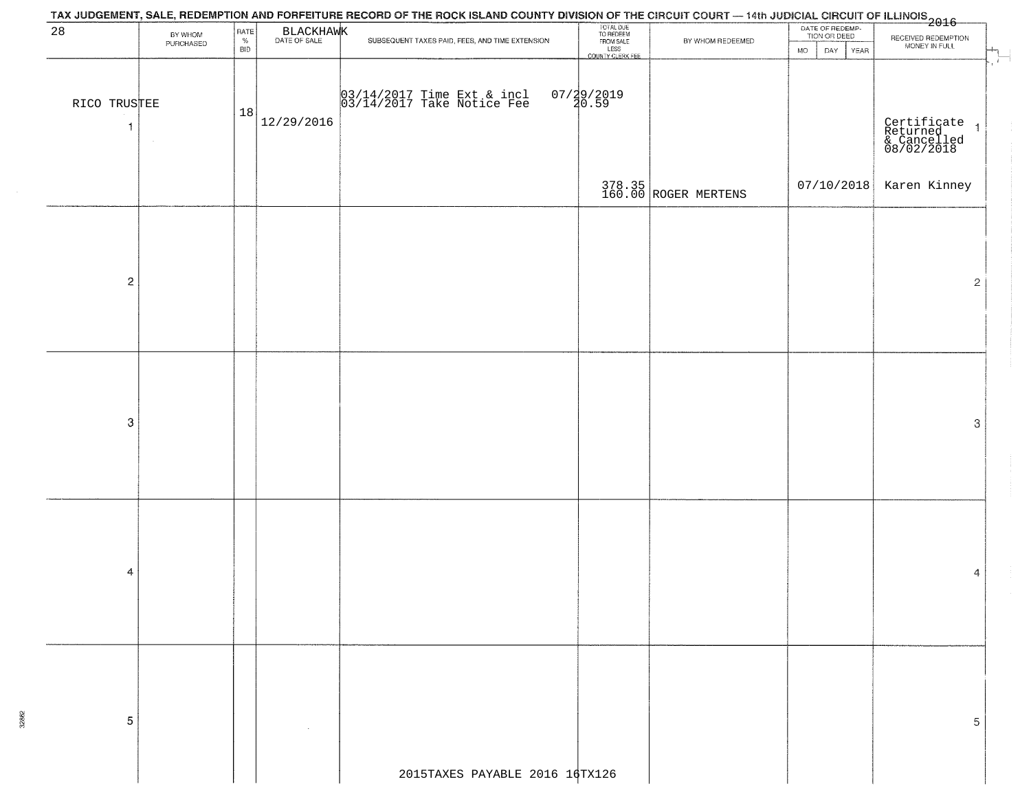TAX JUDGEMENT, SALE, REDEMPTION AND FORFEITURE RECORD OF THE ROCK ISLAND COUNTY DIVISION OF THE CIRCUIT COURT — 14th JUDICIAL CIRCUIT OF ILLINOIS 2016

| 28 | BY WHOM PURCHASED | RATE % BID | BLACKHAWK DATE OF SALE | SUBSEQUENT TAXES PAID, FEES, AND TIME EXTENSION | TOTAL DUE TO REDEEM FROM SALE LESS COUNTY CLERK FEE | BY WHOM REDEEMED | DATE OF REDEMPTION OR DEED MO DAY YEAR | RECEIVED REDEMPTION MONEY IN FULL | |
|---|---|---|---|---|---|---|---|---|---|
| 1 | RICO TRUSTEE | 18 | 12/29/2016 | 03/14/2017 Time Ext & incl 03/14/2017 Take Notice Fee | 07/29/2019 20.59 378.35 160.00 | ROGER MERTENS | 07/10/2018 | Certificate Returned & Cancelled 08/02/2018 Karen Kinney | 1 |
| 2 | | | | | | | | | 2 |
| 3 | | | | | | | | | 3 |
| 4 | | | | | | | | | 4 |
| 5 | | | | | | | | | 5 |

2015TAXES PAYABLE 2016 16TX126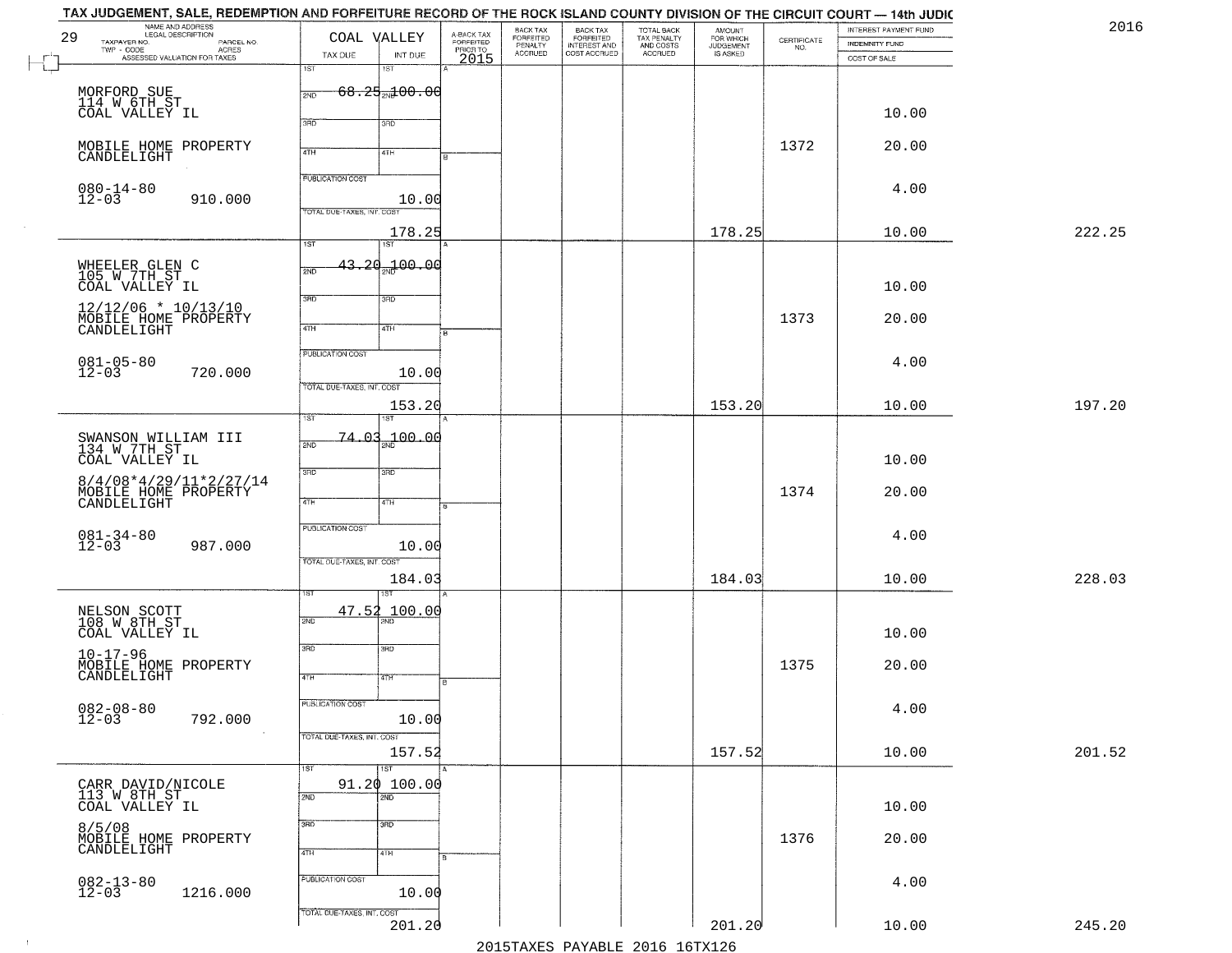TAX JUDGEMENT, SALE, REDEMPTION AND FORFEITURE RECORD OF THE ROCK ISLAND COUNTY DIVISION OF THE CIRCUIT COURT — 14th JUDIC

2016

| 29 NAME AND ADDRESS / LEGAL DESCRIPTION / TAXPAYER NO. / PARCEL NO. / TWP - CODE / ACRES / ASSESSED VALUATION FOR TAXES | COAL VALLEY TAX DUE | INT DUE | A-BACK TAX FORFEITED PRIOR TO 2015 | BACK TAX FORFEITED PENALTY ACCRUED | BACK TAX FORFEITED INTEREST AND COST ACCRUED | TOTAL BACK TAX PENALTY AND COSTS ACCRUED | AMOUNT FOR WHICH JUDGEMENT IS ASKED | CERTIFICATE NO. | INTEREST PAYMENT FUND / INDEMNITY FUND / COST OF SALE | |
|---|---|---|---|---|---|---|---|---|---|---|
| MORFORD SUE<br>114 W 6TH ST<br>COAL VALLEY IL<br>MOBILE HOME PROPERTY<br>CANDLELIGHT<br>080-14-80<br>12-03 910.000 | 1ST 68.25<br>PUBLICATION COST<br>TOTAL DUE-TAXES, INT. COST | 100.00<br>10.00<br>178.25 | | | | | 178.25 | 1372 | 10.00<br>20.00<br>4.00<br>10.00 | 222.25 |
| WHEELER GLEN C<br>105 W 7TH ST<br>COAL VALLEY IL<br>12/12/06 * 10/13/10<br>MOBILE HOME PROPERTY<br>CANDLELIGHT<br>081-05-80<br>12-03 720.000 | 1ST 43.20<br>PUBLICATION COST<br>TOTAL DUE-TAXES, INT. COST | 100.00<br>10.00<br>153.20 | | | | | 153.20 | 1373 | 10.00<br>20.00<br>4.00<br>10.00 | 197.20 |
| SWANSON WILLIAM III<br>134 W 7TH ST<br>COAL VALLEY IL<br>8/4/08*4/29/11*2/27/14<br>MOBILE HOME PROPERTY<br>CANDLELIGHT<br>081-34-80<br>12-03 987.000 | 1ST 74.03<br>PUBLICATION COST<br>TOTAL DUE-TAXES, INT. COST | 100.00<br>10.00<br>184.03 | | | | | 184.03 | 1374 | 10.00<br>20.00<br>4.00<br>10.00 | 228.03 |
| NELSON SCOTT<br>108 W 8TH ST<br>COAL VALLEY IL<br>10-17-96<br>MOBILE HOME PROPERTY<br>CANDLELIGHT<br>082-08-80<br>12-03 792.000 | 1ST 47.52<br>PUBLICATION COST<br>TOTAL DUE-TAXES, INT. COST | 100.00<br>10.00<br>157.52 | | | | | 157.52 | 1375 | 10.00<br>20.00<br>4.00<br>10.00 | 201.52 |
| CARR DAVID/NICOLE<br>113 W 8TH ST<br>COAL VALLEY IL<br>8/5/08<br>MOBILE HOME PROPERTY<br>CANDLELIGHT<br>082-13-80<br>12-03 1216.000 | 1ST 91.20<br>PUBLICATION COST<br>TOTAL DUE-TAXES, INT. COST | 100.00<br>10.00<br>201.20 | | | | | 201.20 | 1376 | 10.00<br>20.00<br>4.00<br>10.00 | 245.20 |

2015TAXES PAYABLE 2016 16TX126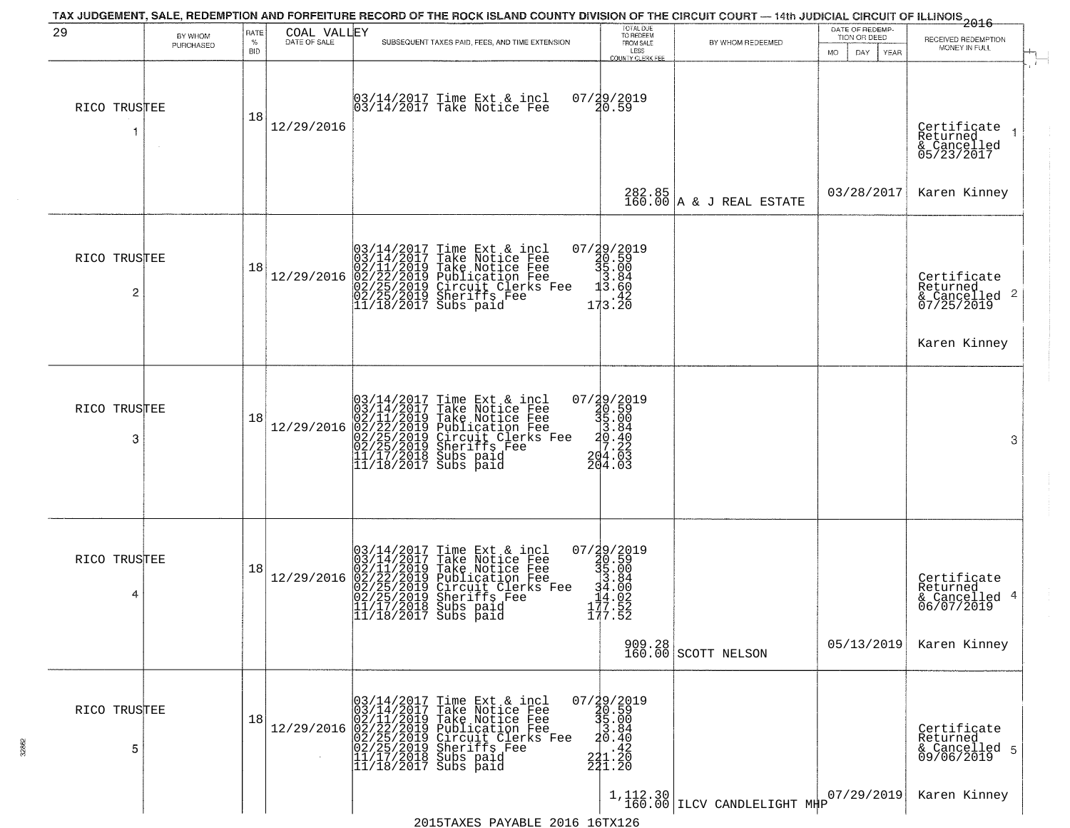TAX JUDGEMENT, SALE, REDEMPTION AND FORFEITURE RECORD OF THE ROCK ISLAND COUNTY DIVISION OF THE CIRCUIT COURT — 14th JUDICIAL CIRCUIT OF ILLINOIS 2016

| 29 | BY WHOM PURCHASED | RATE % BID | COAL VALLEY DATE OF SALE | SUBSEQUENT TAXES PAID, FEES, AND TIME EXTENSION | TOTAL DUE TO REDEEM FROM SALE LESS COUNTY CLERK FEE | BY WHOM REDEEMED | DATE OF REDEMPTION OR DEED MO DAY YEAR | RECEIVED REDEMPTION MONEY IN FULL |
|---|---|---|---|---|---|---|---|---|
| 1 | RICO TRUSTEE | 18 | 12/29/2016 | 03/14/2017 Time Ext & incl<br>03/14/2017 Take Notice Fee | 07/29/2019<br>20.59<br>282.85<br>160.00 | A & J REAL ESTATE | 03/28/2017 | Certificate Returned & Cancelled 05/23/2017<br>Karen Kinney |
| 2 | RICO TRUSTEE | 18 | 12/29/2016 | 03/14/2017 Time Ext & incl<br>03/14/2017 Take Notice Fee<br>02/11/2019 Take Notice Fee<br>02/22/2019 Publication Fee<br>02/25/2019 Circuit Clerks Fee<br>02/25/2019 Sheriffs Fee<br>11/18/2017 Subs paid | 07/29/2019<br>20.59<br>35.00<br>3.84<br>13.60<br>.42<br>173.20 | | | Certificate Returned & Cancelled 07/25/2019<br>Karen Kinney |
| 3 | RICO TRUSTEE | 18 | 12/29/2016 | 03/14/2017 Time Ext & incl<br>03/14/2017 Take Notice Fee<br>02/11/2019 Take Notice Fee<br>02/22/2019 Publication Fee<br>02/25/2019 Circuit Clerks Fee<br>02/25/2019 Sheriffs Fee<br>11/17/2018 Subs paid<br>11/18/2017 Subs paid | 07/29/2019<br>20.59<br>35.00<br>3.84<br>20.40<br>7.22<br>204.03<br>204.03 | | | |
| 4 | RICO TRUSTEE | 18 | 12/29/2016 | 03/14/2017 Time Ext & incl<br>03/14/2017 Take Notice Fee<br>02/11/2019 Take Notice Fee<br>02/22/2019 Publication Fee<br>02/25/2019 Circuit Clerks Fee<br>02/25/2019 Sheriffs Fee<br>11/17/2018 Subs paid<br>11/18/2017 Subs paid | 07/29/2019<br>20.59<br>35.00<br>3.84<br>34.00<br>14.02<br>177.52<br>177.52<br>909.28<br>160.00 | SCOTT NELSON | 05/13/2019 | Certificate Returned & Cancelled 06/07/2019<br>Karen Kinney |
| 5 | RICO TRUSTEE | 18 | 12/29/2016 | 03/14/2017 Time Ext & incl<br>03/14/2017 Take Notice Fee<br>02/11/2019 Take Notice Fee<br>02/22/2019 Publication Fee<br>02/25/2019 Circuit Clerks Fee<br>02/25/2019 Sheriffs Fee<br>11/17/2018 Subs paid<br>11/18/2017 Subs paid | 07/29/2019<br>20.59<br>35.00<br>3.84<br>20.40<br>.42<br>221.20<br>221.20<br>1,112.30<br>160.00 | ILCV CANDLELIGHT MHP | 07/29/2019 | Certificate Returned & Cancelled 09/06/2019<br>Karen Kinney |

2015TAXES PAYABLE 2016 16TX126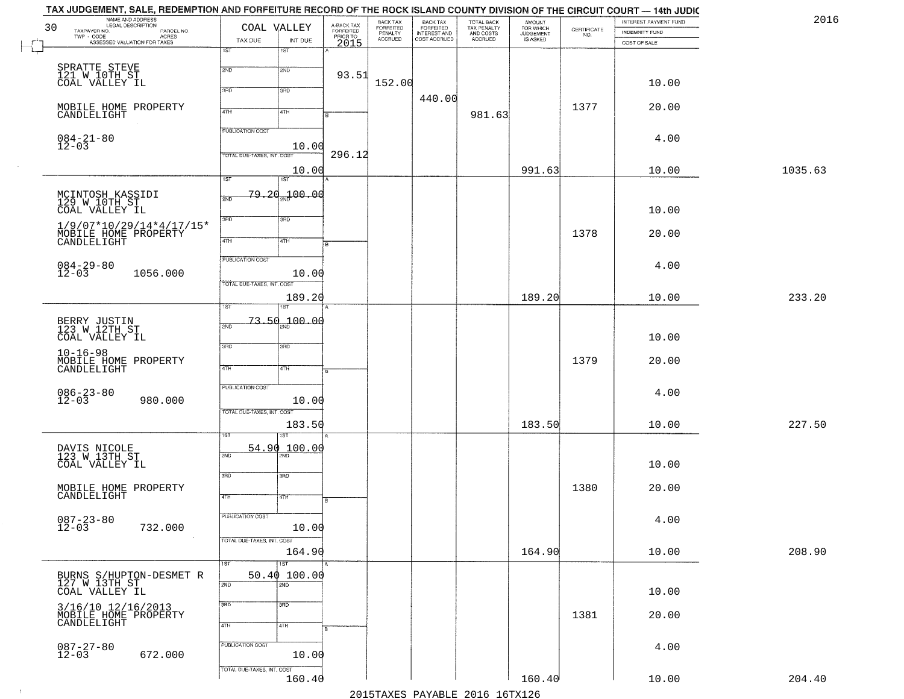TAX JUDGEMENT, SALE, REDEMPTION AND FORFEITURE RECORD OF THE ROCK ISLAND COUNTY DIVISION OF THE CIRCUIT COURT — 14th JUDIC

2016

| 30 NAME AND ADDRESS / LEGAL DESCRIPTION / TAXPAYER NO. / PARCEL NO. / TWP - CODE / ACRES / ASSESSED VALUATION FOR TAXES | COAL VALLEY TAX DUE | INT DUE | A-BACK TAX FORFEITED PRIOR TO 2015 | BACK TAX FORFEITED PENALTY ACCRUED | BACK TAX FORFEITED INTEREST AND COST ACCRUED | TOTAL BACK TAX PENALTY AND COSTS ACCRUED | AMOUNT FOR WHICH JUDGEMENT IS ASKED | CERTIFICATE NO. | INTEREST PAYMENT FUND / INDEMNITY FUND / COST OF SALE | |
|---|---|---|---|---|---|---|---|---|---|---|
| SPRATTE STEVE<br>121 W 10TH ST<br>COAL VALLEY IL<br>MOBILE HOME PROPERTY<br>CANDLELIGHT<br>084-21-80<br>12-03 | PUBLICATION COST 10.00<br>TOTAL DUE-TAXES, INT. COST 10.00 | | A 93.51<br>B 296.12 | 152.00 | 440.00 | 981.63 | 991.63 | 1377 | 10.00<br>20.00<br>4.00<br>10.00 | 1035.63 |
| MCINTOSH KASSIDI<br>129 W 10TH ST<br>COAL VALLEY IL<br>1/9/07*10/29/14*4/17/15*<br>MOBILE HOME PROPERTY<br>CANDLELIGHT<br>084-29-80<br>12-03 1056.000 | 1ST 79.20<br>PUBLICATION COST 10.00<br>TOTAL DUE-TAXES, INT. COST 189.20 | 1ST 100.00 | | | | | 189.20 | 1378 | 10.00<br>20.00<br>4.00<br>10.00 | 233.20 |
| BERRY JUSTIN<br>123 W 12TH ST<br>COAL VALLEY IL<br>10-16-98<br>MOBILE HOME PROPERTY<br>CANDLELIGHT<br>086-23-80<br>12-03 980.000 | 1ST 73.50<br>PUBLICATION COST 10.00<br>TOTAL DUE-TAXES, INT. COST 183.50 | 1ST 100.00 | | | | | 183.50 | 1379 | 10.00<br>20.00<br>4.00<br>10.00 | 227.50 |
| DAVIS NICOLE<br>123 W 13TH ST<br>COAL VALLEY IL<br>MOBILE HOME PROPERTY<br>CANDLELIGHT<br>087-23-80<br>12-03 732.000 | 1ST 54.90<br>PUBLICATION COST 10.00<br>TOTAL DUE-TAXES, INT. COST 164.90 | 1ST 100.00 | | | | | 164.90 | 1380 | 10.00<br>20.00<br>4.00<br>10.00 | 208.90 |
| BURNS S/HUPTON-DESMET R<br>127 W 13TH ST<br>COAL VALLEY IL<br>3/16/10 12/16/2013<br>MOBILE HOME PROPERTY<br>CANDLELIGHT<br>087-27-80<br>12-03 672.000 | 1ST 50.40<br>PUBLICATION COST 10.00<br>TOTAL DUE-TAXES, INT. COST 160.40 | 1ST 100.00 | | | | | 160.40 | 1381 | 10.00<br>20.00<br>4.00<br>10.00 | 204.40 |

2015TAXES PAYABLE 2016 16TX126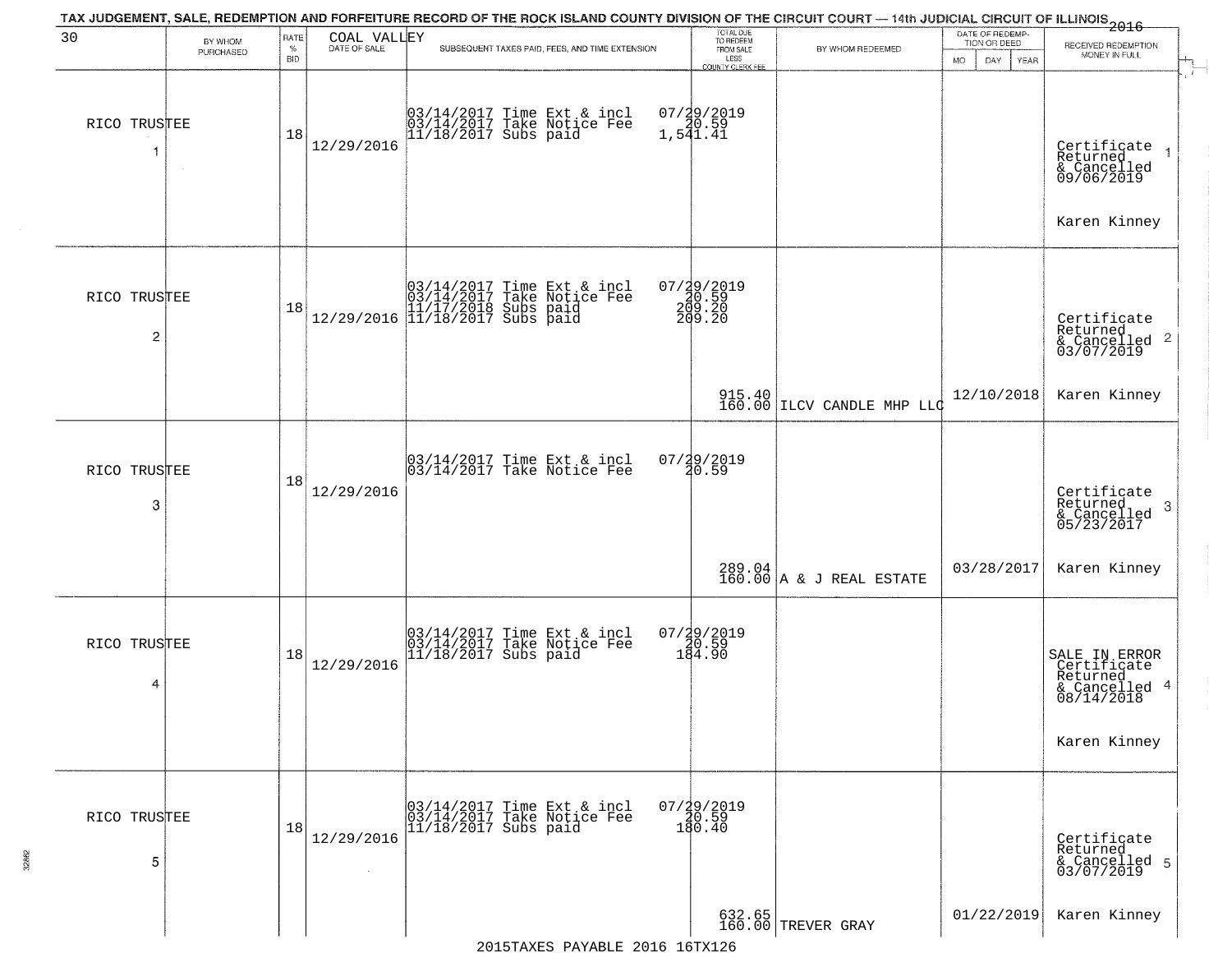# TAX JUDGEMENT, SALE, REDEMPTION AND FORFEITURE RECORD OF THE ROCK ISLAND COUNTY DIVISION OF THE CIRCUIT COURT — 14th JUDICIAL CIRCUIT OF ILLINOIS 2016

| 30 | BY WHOM PURCHASED | RATE % BID | COAL VALLEY DATE OF SALE | SUBSEQUENT TAXES PAID, FEES, AND TIME EXTENSION | TOTAL DUE TO REDEEM FROM SALE LESS COUNTY CLERK FEE | BY WHOM REDEEMED | DATE OF REDEMPTION OR DEED MO DAY YEAR | RECEIVED REDEMPTION MONEY IN FULL |
|---|---|---|---|---|---|---|---|---|
| 1 | RICO TRUSTEE | 18 | 12/29/2016 | 03/14/2017 Time Ext & incl<br>03/14/2017 Take Notice Fee<br>11/18/2017 Subs paid | 07/29/2019<br>20.59<br>1,541.41 | | | Certificate Returned & Cancelled 09/06/2019<br>Karen Kinney |
| 2 | RICO TRUSTEE | 18 | 12/29/2016 | 03/14/2017 Time Ext & incl<br>03/14/2017 Take Notice Fee<br>11/17/2018 Subs paid<br>11/18/2017 Subs paid | 07/29/2019<br>20.59<br>209.20<br>209.20<br>915.40<br>160.00 | ILCV CANDLE MHP LLC | 12/10/2018 | Certificate Returned & Cancelled 03/07/2019<br>Karen Kinney |
| 3 | RICO TRUSTEE | 18 | 12/29/2016 | 03/14/2017 Time Ext & incl<br>03/14/2017 Take Notice Fee | 07/29/2019<br>20.59<br>289.04<br>160.00 | A & J REAL ESTATE | 03/28/2017 | Certificate Returned & Cancelled 05/23/2017<br>Karen Kinney |
| 4 | RICO TRUSTEE | 18 | 12/29/2016 | 03/14/2017 Time Ext & incl<br>03/14/2017 Take Notice Fee<br>11/18/2017 Subs paid | 07/29/2019<br>20.59<br>184.90 | | | SALE IN ERROR Certificate Returned & Cancelled 08/14/2018<br>Karen Kinney |
| 5 | RICO TRUSTEE | 18 | 12/29/2016 | 03/14/2017 Time Ext & incl<br>03/14/2017 Take Notice Fee<br>11/18/2017 Subs paid | 07/29/2019<br>20.59<br>180.40<br>632.65<br>160.00 | TREVER GRAY | 01/22/2019 | Certificate Returned & Cancelled 03/07/2019<br>Karen Kinney |

2015TAXES PAYABLE 2016 16TX126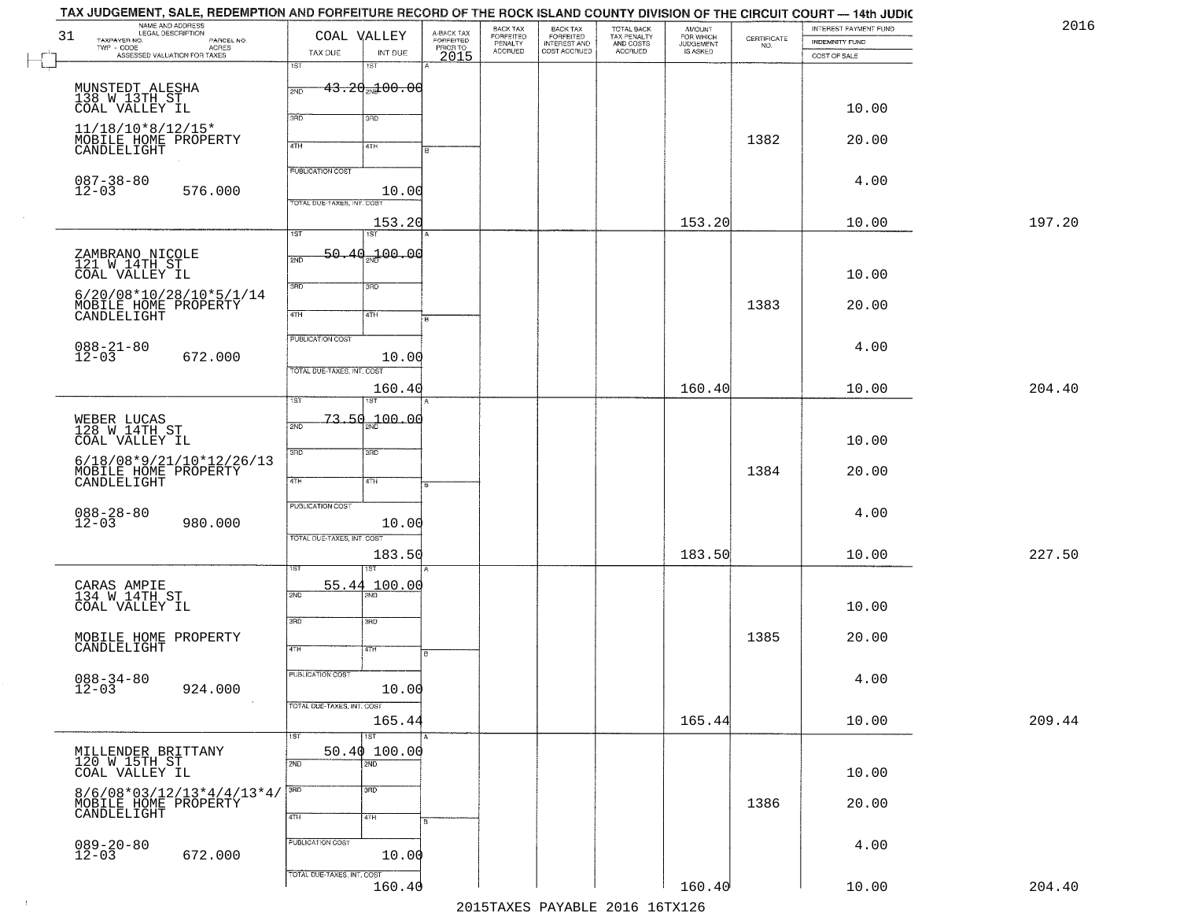TAX JUDGEMENT, SALE, REDEMPTION AND FORFEITURE RECORD OF THE ROCK ISLAND COUNTY DIVISION OF THE CIRCUIT COURT — 14th JUDIC

2016

| NAME AND ADDRESS / LEGAL DESCRIPTION / TAXPAYER NO. / PARCEL NO. / TWP - CODE / ACRES / ASSESSED VALUATION FOR TAXES | COAL VALLEY TAX DUE | INT DUE | A-BACK TAX FORFEITED PRIOR TO 2015 | BACK TAX FORFEITED PENALTY ACCRUED | BACK TAX FORFEITED INTEREST AND COST ACCRUED | TOTAL BACK TAX PENALTY AND COSTS ACCRUED | AMOUNT FOR WHICH JUDGEMENT IS ASKED | CERTIFICATE NO. | INTEREST PAYMENT FUND / INDEMNITY FUND / COST OF SALE | |
|---|---|---|---|---|---|---|---|---|---|---|
| MUNSTEDT ALESHA<br>138 W 13TH ST<br>COAL VALLEY IL<br>11/18/10*8/12/15*<br>MOBILE HOME PROPERTY<br>CANDLELIGHT<br>087-38-80<br>12-03 576.000 | 1ST 43.20<br>PUBLICATION COST 10.00<br>TOTAL DUE-TAXES, INT. COST 153.20 | 100.00 | | | | | 153.20 | 1382 | 10.00<br>20.00<br>4.00<br>10.00 | 197.20 |
| ZAMBRANO NICOLE<br>121 W 14TH ST<br>COAL VALLEY IL<br>6/20/08*10/28/10*5/1/14<br>MOBILE HOME PROPERTY<br>CANDLELIGHT<br>088-21-80<br>12-03 672.000 | 1ST 50.40<br>PUBLICATION COST 10.00<br>TOTAL DUE-TAXES, INT. COST 160.40 | 100.00 | | | | | 160.40 | 1383 | 10.00<br>20.00<br>4.00<br>10.00 | 204.40 |
| WEBER LUCAS<br>128 W 14TH ST<br>COAL VALLEY IL<br>6/18/08*9/21/10*12/26/13<br>MOBILE HOME PROPERTY<br>CANDLELIGHT<br>088-28-80<br>12-03 980.000 | 1ST 73.50<br>PUBLICATION COST 10.00<br>TOTAL DUE-TAXES, INT. COST 183.50 | 100.00 | | | | | 183.50 | 1384 | 10.00<br>20.00<br>4.00<br>10.00 | 227.50 |
| CARAS AMPIE<br>134 W 14TH ST<br>COAL VALLEY IL<br>MOBILE HOME PROPERTY<br>CANDLELIGHT<br>088-34-80<br>12-03 924.000 | 1ST 55.44<br>PUBLICATION COST 10.00<br>TOTAL DUE-TAXES, INT. COST 165.44 | 100.00 | | | | | 165.44 | 1385 | 10.00<br>20.00<br>4.00<br>10.00 | 209.44 |
| MILLENDER BRITTANY<br>120 W 15TH ST<br>COAL VALLEY IL<br>8/6/08*03/12/13*4/4/13*4/<br>MOBILE HOME PROPERTY<br>CANDLELIGHT<br>089-20-80<br>12-03 672.000 | 1ST 50.40<br>PUBLICATION COST 10.00<br>TOTAL DUE-TAXES, INT. COST 160.40 | 100.00 | | | | | 160.40 | 1386 | 10.00<br>20.00<br>4.00<br>10.00 | 204.40 |

2015TAXES PAYABLE 2016 16TX126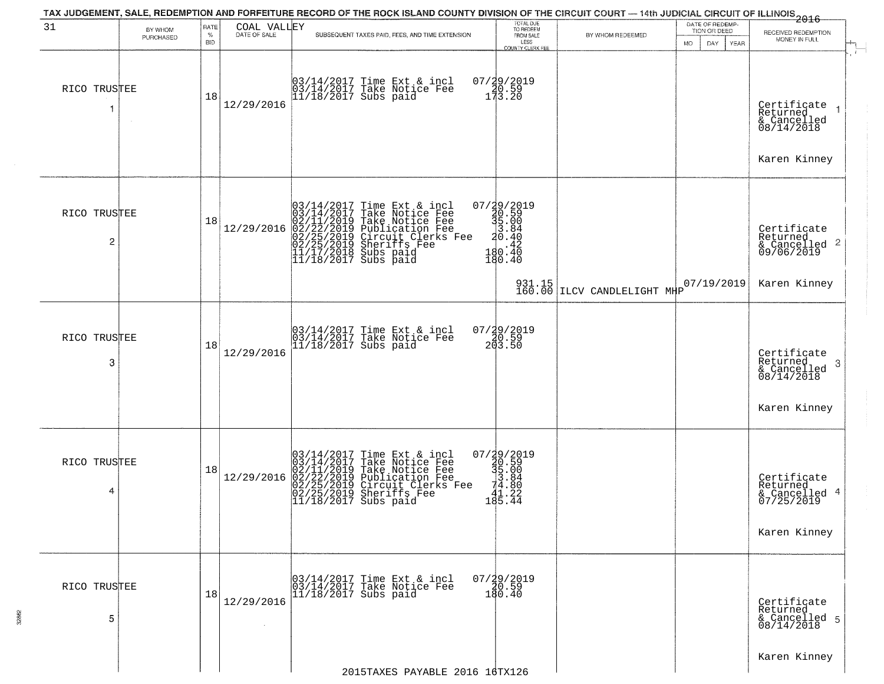TAX JUDGEMENT, SALE, REDEMPTION AND FORFEITURE RECORD OF THE ROCK ISLAND COUNTY DIVISION OF THE CIRCUIT COURT — 14th JUDICIAL CIRCUIT OF ILLINOIS 2016

| 31 | BY WHOM PURCHASED | RATE % BID | COAL VALLEY DATE OF SALE | SUBSEQUENT TAXES PAID, FEES, AND TIME EXTENSION | TOTAL DUE TO REDEEM FROM SALE LESS COUNTY CLERK FEE | BY WHOM REDEEMED | DATE OF REDEMPTION OR DEED MO DAY YEAR | RECEIVED REDEMPTION MONEY IN FULL |
|---|---|---|---|---|---|---|---|---|
| 1 | RICO TRUSTEE | 18 | 12/29/2016 | 03/14/2017 Time Ext & incl<br>03/14/2017 Take Notice Fee<br>11/18/2017 Subs paid | 07/29/2019<br>20.59<br>173.20 | | | Certificate Returned & Cancelled 08/14/2018<br>Karen Kinney |
| 2 | RICO TRUSTEE | 18 | 12/29/2016 | 03/14/2017 Time Ext & incl<br>03/14/2017 Take Notice Fee<br>02/11/2019 Take Notice Fee<br>02/22/2019 Publication Fee<br>02/25/2019 Circuit Clerks Fee<br>02/25/2019 Sheriffs Fee<br>11/17/2018 Subs paid<br>11/18/2017 Subs paid | 07/29/2019<br>20.59<br>35.00<br>3.84<br>20.40<br>.42<br>180.40<br>180.40<br>931.15<br>160.00 | ILCV CANDLELIGHT MHP | 07/19/2019 | Certificate Returned & Cancelled 09/06/2019<br>Karen Kinney |
| 3 | RICO TRUSTEE | 18 | 12/29/2016 | 03/14/2017 Time Ext & incl<br>03/14/2017 Take Notice Fee<br>11/18/2017 Subs paid | 07/29/2019<br>20.59<br>203.50 | | | Certificate Returned & Cancelled 08/14/2018<br>Karen Kinney |
| 4 | RICO TRUSTEE | 18 | 12/29/2016 | 03/14/2017 Time Ext & incl<br>03/14/2017 Take Notice Fee<br>02/11/2019 Take Notice Fee<br>02/22/2019 Publication Fee<br>02/25/2019 Circuit Clerks Fee<br>02/25/2019 Sheriffs Fee<br>11/18/2017 Subs paid | 07/29/2019<br>20.59<br>35.00<br>3.84<br>74.80<br>41.22<br>185.44 | | | Certificate Returned & Cancelled 07/25/2019<br>Karen Kinney |
| 5 | RICO TRUSTEE | 18 | 12/29/2016 | 03/14/2017 Time Ext & incl<br>03/14/2017 Take Notice Fee<br>11/18/2017 Subs paid | 07/29/2019<br>20.59<br>180.40 | | | Certificate Returned & Cancelled 08/14/2018<br>Karen Kinney |

2015TAXES PAYABLE 2016 16TX126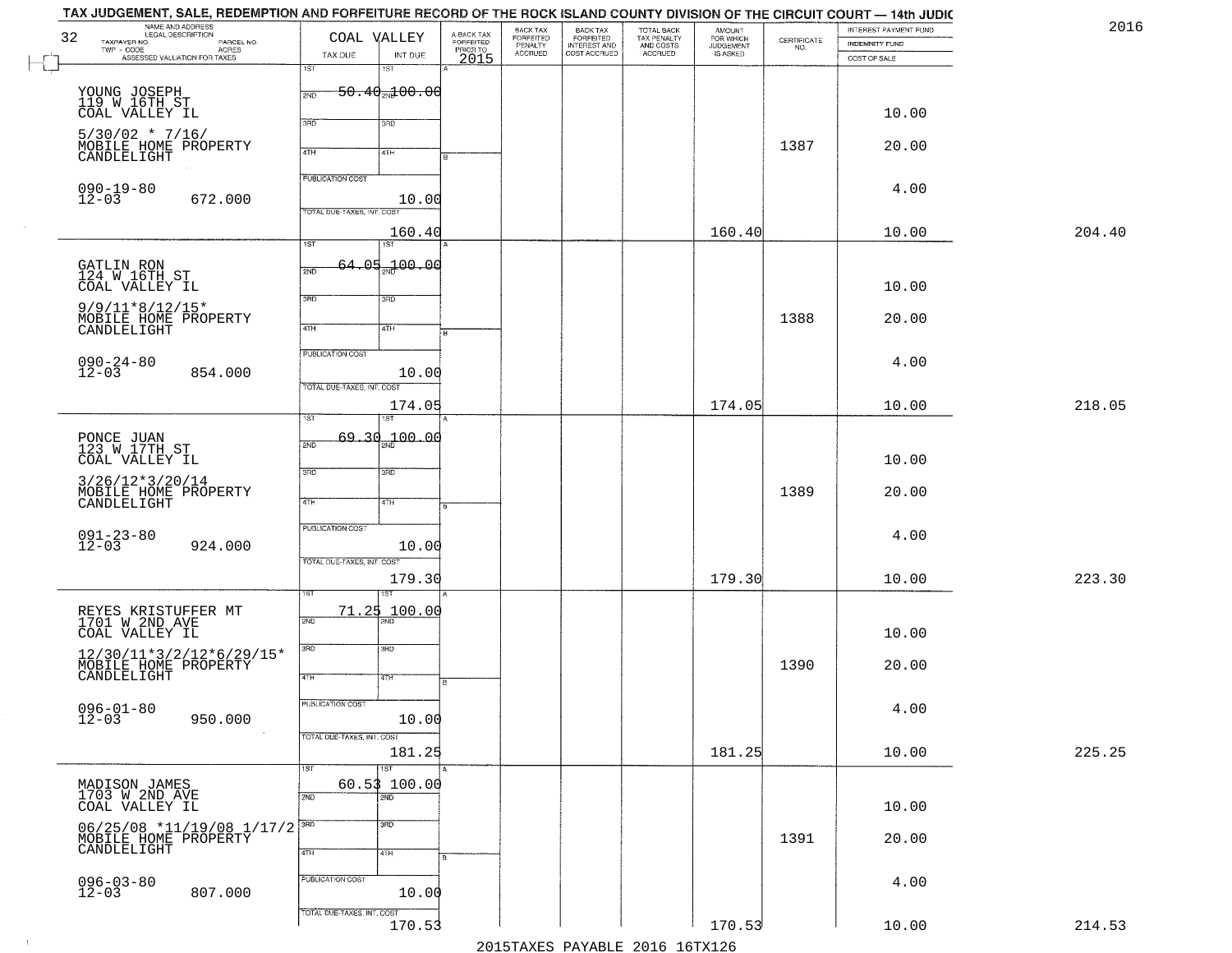TAX JUDGEMENT, SALE, REDEMPTION AND FORFEITURE RECORD OF THE ROCK ISLAND COUNTY DIVISION OF THE CIRCUIT COURT — 14th JUDIC

2016

| NAME AND ADDRESS / LEGAL DESCRIPTION / TAXPAYER NO. / PARCEL NO. / TWP - CODE / ACRES / ASSESSED VALUATION FOR TAXES | COAL VALLEY TAX DUE | INT DUE | A-BACK TAX FORFEITED PRIOR TO 2015 | BACK TAX FORFEITED PENALTY ACCRUED | BACK TAX FORFEITED INTEREST AND COST ACCRUED | TOTAL BACK TAX PENALTY AND COSTS ACCRUED | AMOUNT FOR WHICH JUDGEMENT IS ASKED | CERTIFICATE NO. | INTEREST PAYMENT FUND / INDEMNITY FUND / COST OF SALE | |
|---|---|---|---|---|---|---|---|---|---|---|
| YOUNG JOSEPH 119 W 16TH ST COAL VALLEY IL 5/30/02 * 7/16/ MOBILE HOME PROPERTY CANDLELIGHT 090-19-80 12-03 672.000 | 1ST 50.40 | 100.00 | | | | | | 1387 | 10.00 20.00 4.00 | |
| | PUBLICATION COST | 10.00 | | | | | | | | |
| | TOTAL DUE-TAXES, INT. COST | 160.40 | | | | | 160.40 | | 10.00 | 204.40 |
| GATLIN RON 124 W 16TH ST COAL VALLEY IL 9/9/11*8/12/15* MOBILE HOME PROPERTY CANDLELIGHT 090-24-80 12-03 854.000 | 1ST 64.05 | 100.00 | | | | | | 1388 | 10.00 20.00 4.00 | |
| | PUBLICATION COST | 10.00 | | | | | | | | |
| | TOTAL DUE-TAXES, INT. COST | 174.05 | | | | | 174.05 | | 10.00 | 218.05 |
| PONCE JUAN 123 W 17TH ST COAL VALLEY IL 3/26/12*3/20/14 MOBILE HOME PROPERTY CANDLELIGHT 091-23-80 12-03 924.000 | 1ST 69.30 | 100.00 | | | | | | 1389 | 10.00 20.00 4.00 | |
| | PUBLICATION COST | 10.00 | | | | | | | | |
| | TOTAL DUE-TAXES, INT. COST | 179.30 | | | | | 179.30 | | 10.00 | 223.30 |
| REYES KRISTUFFER MT 1701 W 2ND AVE COAL VALLEY IL 12/30/11*3/2/12*6/29/15* MOBILE HOME PROPERTY CANDLELIGHT 096-01-80 12-03 950.000 | 1ST 71.25 | 100.00 | | | | | | 1390 | 10.00 20.00 4.00 | |
| | PUBLICATION COST | 10.00 | | | | | | | | |
| | TOTAL DUE-TAXES, INT. COST | 181.25 | | | | | 181.25 | | 10.00 | 225.25 |
| MADISON JAMES 1703 W 2ND AVE COAL VALLEY IL 06/25/08 *11/19/08 1/17/2 MOBILE HOME PROPERTY CANDLELIGHT 096-03-80 12-03 807.000 | 1ST 60.53 | 100.00 | | | | | | 1391 | 10.00 20.00 4.00 | |
| | PUBLICATION COST | 10.00 | | | | | | | | |
| | TOTAL DUE-TAXES, INT. COST | 170.53 | | | | | 170.53 | | 10.00 | 214.53 |

2015TAXES PAYABLE 2016 16TX126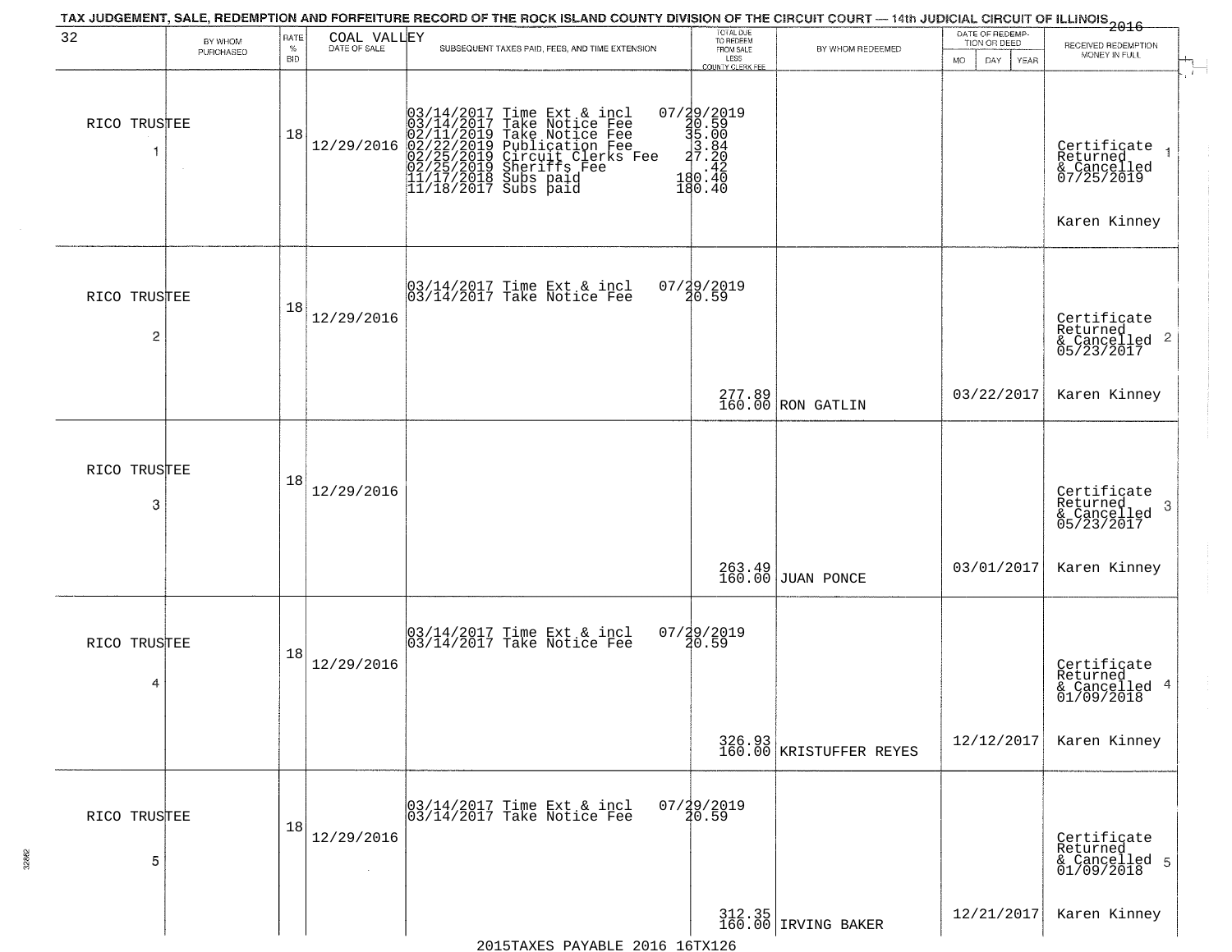TAX JUDGEMENT, SALE, REDEMPTION AND FORFEITURE RECORD OF THE ROCK ISLAND COUNTY DIVISION OF THE CIRCUIT COURT — 14th JUDICIAL CIRCUIT OF ILLINOIS 2016

| 32 BY WHOM PURCHASED | RATE % BID | COAL VALLEY DATE OF SALE | SUBSEQUENT TAXES PAID, FEES, AND TIME EXTENSION | TOTAL DUE TO REDEEM FROM SALE LESS COUNTY CLERK FEE | BY WHOM REDEEMED | DATE OF REDEMPTION OR DEED MO DAY YEAR | RECEIVED REDEMPTION MONEY IN FULL |
|---|---|---|---|---|---|---|---|
| RICO TRUSTEE 1 | 18 | 12/29/2016 | 03/14/2017 Time Ext & incl 07/29/2019<br>03/14/2017 Take Notice Fee 20.59<br>02/11/2019 Take Notice Fee 35.00<br>02/22/2019 Publication Fee 3.84<br>02/25/2019 Circuit Clerks Fee 27.20<br>02/25/2019 Sheriffs Fee .42<br>11/17/2018 Subs paid 180.40<br>11/18/2017 Subs paid 180.40 | | | | Certificate Returned & Cancelled 07/25/2019 1<br>Karen Kinney |
| RICO TRUSTEE 2 | 18 | 12/29/2016 | 03/14/2017 Time Ext & incl 07/29/2019<br>03/14/2017 Take Notice Fee 20.59 | 277.89<br>160.00 | RON GATLIN | 03/22/2017 | Certificate Returned & Cancelled 05/23/2017 2<br>Karen Kinney |
| RICO TRUSTEE 3 | 18 | 12/29/2016 | | 263.49<br>160.00 | JUAN PONCE | 03/01/2017 | Certificate Returned & Cancelled 05/23/2017 3<br>Karen Kinney |
| RICO TRUSTEE 4 | 18 | 12/29/2016 | 03/14/2017 Time Ext & incl 07/29/2019<br>03/14/2017 Take Notice Fee 20.59 | 326.93<br>160.00 | KRISTUFFER REYES | 12/12/2017 | Certificate Returned & Cancelled 01/09/2018 4<br>Karen Kinney |
| RICO TRUSTEE 5 | 18 | 12/29/2016 | 03/14/2017 Time Ext & incl 07/29/2019<br>03/14/2017 Take Notice Fee 20.59 | 312.35<br>160.00 | IRVING BAKER | 12/21/2017 | Certificate Returned & Cancelled 01/09/2018 5<br>Karen Kinney |

2015TAXES PAYABLE 2016 16TX126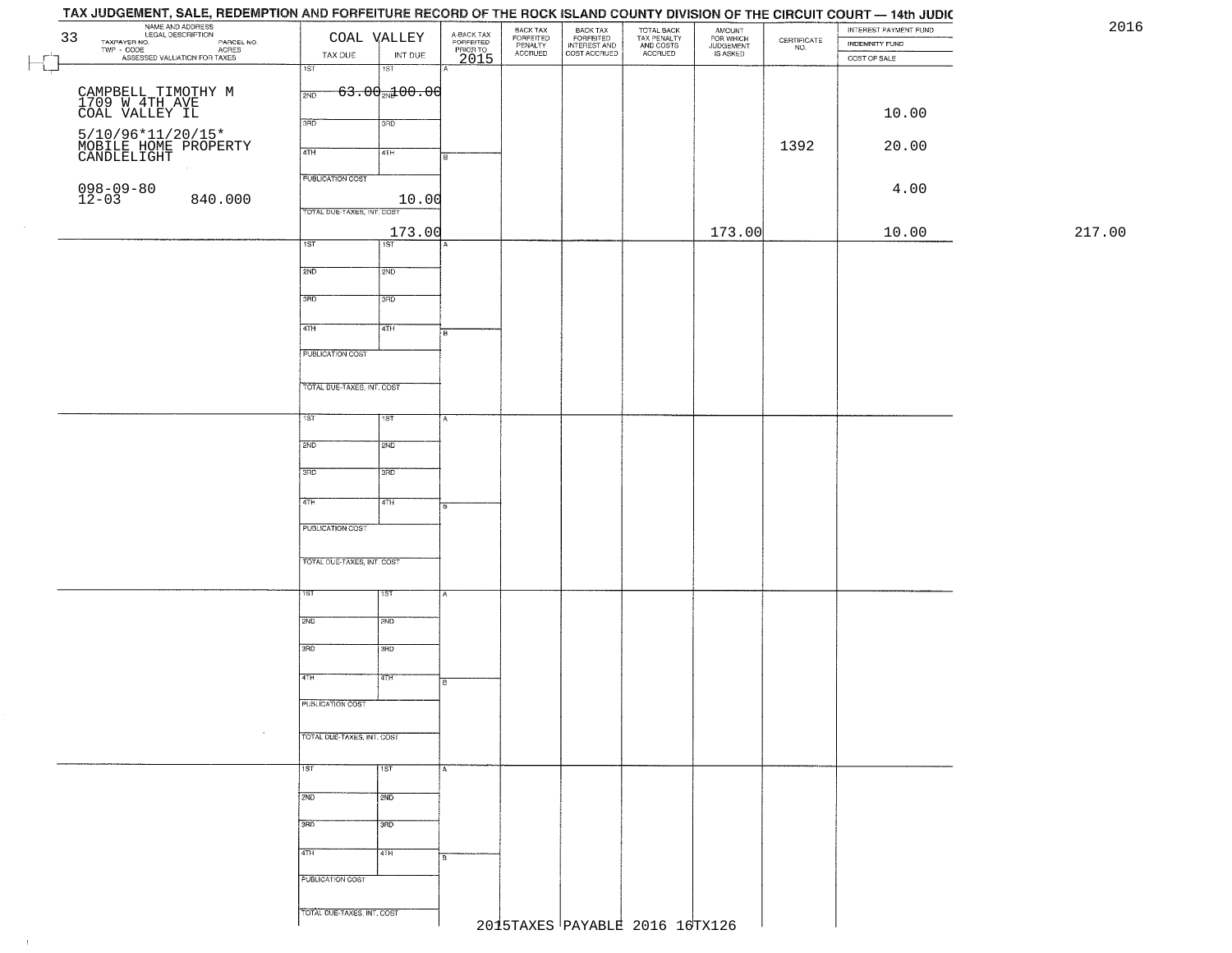# TAX JUDGEMENT, SALE, REDEMPTION AND FORFEITURE RECORD OF THE ROCK ISLAND COUNTY DIVISION OF THE CIRCUIT COURT — 14th JUDIC

2016

| 33 NAME AND ADDRESS / LEGAL DESCRIPTION / TAXPAYER NO. / PARCEL NO. / TWP - CODE / ACRES / ASSESSED VALUATION FOR TAXES | COAL VALLEY TAX DUE | INT DUE | A-BACK TAX FORFEITED PRIOR TO 2015 | BACK TAX FORFEITED PENALTY ACCRUED | BACK TAX FORFEITED INTEREST AND COST ACCRUED | TOTAL BACK TAX PENALTY AND COSTS ACCRUED | AMOUNT FOR WHICH JUDGEMENT IS ASKED | CERTIFICATE NO. | INTEREST PAYMENT FUND / INDEMNITY FUND / COST OF SALE | |
|---|---|---|---|---|---|---|---|---|---|---|
| CAMPBELL TIMOTHY M 1709 W 4TH AVE COAL VALLEY IL 5/10/96*11/20/15* MOBILE HOME PROPERTY CANDLELIGHT 098-09-80 12-03 840.000 | 1ST 63.00 | 1ST 100.00 | | | | | | | | |
| | 2ND | 2ND | | | | | | | 10.00 | |
| | 3RD | 3RD | | | | | | 1392 | 20.00 | |
| | 4TH | 4TH | | | | | | | | |
| | PUBLICATION COST | 10.00 | | | | | | | 4.00 | |
| | TOTAL DUE-TAXES, INT. COST | 173.00 | | | | | 173.00 | | 10.00 | 217.00 |

2015TAXES PAYABLE 2016 16TX126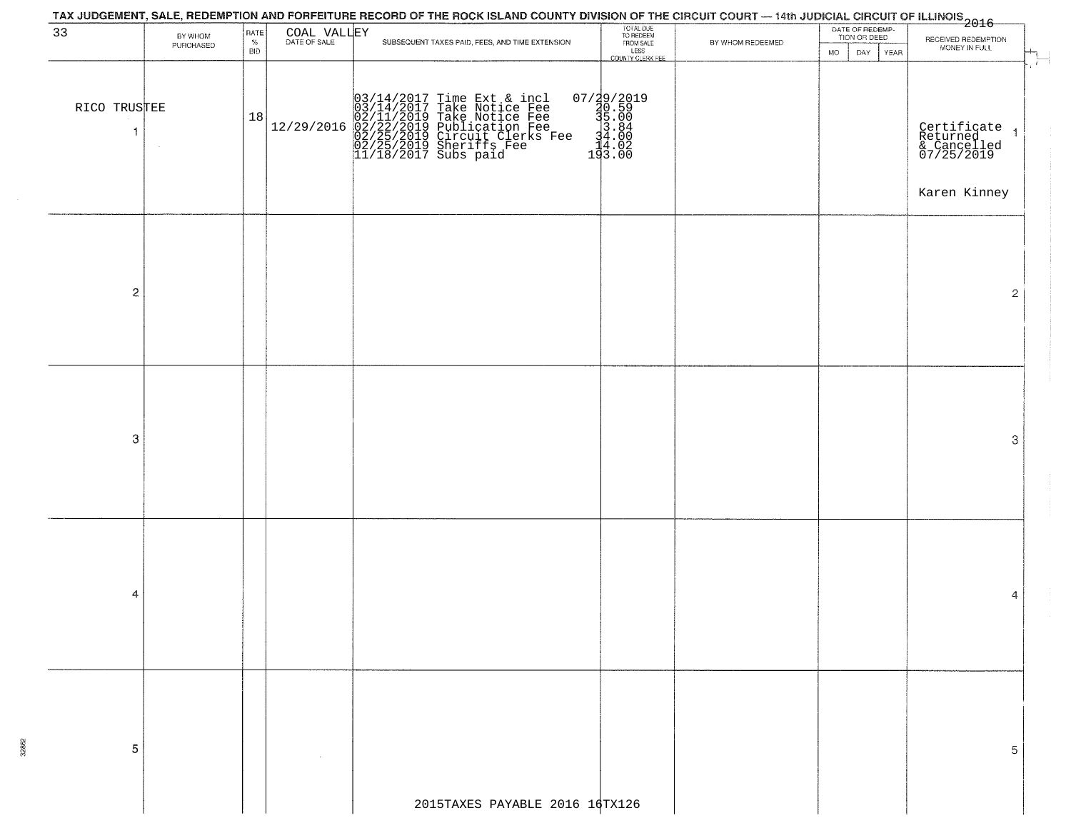TAX JUDGEMENT, SALE, REDEMPTION AND FORFEITURE RECORD OF THE ROCK ISLAND COUNTY DIVISION OF THE CIRCUIT COURT — 14th JUDICIAL CIRCUIT OF ILLINOIS 2016

| 33 | BY WHOM PURCHASED | RATE % BID | COAL VALLEY DATE OF SALE | SUBSEQUENT TAXES PAID, FEES, AND TIME EXTENSION | TOTAL DUE TO REDEEM FROM SALE LESS COUNTY CLERK FEE | BY WHOM REDEEMED | DATE OF REDEMPTION OR DEED MO DAY YEAR | RECEIVED REDEMPTION MONEY IN FULL | |
|---|---|---|---|---|---|---|---|---|---|
| 1 | RICO TRUSTEE | 18 | 12/29/2016 | 03/14/2017 Time Ext & incl<br>03/14/2017 Take Notice Fee<br>02/11/2019 Take Notice Fee<br>02/22/2019 Publication Fee<br>02/25/2019 Circuit Clerks Fee<br>02/25/2019 Sheriffs Fee<br>11/18/2017 Subs paid | 07/29/2019<br>20.59<br>35.00<br>3.84<br>34.00<br>14.02<br>193.00 | | | Certificate Returned & Cancelled 07/25/2019<br><br>Karen Kinney | 1 |
| 2 | | | | | | | | | 2 |
| 3 | | | | | | | | | 3 |
| 4 | | | | | | | | | 4 |
| 5 | | | | | | | | | 5 |

2015TAXES PAYABLE 2016 16TX126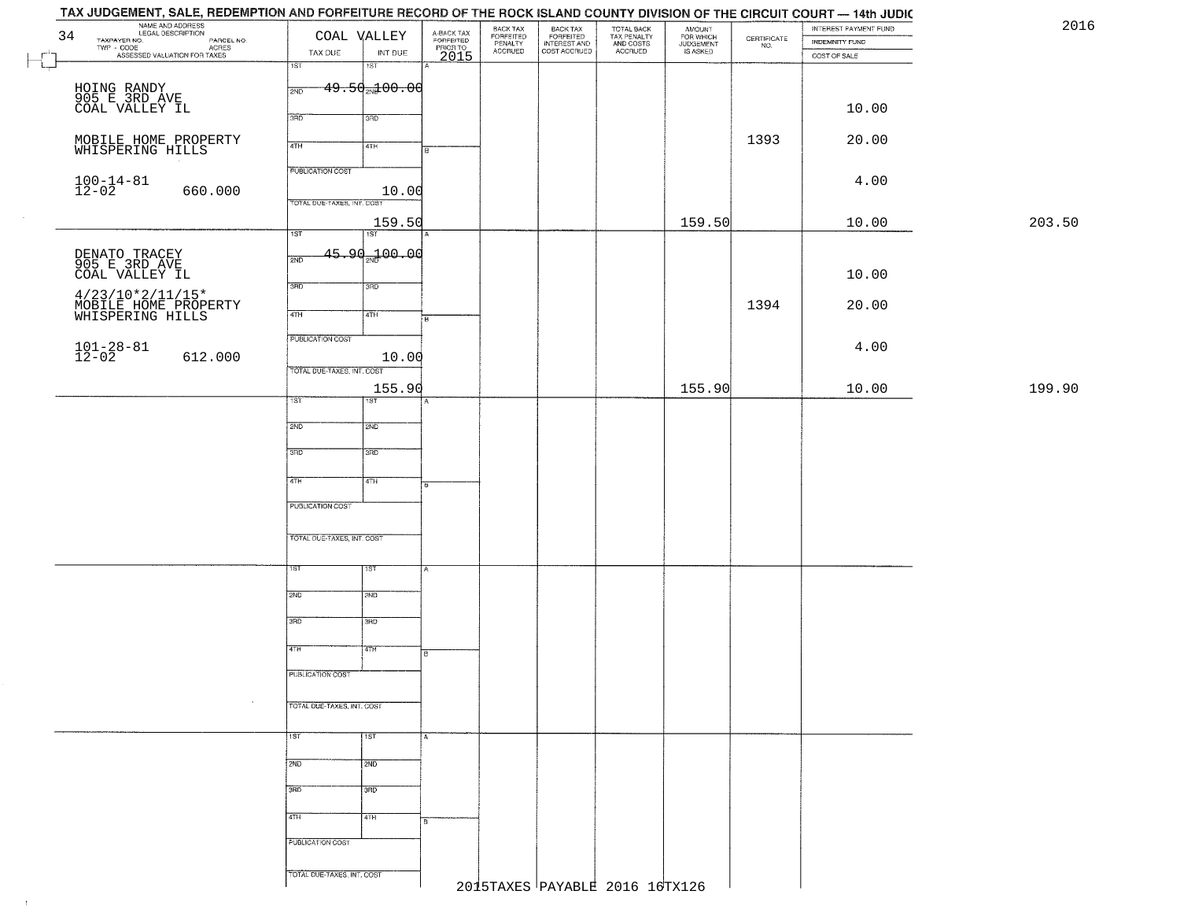# TAX JUDGEMENT, SALE, REDEMPTION AND FORFEITURE RECORD OF THE ROCK ISLAND COUNTY DIVISION OF THE CIRCUIT COURT — 14th JUDIC

2016

| 34 NAME AND ADDRESS / LEGAL DESCRIPTION / TAXPAYER NO. / PARCEL NO. / TWP - CODE / ACRES / ASSESSED VALUATION FOR TAXES | COAL VALLEY TAX DUE | INT DUE | A-BACK TAX FORFEITED PRIOR TO 2015 | BACK TAX FORFEITED PENALTY ACCRUED | BACK TAX FORFEITED INTEREST AND COST ACCRUED | TOTAL BACK TAX PENALTY AND COSTS ACCRUED | AMOUNT FOR WHICH JUDGEMENT IS ASKED | CERTIFICATE NO. | INTEREST PAYMENT FUND / INDEMNITY FUND / COST OF SALE | |
|---|---|---|---|---|---|---|---|---|---|---|
| HOING RANDY<br>905 E 3RD AVE<br>COAL VALLEY IL<br><br>MOBILE HOME PROPERTY<br>WHISPERING HILLS<br><br>100-14-81<br>12-02 660.000 | 2ND 49.50<br>PUBLICATION COST<br>TOTAL DUE-TAXES, INT. COST | 2ND 100.00<br><br>10.00<br><br>159.50 | | | | | 159.50 | 1393 | 10.00<br>20.00<br>4.00<br>10.00 | 203.50 |
| DENATO TRACEY<br>905 E 3RD AVE<br>COAL VALLEY IL<br><br>4/23/10*2/11/15*<br>MOBILE HOME PROPERTY<br>WHISPERING HILLS<br><br>101-28-81<br>12-02 612.000 | 2ND 45.90<br>PUBLICATION COST<br>TOTAL DUE-TAXES, INT. COST | 2ND 100.00<br><br>10.00<br><br>155.90 | | | | | 155.90 | 1394 | 10.00<br>20.00<br>4.00<br>10.00 | 199.90 |

2015TAXES PAYABLE 2016 16TX126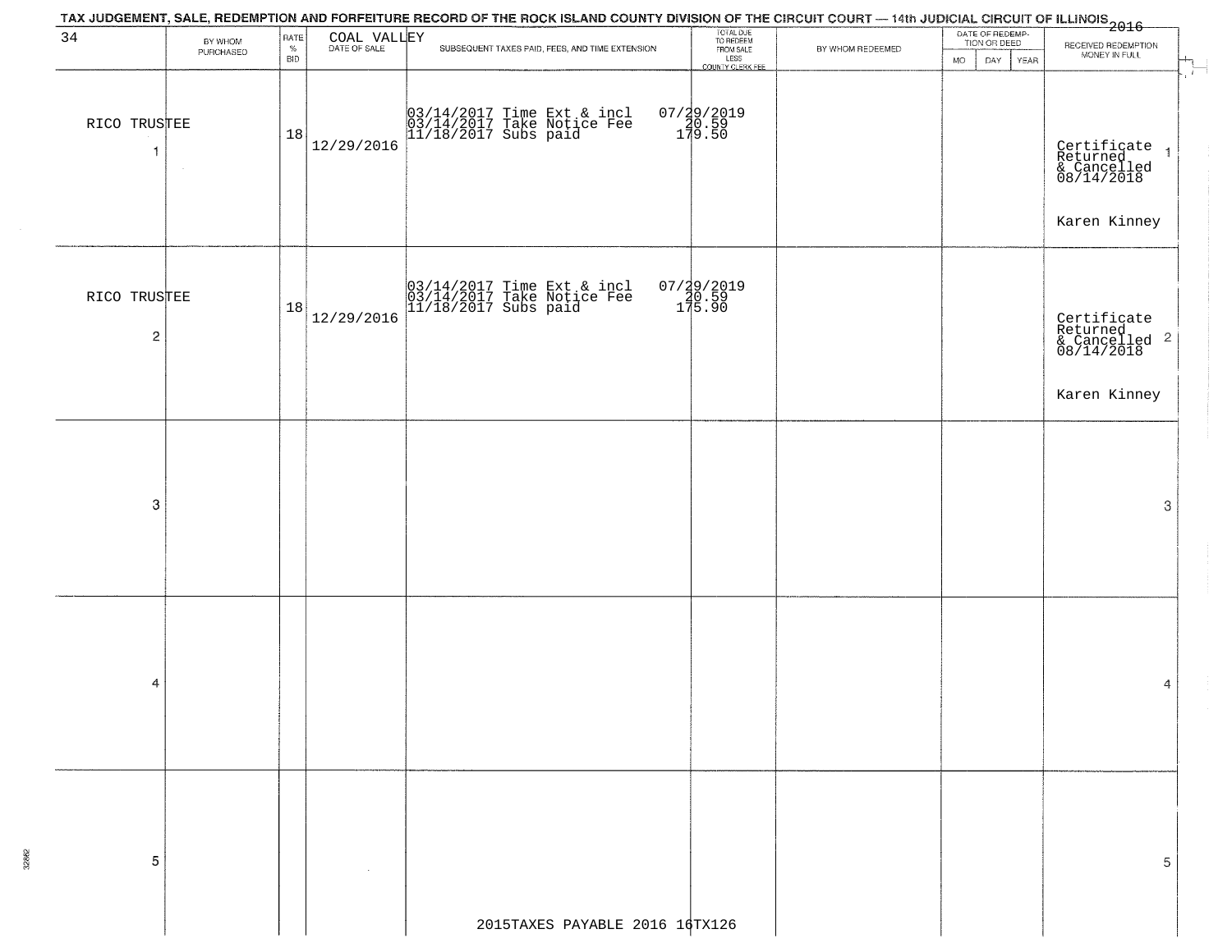TAX JUDGEMENT, SALE, REDEMPTION AND FORFEITURE RECORD OF THE ROCK ISLAND COUNTY DIVISION OF THE CIRCUIT COURT — 14th JUDICIAL CIRCUIT OF ILLINOIS 2016

| 34 | BY WHOM PURCHASED | RATE % BID | COAL VALLEY DATE OF SALE | SUBSEQUENT TAXES PAID, FEES, AND TIME EXTENSION | TOTAL DUE TO REDEEM FROM SALE LESS COUNTY CLERK FEE | BY WHOM REDEEMED | DATE OF REDEMPTION OR DEED MO | DAY | YEAR | RECEIVED REDEMPTION MONEY IN FULL | |
|---|---|---|---|---|---|---|---|---|---|---|---|
| RICO TRUSTEE 1 | | 18 | 12/29/2016 | 03/14/2017 Time Ext & incl<br>03/14/2017 Take Notice Fee<br>11/18/2017 Subs paid | 07/29/2019<br>20.59<br>179.50 | | | | | Certificate Returned & Cancelled 08/14/2018<br><br>Karen Kinney | 1 |
| RICO TRUSTEE 2 | | 18 | 12/29/2016 | 03/14/2017 Time Ext & incl<br>03/14/2017 Take Notice Fee<br>11/18/2017 Subs paid | 07/29/2019<br>20.59<br>175.90 | | | | | Certificate Returned & Cancelled 08/14/2018<br><br>Karen Kinney | 2 |
| 3 | | | | | | | | | | | 3 |
| 4 | | | | | | | | | | | 4 |
| 5 | | | | | | | | | | | 5 |

2015TAXES PAYABLE 2016 16TX126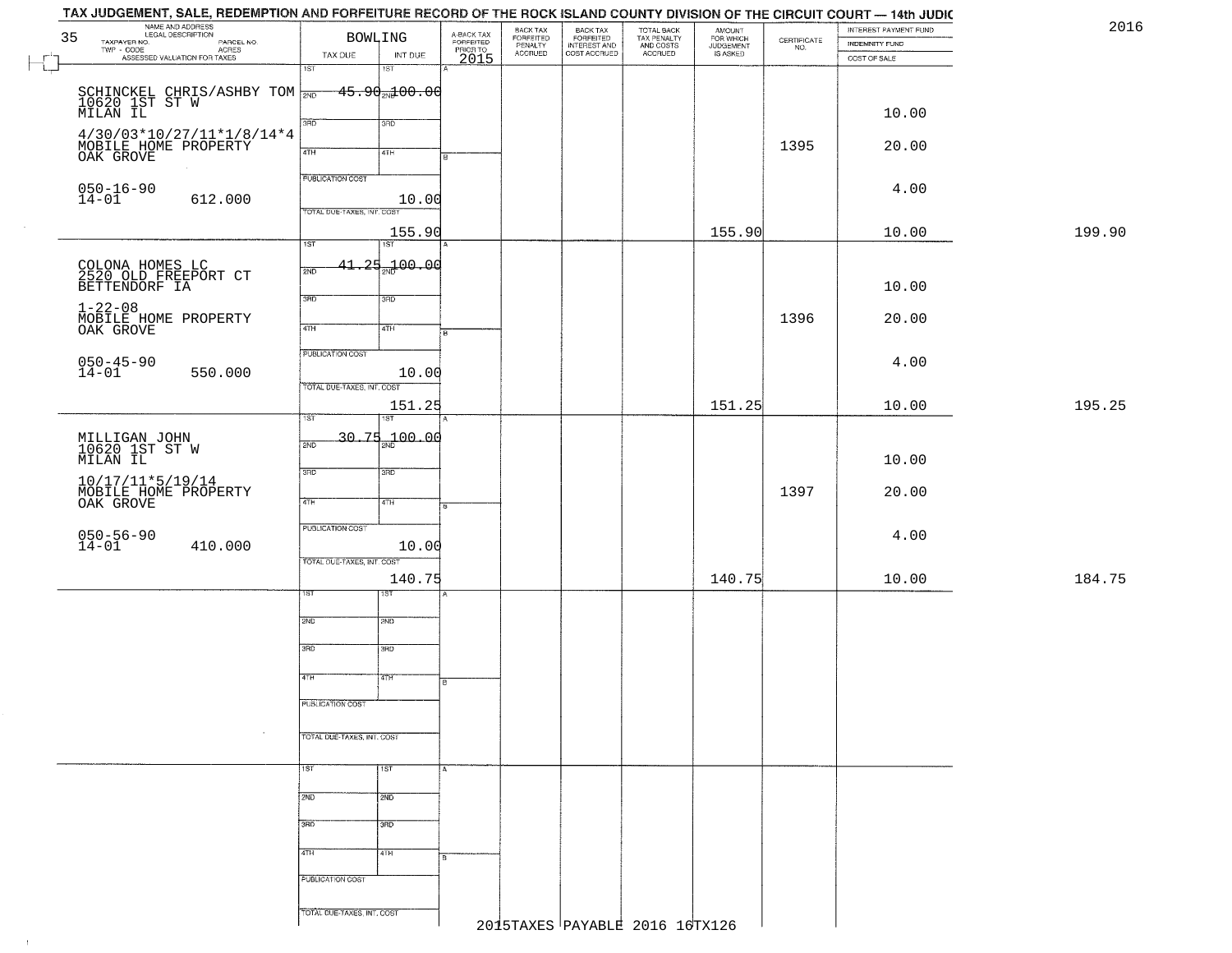# TAX JUDGEMENT, SALE, REDEMPTION AND FORFEITURE RECORD OF THE ROCK ISLAND COUNTY DIVISION OF THE CIRCUIT COURT — 14th JUDIC

2016

35 — BOWLING

| NAME AND ADDRESS / LEGAL DESCRIPTION / TAXPAYER NO. / PARCEL NO. / TWP - CODE / ACRES / ASSESSED VALUATION FOR TAXES | TAX DUE | INT DUE | A-BACK TAX FORFEITED PRIOR TO 2015 | BACK TAX FORFEITED PENALTY ACCRUED | BACK TAX FORFEITED INTEREST AND COST ACCRUED | TOTAL BACK TAX PENALTY AND COSTS ACCRUED | AMOUNT FOR WHICH JUDGEMENT IS ASKED | CERTIFICATE NO. | INTEREST PAYMENT FUND / INDEMNITY FUND / COST OF SALE | |
|---|---|---|---|---|---|---|---|---|---|---|
| SCHINCKEL CHRIS/ASHBY TOM<br>10620 1ST ST W<br>MILAN IL<br>4/30/03*10/27/11*1/8/14*4<br>MOBILE HOME PROPERTY<br>OAK GROVE<br>050-16-90<br>14-01 612.000 | 1ST 45.90<br>PUBLICATION COST<br>TOTAL DUE-TAXES, INT. COST 155.90 | 2ND 100.00<br>10.00 | | | | | 155.90 | 1395 | 10.00<br>20.00<br>4.00<br>10.00 | 199.90 |
| COLONA HOMES LC<br>2520 OLD FREEPORT CT<br>BETTENDORF IA<br>1-22-08<br>MOBILE HOME PROPERTY<br>OAK GROVE<br>050-45-90<br>14-01 550.000 | 1ST 41.25<br>PUBLICATION COST<br>TOTAL DUE-TAXES, INT. COST 151.25 | 2ND 100.00<br>10.00 | | | | | 151.25 | 1396 | 10.00<br>20.00<br>4.00<br>10.00 | 195.25 |
| MILLIGAN JOHN<br>10620 1ST ST W<br>MILAN IL<br>10/17/11*5/19/14<br>MOBILE HOME PROPERTY<br>OAK GROVE<br>050-56-90<br>14-01 410.000 | 1ST 30.75<br>PUBLICATION COST<br>TOTAL DUE-TAXES, INT. COST 140.75 | 2ND 100.00<br>10.00 | | | | | 140.75 | 1397 | 10.00<br>20.00<br>4.00<br>10.00 | 184.75 |

2015TAXES PAYABLE 2016 16TX126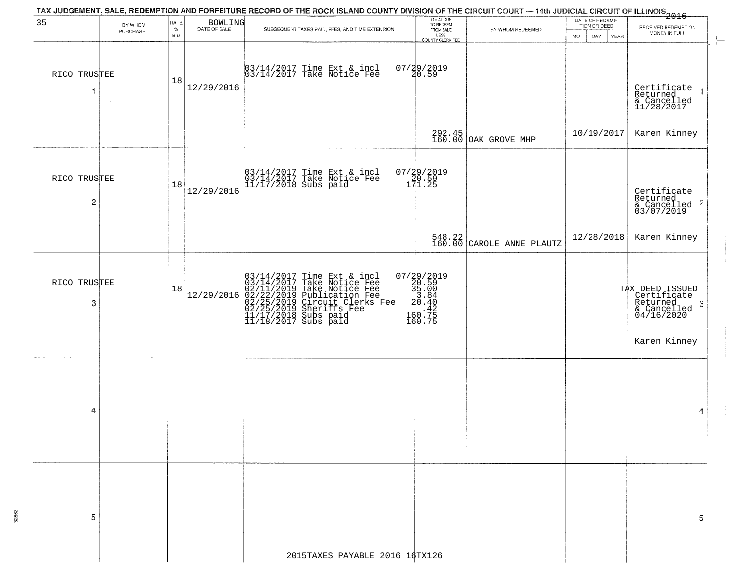# TAX JUDGEMENT, SALE, REDEMPTION AND FORFEITURE RECORD OF THE ROCK ISLAND COUNTY DIVISION OF THE CIRCUIT COURT — 14th JUDICIAL CIRCUIT OF ILLINOIS 2016

35 BOWLING

| # | BY WHOM PURCHASED | RATE % BID | DATE OF SALE | SUBSEQUENT TAXES PAID, FEES, AND TIME EXTENSION | TOTAL DUE TO REDEEM FROM SALE LESS COUNTY CLERK FEE | BY WHOM REDEEMED | DATE OF REDEMPTION OR DEED MO DAY YEAR | RECEIVED REDEMPTION MONEY IN FULL |
|---|---|---|---|---|---|---|---|---|
| 1 | RICO TRUSTEE | 18 | 12/29/2016 | 03/14/2017 Time Ext & incl 07/29/2019<br>03/14/2017 Take Notice Fee 20.59 | 292.45<br>160.00 | OAK GROVE MHP | 10/19/2017 | Certificate Returned & Cancelled 11/28/2017<br>Karen Kinney |
| 2 | RICO TRUSTEE | 18 | 12/29/2016 | 03/14/2017 Time Ext & incl 07/29/2019<br>03/14/2017 Take Notice Fee 20.59<br>11/17/2018 Subs paid 171.25 | 548.22<br>160.00 | CAROLE ANNE PLAUTZ | 12/28/2018 | Certificate Returned & Cancelled 03/07/2019<br>Karen Kinney |
| 3 | RICO TRUSTEE | 18 | 12/29/2016 | 03/14/2017 Time Ext & incl 07/29/2019<br>03/14/2017 Take Notice Fee 20.59<br>02/11/2019 Take Notice Fee 35.00<br>02/22/2019 Publication Fee 3.84<br>02/25/2019 Circuit Clerks Fee 20.40<br>02/25/2019 Sheriffs Fee .42<br>11/17/2018 Subs paid 160.75<br>11/18/2017 Subs paid 160.75 | | | | TAX DEED ISSUED Certificate Returned & Cancelled 04/16/2020<br>Karen Kinney |
| 4 | | | | | | | | |
| 5 | | | | | | | | |

2015TAXES PAYABLE 2016 16TX126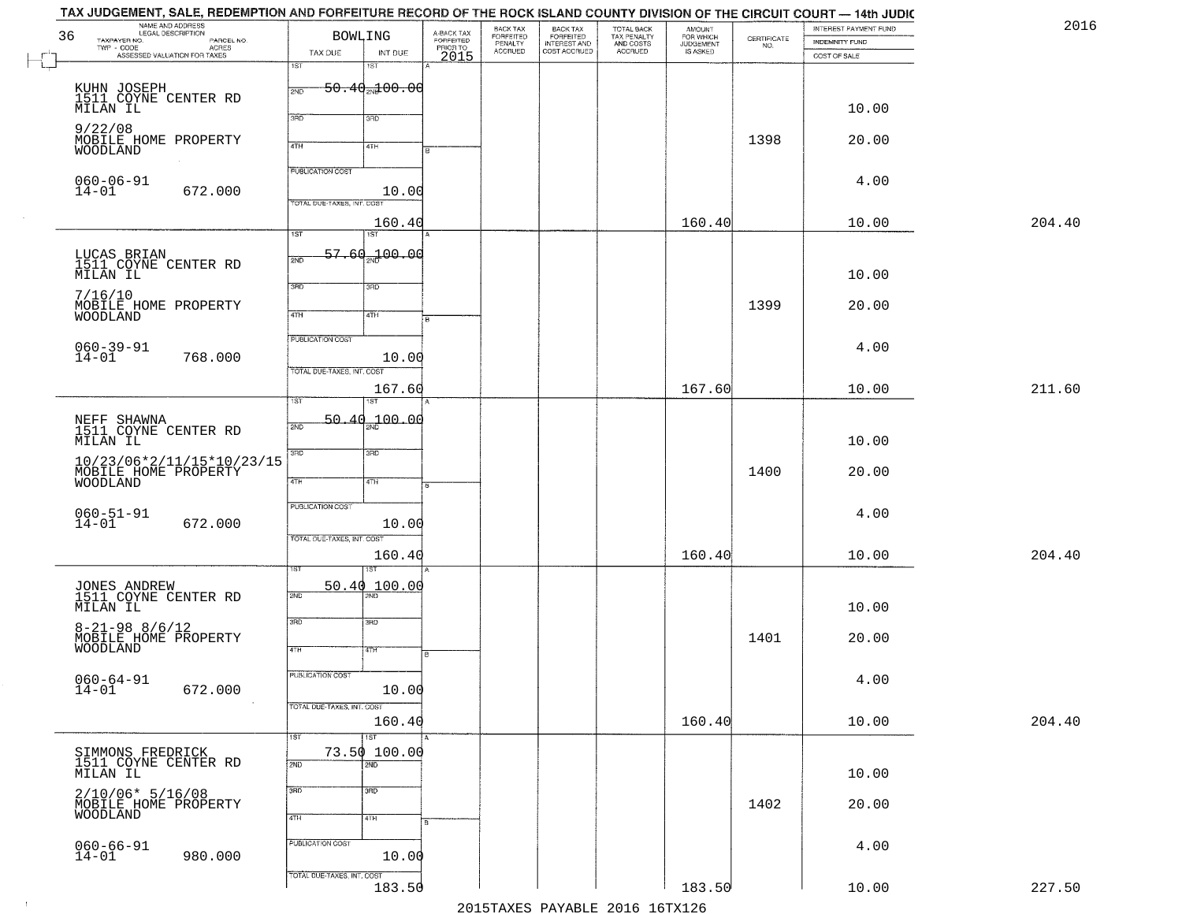TAX JUDGEMENT, SALE, REDEMPTION AND FORFEITURE RECORD OF THE ROCK ISLAND COUNTY DIVISION OF THE CIRCUIT COURT — 14th JUDIC

2016

| NAME AND ADDRESS / LEGAL DESCRIPTION / TAXPAYER NO. / PARCEL NO. / TWP - CODE / ACRES / ASSESSED VALUATION FOR TAXES | BOWLING TAX DUE | INT DUE | A-BACK TAX FORFEITED PRIOR TO 2015 | BACK TAX FORFEITED PENALTY ACCRUED | BACK TAX FORFEITED INTEREST AND COST ACCRUED | TOTAL BACK TAX PENALTY AND COSTS ACCRUED | AMOUNT FOR WHICH JUDGEMENT IS ASKED | CERTIFICATE NO. | INTEREST PAYMENT FUND / INDEMNITY FUND / COST OF SALE | |
|---|---|---|---|---|---|---|---|---|---|---|
| 36 | | | | | | | | | | |
| KUHN JOSEPH<br>1511 COYNE CENTER RD<br>MILAN IL<br>9/22/08<br>MOBILE HOME PROPERTY<br>WOODLAND<br>060-06-91<br>14-01 672.000 | 1ST 50.40<br>PUBLICATION COST<br>TOTAL DUE-TAXES, INT. COST 160.40 | 2ND 100.00<br>10.00 | | | | | 160.40 | 1398 | 10.00<br>20.00<br>4.00<br>10.00 | 204.40 |
| LUCAS BRIAN<br>1511 COYNE CENTER RD<br>MILAN IL<br>7/16/10<br>MOBILE HOME PROPERTY<br>WOODLAND<br>060-39-91<br>14-01 768.000 | 1ST 57.60<br>PUBLICATION COST<br>TOTAL DUE-TAXES, INT. COST 167.60 | 2ND 100.00<br>10.00 | | | | | 167.60 | 1399 | 10.00<br>20.00<br>4.00<br>10.00 | 211.60 |
| NEFF SHAWNA<br>1511 COYNE CENTER RD<br>MILAN IL<br>10/23/06*2/11/15*10/23/15<br>MOBILE HOME PROPERTY<br>WOODLAND<br>060-51-91<br>14-01 672.000 | 1ST 50.40<br>PUBLICATION COST<br>TOTAL DUE-TAXES, INT. COST 160.40 | 2ND 100.00<br>10.00 | | | | | 160.40 | 1400 | 10.00<br>20.00<br>4.00<br>10.00 | 204.40 |
| JONES ANDREW<br>1511 COYNE CENTER RD<br>MILAN IL<br>8-21-98 8/6/12<br>MOBILE HOME PROPERTY<br>WOODLAND<br>060-64-91<br>14-01 672.000 | 1ST 50.40<br>PUBLICATION COST<br>TOTAL DUE-TAXES, INT. COST 160.40 | 2ND 100.00<br>10.00 | | | | | 160.40 | 1401 | 10.00<br>20.00<br>4.00<br>10.00 | 204.40 |
| SIMMONS FREDRICK<br>1511 COYNE CENTER RD<br>MILAN IL<br>2/10/06* 5/16/08<br>MOBILE HOME PROPERTY<br>WOODLAND<br>060-66-91<br>14-01 980.000 | 1ST 73.50<br>PUBLICATION COST<br>TOTAL DUE-TAXES, INT. COST 183.50 | 2ND 100.00<br>10.00 | | | | | 183.50 | 1402 | 10.00<br>20.00<br>4.00<br>10.00 | 227.50 |

2015TAXES PAYABLE 2016 16TX126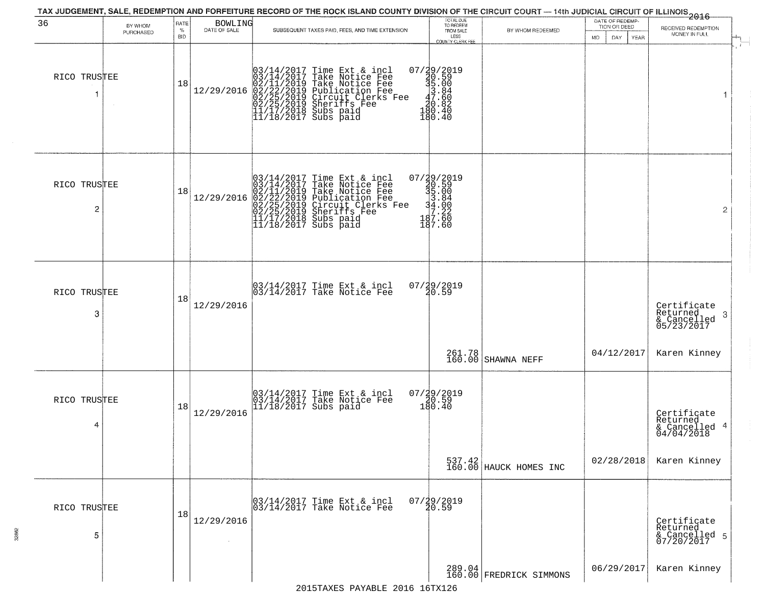TAX JUDGEMENT, SALE, REDEMPTION AND FORFEITURE RECORD OF THE ROCK ISLAND COUNTY DIVISION OF THE CIRCUIT COURT — 14th JUDICIAL CIRCUIT OF ILLINOIS 2016

36 BOWLING

| BY WHOM PURCHASED | RATE % BID | DATE OF SALE | SUBSEQUENT TAXES PAID, FEES, AND TIME EXTENSION | TOTAL DUE TO REDEEM FROM SALE LESS COUNTY CLERK FEE | BY WHOM REDEEMED | DATE OF REDEMPTION OR DEED (MO DAY YEAR) | RECEIVED REDEMPTION MONEY IN FULL |
|---|---|---|---|---|---|---|---|
| RICO TRUSTEE 1 | 18 | 12/29/2016 | 03/14/2017 Time Ext & incl 07/29/2019<br>03/14/2017 Take Notice Fee 20.59<br>02/11/2019 Take Notice Fee 35.00<br>02/22/2019 Publication Fee 3.84<br>02/25/2019 Circuit Clerks Fee 47.60<br>02/25/2019 Sheriffs Fee 20.82<br>11/17/2018 Subs paid 180.40<br>11/18/2017 Subs paid 180.40 | | | | 1 |
| RICO TRUSTEE 2 | 18 | 12/29/2016 | 03/14/2017 Time Ext & incl 07/29/2019<br>03/14/2017 Take Notice Fee 20.59<br>02/11/2019 Take Notice Fee 35.00<br>02/22/2019 Publication Fee 3.84<br>02/25/2019 Circuit Clerks Fee 34.00<br>02/25/2019 Sheriffs Fee 7.22<br>11/17/2018 Subs paid 187.60<br>11/18/2017 Subs paid 187.60 | | | | 2 |
| RICO TRUSTEE 3 | 18 | 12/29/2016 | 03/14/2017 Time Ext & incl 07/29/2019<br>03/14/2017 Take Notice Fee 20.59 | 261.78<br>160.00 | SHAWNA NEFF | 04/12/2017 | Certificate Returned & Cancelled 05/23/2017 3<br>Karen Kinney |
| RICO TRUSTEE 4 | 18 | 12/29/2016 | 03/14/2017 Time Ext & incl 07/29/2019<br>03/14/2017 Take Notice Fee 20.59<br>11/18/2017 Subs paid 180.40 | 537.42<br>160.00 | HAUCK HOMES INC | 02/28/2018 | Certificate Returned & Cancelled 04/04/2018 4<br>Karen Kinney |
| RICO TRUSTEE 5 | 18 | 12/29/2016 | 03/14/2017 Time Ext & incl 07/29/2019<br>03/14/2017 Take Notice Fee 20.59 | 289.04<br>160.00 | FREDRICK SIMMONS | 06/29/2017 | Certificate Returned & Cancelled 07/20/2017 5<br>Karen Kinney |

2015TAXES PAYABLE 2016 16TX126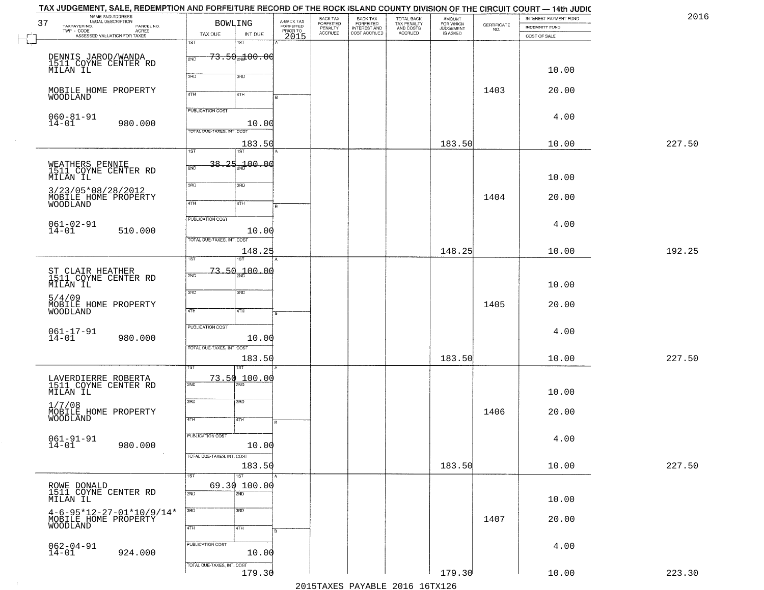# TAX JUDGEMENT, SALE, REDEMPTION AND FORFEITURE RECORD OF THE ROCK ISLAND COUNTY DIVISION OF THE CIRCUIT COURT — 14th JUDIC

37 — BOWLING — 2016

| NAME AND ADDRESS / LEGAL DESCRIPTION / TAXPAYER NO. / PARCEL NO. / TWP - CODE / ACRES / ASSESSED VALUATION FOR TAXES | TAX DUE | INT DUE | A-BACK TAX FORFEITED PRIOR TO 2015 | BACK TAX FORFEITED PENALTY ACCRUED | BACK TAX FORFEITED INTEREST AND COST ACCRUED | TOTAL BACK TAX PENALTY AND COSTS ACCRUED | AMOUNT FOR WHICH JUDGEMENT IS ASKED | CERTIFICATE NO. | INTEREST PAYMENT FUND / INDEMNITY FUND / COST OF SALE | |
|---|---|---|---|---|---|---|---|---|---|---|
| DENNIS JAROD/WANDA<br>1511 COYNE CENTER RD<br>MILAN IL<br>MOBILE HOME PROPERTY<br>WOODLAND<br>060-81-91<br>14-01 980.000 | 1ST 73.50<br>PUBLICATION COST<br>TOTAL DUE-TAXES, INT. COST 183.50 | 100.00<br>10.00 | | | | | 183.50 | 1403 | 10.00<br>20.00<br>4.00<br>10.00 | 227.50 |
| WEATHERS PENNIE<br>1511 COYNE CENTER RD<br>MILAN IL<br>3/23/05*08/28/2012<br>MOBILE HOME PROPERTY<br>WOODLAND<br>061-02-91<br>14-01 510.000 | 1ST 38.25<br>PUBLICATION COST<br>TOTAL DUE-TAXES, INT. COST 148.25 | 100.00<br>10.00 | | | | | 148.25 | 1404 | 10.00<br>20.00<br>4.00<br>10.00 | 192.25 |
| ST CLAIR HEATHER<br>1511 COYNE CENTER RD<br>MILAN IL<br>5/4/09<br>MOBILE HOME PROPERTY<br>WOODLAND<br>061-17-91<br>14-01 980.000 | 1ST 73.50<br>PUBLICATION COST<br>TOTAL DUE-TAXES, INT. COST 183.50 | 100.00<br>10.00 | | | | | 183.50 | 1405 | 10.00<br>20.00<br>4.00<br>10.00 | 227.50 |
| LAVERDIERRE ROBERTA<br>1511 COYNE CENTER RD<br>MILAN IL<br>1/7/08<br>MOBILE HOME PROPERTY<br>WOODLAND<br>061-91-91<br>14-01 980.000 | 1ST 73.50<br>PUBLICATION COST<br>TOTAL DUE-TAXES, INT. COST 183.50 | 100.00<br>10.00 | | | | | 183.50 | 1406 | 10.00<br>20.00<br>4.00<br>10.00 | 227.50 |
| ROWE DONALD<br>1511 COYNE CENTER RD<br>MILAN IL<br>4-6-95*12-27-01*10/9/14*<br>MOBILE HOME PROPERTY<br>WOODLAND<br>062-04-91<br>14-01 924.000 | 1ST 69.30<br>PUBLICATION COST<br>TOTAL DUE-TAXES, INT. COST 179.30 | 100.00<br>10.00 | | | | | 179.30 | 1407 | 10.00<br>20.00<br>4.00<br>10.00 | 223.30 |

2015TAXES PAYABLE 2016 16TX126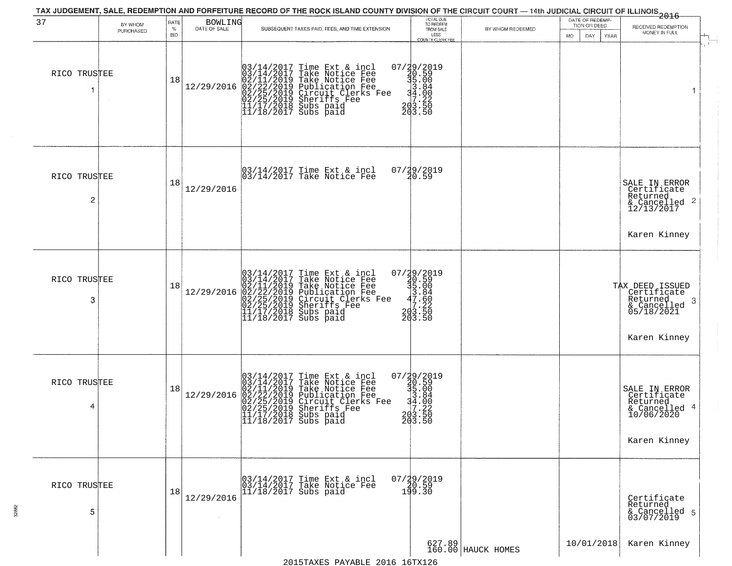TAX JUDGEMENT, SALE, REDEMPTION AND FORFEITURE RECORD OF THE ROCK ISLAND COUNTY DIVISION OF THE CIRCUIT COURT — 14th JUDICIAL CIRCUIT OF ILLINOIS 2016

| 37 | BY WHOM PURCHASED | RATE % BID | BOWLING DATE OF SALE | SUBSEQUENT TAXES PAID, FEES, AND TIME EXTENSION | TOTAL DUE TO REDEEM FROM SALE LESS COUNTY CLERK FEE | BY WHOM REDEEMED | DATE OF REDEMPTION OR DEED MO DAY YEAR | RECEIVED REDEMPTION MONEY IN FULL |
|---|---|---|---|---|---|---|---|---|
| 1 | RICO TRUSTEE | 18 | 12/29/2016 | 03/14/2017 Time Ext & incl 07/29/2019<br>03/14/2017 Take Notice Fee 20.59<br>02/11/2019 Take Notice Fee 35.00<br>02/22/2019 Publication Fee 3.84<br>02/25/2019 Circuit Clerks Fee 34.00<br>02/25/2019 Sheriffs Fee 7.22<br>11/17/2018 Subs paid 203.50<br>11/18/2017 Subs paid 203.50 | | | | 1 |
| 2 | RICO TRUSTEE | 18 | 12/29/2016 | 03/14/2017 Time Ext & incl 07/29/2019<br>03/14/2017 Take Notice Fee 20.59 | | | | SALE IN ERROR Certificate Returned & Cancelled 12/13/2017<br>Karen Kinney 2 |
| 3 | RICO TRUSTEE | 18 | 12/29/2016 | 03/14/2017 Time Ext & incl 07/29/2019<br>03/14/2017 Take Notice Fee 20.59<br>02/11/2019 Take Notice Fee 35.00<br>02/22/2019 Publication Fee 3.84<br>02/25/2019 Circuit Clerks Fee 47.60<br>02/25/2019 Sheriffs Fee 7.22<br>11/17/2018 Subs paid 203.50<br>11/18/2017 Subs paid 203.50 | | | | TAX DEED ISSUED Certificate Returned & Cancelled 05/18/2021<br>Karen Kinney 3 |
| 4 | RICO TRUSTEE | 18 | 12/29/2016 | 03/14/2017 Time Ext & incl 07/29/2019<br>03/14/2017 Take Notice Fee 20.59<br>02/11/2019 Take Notice Fee 35.00<br>02/22/2019 Publication Fee 3.84<br>02/25/2019 Circuit Clerks Fee 34.00<br>02/25/2019 Sheriffs Fee 7.22<br>11/17/2018 Subs paid 203.50<br>11/18/2017 Subs paid 203.50 | | | | SALE IN ERROR Certificate Returned & Cancelled 10/06/2020<br>Karen Kinney 4 |
| 5 | RICO TRUSTEE | 18 | 12/29/2016 | 03/14/2017 Time Ext & incl 07/29/2019<br>03/14/2017 Take Notice Fee 20.59<br>11/18/2017 Subs paid 199.30 | 627.89<br>160.00 | HAUCK HOMES | 10/01/2018 | Certificate Returned & Cancelled 03/07/2019<br>Karen Kinney 5 |

2015TAXES PAYABLE 2016 16TX126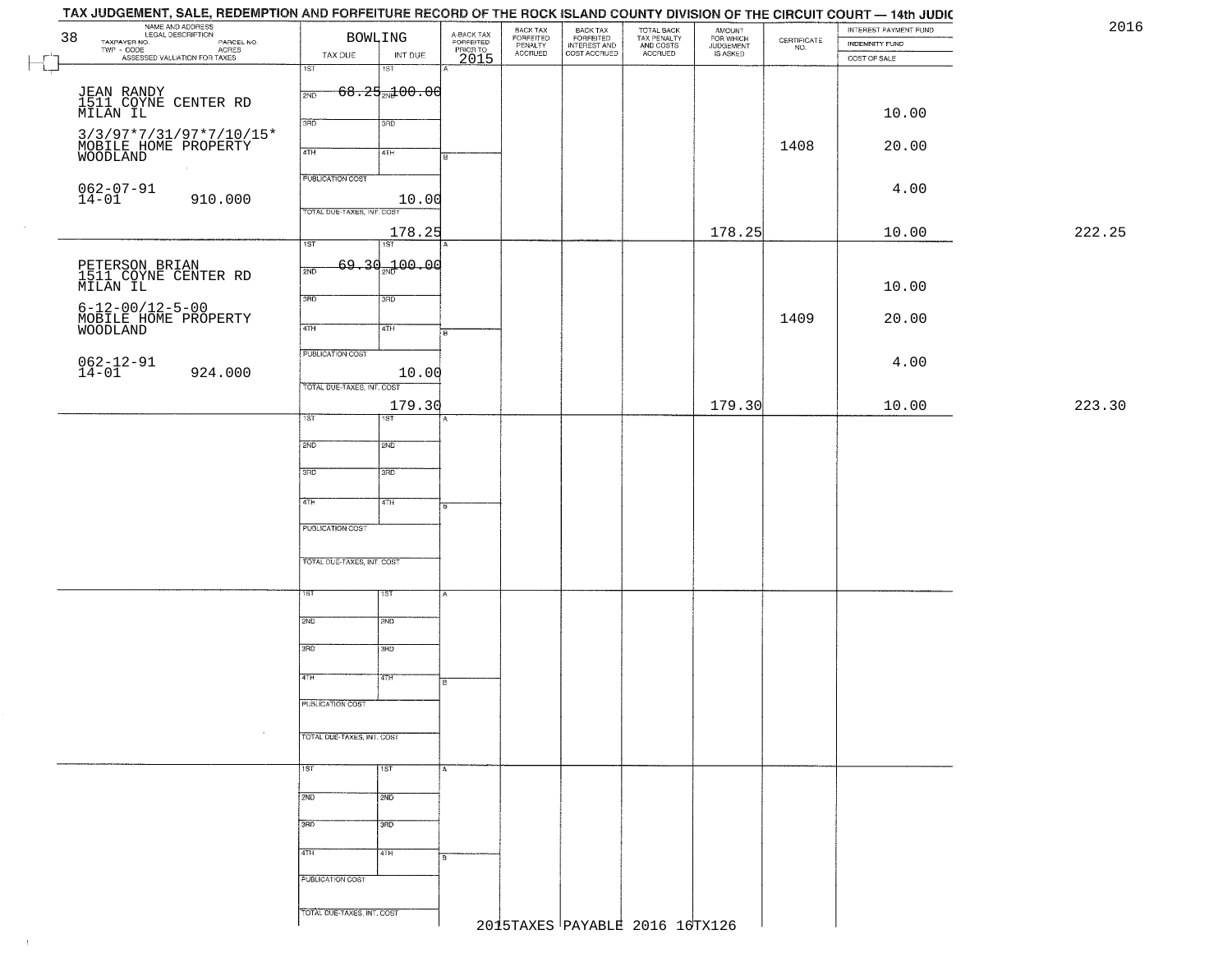# TAX JUDGEMENT, SALE, REDEMPTION AND FORFEITURE RECORD OF THE ROCK ISLAND COUNTY DIVISION OF THE CIRCUIT COURT — 14th JUDIC

2016

| 38 NAME AND ADDRESS / LEGAL DESCRIPTION / TAXPAYER NO. / PARCEL NO. / TWP - CODE / ACRES / ASSESSED VALUATION FOR TAXES | BOWLING TAX DUE | INT DUE | A-BACK TAX FORFEITED PRIOR TO 2015 | BACK TAX FORFEITED PENALTY ACCRUED | BACK TAX FORFEITED INTEREST AND COST ACCRUED | TOTAL BACK TAX PENALTY AND COSTS ACCRUED | AMOUNT FOR WHICH JUDGEMENT IS ASKED | CERTIFICATE NO. | INTEREST PAYMENT FUND / INDEMNITY FUND / COST OF SALE | |
|---|---|---|---|---|---|---|---|---|---|---|
| JEAN RANDY<br>1511 COYNE CENTER RD<br>MILAN IL<br>3/3/97*7/31/97*7/10/15*<br>MOBILE HOME PROPERTY<br>WOODLAND<br>062-07-91<br>14-01 910.000 | 1ST 68.25<br>PUBLICATION COST 10.00<br>TOTAL DUE-TAXES, INT. COST 178.25 | 2ND 100.00 | | | | | 178.25 | 1408 | 10.00<br>20.00<br>4.00<br>10.00 | 222.25 |
| PETERSON BRIAN<br>1511 COYNE CENTER RD<br>MILAN IL<br>6-12-00/12-5-00<br>MOBILE HOME PROPERTY<br>WOODLAND<br>062-12-91<br>14-01 924.000 | 1ST 69.30<br>PUBLICATION COST 10.00<br>TOTAL DUE-TAXES, INT. COST 179.30 | 2ND 100.00 | | | | | 179.30 | 1409 | 10.00<br>20.00<br>4.00<br>10.00 | 223.30 |

2015TAXES PAYABLE 2016 16TX126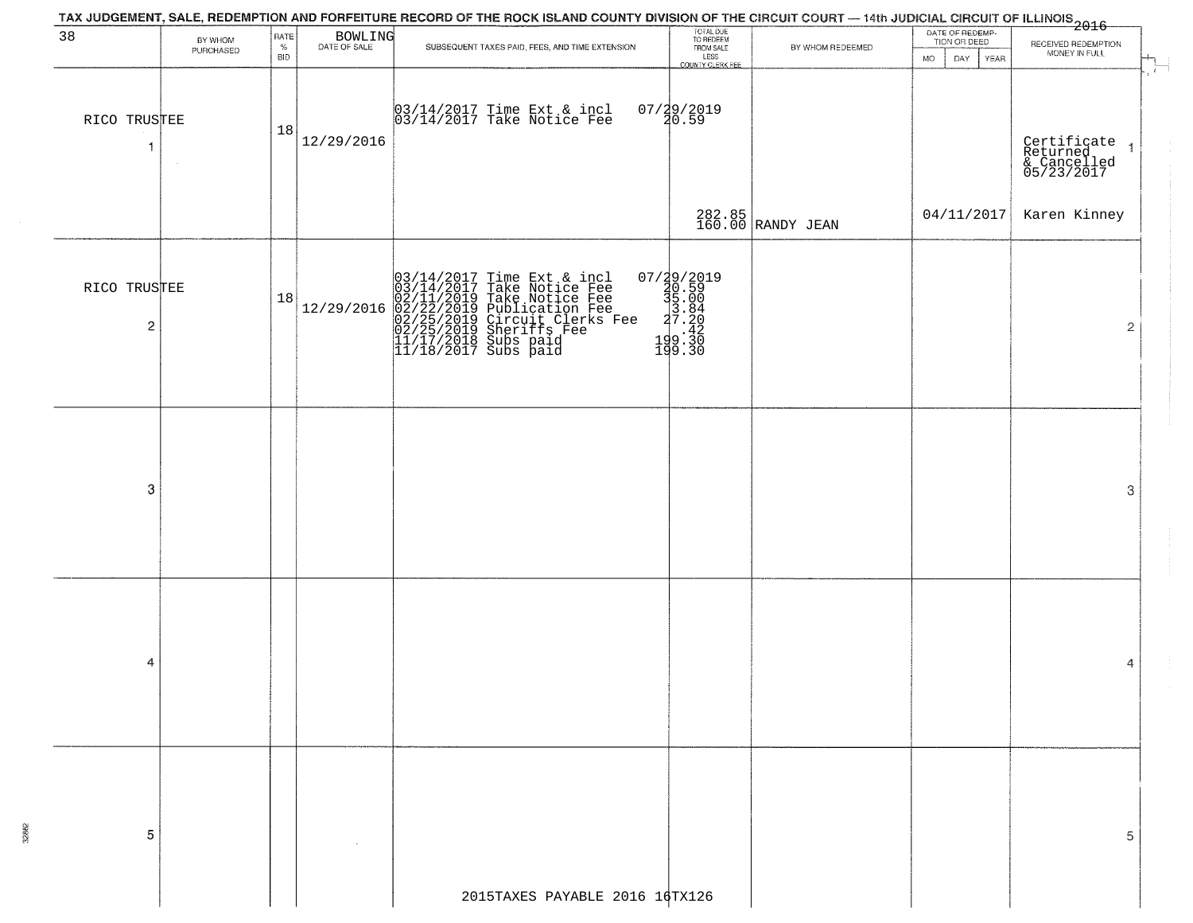# TAX JUDGEMENT, SALE, REDEMPTION AND FORFEITURE RECORD OF THE ROCK ISLAND COUNTY DIVISION OF THE CIRCUIT COURT — 14th JUDICIAL CIRCUIT OF ILLINOIS 2016

38 — BOWLING

| | BY WHOM PURCHASED | RATE % BID | DATE OF SALE | SUBSEQUENT TAXES PAID, FEES, AND TIME EXTENSION | TOTAL DUE TO REDEEM FROM SALE LESS COUNTY CLERK FEE | BY WHOM REDEEMED | DATE OF REDEMPTION OR DEED (MO DAY YEAR) | RECEIVED REDEMPTION MONEY IN FULL | |
|---|---|---|---|---|---|---|---|---|---|
| 1 | RICO TRUSTEE | 18 | 12/29/2016 | 03/14/2017 Time Ext & incl<br>03/14/2017 Take Notice Fee | 07/29/2019<br>20.59<br>282.85<br>160.00 | RANDY JEAN | 04/11/2017 | Certificate Returned & Cancelled 05/23/2017<br>Karen Kinney | 1 |
| 2 | RICO TRUSTEE | 18 | 12/29/2016 | 03/14/2017 Time Ext & incl<br>03/14/2017 Take Notice Fee<br>02/11/2019 Take Notice Fee<br>02/22/2019 Publication Fee<br>02/25/2019 Circuit Clerks Fee<br>02/25/2019 Sheriffs Fee<br>11/17/2018 Subs paid<br>11/18/2017 Subs paid | 07/29/2019<br>20.59<br>35.00<br>3.84<br>27.20<br>.42<br>199.30<br>199.30 | | | | 2 |
| 3 | | | | | | | | | 3 |
| 4 | | | | | | | | | 4 |
| 5 | | | | | | | | | 5 |

2015TAXES PAYABLE 2016 16TX126